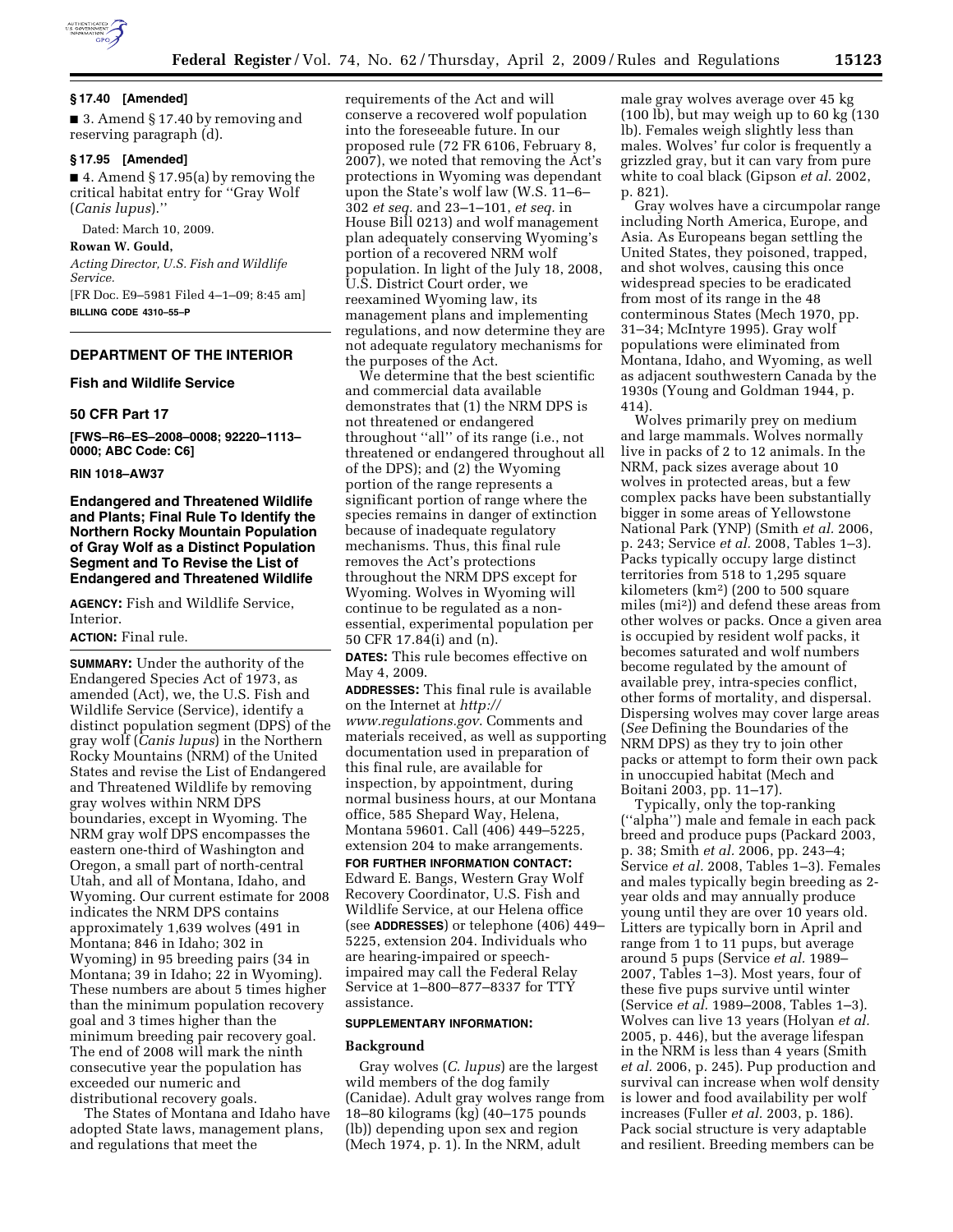### § 17.40 [Amended]

■ 3. Amend § 17.40 by removing and reserving paragraph (d).

### § 17.95 [Amended]

■ 4. Amend § 17.95(a) by removing the critical habitat entry for ''Gray Wolf (*Canis lupus*).''

Dated: March 10, 2009.

**Rowan W. Gould,**

*Acting Director, U.S. Fish and Wildlife Service.*

[FR Doc. E9–5981 Filed 4–1–09; 8:45 am]

**BILLING CODE 4310–55–P**

## DEPARTMENT OF THE INTERIOR

### Fish and Wildlife Service

### 50 CFR Part 17

**[FWS–R6–ES–2008–0008; 92220–1113–0000; ABC Code: C6]**

**RIN 1018–AW37**

### Endangered and Threatened Wildlife and Plants; Final Rule To Identify the Northern Rocky Mountain Population of Gray Wolf as a Distinct Population Segment and To Revise the List of Endangered and Threatened Wildlife

**AGENCY:** Fish and Wildlife Service, Interior.

**ACTION:** Final rule.

**SUMMARY:** Under the authority of the Endangered Species Act of 1973, as amended (Act), we, the U.S. Fish and Wildlife Service (Service), identify a distinct population segment (DPS) of the gray wolf (*Canis lupus*) in the Northern Rocky Mountains (NRM) of the United States and revise the List of Endangered and Threatened Wildlife by removing gray wolves within NRM DPS boundaries, except in Wyoming. The NRM gray wolf DPS encompasses the eastern one-third of Washington and Oregon, a small part of north-central Utah, and all of Montana, Idaho, and Wyoming. Our current estimate for 2008 indicates the NRM DPS contains approximately 1,639 wolves (491 in Montana; 846 in Idaho; 302 in Wyoming) in 95 breeding pairs (34 in Montana; 39 in Idaho; 22 in Wyoming). These numbers are about 5 times higher than the minimum population recovery goal and 3 times higher than the minimum breeding pair recovery goal. The end of 2008 will mark the ninth consecutive year the population has exceeded our numeric and distributional recovery goals.

The States of Montana and Idaho have adopted State laws, management plans, and regulations that meet the requirements of the Act and will conserve a recovered wolf population into the foreseeable future. In our proposed rule (72 FR 6106, February 8, 2007), we noted that removing the Act's protections in Wyoming was dependant upon the State's wolf law (W.S. 11–6–302 *et seq.* and 23–1–101, *et seq.* in House Bill 0213) and wolf management plan adequately conserving Wyoming's portion of a recovered NRM wolf population. In light of the July 18, 2008, U.S. District Court order, we reexamined Wyoming law, its management plans and implementing regulations, and now determine they are not adequate regulatory mechanisms for the purposes of the Act.

We determine that the best scientific and commercial data available demonstrates that (1) the NRM DPS is not threatened or endangered throughout ''all'' of its range (i.e., not threatened or endangered throughout all of the DPS); and (2) the Wyoming portion of the range represents a significant portion of range where the species remains in danger of extinction because of inadequate regulatory mechanisms. Thus, this final rule removes the Act's protections throughout the NRM DPS except for Wyoming. Wolves in Wyoming will continue to be regulated as a non-essential, experimental population per 50 CFR 17.84(i) and (n).

**DATES:** This rule becomes effective on May 4, 2009.

**ADDRESSES:** This final rule is available on the Internet at *http://www.regulations.gov*. Comments and materials received, as well as supporting documentation used in preparation of this final rule, are available for inspection, by appointment, during normal business hours, at our Montana office, 585 Shepard Way, Helena, Montana 59601. Call (406) 449–5225, extension 204 to make arrangements.

**FOR FURTHER INFORMATION CONTACT:** Edward E. Bangs, Western Gray Wolf Recovery Coordinator, U.S. Fish and Wildlife Service, at our Helena office (see **ADDRESSES**) or telephone (406) 449–5225, extension 204. Individuals who are hearing-impaired or speech-impaired may call the Federal Relay Service at 1–800–877–8337 for TTY assistance.

**SUPPLEMENTARY INFORMATION:**

#### Background

Gray wolves (*C. lupus*) are the largest wild members of the dog family (Canidae). Adult gray wolves range from 18–80 kilograms (kg) (40–175 pounds (lb)) depending upon sex and region (Mech 1974, p. 1). In the NRM, adult male gray wolves average over 45 kg (100 lb), but may weigh up to 60 kg (130 lb). Females weigh slightly less than males. Wolves' fur color is frequently a grizzled gray, but it can vary from pure white to coal black (Gipson *et al.* 2002, p. 821).

Gray wolves have a circumpolar range including North America, Europe, and Asia. As Europeans began settling the United States, they poisoned, trapped, and shot wolves, causing this once widespread species to be eradicated from most of its range in the 48 conterminous States (Mech 1970, pp. 31–34; McIntyre 1995). Gray wolf populations were eliminated from Montana, Idaho, and Wyoming, as well as adjacent southwestern Canada by the 1930s (Young and Goldman 1944, p. 414).

Wolves primarily prey on medium and large mammals. Wolves normally live in packs of 2 to 12 animals. In the NRM, pack sizes average about 10 wolves in protected areas, but a few complex packs have been substantially bigger in some areas of Yellowstone National Park (YNP) (Smith *et al.* 2006, p. 243; Service *et al.* 2008, Tables 1–3). Packs typically occupy large distinct territories from 518 to 1,295 square kilometers (km$^2$) (200 to 500 square miles (mi$^2$)) and defend these areas from other wolves or packs. Once a given area is occupied by resident wolf packs, it becomes saturated and wolf numbers become regulated by the amount of available prey, intra-species conflict, other forms of mortality, and dispersal. Dispersing wolves may cover large areas (*See* Defining the Boundaries of the NRM DPS) as they try to join other packs or attempt to form their own pack in unoccupied habitat (Mech and Boitani 2003, pp. 11–17).

Typically, only the top-ranking (''alpha'') male and female in each pack breed and produce pups (Packard 2003, p. 38; Smith *et al.* 2006, pp. 243–4; Service *et al.* 2008, Tables 1–3). Females and males typically begin breeding as 2-year olds and may annually produce young until they are over 10 years old. Litters are typically born in April and range from 1 to 11 pups, but average around 5 pups (Service *et al.* 1989–2007, Tables 1–3). Most years, four of these five pups survive until winter (Service *et al.* 1989–2008, Tables 1–3). Wolves can live 13 years (Holyan *et al.* 2005, p. 446), but the average lifespan in the NRM is less than 4 years (Smith *et al.* 2006, p. 245). Pup production and survival can increase when wolf density is lower and food availability per wolf increases (Fuller *et al.* 2003, p. 186). Pack social structure is very adaptable and resilient. Breeding members can be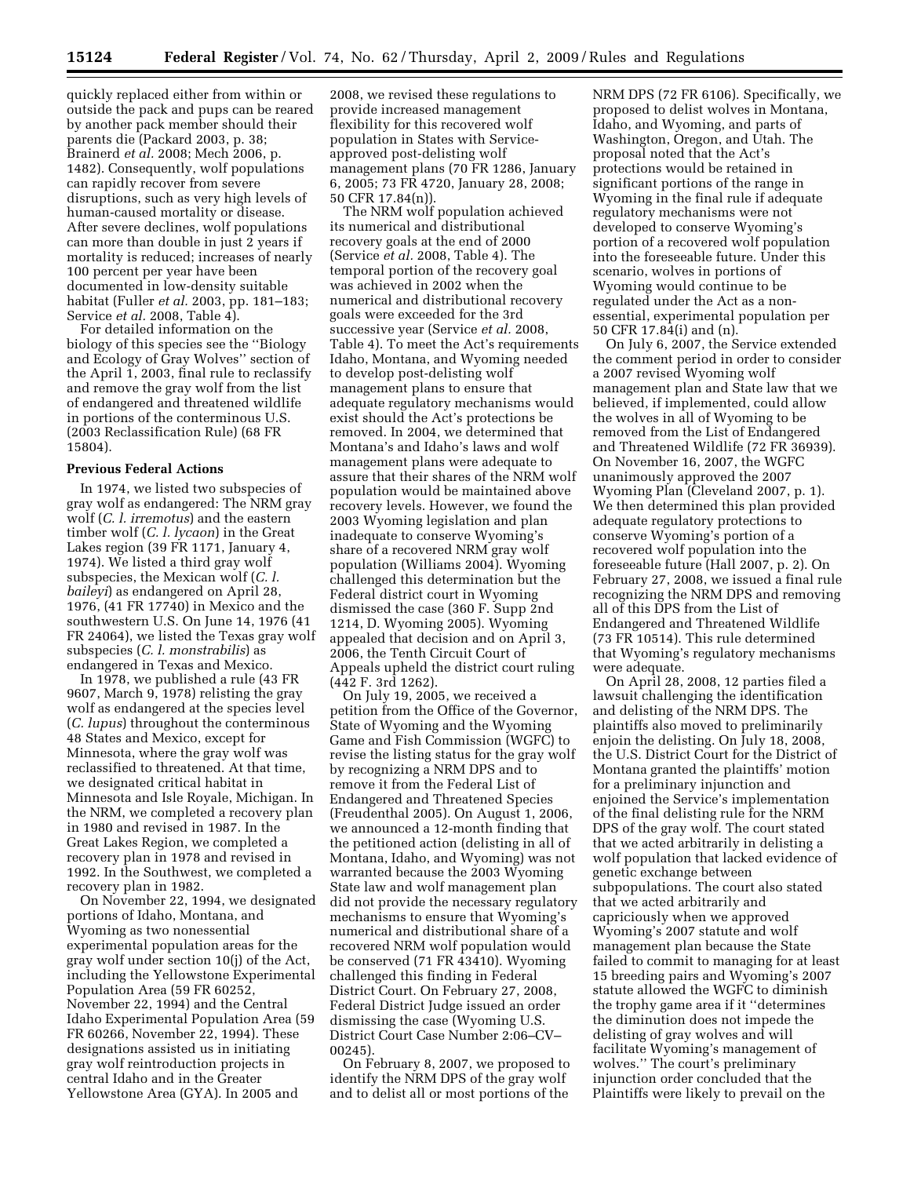quickly replaced either from within or outside the pack and pups can be reared by another pack member should their parents die (Packard 2003, p. 38; Brainerd *et al.* 2008; Mech 2006, p. 1482). Consequently, wolf populations can rapidly recover from severe disruptions, such as very high levels of human-caused mortality or disease. After severe declines, wolf populations can more than double in just 2 years if mortality is reduced; increases of nearly 100 percent per year have been documented in low-density suitable habitat (Fuller *et al.* 2003, pp. 181–183; Service *et al.* 2008, Table 4).

For detailed information on the biology of this species see the ''Biology and Ecology of Gray Wolves'' section of the April 1, 2003, final rule to reclassify and remove the gray wolf from the list of endangered and threatened wildlife in portions of the conterminous U.S. (2003 Reclassification Rule) (68 FR 15804).

**Previous Federal Actions**

In 1974, we listed two subspecies of gray wolf as endangered: The NRM gray wolf (*C. l. irremotus*) and the eastern timber wolf (*C. l. lycaon*) in the Great Lakes region (39 FR 1171, January 4, 1974). We listed a third gray wolf subspecies, the Mexican wolf (*C. l. baileyi*) as endangered on April 28, 1976, (41 FR 17740) in Mexico and the southwestern U.S. On June 14, 1976 (41 FR 24064), we listed the Texas gray wolf subspecies (*C. l. monstrabilis*) as endangered in Texas and Mexico.

In 1978, we published a rule (43 FR 9607, March 9, 1978) relisting the gray wolf as endangered at the species level (*C. lupus*) throughout the conterminous 48 States and Mexico, except for Minnesota, where the gray wolf was reclassified to threatened. At that time, we designated critical habitat in Minnesota and Isle Royale, Michigan. In the NRM, we completed a recovery plan in 1980 and revised in 1987. In the Great Lakes Region, we completed a recovery plan in 1978 and revised in 1992. In the Southwest, we completed a recovery plan in 1982.

On November 22, 1994, we designated portions of Idaho, Montana, and Wyoming as two nonessential experimental population areas for the gray wolf under section 10(j) of the Act, including the Yellowstone Experimental Population Area (59 FR 60252, November 22, 1994) and the Central Idaho Experimental Population Area (59 FR 60266, November 22, 1994). These designations assisted us in initiating gray wolf reintroduction projects in central Idaho and in the Greater Yellowstone Area (GYA). In 2005 and 2008, we revised these regulations to provide increased management flexibility for this recovered wolf population in States with Service-approved post-delisting wolf management plans (70 FR 1286, January 6, 2005; 73 FR 4720, January 28, 2008; 50 CFR 17.84(n)).

The NRM wolf population achieved its numerical and distributional recovery goals at the end of 2000 (Service *et al.* 2008, Table 4). The temporal portion of the recovery goal was achieved in 2002 when the numerical and distributional recovery goals were exceeded for the 3rd successive year (Service *et al.* 2008, Table 4). To meet the Act's requirements Idaho, Montana, and Wyoming needed to develop post-delisting wolf management plans to ensure that adequate regulatory mechanisms would exist should the Act's protections be removed. In 2004, we determined that Montana's and Idaho's laws and wolf management plans were adequate to assure that their shares of the NRM wolf population would be maintained above recovery levels. However, we found the 2003 Wyoming legislation and plan inadequate to conserve Wyoming's share of a recovered NRM gray wolf population (Williams 2004). Wyoming challenged this determination but the Federal district court in Wyoming dismissed the case (360 F. Supp 2nd 1214, D. Wyoming 2005). Wyoming appealed that decision and on April 3, 2006, the Tenth Circuit Court of Appeals upheld the district court ruling (442 F. 3rd 1262).

On July 19, 2005, we received a petition from the Office of the Governor, State of Wyoming and the Wyoming Game and Fish Commission (WGFC) to revise the listing status for the gray wolf by recognizing a NRM DPS and to remove it from the Federal List of Endangered and Threatened Species (Freudenthal 2005). On August 1, 2006, we announced a 12-month finding that the petitioned action (delisting in all of Montana, Idaho, and Wyoming) was not warranted because the 2003 Wyoming State law and wolf management plan did not provide the necessary regulatory mechanisms to ensure that Wyoming's numerical and distributional share of a recovered NRM wolf population would be conserved (71 FR 43410). Wyoming challenged this finding in Federal District Court. On February 27, 2008, Federal District Judge issued an order dismissing the case (Wyoming U.S. District Court Case Number 2:06–CV–00245).

On February 8, 2007, we proposed to identify the NRM DPS of the gray wolf and to delist all or most portions of the NRM DPS (72 FR 6106). Specifically, we proposed to delist wolves in Montana, Idaho, and Wyoming, and parts of Washington, Oregon, and Utah. The proposal noted that the Act's protections would be retained in significant portions of the range in Wyoming in the final rule if adequate regulatory mechanisms were not developed to conserve Wyoming's portion of a recovered wolf population into the foreseeable future. Under this scenario, wolves in portions of Wyoming would continue to be regulated under the Act as a non-essential, experimental population per 50 CFR 17.84(i) and (n).

On July 6, 2007, the Service extended the comment period in order to consider a 2007 revised Wyoming wolf management plan and State law that we believed, if implemented, could allow the wolves in all of Wyoming to be removed from the List of Endangered and Threatened Wildlife (72 FR 36939). On November 16, 2007, the WGFC unanimously approved the 2007 Wyoming Plan (Cleveland 2007, p. 1). We then determined this plan provided adequate regulatory protections to conserve Wyoming's portion of a recovered wolf population into the foreseeable future (Hall 2007, p. 2). On February 27, 2008, we issued a final rule recognizing the NRM DPS and removing all of this DPS from the List of Endangered and Threatened Wildlife (73 FR 10514). This rule determined that Wyoming's regulatory mechanisms were adequate.

On April 28, 2008, 12 parties filed a lawsuit challenging the identification and delisting of the NRM DPS. The plaintiffs also moved to preliminarily enjoin the delisting. On July 18, 2008, the U.S. District Court for the District of Montana granted the plaintiffs' motion for a preliminary injunction and enjoined the Service's implementation of the final delisting rule for the NRM DPS of the gray wolf. The court stated that we acted arbitrarily in delisting a wolf population that lacked evidence of genetic exchange between subpopulations. The court also stated that we acted arbitrarily and capriciously when we approved Wyoming's 2007 statute and wolf management plan because the State failed to commit to managing for at least 15 breeding pairs and Wyoming's 2007 statute allowed the WGFC to diminish the trophy game area if it ''determines the diminution does not impede the delisting of gray wolves and will facilitate Wyoming's management of wolves.'' The court's preliminary injunction order concluded that the Plaintiffs were likely to prevail on the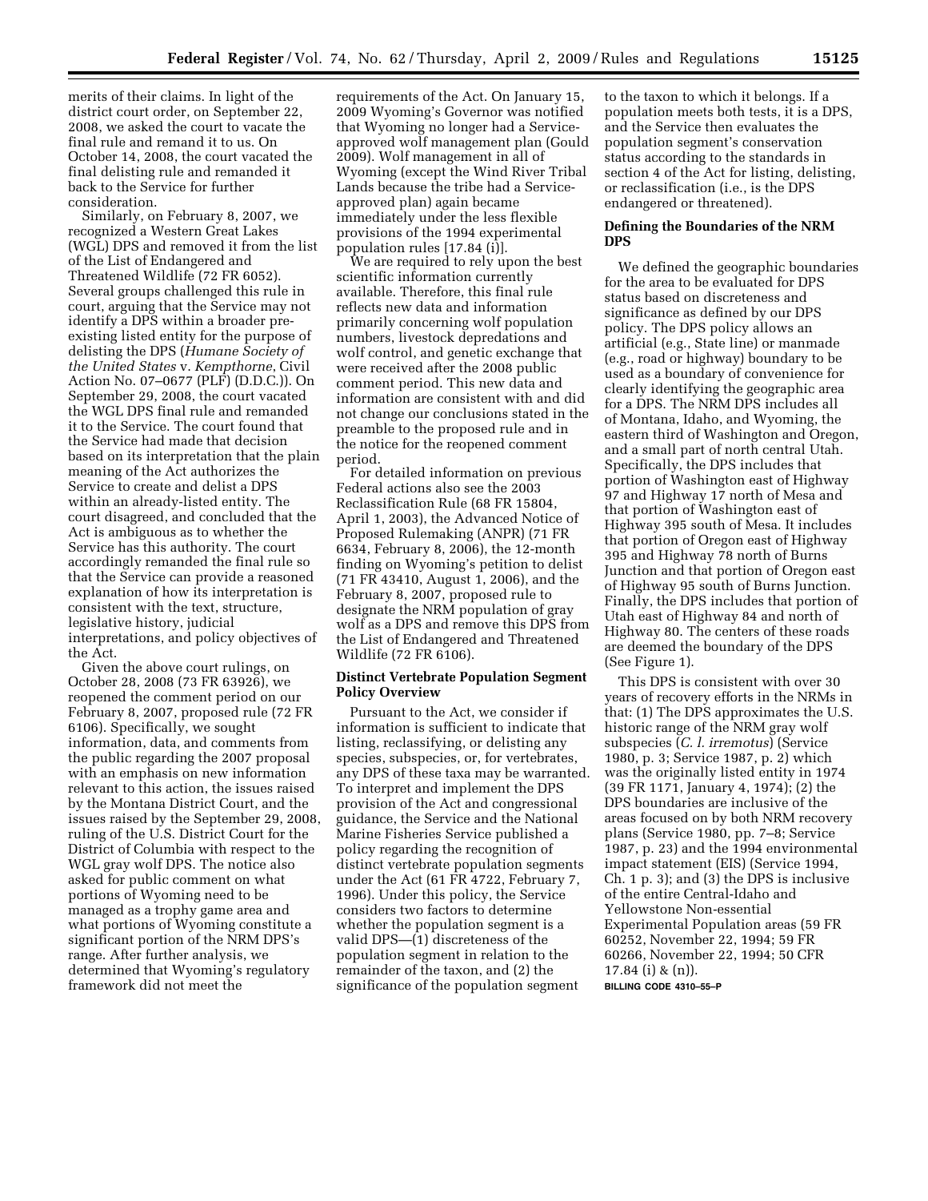merits of their claims. In light of the district court order, on September 22, 2008, we asked the court to vacate the final rule and remand it to us. On October 14, 2008, the court vacated the final delisting rule and remanded it back to the Service for further consideration.

Similarly, on February 8, 2007, we recognized a Western Great Lakes (WGL) DPS and removed it from the list of the List of Endangered and Threatened Wildlife (72 FR 6052). Several groups challenged this rule in court, arguing that the Service may not identify a DPS within a broader pre-existing listed entity for the purpose of delisting the DPS (*Humane Society of the United States* v. *Kempthorne*, Civil Action No. 07–0677 (PLF) (D.D.C.)). On September 29, 2008, the court vacated the WGL DPS final rule and remanded it to the Service. The court found that the Service had made that decision based on its interpretation that the plain meaning of the Act authorizes the Service to create and delist a DPS within an already-listed entity. The court disagreed, and concluded that the Act is ambiguous as to whether the Service has this authority. The court accordingly remanded the final rule so that the Service can provide a reasoned explanation of how its interpretation is consistent with the text, structure, legislative history, judicial interpretations, and policy objectives of the Act.

Given the above court rulings, on October 28, 2008 (73 FR 63926), we reopened the comment period on our February 8, 2007, proposed rule (72 FR 6106). Specifically, we sought information, data, and comments from the public regarding the 2007 proposal with an emphasis on new information relevant to this action, the issues raised by the Montana District Court, and the issues raised by the September 29, 2008, ruling of the U.S. District Court for the District of Columbia with respect to the WGL gray wolf DPS. The notice also asked for public comment on what portions of Wyoming need to be managed as a trophy game area and what portions of Wyoming constitute a significant portion of the NRM DPS's range. After further analysis, we determined that Wyoming's regulatory framework did not meet the requirements of the Act. On January 15, 2009 Wyoming's Governor was notified that Wyoming no longer had a Service-approved wolf management plan (Gould 2009). Wolf management in all of Wyoming (except the Wind River Tribal Lands because the tribe had a Service-approved plan) again became immediately under the less flexible provisions of the 1994 experimental population rules [17.84 (i)].

We are required to rely upon the best scientific information currently available. Therefore, this final rule reflects new data and information primarily concerning wolf population numbers, livestock depredations and wolf control, and genetic exchange that were received after the 2008 public comment period. This new data and information are consistent with and did not change our conclusions stated in the preamble to the proposed rule and in the notice for the reopened comment period.

For detailed information on previous Federal actions also see the 2003 Reclassification Rule (68 FR 15804, April 1, 2003), the Advanced Notice of Proposed Rulemaking (ANPR) (71 FR 6634, February 8, 2006), the 12-month finding on Wyoming's petition to delist (71 FR 43410, August 1, 2006), and the February 8, 2007, proposed rule to designate the NRM population of gray wolf as a DPS and remove this DPS from the List of Endangered and Threatened Wildlife (72 FR 6106).

**Distinct Vertebrate Population Segment Policy Overview**

Pursuant to the Act, we consider if information is sufficient to indicate that listing, reclassifying, or delisting any species, subspecies, or, for vertebrates, any DPS of these taxa may be warranted. To interpret and implement the DPS provision of the Act and congressional guidance, the Service and the National Marine Fisheries Service published a policy regarding the recognition of distinct vertebrate population segments under the Act (61 FR 4722, February 7, 1996). Under this policy, the Service considers two factors to determine whether the population segment is a valid DPS—(1) discreteness of the population segment in relation to the remainder of the taxon, and (2) the significance of the population segment to the taxon to which it belongs. If a population meets both tests, it is a DPS, and the Service then evaluates the population segment's conservation status according to the standards in section 4 of the Act for listing, delisting, or reclassification (i.e., is the DPS endangered or threatened).

**Defining the Boundaries of the NRM DPS**

We defined the geographic boundaries for the area to be evaluated for DPS status based on discreteness and significance as defined by our DPS policy. The DPS policy allows an artificial (e.g., State line) or manmade (e.g., road or highway) boundary to be used as a boundary of convenience for clearly identifying the geographic area for a DPS. The NRM DPS includes all of Montana, Idaho, and Wyoming, the eastern third of Washington and Oregon, and a small part of north central Utah. Specifically, the DPS includes that portion of Washington east of Highway 97 and Highway 17 north of Mesa and that portion of Washington east of Highway 395 south of Mesa. It includes that portion of Oregon east of Highway 395 and Highway 78 north of Burns Junction and that portion of Oregon east of Highway 95 south of Burns Junction. Finally, the DPS includes that portion of Utah east of Highway 84 and north of Highway 80. The centers of these roads are deemed the boundary of the DPS (See Figure 1).

This DPS is consistent with over 30 years of recovery efforts in the NRMs in that: (1) The DPS approximates the U.S. historic range of the NRM gray wolf subspecies (*C. l. irremotus*) (Service 1980, p. 3; Service 1987, p. 2) which was the originally listed entity in 1974 (39 FR 1171, January 4, 1974); (2) the DPS boundaries are inclusive of the areas focused on by both NRM recovery plans (Service 1980, pp. 7–8; Service 1987, p. 23) and the 1994 environmental impact statement (EIS) (Service 1994, Ch. 1 p. 3); and (3) the DPS is inclusive of the entire Central-Idaho and Yellowstone Non-essential Experimental Population areas (59 FR 60252, November 22, 1994; 59 FR 60266, November 22, 1994; 50 CFR 17.84 (i) & (n)).

BILLING CODE 4310–55–P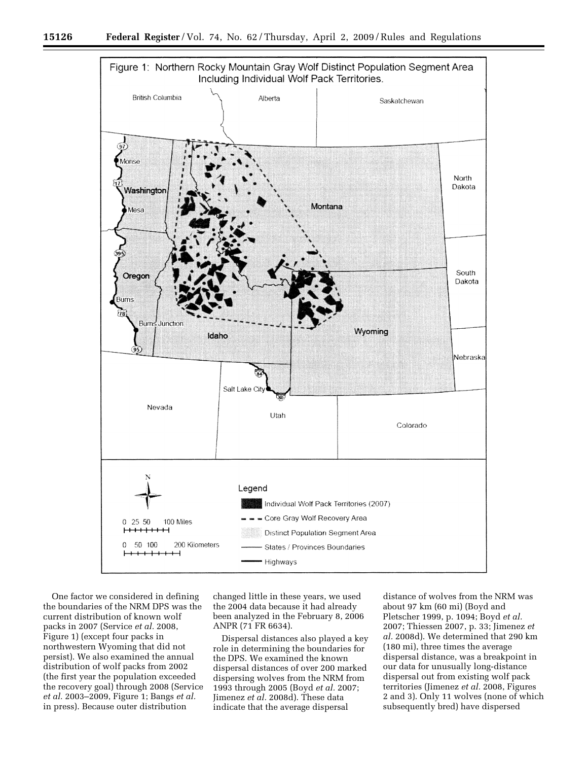Figure 1: Northern Rocky Mountain Gray Wolf Distinct Population Segment Area Including Individual Wolf Pack Territories.

One factor we considered in defining the boundaries of the NRM DPS was the current distribution of known wolf packs in 2007 (Service *et al.* 2008, Figure 1) (except four packs in northwestern Wyoming that did not persist). We also examined the annual distribution of wolf packs from 2002 (the first year the population exceeded the recovery goal) through 2008 (Service *et al.* 2003–2009, Figure 1; Bangs *et al.* in press). Because outer distribution changed little in these years, we used the 2004 data because it had already been analyzed in the February 8, 2006 ANPR (71 FR 6634).

Dispersal distances also played a key role in determining the boundaries for the DPS. We examined the known dispersal distances of over 200 marked dispersing wolves from the NRM from 1993 through 2005 (Boyd *et al.* 2007; Jimenez *et al.* 2008d). These data indicate that the average dispersal distance of wolves from the NRM was about 97 km (60 mi) (Boyd and Pletscher 1999, p. 1094; Boyd *et al.* 2007; Thiessen 2007, p. 33; Jimenez *et al.* 2008d). We determined that 290 km (180 mi), three times the average dispersal distance, was a breakpoint in our data for unusually long-distance dispersal out from existing wolf pack territories (Jimenez *et al.* 2008, Figures 2 and 3). Only 11 wolves (none of which subsequently bred) have dispersed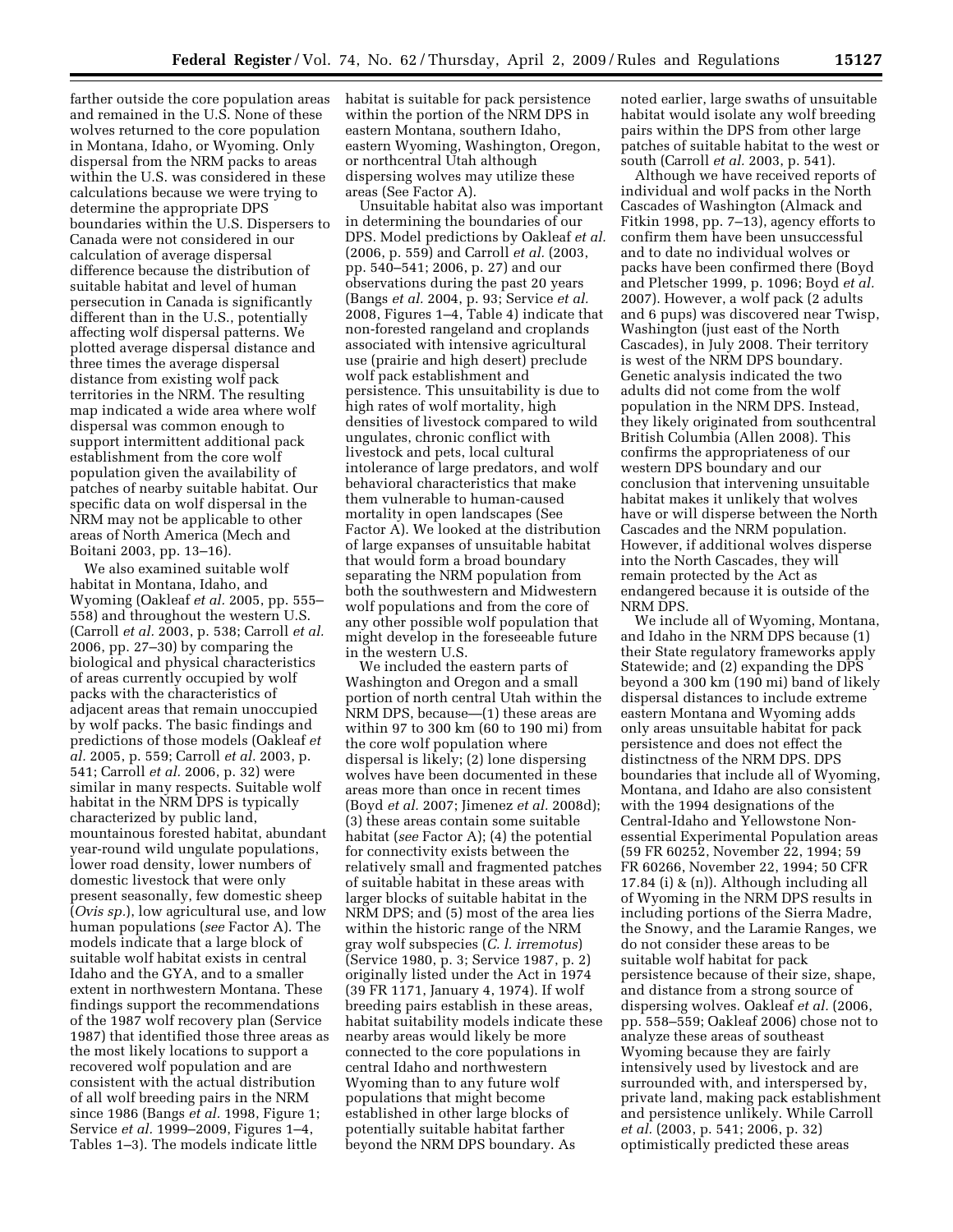farther outside the core population areas and remained in the U.S. None of these wolves returned to the core population in Montana, Idaho, or Wyoming. Only dispersal from the NRM packs to areas within the U.S. was considered in these calculations because we were trying to determine the appropriate DPS boundaries within the U.S. Dispersers to Canada were not considered in our calculation of average dispersal difference because the distribution of suitable habitat and level of human persecution in Canada is significantly different than in the U.S., potentially affecting wolf dispersal patterns. We plotted average dispersal distance and three times the average dispersal distance from existing wolf pack territories in the NRM. The resulting map indicated a wide area where wolf dispersal was common enough to support intermittent additional pack establishment from the core wolf population given the availability of patches of nearby suitable habitat. Our specific data on wolf dispersal in the NRM may not be applicable to other areas of North America (Mech and Boitani 2003, pp. 13–16).

We also examined suitable wolf habitat in Montana, Idaho, and Wyoming (Oakleaf *et al.* 2005, pp. 555–558) and throughout the western U.S. (Carroll *et al.* 2003, p. 538; Carroll *et al.* 2006, pp. 27–30) by comparing the biological and physical characteristics of areas currently occupied by wolf packs with the characteristics of adjacent areas that remain unoccupied by wolf packs. The basic findings and predictions of those models (Oakleaf *et al.* 2005, p. 559; Carroll *et al.* 2003, p. 541; Carroll *et al.* 2006, p. 32) were similar in many respects. Suitable wolf habitat in the NRM DPS is typically characterized by public land, mountainous forested habitat, abundant year-round wild ungulate populations, lower road density, lower numbers of domestic livestock that were only present seasonally, few domestic sheep (*Ovis sp.*), low agricultural use, and low human populations (*see* Factor A). The models indicate that a large block of suitable wolf habitat exists in central Idaho and the GYA, and to a smaller extent in northwestern Montana. These findings support the recommendations of the 1987 wolf recovery plan (Service 1987) that identified those three areas as the most likely locations to support a recovered wolf population and are consistent with the actual distribution of all wolf breeding pairs in the NRM since 1986 (Bangs *et al.* 1998, Figure 1; Service *et al.* 1999–2009, Figures 1–4, Tables 1–3). The models indicate little habitat is suitable for pack persistence within the portion of the NRM DPS in eastern Montana, southern Idaho, eastern Wyoming, Washington, Oregon, or northcentral Utah although dispersing wolves may utilize these areas (See Factor A).

Unsuitable habitat also was important in determining the boundaries of our DPS. Model predictions by Oakleaf *et al.* (2006, p. 559) and Carroll *et al.* (2003, pp. 540–541; 2006, p. 27) and our observations during the past 20 years (Bangs *et al.* 2004, p. 93; Service *et al.* 2008, Figures 1–4, Table 4) indicate that non-forested rangeland and croplands associated with intensive agricultural use (prairie and high desert) preclude wolf pack establishment and persistence. This unsuitability is due to high rates of wolf mortality, high densities of livestock compared to wild ungulates, chronic conflict with livestock and pets, local cultural intolerance of large predators, and wolf behavioral characteristics that make them vulnerable to human-caused mortality in open landscapes (See Factor A). We looked at the distribution of large expanses of unsuitable habitat that would form a broad boundary separating the NRM population from both the southwestern and Midwestern wolf populations and from the core of any other possible wolf population that might develop in the foreseeable future in the western U.S.

We included the eastern parts of Washington and Oregon and a small portion of north central Utah within the NRM DPS, because—(1) these areas are within 97 to 300 km (60 to 190 mi) from the core wolf population where dispersal is likely; (2) lone dispersing wolves have been documented in these areas more than once in recent times (Boyd *et al.* 2007; Jimenez *et al.* 2008d); (3) these areas contain some suitable habitat (*see* Factor A); (4) the potential for connectivity exists between the relatively small and fragmented patches of suitable habitat in these areas with larger blocks of suitable habitat in the NRM DPS; and (5) most of the area lies within the historic range of the NRM gray wolf subspecies (*C. l. irremotus*) (Service 1980, p. 3; Service 1987, p. 2) originally listed under the Act in 1974 (39 FR 1171, January 4, 1974). If wolf breeding pairs establish in these areas, habitat suitability models indicate these nearby areas would likely be more connected to the core populations in central Idaho and northwestern Wyoming than to any future wolf populations that might become established in other large blocks of potentially suitable habitat farther beyond the NRM DPS boundary. As noted earlier, large swaths of unsuitable habitat would isolate any wolf breeding pairs within the DPS from other large patches of suitable habitat to the west or south (Carroll *et al.* 2003, p. 541).

Although we have received reports of individual and wolf packs in the North Cascades of Washington (Almack and Fitkin 1998, pp. 7–13), agency efforts to confirm them have been unsuccessful and to date no individual wolves or packs have been confirmed there (Boyd and Pletscher 1999, p. 1096; Boyd *et al.* 2007). However, a wolf pack (2 adults and 6 pups) was discovered near Twisp, Washington (just east of the North Cascades), in July 2008. Their territory is west of the NRM DPS boundary. Genetic analysis indicated the two adults did not come from the wolf population in the NRM DPS. Instead, they likely originated from southcentral British Columbia (Allen 2008). This confirms the appropriateness of our western DPS boundary and our conclusion that intervening unsuitable habitat makes it unlikely that wolves have or will disperse between the North Cascades and the NRM population. However, if additional wolves disperse into the North Cascades, they will remain protected by the Act as endangered because it is outside of the NRM DPS.

We include all of Wyoming, Montana, and Idaho in the NRM DPS because (1) their State regulatory frameworks apply Statewide; and (2) expanding the DPS beyond a 300 km (190 mi) band of likely dispersal distances to include extreme eastern Montana and Wyoming adds only areas unsuitable habitat for pack persistence and does not effect the distinctness of the NRM DPS. DPS boundaries that include all of Wyoming, Montana, and Idaho are also consistent with the 1994 designations of the Central-Idaho and Yellowstone Non-essential Experimental Population areas (59 FR 60252, November 22, 1994; 59 FR 60266, November 22, 1994; 50 CFR 17.84 (i) & (n)). Although including all of Wyoming in the NRM DPS results in including portions of the Sierra Madre, the Snowy, and the Laramie Ranges, we do not consider these areas to be suitable wolf habitat for pack persistence because of their size, shape, and distance from a strong source of dispersing wolves. Oakleaf *et al.* (2006, pp. 558–559; Oakleaf 2006) chose not to analyze these areas of southeast Wyoming because they are fairly intensively used by livestock and are surrounded with, and interspersed by, private land, making pack establishment and persistence unlikely. While Carroll *et al.* (2003, p. 541; 2006, p. 32) optimistically predicted these areas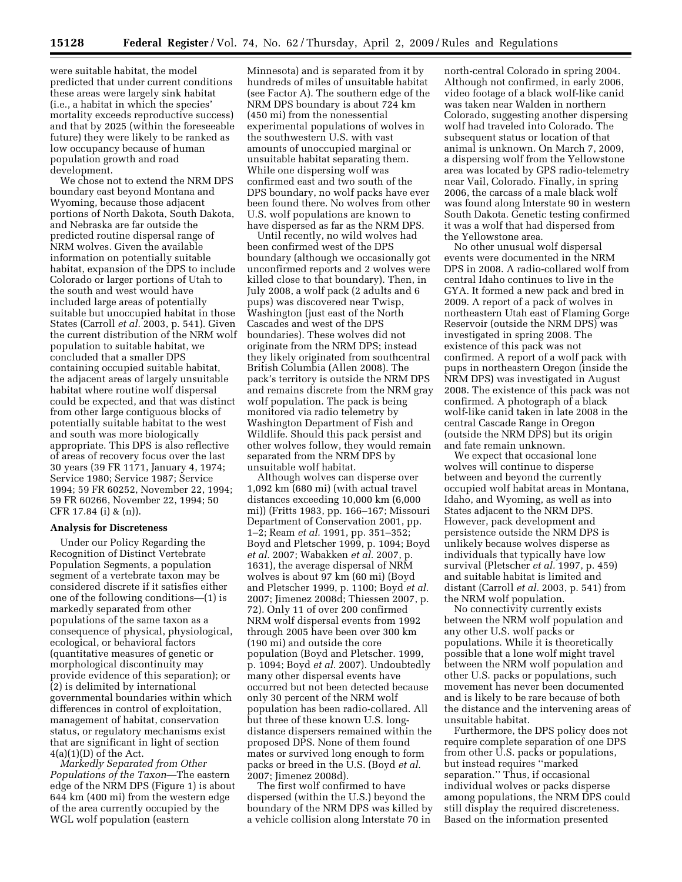were suitable habitat, the model predicted that under current conditions these areas were largely sink habitat (i.e., a habitat in which the species' mortality exceeds reproductive success) and that by 2025 (within the foreseeable future) they were likely to be ranked as low occupancy because of human population growth and road development.

We chose not to extend the NRM DPS boundary east beyond Montana and Wyoming, because those adjacent portions of North Dakota, South Dakota, and Nebraska are far outside the predicted routine dispersal range of NRM wolves. Given the available information on potentially suitable habitat, expansion of the DPS to include Colorado or larger portions of Utah to the south and west would have included large areas of potentially suitable but unoccupied habitat in those States (Carroll *et al.* 2003, p. 541). Given the current distribution of the NRM wolf population to suitable habitat, we concluded that a smaller DPS containing occupied suitable habitat, the adjacent areas of largely unsuitable habitat where routine wolf dispersal could be expected, and that was distinct from other large contiguous blocks of potentially suitable habitat to the west and south was more biologically appropriate. This DPS is also reflective of areas of recovery focus over the last 30 years (39 FR 1171, January 4, 1974; Service 1980; Service 1987; Service 1994; 59 FR 60252, November 22, 1994; 59 FR 60266, November 22, 1994; 50 CFR 17.84 (i) & (n)).

**Analysis for Discreteness**

Under our Policy Regarding the Recognition of Distinct Vertebrate Population Segments, a population segment of a vertebrate taxon may be considered discrete if it satisfies either one of the following conditions—(1) is markedly separated from other populations of the same taxon as a consequence of physical, physiological, ecological, or behavioral factors (quantitative measures of genetic or morphological discontinuity may provide evidence of this separation); or (2) is delimited by international governmental boundaries within which differences in control of exploitation, management of habitat, conservation status, or regulatory mechanisms exist that are significant in light of section 4(a)(1)(D) of the Act.

*Markedly Separated from Other Populations of the Taxon*—The eastern edge of the NRM DPS (Figure 1) is about 644 km (400 mi) from the western edge of the area currently occupied by the WGL wolf population (eastern Minnesota) and is separated from it by hundreds of miles of unsuitable habitat (see Factor A). The southern edge of the NRM DPS boundary is about 724 km (450 mi) from the nonessential experimental populations of wolves in the southwestern U.S. with vast amounts of unoccupied marginal or unsuitable habitat separating them. While one dispersing wolf was confirmed east and two south of the DPS boundary, no wolf packs have ever been found there. No wolves from other U.S. wolf populations are known to have dispersed as far as the NRM DPS.

Until recently, no wild wolves had been confirmed west of the DPS boundary (although we occasionally got unconfirmed reports and 2 wolves were killed close to that boundary). Then, in July 2008, a wolf pack (2 adults and 6 pups) was discovered near Twisp, Washington (just east of the North Cascades and west of the DPS boundaries). These wolves did not originate from the NRM DPS; instead they likely originated from southcentral British Columbia (Allen 2008). The pack's territory is outside the NRM DPS and remains discrete from the NRM gray wolf population. The pack is being monitored via radio telemetry by Washington Department of Fish and Wildlife. Should this pack persist and other wolves follow, they would remain separated from the NRM DPS by unsuitable wolf habitat.

Although wolves can disperse over 1,092 km (680 mi) (with actual travel distances exceeding 10,000 km (6,000 mi)) (Fritts 1983, pp. 166–167; Missouri Department of Conservation 2001, pp. 1–2; Ream *et al.* 1991, pp. 351–352; Boyd and Pletscher 1999, p. 1094; Boyd *et al.* 2007; Wabakken *et al.* 2007, p. 1631), the average dispersal of NRM wolves is about 97 km (60 mi) (Boyd and Pletscher 1999, p. 1100; Boyd *et al.* 2007; Jimenez 2008d; Thiessen 2007, p. 72). Only 11 of over 200 confirmed NRM wolf dispersal events from 1992 through 2005 have been over 300 km (190 mi) and outside the core population (Boyd and Pletscher. 1999, p. 1094; Boyd *et al.* 2007). Undoubtedly many other dispersal events have occurred but not been detected because only 30 percent of the NRM wolf population has been radio-collared. All but three of these known U.S. long-distance dispersers remained within the proposed DPS. None of them found mates or survived long enough to form packs or breed in the U.S. (Boyd *et al.* 2007; Jimenez 2008d).

The first wolf confirmed to have dispersed (within the U.S.) beyond the boundary of the NRM DPS was killed by a vehicle collision along Interstate 70 in north-central Colorado in spring 2004. Although not confirmed, in early 2006, video footage of a black wolf-like canid was taken near Walden in northern Colorado, suggesting another dispersing wolf had traveled into Colorado. The subsequent status or location of that animal is unknown. On March 7, 2009, a dispersing wolf from the Yellowstone area was located by GPS radio-telemetry near Vail, Colorado. Finally, in spring 2006, the carcass of a male black wolf was found along Interstate 90 in western South Dakota. Genetic testing confirmed it was a wolf that had dispersed from the Yellowstone area.

No other unusual wolf dispersal events were documented in the NRM DPS in 2008. A radio-collared wolf from central Idaho continues to live in the GYA. It formed a new pack and bred in 2009. A report of a pack of wolves in northeastern Utah east of Flaming Gorge Reservoir (outside the NRM DPS) was investigated in spring 2008. The existence of this pack was not confirmed. A report of a wolf pack with pups in northeastern Oregon (inside the NRM DPS) was investigated in August 2008. The existence of this pack was not confirmed. A photograph of a black wolf-like canid taken in late 2008 in the central Cascade Range in Oregon (outside the NRM DPS) but its origin and fate remain unknown.

We expect that occasional lone wolves will continue to disperse between and beyond the currently occupied wolf habitat areas in Montana, Idaho, and Wyoming, as well as into States adjacent to the NRM DPS. However, pack development and persistence outside the NRM DPS is unlikely because wolves disperse as individuals that typically have low survival (Pletscher *et al.* 1997, p. 459) and suitable habitat is limited and distant (Carroll *et al.* 2003, p. 541) from the NRM wolf population.

No connectivity currently exists between the NRM wolf population and any other U.S. wolf packs or populations. While it is theoretically possible that a lone wolf might travel between the NRM wolf population and other U.S. packs or populations, such movement has never been documented and is likely to be rare because of both the distance and the intervening areas of unsuitable habitat.

Furthermore, the DPS policy does not require complete separation of one DPS from other U.S. packs or populations, but instead requires ''marked separation.'' Thus, if occasional individual wolves or packs disperse among populations, the NRM DPS could still display the required discreteness. Based on the information presented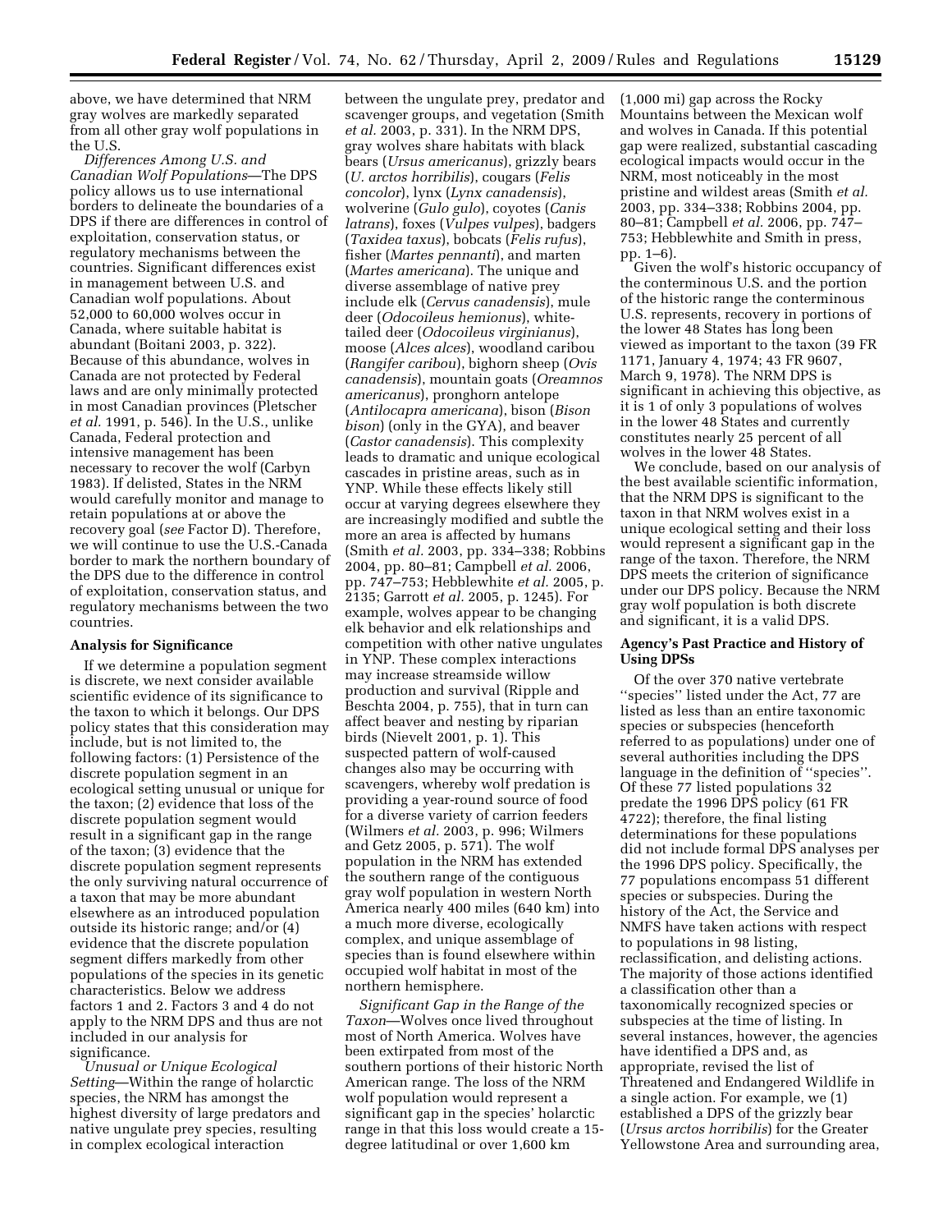above, we have determined that NRM gray wolves are markedly separated from all other gray wolf populations in the U.S.

*Differences Among U.S. and Canadian Wolf Populations*—The DPS policy allows us to use international borders to delineate the boundaries of a DPS if there are differences in control of exploitation, conservation status, or regulatory mechanisms between the countries. Significant differences exist in management between U.S. and Canadian wolf populations. About 52,000 to 60,000 wolves occur in Canada, where suitable habitat is abundant (Boitani 2003, p. 322). Because of this abundance, wolves in Canada are not protected by Federal laws and are only minimally protected in most Canadian provinces (Pletscher *et al.* 1991, p. 546). In the U.S., unlike Canada, Federal protection and intensive management has been necessary to recover the wolf (Carbyn 1983). If delisted, States in the NRM would carefully monitor and manage to retain populations at or above the recovery goal (*see* Factor D). Therefore, we will continue to use the U.S.-Canada border to mark the northern boundary of the DPS due to the difference in control of exploitation, conservation status, and regulatory mechanisms between the two countries.

## Analysis for Significance

If we determine a population segment is discrete, we next consider available scientific evidence of its significance to the taxon to which it belongs. Our DPS policy states that this consideration may include, but is not limited to, the following factors: (1) Persistence of the discrete population segment in an ecological setting unusual or unique for the taxon; (2) evidence that loss of the discrete population segment would result in a significant gap in the range of the taxon; (3) evidence that the discrete population segment represents the only surviving natural occurrence of a taxon that may be more abundant elsewhere as an introduced population outside its historic range; and/or (4) evidence that the discrete population segment differs markedly from other populations of the species in its genetic characteristics. Below we address factors 1 and 2. Factors 3 and 4 do not apply to the NRM DPS and thus are not included in our analysis for significance.

*Unusual or Unique Ecological Setting*—Within the range of holarctic species, the NRM has amongst the highest diversity of large predators and native ungulate prey species, resulting in complex ecological interaction between the ungulate prey, predator and scavenger groups, and vegetation (Smith *et al.* 2003, p. 331). In the NRM DPS, gray wolves share habitats with black bears (*Ursus americanus*), grizzly bears (*U. arctos horribilis*), cougars (*Felis concolor*), lynx (*Lynx canadensis*), wolverine (*Gulo gulo*), coyotes (*Canis latrans*), foxes (*Vulpes vulpes*), badgers (*Taxidea taxus*), bobcats (*Felis rufus*), fisher (*Martes pennanti*), and marten (*Martes americana*). The unique and diverse assemblage of native prey include elk (*Cervus canadensis*), mule deer (*Odocoileus hemionus*), white-tailed deer (*Odocoileus virginianus*), moose (*Alces alces*), woodland caribou (*Rangifer caribou*), bighorn sheep (*Ovis canadensis*), mountain goats (*Oreamnos americanus*), pronghorn antelope (*Antilocapra americana*), bison (*Bison bison*) (only in the GYA), and beaver (*Castor canadensis*). This complexity leads to dramatic and unique ecological cascades in pristine areas, such as in YNP. While these effects likely still occur at varying degrees elsewhere they are increasingly modified and subtle the more an area is affected by humans (Smith *et al.* 2003, pp. 334–338; Robbins 2004, pp. 80–81; Campbell *et al.* 2006, pp. 747–753; Hebblewhite *et al.* 2005, p. 2135; Garrott *et al.* 2005, p. 1245). For example, wolves appear to be changing elk behavior and elk relationships and competition with other native ungulates in YNP. These complex interactions may increase streamside willow production and survival (Ripple and Beschta 2004, p. 755), that in turn can affect beaver and nesting by riparian birds (Nievelt 2001, p. 1). This suspected pattern of wolf-caused changes also may be occurring with scavengers, whereby wolf predation is providing a year-round source of food for a diverse variety of carrion feeders (Wilmers *et al.* 2003, p. 996; Wilmers and Getz 2005, p. 571). The wolf population in the NRM has extended the southern range of the contiguous gray wolf population in western North America nearly 400 miles (640 km) into a much more diverse, ecologically complex, and unique assemblage of species than is found elsewhere within occupied wolf habitat in most of the northern hemisphere.

*Significant Gap in the Range of the Taxon*—Wolves once lived throughout most of North America. Wolves have been extirpated from most of the southern portions of their historic North American range. The loss of the NRM wolf population would represent a significant gap in the species' holarctic range in that this loss would create a 15-degree latitudinal or over 1,600 km (1,000 mi) gap across the Rocky Mountains between the Mexican wolf and wolves in Canada. If this potential gap were realized, substantial cascading ecological impacts would occur in the NRM, most noticeably in the most pristine and wildest areas (Smith *et al.* 2003, pp. 334–338; Robbins 2004, pp. 80–81; Campbell *et al.* 2006, pp. 747–753; Hebblewhite and Smith in press, pp. 1–6).

Given the wolf's historic occupancy of the conterminous U.S. and the portion of the historic range the conterminous U.S. represents, recovery in portions of the lower 48 States has long been viewed as important to the taxon (39 FR 1171, January 4, 1974; 43 FR 9607, March 9, 1978). The NRM DPS is significant in achieving this objective, as it is 1 of only 3 populations of wolves in the lower 48 States and currently constitutes nearly 25 percent of all wolves in the lower 48 States.

We conclude, based on our analysis of the best available scientific information, that the NRM DPS is significant to the taxon in that NRM wolves exist in a unique ecological setting and their loss would represent a significant gap in the range of the taxon. Therefore, the NRM DPS meets the criterion of significance under our DPS policy. Because the NRM gray wolf population is both discrete and significant, it is a valid DPS.

## Agency's Past Practice and History of Using DPSs

Of the over 370 native vertebrate ''species'' listed under the Act, 77 are listed as less than an entire taxonomic species or subspecies (henceforth referred to as populations) under one of several authorities including the DPS language in the definition of ''species''. Of these 77 listed populations 32 predate the 1996 DPS policy (61 FR 4722); therefore, the final listing determinations for these populations did not include formal DPS analyses per the 1996 DPS policy. Specifically, the 77 populations encompass 51 different species or subspecies. During the history of the Act, the Service and NMFS have taken actions with respect to populations in 98 listing, reclassification, and delisting actions. The majority of those actions identified a classification other than a taxonomically recognized species or subspecies at the time of listing. In several instances, however, the agencies have identified a DPS and, as appropriate, revised the list of Threatened and Endangered Wildlife in a single action. For example, we (1) established a DPS of the grizzly bear (*Ursus arctos horribilis*) for the Greater Yellowstone Area and surrounding area,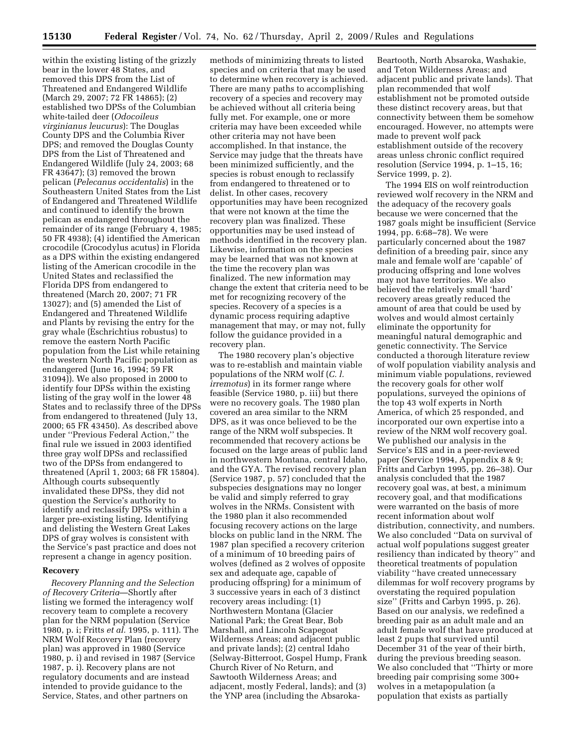within the existing listing of the grizzly bear in the lower 48 States, and removed this DPS from the List of Threatened and Endangered Wildlife (March 29, 2007; 72 FR 14865); (2) established two DPSs of the Columbian white-tailed deer (*Odocoileus virginianus leucurus*): The Douglas County DPS and the Columbia River DPS; and removed the Douglas County DPS from the List of Threatened and Endangered Wildlife (July 24, 2003; 68 FR 43647); (3) removed the brown pelican (*Pelecanus occidentalis*) in the Southeastern United States from the List of Endangered and Threatened Wildlife and continued to identify the brown pelican as endangered throughout the remainder of its range (February 4, 1985; 50 FR 4938); (4) identified the American crocodile (Crocodylus acutus) in Florida as a DPS within the existing endangered listing of the American crocodile in the United States and reclassified the Florida DPS from endangered to threatened (March 20, 2007; 71 FR 13027); and (5) amended the List of Endangered and Threatened Wildlife and Plants by revising the entry for the gray whale (Eschrichtius robustus) to remove the eastern North Pacific population from the List while retaining the western North Pacific population as endangered (June 16, 1994; 59 FR 31094)). We also proposed in 2000 to identify four DPSs within the existing listing of the gray wolf in the lower 48 States and to reclassify three of the DPSs from endangered to threatened (July 13, 2000; 65 FR 43450). As described above under ''Previous Federal Action,'' the final rule we issued in 2003 identified three gray wolf DPSs and reclassified two of the DPSs from endangered to threatened (April 1, 2003; 68 FR 15804). Although courts subsequently invalidated these DPSs, they did not question the Service's authority to identify and reclassify DPSs within a larger pre-existing listing. Identifying and delisting the Western Great Lakes DPS of gray wolves is consistent with the Service's past practice and does not represent a change in agency position.

## Recovery

*Recovery Planning and the Selection of Recovery Criteria*—Shortly after listing we formed the interagency wolf recovery team to complete a recovery plan for the NRM population (Service 1980, p. i; Fritts *et al.* 1995, p. 111). The NRM Wolf Recovery Plan (recovery plan) was approved in 1980 (Service 1980, p. i) and revised in 1987 (Service 1987, p. i). Recovery plans are not regulatory documents and are instead intended to provide guidance to the Service, States, and other partners on methods of minimizing threats to listed species and on criteria that may be used to determine when recovery is achieved. There are many paths to accomplishing recovery of a species and recovery may be achieved without all criteria being fully met. For example, one or more criteria may have been exceeded while other criteria may not have been accomplished. In that instance, the Service may judge that the threats have been minimized sufficiently, and the species is robust enough to reclassify from endangered to threatened or to delist. In other cases, recovery opportunities may have been recognized that were not known at the time the recovery plan was finalized. These opportunities may be used instead of methods identified in the recovery plan. Likewise, information on the species may be learned that was not known at the time the recovery plan was finalized. The new information may change the extent that criteria need to be met for recognizing recovery of the species. Recovery of a species is a dynamic process requiring adaptive management that may, or may not, fully follow the guidance provided in a recovery plan.

The 1980 recovery plan's objective was to re-establish and maintain viable populations of the NRM wolf (*C. l. irremotus*) in its former range where feasible (Service 1980, p. iii) but there were no recovery goals. The 1980 plan covered an area similar to the NRM DPS, as it was once believed to be the range of the NRM wolf subspecies. It recommended that recovery actions be focused on the large areas of public land in northwestern Montana, central Idaho, and the GYA. The revised recovery plan (Service 1987, p. 57) concluded that the subspecies designations may no longer be valid and simply referred to gray wolves in the NRMs. Consistent with the 1980 plan it also recommended focusing recovery actions on the large blocks on public land in the NRM. The 1987 plan specified a recovery criterion of a minimum of 10 breeding pairs of wolves (defined as 2 wolves of opposite sex and adequate age, capable of producing offspring) for a minimum of 3 successive years in each of 3 distinct recovery areas including: (1) Northwestern Montana (Glacier National Park; the Great Bear, Bob Marshall, and Lincoln Scapegoat Wilderness Areas; and adjacent public and private lands); (2) central Idaho (Selway-Bitterroot, Gospel Hump, Frank Church River of No Return, and Sawtooth Wilderness Areas; and adjacent, mostly Federal, lands); and (3) the YNP area (including the Absaroka-Beartooth, North Absaroka, Washakie, and Teton Wilderness Areas; and adjacent public and private lands). That plan recommended that wolf establishment not be promoted outside these distinct recovery areas, but that connectivity between them be somehow encouraged. However, no attempts were made to prevent wolf pack establishment outside of the recovery areas unless chronic conflict required resolution (Service 1994, p. 1–15, 16; Service 1999, p. 2).

The 1994 EIS on wolf reintroduction reviewed wolf recovery in the NRM and the adequacy of the recovery goals because we were concerned that the 1987 goals might be insufficient (Service 1994, pp. 6:68–78). We were particularly concerned about the 1987 definition of a breeding pair, since any male and female wolf are 'capable' of producing offspring and lone wolves may not have territories. We also believed the relatively small 'hard' recovery areas greatly reduced the amount of area that could be used by wolves and would almost certainly eliminate the opportunity for meaningful natural demographic and genetic connectivity. The Service conducted a thorough literature review of wolf population viability analysis and minimum viable populations, reviewed the recovery goals for other wolf populations, surveyed the opinions of the top 43 wolf experts in North America, of which 25 responded, and incorporated our own expertise into a review of the NRM wolf recovery goal. We published our analysis in the Service's EIS and in a peer-reviewed paper (Service 1994, Appendix 8 & 9; Fritts and Carbyn 1995, pp. 26–38). Our analysis concluded that the 1987 recovery goal was, at best, a minimum recovery goal, and that modifications were warranted on the basis of more recent information about wolf distribution, connectivity, and numbers. We also concluded ''Data on survival of actual wolf populations suggest greater resiliency than indicated by theory'' and theoretical treatments of population viability ''have created unnecessary dilemmas for wolf recovery programs by overstating the required population size'' (Fritts and Carbyn 1995, p. 26). Based on our analysis, we redefined a breeding pair as an adult male and an adult female wolf that have produced at least 2 pups that survived until December 31 of the year of their birth, during the previous breeding season. We also concluded that ''Thirty or more breeding pair comprising some 300+ wolves in a metapopulation (a population that exists as partially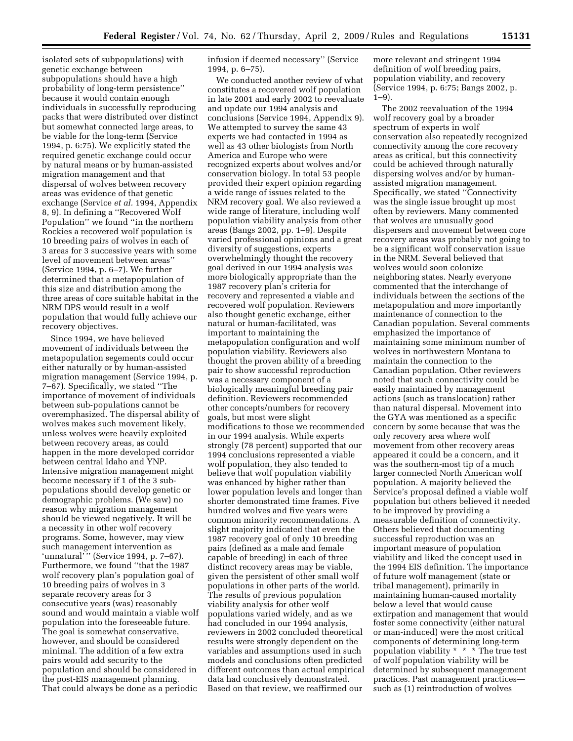isolated sets of subpopulations) with genetic exchange between subpopulations should have a high probability of long-term persistence'' because it would contain enough individuals in successfully reproducing packs that were distributed over distinct but somewhat connected large areas, to be viable for the long-term (Service 1994, p. 6:75). We explicitly stated the required genetic exchange could occur by natural means or by human-assisted migration management and that dispersal of wolves between recovery areas was evidence of that genetic exchange (Service *et al.* 1994, Appendix 8, 9). In defining a ''Recovered Wolf Population'' we found ''in the northern Rockies a recovered wolf population is 10 breeding pairs of wolves in each of 3 areas for 3 successive years with some level of movement between areas'' (Service 1994, p. 6–7). We further determined that a metapopulation of this size and distribution among the three areas of core suitable habitat in the NRM DPS would result in a wolf population that would fully achieve our recovery objectives.

Since 1994, we have believed movement of individuals between the metapopulation segements could occur either naturally or by human-assisted migration management (Service 1994, p. 7–67). Specifically, we stated ''The importance of movement of individuals between sub-populations cannot be overemphasized. The dispersal ability of wolves makes such movement likely, unless wolves were heavily exploited between recovery areas, as could happen in the more developed corridor between central Idaho and YNP. Intensive migration management might become necessary if 1 of the 3 sub-populations should develop genetic or demographic problems. (We saw) no reason why migration management should be viewed negatively. It will be a necessity in other wolf recovery programs. Some, however, may view such management intervention as 'unnatural' '' (Service 1994, p. 7–67). Furthermore, we found ''that the 1987 wolf recovery plan's population goal of 10 breeding pairs of wolves in 3 separate recovery areas for 3 consecutive years (was) reasonably sound and would maintain a viable wolf population into the foreseeable future. The goal is somewhat conservative, however, and should be considered minimal. The addition of a few extra pairs would add security to the population and should be considered in the post-EIS management planning. That could always be done as a periodic infusion if deemed necessary'' (Service 1994, p. 6–75).

We conducted another review of what constitutes a recovered wolf population in late 2001 and early 2002 to reevaluate and update our 1994 analysis and conclusions (Service 1994, Appendix 9). We attempted to survey the same 43 experts we had contacted in 1994 as well as 43 other biologists from North America and Europe who were recognized experts about wolves and/or conservation biology. In total 53 people provided their expert opinion regarding a wide range of issues related to the NRM recovery goal. We also reviewed a wide range of literature, including wolf population viability analysis from other areas (Bangs 2002, pp. 1–9). Despite varied professional opinions and a great diversity of suggestions, experts overwhelmingly thought the recovery goal derived in our 1994 analysis was more biologically appropriate than the 1987 recovery plan's criteria for recovery and represented a viable and recovered wolf population. Reviewers also thought genetic exchange, either natural or human-facilitated, was important to maintaining the metapopulation configuration and wolf population viability. Reviewers also thought the proven ability of a breeding pair to show successful reproduction was a necessary component of a biologically meaningful breeding pair definition. Reviewers recommended other concepts/numbers for recovery goals, but most were slight modifications to those we recommended in our 1994 analysis. While experts strongly (78 percent) supported that our 1994 conclusions represented a viable wolf population, they also tended to believe that wolf population viability was enhanced by higher rather than lower population levels and longer than shorter demonstrated time frames. Five hundred wolves and five years were common minority recommendations. A slight majority indicated that even the 1987 recovery goal of only 10 breeding pairs (defined as a male and female capable of breeding) in each of three distinct recovery areas may be viable, given the persistent of other small wolf populations in other parts of the world. The results of previous population viability analysis for other wolf populations varied widely, and as we had concluded in our 1994 analysis, reviewers in 2002 concluded theoretical results were strongly dependent on the variables and assumptions used in such models and conclusions often predicted different outcomes than actual empirical data had conclusively demonstrated. Based on that review, we reaffirmed our more relevant and stringent 1994 definition of wolf breeding pairs, population viability, and recovery (Service 1994, p. 6:75; Bangs 2002, p. 1–9).

The 2002 reevaluation of the 1994 wolf recovery goal by a broader spectrum of experts in wolf conservation also repeatedly recognized connectivity among the core recovery areas as critical, but this connectivity could be achieved through naturally dispersing wolves and/or by human-assisted migration management. Specifically, we stated ''Connectivity was the single issue brought up most often by reviewers. Many commented that wolves are unusually good dispersers and movement between core recovery areas was probably not going to be a significant wolf conservation issue in the NRM. Several believed that wolves would soon colonize neighboring states. Nearly everyone commented that the interchange of individuals between the sections of the metapopulation and more importantly maintenance of connection to the Canadian population. Several comments emphasized the importance of maintaining some minimum number of wolves in northwestern Montana to maintain the connection to the Canadian population. Other reviewers noted that such connectivity could be easily maintained by management actions (such as translocation) rather than natural dispersal. Movement into the GYA was mentioned as a specific concern by some because that was the only recovery area where wolf movement from other recovery areas appeared it could be a concern, and it was the southern-most tip of a much larger connected North American wolf population. A majority believed the Service's proposal defined a viable wolf population but others believed it needed to be improved by providing a measurable definition of connectivity. Others believed that documenting successful reproduction was an important measure of population viability and liked the concept used in the 1994 EIS definition. The importance of future wolf management (state or tribal management), primarily in maintaining human-caused mortality below a level that would cause extirpation and management that would foster some connectivity (either natural or man-induced) were the most critical components of determining long-term population viability * * * The true test of wolf population viability will be determined by subsequent management practices. Past management practices—such as (1) reintroduction of wolves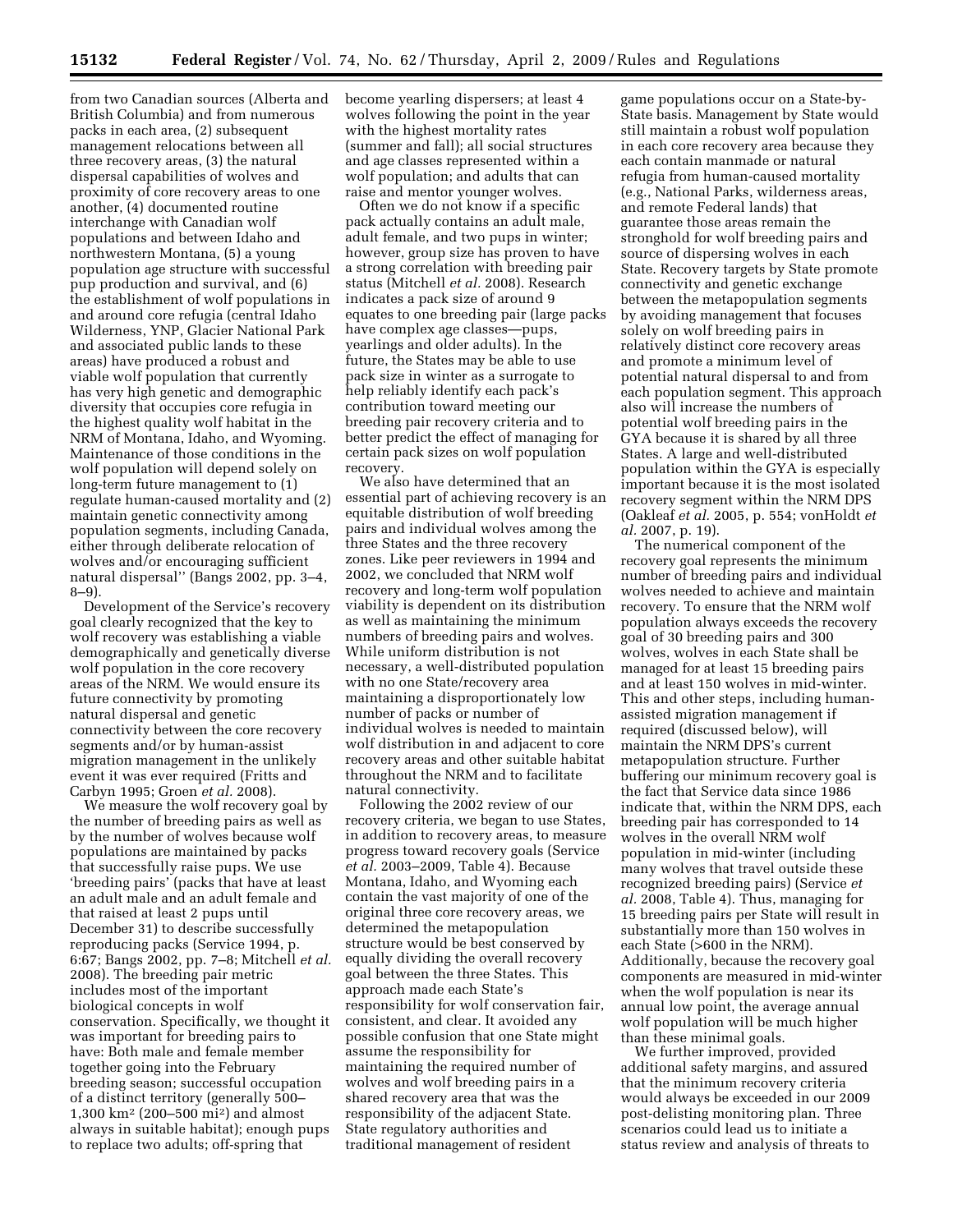from two Canadian sources (Alberta and British Columbia) and from numerous packs in each area, (2) subsequent management relocations between all three recovery areas, (3) the natural dispersal capabilities of wolves and proximity of core recovery areas to one another, (4) documented routine interchange with Canadian wolf populations and between Idaho and northwestern Montana, (5) a young population age structure with successful pup production and survival, and (6) the establishment of wolf populations in and around core refugia (central Idaho Wilderness, YNP, Glacier National Park and associated public lands to these areas) have produced a robust and viable wolf population that currently has very high genetic and demographic diversity that occupies core refugia in the highest quality wolf habitat in the NRM of Montana, Idaho, and Wyoming. Maintenance of those conditions in the wolf population will depend solely on long-term future management to (1) regulate human-caused mortality and (2) maintain genetic connectivity among population segments, including Canada, either through deliberate relocation of wolves and/or encouraging sufficient natural dispersal'' (Bangs 2002, pp. 3–4, 8–9).

Development of the Service's recovery goal clearly recognized that the key to wolf recovery was establishing a viable demographically and genetically diverse wolf population in the core recovery areas of the NRM. We would ensure its future connectivity by promoting natural dispersal and genetic connectivity between the core recovery segments and/or by human-assist migration management in the unlikely event it was ever required (Fritts and Carbyn 1995; Groen *et al.* 2008).

We measure the wolf recovery goal by the number of breeding pairs as well as by the number of wolves because wolf populations are maintained by packs that successfully raise pups. We use 'breeding pairs' (packs that have at least an adult male and an adult female and that raised at least 2 pups until December 31) to describe successfully reproducing packs (Service 1994, p. 6:67; Bangs 2002, pp. 7–8; Mitchell *et al.* 2008). The breeding pair metric includes most of the important biological concepts in wolf conservation. Specifically, we thought it was important for breeding pairs to have: Both male and female member together going into the February breeding season; successful occupation of a distinct territory (generally 500–1,300 km$^2$ (200–500 mi$^2$) and almost always in suitable habitat); enough pups to replace two adults; off-spring that become yearling dispersers; at least 4 wolves following the point in the year with the highest mortality rates (summer and fall); all social structures and age classes represented within a wolf population; and adults that can raise and mentor younger wolves.

Often we do not know if a specific pack actually contains an adult male, adult female, and two pups in winter; however, group size has proven to have a strong correlation with breeding pair status (Mitchell *et al.* 2008). Research indicates a pack size of around 9 equates to one breeding pair (large packs have complex age classes—pups, yearlings and older adults). In the future, the States may be able to use pack size in winter as a surrogate to help reliably identify each pack's contribution toward meeting our breeding pair recovery criteria and to better predict the effect of managing for certain pack sizes on wolf population recovery.

We also have determined that an essential part of achieving recovery is an equitable distribution of wolf breeding pairs and individual wolves among the three States and the three recovery zones. Like peer reviewers in 1994 and 2002, we concluded that NRM wolf recovery and long-term wolf population viability is dependent on its distribution as well as maintaining the minimum numbers of breeding pairs and wolves. While uniform distribution is not necessary, a well-distributed population with no one State/recovery area maintaining a disproportionately low number of packs or number of individual wolves is needed to maintain wolf distribution in and adjacent to core recovery areas and other suitable habitat throughout the NRM and to facilitate natural connectivity.

Following the 2002 review of our recovery criteria, we began to use States, in addition to recovery areas, to measure progress toward recovery goals (Service *et al.* 2003–2009, Table 4). Because Montana, Idaho, and Wyoming each contain the vast majority of one of the original three core recovery areas, we determined the metapopulation structure would be best conserved by equally dividing the overall recovery goal between the three States. This approach made each State's responsibility for wolf conservation fair, consistent, and clear. It avoided any possible confusion that one State might assume the responsibility for maintaining the required number of wolves and wolf breeding pairs in a shared recovery area that was the responsibility of the adjacent State. State regulatory authorities and traditional management of resident game populations occur on a State-by-State basis. Management by State would still maintain a robust wolf population in each core recovery area because they each contain manmade or natural refugia from human-caused mortality (e.g., National Parks, wilderness areas, and remote Federal lands) that guarantee those areas remain the stronghold for wolf breeding pairs and source of dispersing wolves in each State. Recovery targets by State promote connectivity and genetic exchange between the metapopulation segments by avoiding management that focuses solely on wolf breeding pairs in relatively distinct core recovery areas and promote a minimum level of potential natural dispersal to and from each population segment. This approach also will increase the numbers of potential wolf breeding pairs in the GYA because it is shared by all three States. A large and well-distributed population within the GYA is especially important because it is the most isolated recovery segment within the NRM DPS (Oakleaf *et al.* 2005, p. 554; vonHoldt *et al.* 2007, p. 19).

The numerical component of the recovery goal represents the minimum number of breeding pairs and individual wolves needed to achieve and maintain recovery. To ensure that the NRM wolf population always exceeds the recovery goal of 30 breeding pairs and 300 wolves, wolves in each State shall be managed for at least 15 breeding pairs and at least 150 wolves in mid-winter. This and other steps, including human-assisted migration management if required (discussed below), will maintain the NRM DPS's current metapopulation structure. Further buffering our minimum recovery goal is the fact that Service data since 1986 indicate that, within the NRM DPS, each breeding pair has corresponded to 14 wolves in the overall NRM wolf population in mid-winter (including many wolves that travel outside these recognized breeding pairs) (Service *et al.* 2008, Table 4). Thus, managing for 15 breeding pairs per State will result in substantially more than 150 wolves in each State (>600 in the NRM). Additionally, because the recovery goal components are measured in mid-winter when the wolf population is near its annual low point, the average annual wolf population will be much higher than these minimal goals.

We further improved, provided additional safety margins, and assured that the minimum recovery criteria would always be exceeded in our 2009 post-delisting monitoring plan. Three scenarios could lead us to initiate a status review and analysis of threats to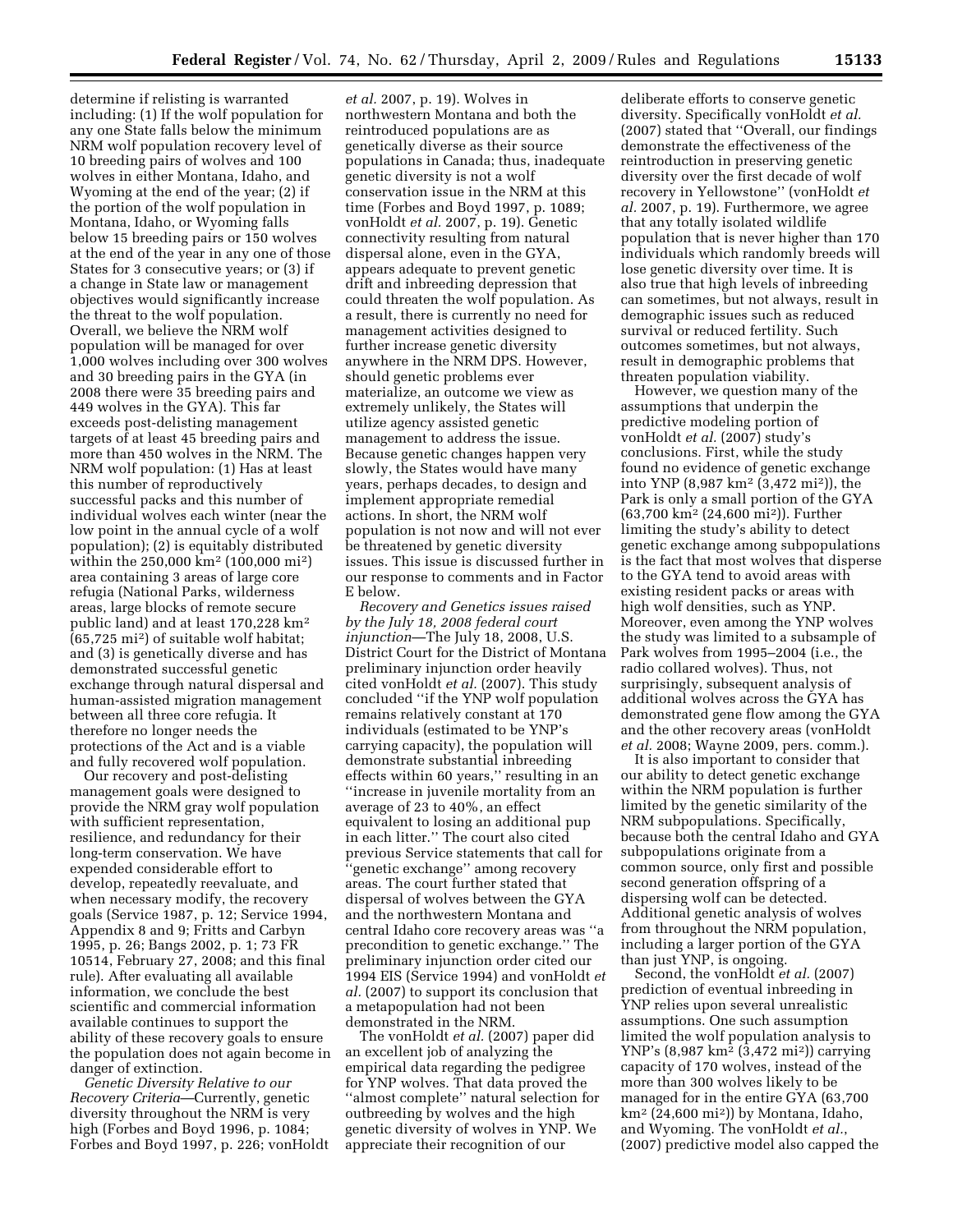determine if relisting is warranted including: (1) If the wolf population for any one State falls below the minimum NRM wolf population recovery level of 10 breeding pairs of wolves and 100 wolves in either Montana, Idaho, and Wyoming at the end of the year; (2) if the portion of the wolf population in Montana, Idaho, or Wyoming falls below 15 breeding pairs or 150 wolves at the end of the year in any one of those States for 3 consecutive years; or (3) if a change in State law or management objectives would significantly increase the threat to the wolf population. Overall, we believe the NRM wolf population will be managed for over 1,000 wolves including over 300 wolves and 30 breeding pairs in the GYA (in 2008 there were 35 breeding pairs and 449 wolves in the GYA). This far exceeds post-delisting management targets of at least 45 breeding pairs and more than 450 wolves in the NRM. The NRM wolf population: (1) Has at least this number of reproductively successful packs and this number of individual wolves each winter (near the low point in the annual cycle of a wolf population); (2) is equitably distributed within the 250,000 km² (100,000 mi²) area containing 3 areas of large core refugia (National Parks, wilderness areas, large blocks of remote secure public land) and at least 170,228 km² (65,725 mi²) of suitable wolf habitat; and (3) is genetically diverse and has demonstrated successful genetic exchange through natural dispersal and human-assisted migration management between all three core refugia. It therefore no longer needs the protections of the Act and is a viable and fully recovered wolf population.

Our recovery and post-delisting management goals were designed to provide the NRM gray wolf population with sufficient representation, resilience, and redundancy for their long-term conservation. We have expended considerable effort to develop, repeatedly reevaluate, and when necessary modify, the recovery goals (Service 1987, p. 12; Service 1994, Appendix 8 and 9; Fritts and Carbyn 1995, p. 26; Bangs 2002, p. 1; 73 FR 10514, February 27, 2008; and this final rule). After evaluating all available information, we conclude the best scientific and commercial information available continues to support the ability of these recovery goals to ensure the population does not again become in danger of extinction.

*Genetic Diversity Relative to our Recovery Criteria*—Currently, genetic diversity throughout the NRM is very high (Forbes and Boyd 1996, p. 1084; Forbes and Boyd 1997, p. 226; vonHoldt *et al.* 2007, p. 19). Wolves in northwestern Montana and both the reintroduced populations are as genetically diverse as their source populations in Canada; thus, inadequate genetic diversity is not a wolf conservation issue in the NRM at this time (Forbes and Boyd 1997, p. 1089; vonHoldt *et al.* 2007, p. 19). Genetic connectivity resulting from natural dispersal alone, even in the GYA, appears adequate to prevent genetic drift and inbreeding depression that could threaten the wolf population. As a result, there is currently no need for management activities designed to further increase genetic diversity anywhere in the NRM DPS. However, should genetic problems ever materialize, an outcome we view as extremely unlikely, the States will utilize agency assisted genetic management to address the issue. Because genetic changes happen very slowly, the States would have many years, perhaps decades, to design and implement appropriate remedial actions. In short, the NRM wolf population is not now and will not ever be threatened by genetic diversity issues. This issue is discussed further in our response to comments and in Factor E below.

*Recovery and Genetics issues raised by the July 18, 2008 federal court injunction*—The July 18, 2008, U.S. District Court for the District of Montana preliminary injunction order heavily cited vonHoldt *et al.* (2007). This study concluded "if the YNP wolf population remains relatively constant at 170 individuals (estimated to be YNP's carrying capacity), the population will demonstrate substantial inbreeding effects within 60 years," resulting in an "increase in juvenile mortality from an average of 23 to 40%, an effect equivalent to losing an additional pup in each litter." The court also cited previous Service statements that call for "genetic exchange" among recovery areas. The court further stated that dispersal of wolves between the GYA and the northwestern Montana and central Idaho core recovery areas was "a precondition to genetic exchange." The preliminary injunction order cited our 1994 EIS (Service 1994) and vonHoldt *et al.* (2007) to support its conclusion that a metapopulation had not been demonstrated in the NRM.

The vonHoldt *et al.* (2007) paper did an excellent job of analyzing the empirical data regarding the pedigree for YNP wolves. That data proved the "almost complete" natural selection for outbreeding by wolves and the high genetic diversity of wolves in YNP. We appreciate their recognition of our deliberate efforts to conserve genetic diversity. Specifically vonHoldt *et al.* (2007) stated that "Overall, our findings demonstrate the effectiveness of the reintroduction in preserving genetic diversity over the first decade of wolf recovery in Yellowstone" (vonHoldt *et al.* 2007, p. 19). Furthermore, we agree that any totally isolated wildlife population that is never higher than 170 individuals which randomly breeds will lose genetic diversity over time. It is also true that high levels of inbreeding can sometimes, but not always, result in demographic issues such as reduced survival or reduced fertility. Such outcomes sometimes, but not always, result in demographic problems that threaten population viability.

However, we question many of the assumptions that underpin the predictive modeling portion of vonHoldt *et al.* (2007) study's conclusions. First, while the study found no evidence of genetic exchange into YNP (8,987 km² (3,472 mi²)), the Park is only a small portion of the GYA (63,700 km² (24,600 mi²)). Further limiting the study's ability to detect genetic exchange among subpopulations is the fact that most wolves that disperse to the GYA tend to avoid areas with existing resident packs or areas with high wolf densities, such as YNP. Moreover, even among the YNP wolves the study was limited to a subsample of Park wolves from 1995–2004 (i.e., the radio collared wolves). Thus, not surprisingly, subsequent analysis of additional wolves across the GYA has demonstrated gene flow among the GYA and the other recovery areas (vonHoldt *et al.* 2008; Wayne 2009, pers. comm.).

It is also important to consider that our ability to detect genetic exchange within the NRM population is further limited by the genetic similarity of the NRM subpopulations. Specifically, because both the central Idaho and GYA subpopulations originate from a common source, only first and possible second generation offspring of a dispersing wolf can be detected. Additional genetic analysis of wolves from throughout the NRM population, including a larger portion of the GYA than just YNP, is ongoing.

Second, the vonHoldt *et al.* (2007) prediction of eventual inbreeding in YNP relies upon several unrealistic assumptions. One such assumption limited the wolf population analysis to YNP's (8,987 km² (3,472 mi²)) carrying capacity of 170 wolves, instead of the more than 300 wolves likely to be managed for in the entire GYA (63,700 km² (24,600 mi²)) by Montana, Idaho, and Wyoming. The vonHoldt *et al.*, (2007) predictive model also capped the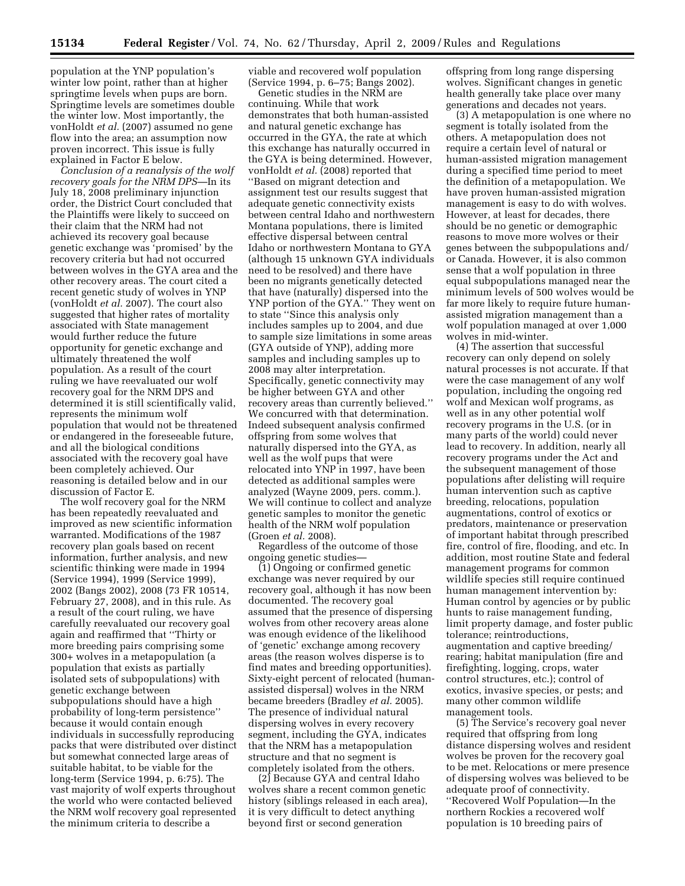population at the YNP population's winter low point, rather than at higher springtime levels when pups are born. Springtime levels are sometimes double the winter low. Most importantly, the vonHoldt *et al.* (2007) assumed no gene flow into the area; an assumption now proven incorrect. This issue is fully explained in Factor E below.

*Conclusion of a reanalysis of the wolf recovery goals for the NRM DPS*—In its July 18, 2008 preliminary injunction order, the District Court concluded that the Plaintiffs were likely to succeed on their claim that the NRM had not achieved its recovery goal because genetic exchange was 'promised' by the recovery criteria but had not occurred between wolves in the GYA area and the other recovery areas. The court cited a recent genetic study of wolves in YNP (vonHoldt *et al.* 2007). The court also suggested that higher rates of mortality associated with State management would further reduce the future opportunity for genetic exchange and ultimately threatened the wolf population. As a result of the court ruling we have reevaluated our wolf recovery goal for the NRM DPS and determined it is still scientifically valid, represents the minimum wolf population that would not be threatened or endangered in the foreseeable future, and all the biological conditions associated with the recovery goal have been completely achieved. Our reasoning is detailed below and in our discussion of Factor E.

The wolf recovery goal for the NRM has been repeatedly reevaluated and improved as new scientific information warranted. Modifications of the 1987 recovery plan goals based on recent information, further analysis, and new scientific thinking were made in 1994 (Service 1994), 1999 (Service 1999), 2002 (Bangs 2002), 2008 (73 FR 10514, February 27, 2008), and in this rule. As a result of the court ruling, we have carefully reevaluated our recovery goal again and reaffirmed that "Thirty or more breeding pairs comprising some 300+ wolves in a metapopulation (a population that exists as partially isolated sets of subpopulations) with genetic exchange between subpopulations should have a high probability of long-term persistence" because it would contain enough individuals in successfully reproducing packs that were distributed over distinct but somewhat connected large areas of suitable habitat, to be viable for the long-term (Service 1994, p. 6:75). The vast majority of wolf experts throughout the world who were contacted believed the NRM wolf recovery goal represented the minimum criteria to describe a viable and recovered wolf population (Service 1994, p. 6–75; Bangs 2002).

Genetic studies in the NRM are continuing. While that work demonstrates that both human-assisted and natural genetic exchange has occurred in the GYA, the rate at which this exchange has naturally occurred in the GYA is being determined. However, vonHoldt *et al.* (2008) reported that "Based on migrant detection and assignment test our results suggest that adequate genetic connectivity exists between central Idaho and northwestern Montana populations, there is limited effective dispersal between central Idaho or northwestern Montana to GYA (although 15 unknown GYA individuals need to be resolved) and there have been no migrants genetically detected that have (naturally) dispersed into the YNP portion of the GYA." They went on to state "Since this analysis only includes samples up to 2004, and due to sample size limitations in some areas (GYA outside of YNP), adding more samples and including samples up to 2008 may alter interpretation. Specifically, genetic connectivity may be higher between GYA and other recovery areas than currently believed." We concurred with that determination. Indeed subsequent analysis confirmed offspring from some wolves that naturally dispersed into the GYA, as well as the wolf pups that were relocated into YNP in 1997, have been detected as additional samples were analyzed (Wayne 2009, pers. comm.). We will continue to collect and analyze genetic samples to monitor the genetic health of the NRM wolf population (Groen *et al.* 2008).

Regardless of the outcome of those ongoing genetic studies—

(1) Ongoing or confirmed genetic exchange was never required by our recovery goal, although it has now been documented. The recovery goal assumed that the presence of dispersing wolves from other recovery areas alone was enough evidence of the likelihood of 'genetic' exchange among recovery areas (the reason wolves disperse is to find mates and breeding opportunities). Sixty-eight percent of relocated (human-assisted dispersal) wolves in the NRM became breeders (Bradley *et al.* 2005). The presence of individual natural dispersing wolves in every recovery segment, including the GYA, indicates that the NRM has a metapopulation structure and that no segment is completely isolated from the others.

(2) Because GYA and central Idaho wolves share a recent common genetic history (siblings released in each area), it is very difficult to detect anything beyond first or second generation offspring from long range dispersing wolves. Significant changes in genetic health generally take place over many generations and decades not years.

(3) A metapopulation is one where no segment is totally isolated from the others. A metapopulation does not require a certain level of natural or human-assisted migration management during a specified time period to meet the definition of a metapopulation. We have proven human-assisted migration management is easy to do with wolves. However, at least for decades, there should be no genetic or demographic reasons to move more wolves or their genes between the subpopulations and/or Canada. However, it is also common sense that a wolf population in three equal subpopulations managed near the minimum levels of 500 wolves would be far more likely to require future human-assisted migration management than a wolf population managed at over 1,000 wolves in mid-winter.

(4) The assertion that successful recovery can only depend on solely natural processes is not accurate. If that were the case management of any wolf population, including the ongoing red wolf and Mexican wolf programs, as well as in any other potential wolf recovery programs in the U.S. (or in many parts of the world) could never lead to recovery. In addition, nearly all recovery programs under the Act and the subsequent management of those populations after delisting will require human intervention such as captive breeding, relocations, population augmentations, control of exotics or predators, maintenance or preservation of important habitat through prescribed fire, control of fire, flooding, and etc. In addition, most routine State and federal management programs for common wildlife species still require continued human management intervention by: Human control by agencies or by public hunts to raise management funding, limit property damage, and foster public tolerance; reintroductions, augmentation and captive breeding/rearing; habitat manipulation (fire and firefighting, logging, crops, water control structures, etc.); control of exotics, invasive species, or pests; and many other common wildlife management tools.

(5) The Service's recovery goal never required that offspring from long distance dispersing wolves and resident wolves be proven for the recovery goal to be met. Relocations or mere presence of dispersing wolves was believed to be adequate proof of connectivity. "Recovered Wolf Population—In the northern Rockies a recovered wolf population is 10 breeding pairs of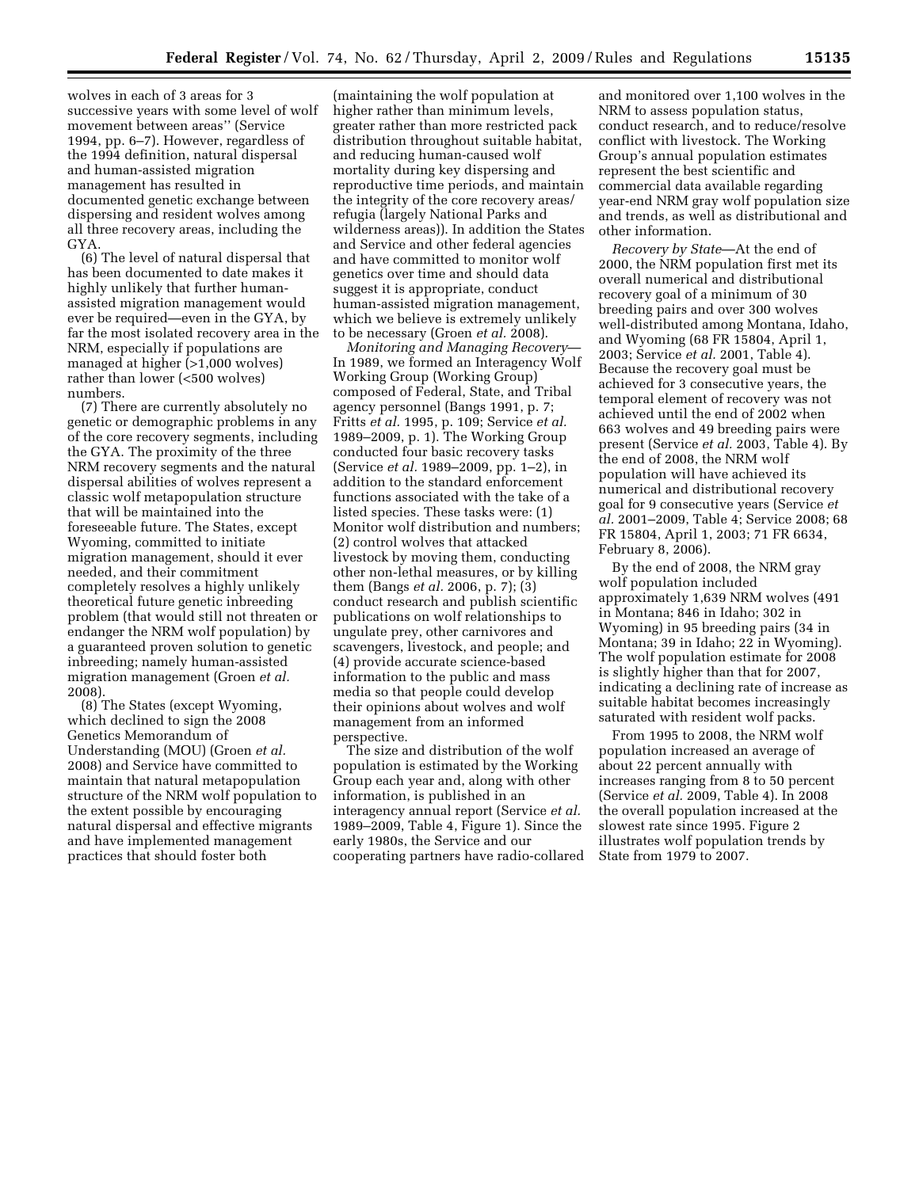wolves in each of 3 areas for 3 successive years with some level of wolf movement between areas'' (Service 1994, pp. 6–7). However, regardless of the 1994 definition, natural dispersal and human-assisted migration management has resulted in documented genetic exchange between dispersing and resident wolves among all three recovery areas, including the GYA.

(6) The level of natural dispersal that has been documented to date makes it highly unlikely that further human-assisted migration management would ever be required—even in the GYA, by far the most isolated recovery area in the NRM, especially if populations are managed at higher (>1,000 wolves) rather than lower (<500 wolves) numbers.

(7) There are currently absolutely no genetic or demographic problems in any of the core recovery segments, including the GYA. The proximity of the three NRM recovery segments and the natural dispersal abilities of wolves represent a classic wolf metapopulation structure that will be maintained into the foreseeable future. The States, except Wyoming, committed to initiate migration management, should it ever needed, and their commitment completely resolves a highly unlikely theoretical future genetic inbreeding problem (that would still not threaten or endanger the NRM wolf population) by a guaranteed proven solution to genetic inbreeding; namely human-assisted migration management (Groen *et al.* 2008).

(8) The States (except Wyoming, which declined to sign the 2008 Genetics Memorandum of Understanding (MOU) (Groen *et al.* 2008) and Service have committed to maintain that natural metapopulation structure of the NRM wolf population to the extent possible by encouraging natural dispersal and effective migrants and have implemented management practices that should foster both (maintaining the wolf population at higher rather than minimum levels, greater rather than more restricted pack distribution throughout suitable habitat, and reducing human-caused wolf mortality during key dispersing and reproductive time periods, and maintain the integrity of the core recovery areas/refugia (largely National Parks and wilderness areas)). In addition the States and Service and other federal agencies and have committed to monitor wolf genetics over time and should data suggest it is appropriate, conduct human-assisted migration management, which we believe is extremely unlikely to be necessary (Groen *et al.* 2008).

*Monitoring and Managing Recovery*—In 1989, we formed an Interagency Wolf Working Group (Working Group) composed of Federal, State, and Tribal agency personnel (Bangs 1991, p. 7; Fritts *et al.* 1995, p. 109; Service *et al.* 1989–2009, p. 1). The Working Group conducted four basic recovery tasks (Service *et al.* 1989–2009, pp. 1–2), in addition to the standard enforcement functions associated with the take of a listed species. These tasks were: (1) Monitor wolf distribution and numbers; (2) control wolves that attacked livestock by moving them, conducting other non-lethal measures, or by killing them (Bangs *et al.* 2006, p. 7); (3) conduct research and publish scientific publications on wolf relationships to ungulate prey, other carnivores and scavengers, livestock, and people; and (4) provide accurate science-based information to the public and mass media so that people could develop their opinions about wolves and wolf management from an informed perspective.

The size and distribution of the wolf population is estimated by the Working Group each year and, along with other information, is published in an interagency annual report (Service *et al.* 1989–2009, Table 4, Figure 1). Since the early 1980s, the Service and our cooperating partners have radio-collared and monitored over 1,100 wolves in the NRM to assess population status, conduct research, and to reduce/resolve conflict with livestock. The Working Group's annual population estimates represent the best scientific and commercial data available regarding year-end NRM gray wolf population size and trends, as well as distributional and other information.

*Recovery by State*—At the end of 2000, the NRM population first met its overall numerical and distributional recovery goal of a minimum of 30 breeding pairs and over 300 wolves well-distributed among Montana, Idaho, and Wyoming (68 FR 15804, April 1, 2003; Service *et al.* 2001, Table 4). Because the recovery goal must be achieved for 3 consecutive years, the temporal element of recovery was not achieved until the end of 2002 when 663 wolves and 49 breeding pairs were present (Service *et al.* 2003, Table 4). By the end of 2008, the NRM wolf population will have achieved its numerical and distributional recovery goal for 9 consecutive years (Service *et al.* 2001–2009, Table 4; Service 2008; 68 FR 15804, April 1, 2003; 71 FR 6634, February 8, 2006).

By the end of 2008, the NRM gray wolf population included approximately 1,639 NRM wolves (491 in Montana; 846 in Idaho; 302 in Wyoming) in 95 breeding pairs (34 in Montana; 39 in Idaho; 22 in Wyoming). The wolf population estimate for 2008 is slightly higher than that for 2007, indicating a declining rate of increase as suitable habitat becomes increasingly saturated with resident wolf packs.

From 1995 to 2008, the NRM wolf population increased an average of about 22 percent annually with increases ranging from 8 to 50 percent (Service *et al.* 2009, Table 4). In 2008 the overall population increased at the slowest rate since 1995. Figure 2 illustrates wolf population trends by State from 1979 to 2007.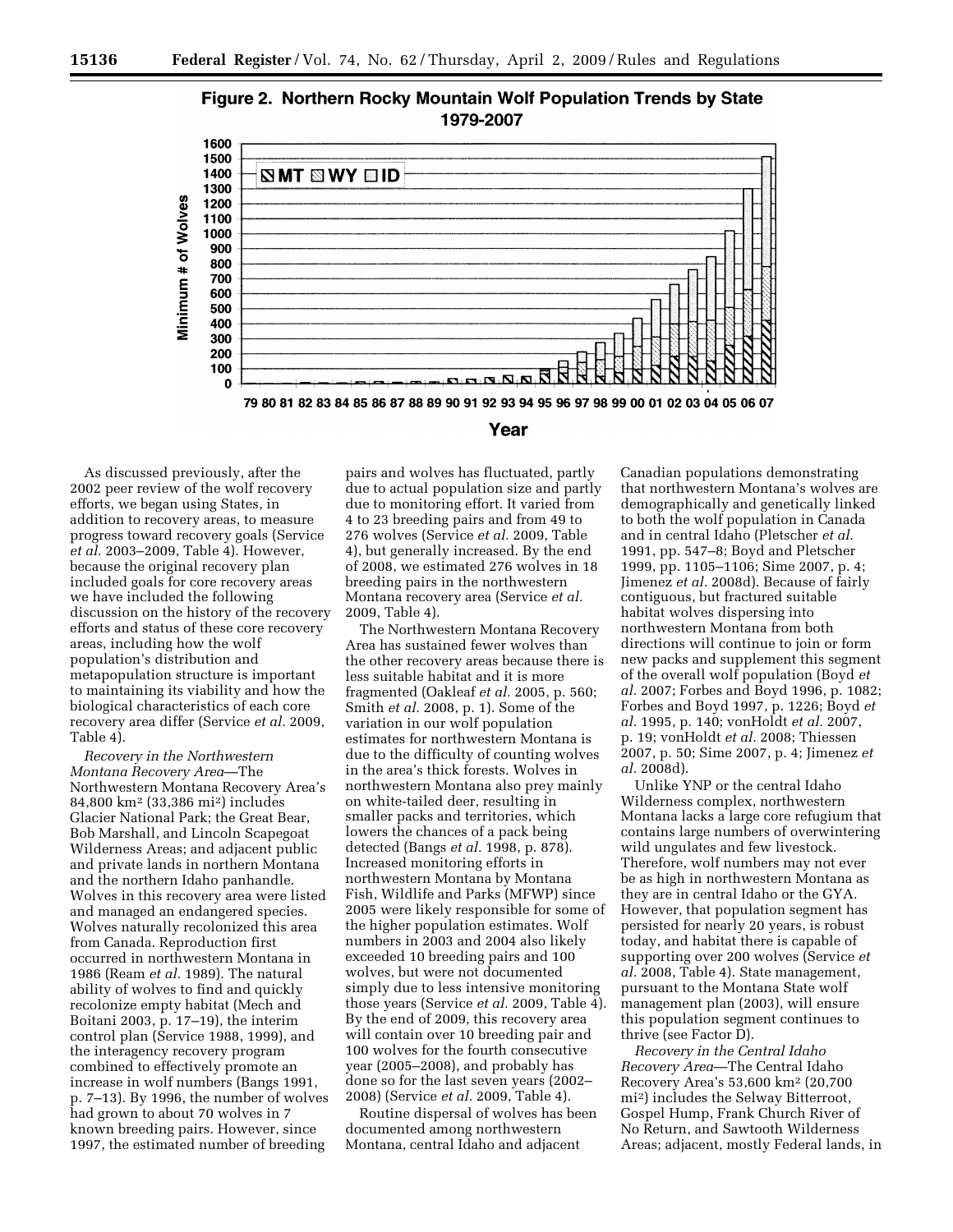**Figure 2. Northern Rocky Mountain Wolf Population Trends by State 1979-2007**

As discussed previously, after the 2002 peer review of the wolf recovery efforts, we began using States, in addition to recovery areas, to measure progress toward recovery goals (Service *et al.* 2003–2009, Table 4). However, because the original recovery plan included goals for core recovery areas we have included the following discussion on the history of the recovery efforts and status of these core recovery areas, including how the wolf population's distribution and metapopulation structure is important to maintaining its viability and how the biological characteristics of each core recovery area differ (Service *et al.* 2009, Table 4).

*Recovery in the Northwestern Montana Recovery Area*—The Northwestern Montana Recovery Area's 84,800 km² (33,386 mi²) includes Glacier National Park; the Great Bear, Bob Marshall, and Lincoln Scapegoat Wilderness Areas; and adjacent public and private lands in northern Montana and the northern Idaho panhandle. Wolves in this recovery area were listed and managed an endangered species. Wolves naturally recolonized this area from Canada. Reproduction first occurred in northwestern Montana in 1986 (Ream *et al.* 1989). The natural ability of wolves to find and quickly recolonize empty habitat (Mech and Boitani 2003, p. 17–19), the interim control plan (Service 1988, 1999), and the interagency recovery program combined to effectively promote an increase in wolf numbers (Bangs 1991, p. 7–13). By 1996, the number of wolves had grown to about 70 wolves in 7 known breeding pairs. However, since 1997, the estimated number of breeding pairs and wolves has fluctuated, partly due to actual population size and partly due to monitoring effort. It varied from 4 to 23 breeding pairs and from 49 to 276 wolves (Service *et al.* 2009, Table 4), but generally increased. By the end of 2008, we estimated 276 wolves in 18 breeding pairs in the northwestern Montana recovery area (Service *et al.* 2009, Table 4).

The Northwestern Montana Recovery Area has sustained fewer wolves than the other recovery areas because there is less suitable habitat and it is more fragmented (Oakleaf *et al.* 2005, p. 560; Smith *et al.* 2008, p. 1). Some of the variation in our wolf population estimates for northwestern Montana is due to the difficulty of counting wolves in the area's thick forests. Wolves in northwestern Montana also prey mainly on white-tailed deer, resulting in smaller packs and territories, which lowers the chances of a pack being detected (Bangs *et al.* 1998, p. 878). Increased monitoring efforts in northwestern Montana by Montana Fish, Wildlife and Parks (MFWP) since 2005 were likely responsible for some of the higher population estimates. Wolf numbers in 2003 and 2004 also likely exceeded 10 breeding pairs and 100 wolves, but were not documented simply due to less intensive monitoring those years (Service *et al.* 2009, Table 4). By the end of 2009, this recovery area will contain over 10 breeding pair and 100 wolves for the fourth consecutive year (2005–2008), and probably has done so for the last seven years (2002–2008) (Service *et al.* 2009, Table 4).

Routine dispersal of wolves has been documented among northwestern Montana, central Idaho and adjacent Canadian populations demonstrating that northwestern Montana's wolves are demographically and genetically linked to both the wolf population in Canada and in central Idaho (Pletscher *et al.* 1991, pp. 547–8; Boyd and Pletscher 1999, pp. 1105–1106; Sime 2007, p. 4; Jimenez *et al.* 2008d). Because of fairly contiguous, but fractured suitable habitat wolves dispersing into northwestern Montana from both directions will continue to join or form new packs and supplement this segment of the overall wolf population (Boyd *et al.* 2007; Forbes and Boyd 1996, p. 1082; Forbes and Boyd 1997, p. 1226; Boyd *et al.* 1995, p. 140; vonHoldt *et al.* 2007, p. 19; vonHoldt *et al.* 2008; Thiessen 2007, p. 50; Sime 2007, p. 4; Jimenez *et al.* 2008d).

Unlike YNP or the central Idaho Wilderness complex, northwestern Montana lacks a large core refugium that contains large numbers of overwintering wild ungulates and few livestock. Therefore, wolf numbers may not ever be as high in northwestern Montana as they are in central Idaho or the GYA. However, that population segment has persisted for nearly 20 years, is robust today, and habitat there is capable of supporting over 200 wolves (Service *et al.* 2008, Table 4). State management, pursuant to the Montana State wolf management plan (2003), will ensure this population segment continues to thrive (see Factor D).

*Recovery in the Central Idaho Recovery Area*—The Central Idaho Recovery Area's 53,600 km² (20,700 mi²) includes the Selway Bitterroot, Gospel Hump, Frank Church River of No Return, and Sawtooth Wilderness Areas; adjacent, mostly Federal lands, in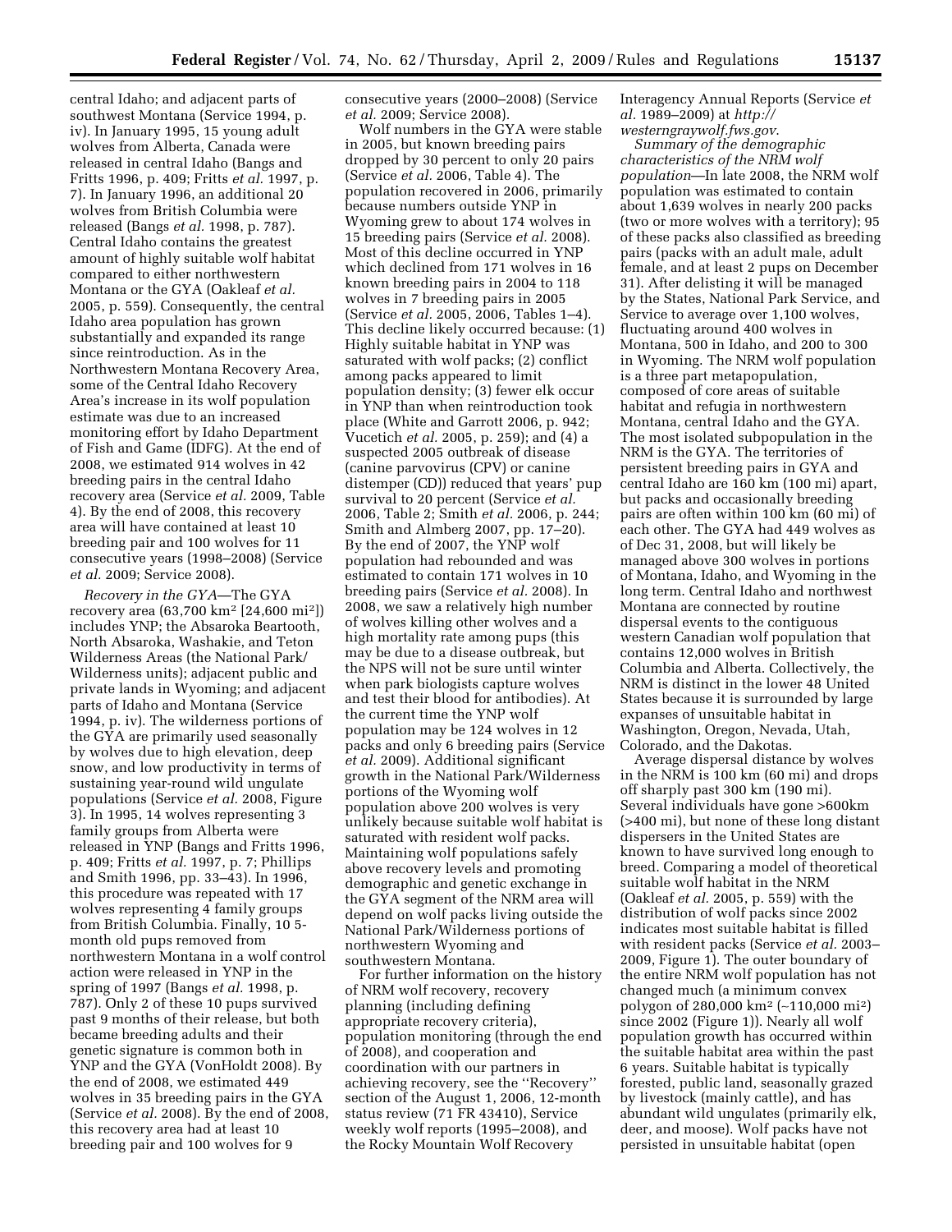central Idaho; and adjacent parts of southwest Montana (Service 1994, p. iv). In January 1995, 15 young adult wolves from Alberta, Canada were released in central Idaho (Bangs and Fritts 1996, p. 409; Fritts *et al.* 1997, p. 7). In January 1996, an additional 20 wolves from British Columbia were released (Bangs *et al.* 1998, p. 787). Central Idaho contains the greatest amount of highly suitable wolf habitat compared to either northwestern Montana or the GYA (Oakleaf *et al.* 2005, p. 559). Consequently, the central Idaho area population has grown substantially and expanded its range since reintroduction. As in the Northwestern Montana Recovery Area, some of the Central Idaho Recovery Area's increase in its wolf population estimate was due to an increased monitoring effort by Idaho Department of Fish and Game (IDFG). At the end of 2008, we estimated 914 wolves in 42 breeding pairs in the central Idaho recovery area (Service *et al.* 2009, Table 4). By the end of 2008, this recovery area will have contained at least 10 breeding pair and 100 wolves for 11 consecutive years (1998–2008) (Service *et al.* 2009; Service 2008).

*Recovery in the GYA*—The GYA recovery area (63,700 km² [24,600 mi²]) includes YNP; the Absaroka Beartooth, North Absaroka, Washakie, and Teton Wilderness Areas (the National Park/Wilderness units); adjacent public and private lands in Wyoming; and adjacent parts of Idaho and Montana (Service 1994, p. iv). The wilderness portions of the GYA are primarily used seasonally by wolves due to high elevation, deep snow, and low productivity in terms of sustaining year-round wild ungulate populations (Service *et al.* 2008, Figure 3). In 1995, 14 wolves representing 3 family groups from Alberta were released in YNP (Bangs and Fritts 1996, p. 409; Fritts *et al.* 1997, p. 7; Phillips and Smith 1996, pp. 33–43). In 1996, this procedure was repeated with 17 wolves representing 4 family groups from British Columbia. Finally, 10 5-month old pups removed from northwestern Montana in a wolf control action were released in YNP in the spring of 1997 (Bangs *et al.* 1998, p. 787). Only 2 of these 10 pups survived past 9 months of their release, but both became breeding adults and their genetic signature is common both in YNP and the GYA (VonHoldt 2008). By the end of 2008, we estimated 449 wolves in 35 breeding pairs in the GYA (Service *et al.* 2008). By the end of 2008, this recovery area had at least 10 breeding pair and 100 wolves for 9 consecutive years (2000–2008) (Service *et al.* 2009; Service 2008).

Wolf numbers in the GYA were stable in 2005, but known breeding pairs dropped by 30 percent to only 20 pairs (Service *et al.* 2006, Table 4). The population recovered in 2006, primarily because numbers outside YNP in Wyoming grew to about 174 wolves in 15 breeding pairs (Service *et al.* 2008). Most of this decline occurred in YNP which declined from 171 wolves in 16 known breeding pairs in 2004 to 118 wolves in 7 breeding pairs in 2005 (Service *et al.* 2005, 2006, Tables 1–4). This decline likely occurred because: (1) Highly suitable habitat in YNP was saturated with wolf packs; (2) conflict among packs appeared to limit population density; (3) fewer elk occur in YNP than when reintroduction took place (White and Garrott 2006, p. 942; Vucetich *et al.* 2005, p. 259); and (4) a suspected 2005 outbreak of disease (canine parvovirus (CPV) or canine distemper (CD)) reduced that years' pup survival to 20 percent (Service *et al.* 2006, Table 2; Smith *et al.* 2006, p. 244; Smith and Almberg 2007, pp. 17–20). By the end of 2007, the YNP wolf population had rebounded and was estimated to contain 171 wolves in 10 breeding pairs (Service *et al.* 2008). In 2008, we saw a relatively high number of wolves killing other wolves and a high mortality rate among pups (this may be due to a disease outbreak, but the NPS will not be sure until winter when park biologists capture wolves and test their blood for antibodies). At the current time the YNP wolf population may be 124 wolves in 12 packs and only 6 breeding pairs (Service *et al.* 2009). Additional significant growth in the National Park/Wilderness portions of the Wyoming wolf population above 200 wolves is very unlikely because suitable wolf habitat is saturated with resident wolf packs. Maintaining wolf populations safely above recovery levels and promoting demographic and genetic exchange in the GYA segment of the NRM area will depend on wolf packs living outside the National Park/Wilderness portions of northwestern Wyoming and southwestern Montana.

For further information on the history of NRM wolf recovery, recovery planning (including defining appropriate recovery criteria), population monitoring (through the end of 2008), and cooperation and coordination with our partners in achieving recovery, see the ''Recovery'' section of the August 1, 2006, 12-month status review (71 FR 43410), Service weekly wolf reports (1995–2008), and the Rocky Mountain Wolf Recovery Interagency Annual Reports (Service *et al.* 1989–2009) at *http://westerngraywolf.fws.gov.*

*Summary of the demographic characteristics of the NRM wolf population*—In late 2008, the NRM wolf population was estimated to contain about 1,639 wolves in nearly 200 packs (two or more wolves with a territory); 95 of these packs also classified as breeding pairs (packs with an adult male, adult female, and at least 2 pups on December 31). After delisting it will be managed by the States, National Park Service, and Service to average over 1,100 wolves, fluctuating around 400 wolves in Montana, 500 in Idaho, and 200 to 300 in Wyoming. The NRM wolf population is a three part metapopulation, composed of core areas of suitable habitat and refugia in northwestern Montana, central Idaho and the GYA. The most isolated subpopulation in the NRM is the GYA. The territories of persistent breeding pairs in GYA and central Idaho are 160 km (100 mi) apart, but packs and occasionally breeding pairs are often within 100 km (60 mi) of each other. The GYA had 449 wolves as of Dec 31, 2008, but will likely be managed above 300 wolves in portions of Montana, Idaho, and Wyoming in the long term. Central Idaho and northwest Montana are connected by routine dispersal events to the contiguous western Canadian wolf population that contains 12,000 wolves in British Columbia and Alberta. Collectively, the NRM is distinct in the lower 48 United States because it is surrounded by large expanses of unsuitable habitat in Washington, Oregon, Nevada, Utah, Colorado, and the Dakotas.

Average dispersal distance by wolves in the NRM is 100 km (60 mi) and drops off sharply past 300 km (190 mi). Several individuals have gone >600km (>400 mi), but none of these long distant dispersers in the United States are known to have survived long enough to breed. Comparing a model of theoretical suitable wolf habitat in the NRM (Oakleaf *et al.* 2005, p. 559) with the distribution of wolf packs since 2002 indicates most suitable habitat is filled with resident packs (Service *et al.* 2003–2009, Figure 1). The outer boundary of the entire NRM wolf population has not changed much (a minimum convex polygon of 280,000 km² (~110,000 mi²) since 2002 (Figure 1)). Nearly all wolf population growth has occurred within the suitable habitat area within the past 6 years. Suitable habitat is typically forested, public land, seasonally grazed by livestock (mainly cattle), and has abundant wild ungulates (primarily elk, deer, and moose). Wolf packs have not persisted in unsuitable habitat (open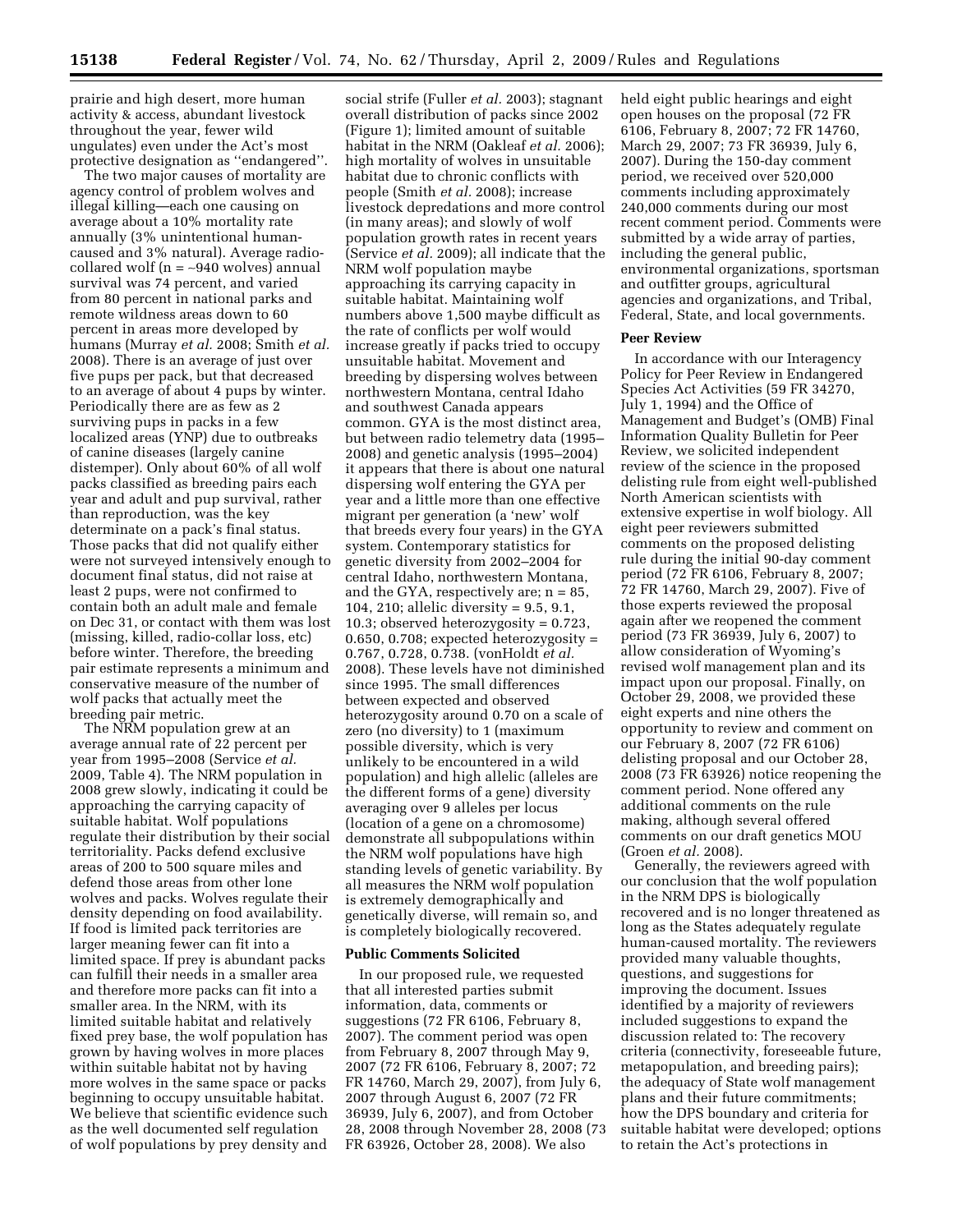prairie and high desert, more human activity & access, abundant livestock throughout the year, fewer wild ungulates) even under the Act's most protective designation as ''endangered''.

The two major causes of mortality are agency control of problem wolves and illegal killing—each one causing on average about a 10% mortality rate annually (3% unintentional human-caused and 3% natural). Average radio-collared wolf (n = ~940 wolves) annual survival was 74 percent, and varied from 80 percent in national parks and remote wildness areas down to 60 percent in areas more developed by humans (Murray *et al.* 2008; Smith *et al.* 2008). There is an average of just over five pups per pack, but that decreased to an average of about 4 pups by winter. Periodically there are as few as 2 surviving pups in packs in a few localized areas (YNP) due to outbreaks of canine diseases (largely canine distemper). Only about 60% of all wolf packs classified as breeding pairs each year and adult and pup survival, rather than reproduction, was the key determinate on a pack's final status. Those packs that did not qualify either were not surveyed intensively enough to document final status, did not raise at least 2 pups, were not confirmed to contain both an adult male and female on Dec 31, or contact with them was lost (missing, killed, radio-collar loss, etc) before winter. Therefore, the breeding pair estimate represents a minimum and conservative measure of the number of wolf packs that actually meet the breeding pair metric.

The NRM population grew at an average annual rate of 22 percent per year from 1995–2008 (Service *et al.* 2009, Table 4). The NRM population in 2008 grew slowly, indicating it could be approaching the carrying capacity of suitable habitat. Wolf populations regulate their distribution by their social territoriality. Packs defend exclusive areas of 200 to 500 square miles and defend those areas from other lone wolves and packs. Wolves regulate their density depending on food availability. If food is limited pack territories are larger meaning fewer can fit into a limited space. If prey is abundant packs can fulfill their needs in a smaller area and therefore more packs can fit into a smaller area. In the NRM, with its limited suitable habitat and relatively fixed prey base, the wolf population has grown by having wolves in more places within suitable habitat not by having more wolves in the same space or packs beginning to occupy unsuitable habitat. We believe that scientific evidence such as the well documented self regulation of wolf populations by prey density and social strife (Fuller *et al.* 2003); stagnant overall distribution of packs since 2002 (Figure 1); limited amount of suitable habitat in the NRM (Oakleaf *et al.* 2006); high mortality of wolves in unsuitable habitat due to chronic conflicts with people (Smith *et al.* 2008); increase livestock depredations and more control (in many areas); and slowly of wolf population growth rates in recent years (Service *et al.* 2009); all indicate that the NRM wolf population maybe approaching its carrying capacity in suitable habitat. Maintaining wolf numbers above 1,500 maybe difficult as the rate of conflicts per wolf would increase greatly if packs tried to occupy unsuitable habitat. Movement and breeding by dispersing wolves between northwestern Montana, central Idaho and southwest Canada appears common. GYA is the most distinct area, but between radio telemetry data (1995–2008) and genetic analysis (1995–2004) it appears that there is about one natural dispersing wolf entering the GYA per year and a little more than one effective migrant per generation (a 'new' wolf that breeds every four years) in the GYA system. Contemporary statistics for genetic diversity from 2002–2004 for central Idaho, northwestern Montana, and the GYA, respectively are; n = 85, 104, 210; allelic diversity = 9.5, 9.1, 10.3; observed heterozygosity = 0.723, 0.650, 0.708; expected heterozygosity = 0.767, 0.728, 0.738. (vonHoldt *et al.* 2008). These levels have not diminished since 1995. The small differences between expected and observed heterozygosity around 0.70 on a scale of zero (no diversity) to 1 (maximum possible diversity, which is very unlikely to be encountered in a wild population) and high allelic (alleles are the different forms of a gene) diversity averaging over 9 alleles per locus (location of a gene on a chromosome) demonstrate all subpopulations within the NRM wolf populations have high standing levels of genetic variability. By all measures the NRM wolf population is extremely demographically and genetically diverse, will remain so, and is completely biologically recovered.

**Public Comments Solicited**

In our proposed rule, we requested that all interested parties submit information, data, comments or suggestions (72 FR 6106, February 8, 2007). The comment period was open from February 8, 2007 through May 9, 2007 (72 FR 6106, February 8, 2007; 72 FR 14760, March 29, 2007), from July 6, 2007 through August 6, 2007 (72 FR 36939, July 6, 2007), and from October 28, 2008 through November 28, 2008 (73 FR 63926, October 28, 2008). We also held eight public hearings and eight open houses on the proposal (72 FR 6106, February 8, 2007; 72 FR 14760, March 29, 2007; 73 FR 36939, July 6, 2007). During the 150-day comment period, we received over 520,000 comments including approximately 240,000 comments during our most recent comment period. Comments were submitted by a wide array of parties, including the general public, environmental organizations, sportsman and outfitter groups, agricultural agencies and organizations, and Tribal, Federal, State, and local governments.

**Peer Review**

In accordance with our Interagency Policy for Peer Review in Endangered Species Act Activities (59 FR 34270, July 1, 1994) and the Office of Management and Budget's (OMB) Final Information Quality Bulletin for Peer Review, we solicited independent review of the science in the proposed delisting rule from eight well-published North American scientists with extensive expertise in wolf biology. All eight peer reviewers submitted comments on the proposed delisting rule during the initial 90-day comment period (72 FR 6106, February 8, 2007; 72 FR 14760, March 29, 2007). Five of those experts reviewed the proposal again after we reopened the comment period (73 FR 36939, July 6, 2007) to allow consideration of Wyoming's revised wolf management plan and its impact upon our proposal. Finally, on October 29, 2008, we provided these eight experts and nine others the opportunity to review and comment on our February 8, 2007 (72 FR 6106) delisting proposal and our October 28, 2008 (73 FR 63926) notice reopening the comment period. None offered any additional comments on the rule making, although several offered comments on our draft genetics MOU (Groen *et al.* 2008).

Generally, the reviewers agreed with our conclusion that the wolf population in the NRM DPS is biologically recovered and is no longer threatened as long as the States adequately regulate human-caused mortality. The reviewers provided many valuable thoughts, questions, and suggestions for improving the document. Issues identified by a majority of reviewers included suggestions to expand the discussion related to: The recovery criteria (connectivity, foreseeable future, metapopulation, and breeding pairs); the adequacy of State wolf management plans and their future commitments; how the DPS boundary and criteria for suitable habitat were developed; options to retain the Act's protections in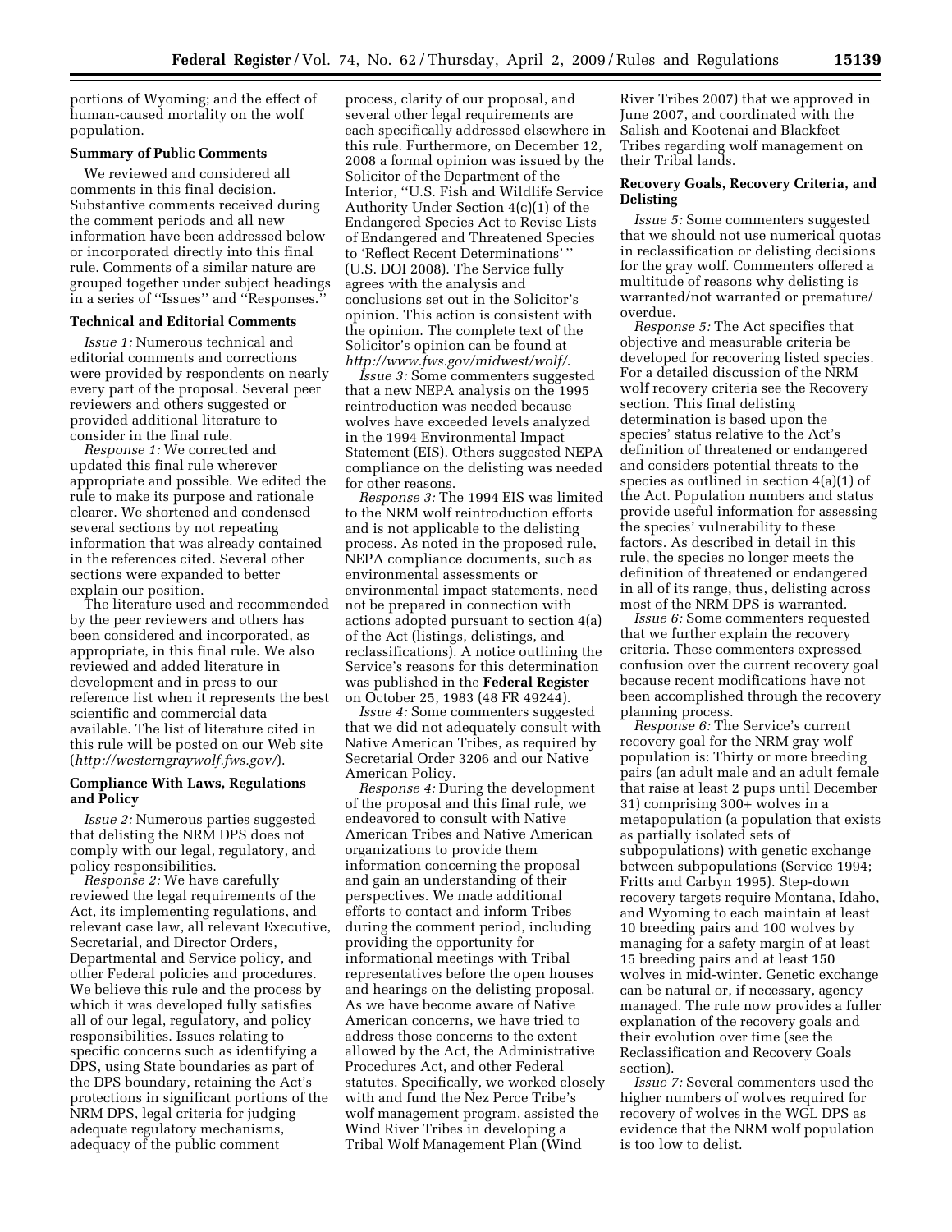portions of Wyoming; and the effect of human-caused mortality on the wolf population.

**Summary of Public Comments**

We reviewed and considered all comments in this final decision. Substantive comments received during the comment periods and all new information have been addressed below or incorporated directly into this final rule. Comments of a similar nature are grouped together under subject headings in a series of ''Issues'' and ''Responses.''

**Technical and Editorial Comments**

*Issue 1:* Numerous technical and editorial comments and corrections were provided by respondents on nearly every part of the proposal. Several peer reviewers and others suggested or provided additional literature to consider in the final rule.

*Response 1:* We corrected and updated this final rule wherever appropriate and possible. We edited the rule to make its purpose and rationale clearer. We shortened and condensed several sections by not repeating information that was already contained in the references cited. Several other sections were expanded to better explain our position.

The literature used and recommended by the peer reviewers and others has been considered and incorporated, as appropriate, in this final rule. We also reviewed and added literature in development and in press to our reference list when it represents the best scientific and commercial data available. The list of literature cited in this rule will be posted on our Web site (*http://westerngraywolf.fws.gov/*).

**Compliance With Laws, Regulations and Policy**

*Issue 2:* Numerous parties suggested that delisting the NRM DPS does not comply with our legal, regulatory, and policy responsibilities.

*Response 2:* We have carefully reviewed the legal requirements of the Act, its implementing regulations, and relevant case law, all relevant Executive, Secretarial, and Director Orders, Departmental and Service policy, and other Federal policies and procedures. We believe this rule and the process by which it was developed fully satisfies all of our legal, regulatory, and policy responsibilities. Issues relating to specific concerns such as identifying a DPS, using State boundaries as part of the DPS boundary, retaining the Act's protections in significant portions of the NRM DPS, legal criteria for judging adequate regulatory mechanisms, adequacy of the public comment process, clarity of our proposal, and several other legal requirements are each specifically addressed elsewhere in this rule. Furthermore, on December 12, 2008 a formal opinion was issued by the Solicitor of the Department of the Interior, ''U.S. Fish and Wildlife Service Authority Under Section 4(c)(1) of the Endangered Species Act to Revise Lists of Endangered and Threatened Species to 'Reflect Recent Determinations' '' (U.S. DOI 2008). The Service fully agrees with the analysis and conclusions set out in the Solicitor's opinion. This action is consistent with the opinion. The complete text of the Solicitor's opinion can be found at *http://www.fws.gov/midwest/wolf/*.

*Issue 3:* Some commenters suggested that a new NEPA analysis on the 1995 reintroduction was needed because wolves have exceeded levels analyzed in the 1994 Environmental Impact Statement (EIS). Others suggested NEPA compliance on the delisting was needed for other reasons.

*Response 3:* The 1994 EIS was limited to the NRM wolf reintroduction efforts and is not applicable to the delisting process. As noted in the proposed rule, NEPA compliance documents, such as environmental assessments or environmental impact statements, need not be prepared in connection with actions adopted pursuant to section 4(a) of the Act (listings, delistings, and reclassifications). A notice outlining the Service's reasons for this determination was published in the **Federal Register** on October 25, 1983 (48 FR 49244).

*Issue 4:* Some commenters suggested that we did not adequately consult with Native American Tribes, as required by Secretarial Order 3206 and our Native American Policy.

*Response 4:* During the development of the proposal and this final rule, we endeavored to consult with Native American Tribes and Native American organizations to provide them information concerning the proposal and gain an understanding of their perspectives. We made additional efforts to contact and inform Tribes during the comment period, including providing the opportunity for informational meetings with Tribal representatives before the open houses and hearings on the delisting proposal. As we have become aware of Native American concerns, we have tried to address those concerns to the extent allowed by the Act, the Administrative Procedures Act, and other Federal statutes. Specifically, we worked closely with and fund the Nez Perce Tribe's wolf management program, assisted the Wind River Tribes in developing a Tribal Wolf Management Plan (Wind River Tribes 2007) that we approved in June 2007, and coordinated with the Salish and Kootenai and Blackfeet Tribes regarding wolf management on their Tribal lands.

**Recovery Goals, Recovery Criteria, and Delisting**

*Issue 5:* Some commenters suggested that we should not use numerical quotas in reclassification or delisting decisions for the gray wolf. Commenters offered a multitude of reasons why delisting is warranted/not warranted or premature/overdue.

*Response 5:* The Act specifies that objective and measurable criteria be developed for recovering listed species. For a detailed discussion of the NRM wolf recovery criteria see the Recovery section. This final delisting determination is based upon the species' status relative to the Act's definition of threatened or endangered and considers potential threats to the species as outlined in section 4(a)(1) of the Act. Population numbers and status provide useful information for assessing the species' vulnerability to these factors. As described in detail in this rule, the species no longer meets the definition of threatened or endangered in all of its range, thus, delisting across most of the NRM DPS is warranted.

*Issue 6:* Some commenters requested that we further explain the recovery criteria. These commenters expressed confusion over the current recovery goal because recent modifications have not been accomplished through the recovery planning process.

*Response 6:* The Service's current recovery goal for the NRM gray wolf population is: Thirty or more breeding pairs (an adult male and an adult female that raise at least 2 pups until December 31) comprising 300+ wolves in a metapopulation (a population that exists as partially isolated sets of subpopulations) with genetic exchange between subpopulations (Service 1994; Fritts and Carbyn 1995). Step-down recovery targets require Montana, Idaho, and Wyoming to each maintain at least 10 breeding pairs and 100 wolves by managing for a safety margin of at least 15 breeding pairs and at least 150 wolves in mid-winter. Genetic exchange can be natural or, if necessary, agency managed. The rule now provides a fuller explanation of the recovery goals and their evolution over time (see the Reclassification and Recovery Goals section).

*Issue 7:* Several commenters used the higher numbers of wolves required for recovery of wolves in the WGL DPS as evidence that the NRM wolf population is too low to delist.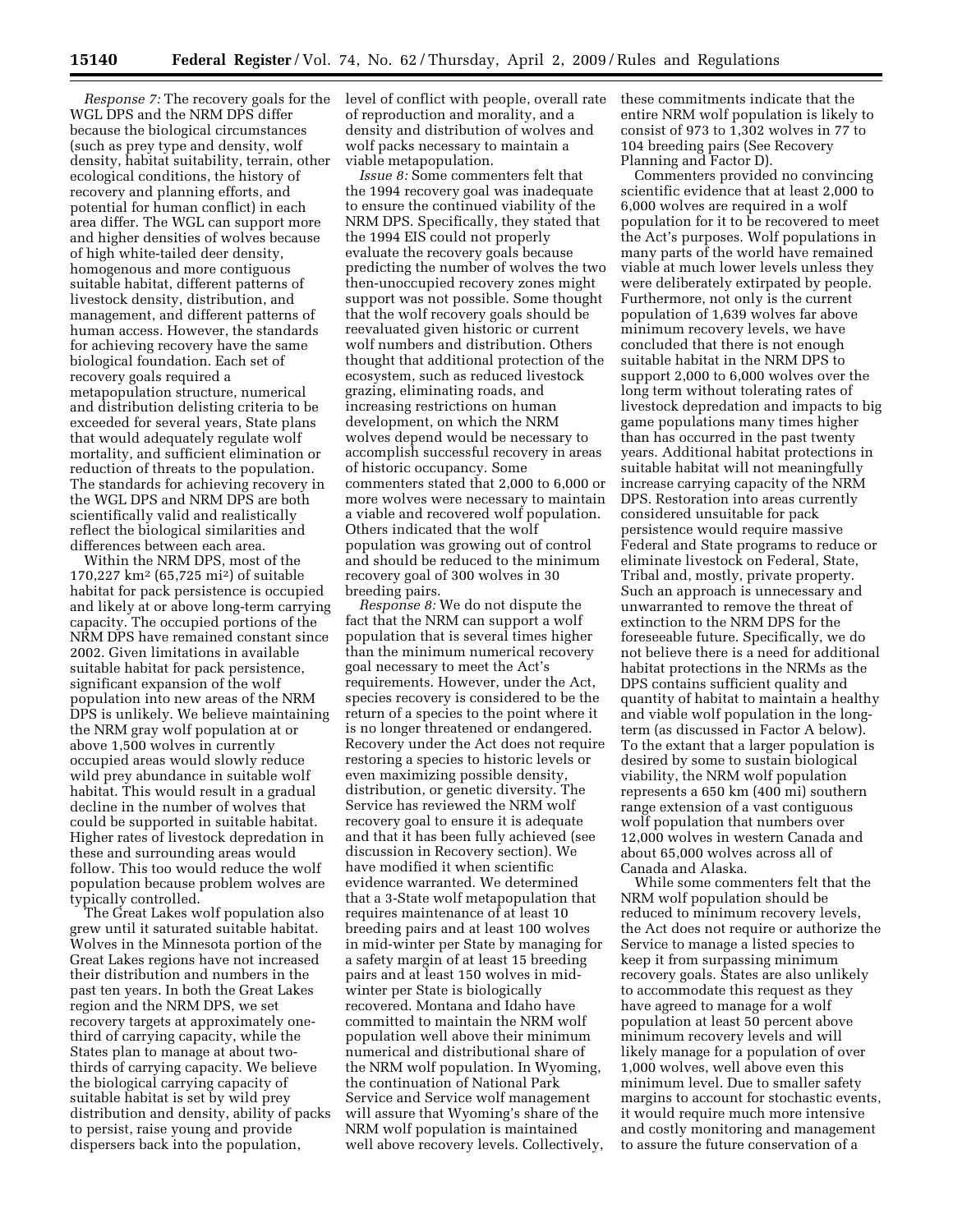*Response 7:* The recovery goals for the WGL DPS and the NRM DPS differ because the biological circumstances (such as prey type and density, wolf density, habitat suitability, terrain, other ecological conditions, the history of recovery and planning efforts, and potential for human conflict) in each area differ. The WGL can support more and higher densities of wolves because of high white-tailed deer density, homogenous and more contiguous suitable habitat, different patterns of livestock density, distribution, and management, and different patterns of human access. However, the standards for achieving recovery have the same biological foundation. Each set of recovery goals required a metapopulation structure, numerical and distribution delisting criteria to be exceeded for several years, State plans that would adequately regulate wolf mortality, and sufficient elimination or reduction of threats to the population. The standards for achieving recovery in the WGL DPS and NRM DPS are both scientifically valid and realistically reflect the biological similarities and differences between each area.

Within the NRM DPS, most of the 170,227 km$^2$ (65,725 mi$^2$) of suitable habitat for pack persistence is occupied and likely at or above long-term carrying capacity. The occupied portions of the NRM DPS have remained constant since 2002. Given limitations in available suitable habitat for pack persistence, significant expansion of the wolf population into new areas of the NRM DPS is unlikely. We believe maintaining the NRM gray wolf population at or above 1,500 wolves in currently occupied areas would slowly reduce wild prey abundance in suitable wolf habitat. This would result in a gradual decline in the number of wolves that could be supported in suitable habitat. Higher rates of livestock depredation in these and surrounding areas would follow. This too would reduce the wolf population because problem wolves are typically controlled.

The Great Lakes wolf population also grew until it saturated suitable habitat. Wolves in the Minnesota portion of the Great Lakes regions have not increased their distribution and numbers in the past ten years. In both the Great Lakes region and the NRM DPS, we set recovery targets at approximately one-third of carrying capacity, while the States plan to manage at about two-thirds of carrying capacity. We believe the biological carrying capacity of suitable habitat is set by wild prey distribution and density, ability of packs to persist, raise young and provide dispersers back into the population, level of conflict with people, overall rate of reproduction and morality, and a density and distribution of wolves and wolf packs necessary to maintain a viable metapopulation.

*Issue 8:* Some commenters felt that the 1994 recovery goal was inadequate to ensure the continued viability of the NRM DPS. Specifically, they stated that the 1994 EIS could not properly evaluate the recovery goals because predicting the number of wolves the two then-unoccupied recovery zones might support was not possible. Some thought that the wolf recovery goals should be reevaluated given historic or current wolf numbers and distribution. Others thought that additional protection of the ecosystem, such as reduced livestock grazing, eliminating roads, and increasing restrictions on human development, on which the NRM wolves depend would be necessary to accomplish successful recovery in areas of historic occupancy. Some commenters stated that 2,000 to 6,000 or more wolves were necessary to maintain a viable and recovered wolf population. Others indicated that the wolf population was growing out of control and should be reduced to the minimum recovery goal of 300 wolves in 30 breeding pairs.

*Response 8:* We do not dispute the fact that the NRM can support a wolf population that is several times higher than the minimum numerical recovery goal necessary to meet the Act's requirements. However, under the Act, species recovery is considered to be the return of a species to the point where it is no longer threatened or endangered. Recovery under the Act does not require restoring a species to historic levels or even maximizing possible density, distribution, or genetic diversity. The Service has reviewed the NRM wolf recovery goal to ensure it is adequate and that it has been fully achieved (see discussion in Recovery section). We have modified it when scientific evidence warranted. We determined that a 3-State wolf metapopulation that requires maintenance of at least 10 breeding pairs and at least 100 wolves in mid-winter per State by managing for a safety margin of at least 15 breeding pairs and at least 150 wolves in mid-winter per State is biologically recovered. Montana and Idaho have committed to maintain the NRM wolf population well above their minimum numerical and distributional share of the NRM wolf population. In Wyoming, the continuation of National Park Service and Service wolf management will assure that Wyoming's share of the NRM wolf population is maintained well above recovery levels. Collectively, these commitments indicate that the entire NRM wolf population is likely to consist of 973 to 1,302 wolves in 77 to 104 breeding pairs (See Recovery Planning and Factor D).

Commenters provided no convincing scientific evidence that at least 2,000 to 6,000 wolves are required in a wolf population for it to be recovered to meet the Act's purposes. Wolf populations in many parts of the world have remained viable at much lower levels unless they were deliberately extirpated by people. Furthermore, not only is the current population of 1,639 wolves far above minimum recovery levels, we have concluded that there is not enough suitable habitat in the NRM DPS to support 2,000 to 6,000 wolves over the long term without tolerating rates of livestock depredation and impacts to big game populations many times higher than has occurred in the past twenty years. Additional habitat protections in suitable habitat will not meaningfully increase carrying capacity of the NRM DPS. Restoration into areas currently considered unsuitable for pack persistence would require massive Federal and State programs to reduce or eliminate livestock on Federal, State, Tribal and, mostly, private property. Such an approach is unnecessary and unwarranted to remove the threat of extinction to the NRM DPS for the foreseeable future. Specifically, we do not believe there is a need for additional habitat protections in the NRMs as the DPS contains sufficient quality and quantity of habitat to maintain a healthy and viable wolf population in the long-term (as discussed in Factor A below). To the extant that a larger population is desired by some to sustain biological viability, the NRM wolf population represents a 650 km (400 mi) southern range extension of a vast contiguous wolf population that numbers over 12,000 wolves in western Canada and about 65,000 wolves across all of Canada and Alaska.

While some commenters felt that the NRM wolf population should be reduced to minimum recovery levels, the Act does not require or authorize the Service to manage a listed species to keep it from surpassing minimum recovery goals. States are also unlikely to accommodate this request as they have agreed to manage for a wolf population at least 50 percent above minimum recovery levels and will likely manage for a population of over 1,000 wolves, well above even this minimum level. Due to smaller safety margins to account for stochastic events, it would require much more intensive and costly monitoring and management to assure the future conservation of a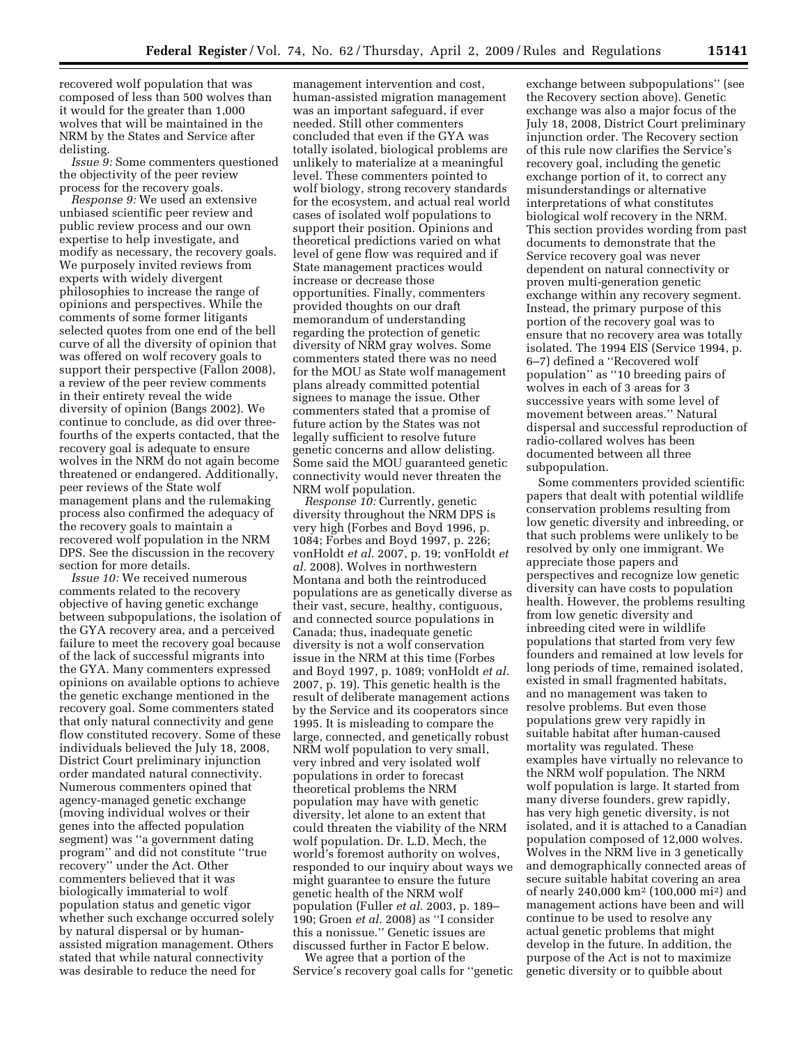recovered wolf population that was composed of less than 500 wolves than it would for the greater than 1,000 wolves that will be maintained in the NRM by the States and Service after delisting.

*Issue 9:* Some commenters questioned the objectivity of the peer review process for the recovery goals.

*Response 9:* We used an extensive unbiased scientific peer review and public review process and our own expertise to help investigate, and modify as necessary, the recovery goals. We purposely invited reviews from experts with widely divergent philosophies to increase the range of opinions and perspectives. While the comments of some former litigants selected quotes from one end of the bell curve of all the diversity of opinion that was offered on wolf recovery goals to support their perspective (Fallon 2008), a review of the peer review comments in their entirety reveal the wide diversity of opinion (Bangs 2002). We continue to conclude, as did over three-fourths of the experts contacted, that the recovery goal is adequate to ensure wolves in the NRM do not again become threatened or endangered. Additionally, peer reviews of the State wolf management plans and the rulemaking process also confirmed the adequacy of the recovery goals to maintain a recovered wolf population in the NRM DPS. See the discussion in the recovery section for more details.

*Issue 10:* We received numerous comments related to the recovery objective of having genetic exchange between subpopulations, the isolation of the GYA recovery area, and a perceived failure to meet the recovery goal because of the lack of successful migrants into the GYA. Many commenters expressed opinions on available options to achieve the genetic exchange mentioned in the recovery goal. Some commenters stated that only natural connectivity and gene flow constituted recovery. Some of these individuals believed the July 18, 2008, District Court preliminary injunction order mandated natural connectivity. Numerous commenters opined that agency-managed genetic exchange (moving individual wolves or their genes into the affected population segment) was ''a government dating program'' and did not constitute ''true recovery'' under the Act. Other commenters believed that it was biologically immaterial to wolf population status and genetic vigor whether such exchange occurred solely by natural dispersal or by human-assisted migration management. Others stated that while natural connectivity was desirable to reduce the need for management intervention and cost, human-assisted migration management was an important safeguard, if ever needed. Still other commenters concluded that even if the GYA was totally isolated, biological problems are unlikely to materialize at a meaningful level. These commenters pointed to wolf biology, strong recovery standards for the ecosystem, and actual real world cases of isolated wolf populations to support their position. Opinions and theoretical predictions varied on what level of gene flow was required and if State management practices would increase or decrease those opportunities. Finally, commenters provided thoughts on our draft memorandum of understanding regarding the protection of genetic diversity of NRM gray wolves. Some commenters stated there was no need for the MOU as State wolf management plans already committed potential signees to manage the issue. Other commenters stated that a promise of future action by the States was not legally sufficient to resolve future genetic concerns and allow delisting. Some said the MOU guaranteed genetic connectivity would never threaten the NRM wolf population.

*Response 10:* Currently, genetic diversity throughout the NRM DPS is very high (Forbes and Boyd 1996, p. 1084; Forbes and Boyd 1997, p. 226; vonHoldt *et al.* 2007, p. 19; vonHoldt *et al.* 2008). Wolves in northwestern Montana and both the reintroduced populations are as genetically diverse as their vast, secure, healthy, contiguous, and connected source populations in Canada; thus, inadequate genetic diversity is not a wolf conservation issue in the NRM at this time (Forbes and Boyd 1997, p. 1089; vonHoldt *et al.* 2007, p. 19). This genetic health is the result of deliberate management actions by the Service and its cooperators since 1995. It is misleading to compare the large, connected, and genetically robust NRM wolf population to very small, very inbred and very isolated wolf populations in order to forecast theoretical problems the NRM population may have with genetic diversity, let alone to an extent that could threaten the viability of the NRM wolf population. Dr. L.D. Mech, the world's foremost authority on wolves, responded to our inquiry about ways we might guarantee to ensure the future genetic health of the NRM wolf population (Fuller *et al.* 2003, p. 189–190; Groen *et al.* 2008) as ''I consider this a nonissue.'' Genetic issues are discussed further in Factor E below.

We agree that a portion of the Service's recovery goal calls for ''genetic exchange between subpopulations'' (see the Recovery section above). Genetic exchange was also a major focus of the July 18, 2008, District Court preliminary injunction order. The Recovery section of this rule now clarifies the Service's recovery goal, including the genetic exchange portion of it, to correct any misunderstandings or alternative interpretations of what constitutes biological wolf recovery in the NRM. This section provides wording from past documents to demonstrate that the Service recovery goal was never dependent on natural connectivity or proven multi-generation genetic exchange within any recovery segment. Instead, the primary purpose of this portion of the recovery goal was to ensure that no recovery area was totally isolated. The 1994 EIS (Service 1994, p. 6–7) defined a ''Recovered wolf population'' as ''10 breeding pairs of wolves in each of 3 areas for 3 successive years with some level of movement between areas.'' Natural dispersal and successful reproduction of radio-collared wolves has been documented between all three subpopulation.

Some commenters provided scientific papers that dealt with potential wildlife conservation problems resulting from low genetic diversity and inbreeding, or that such problems were unlikely to be resolved by only one immigrant. We appreciate those papers and perspectives and recognize low genetic diversity can have costs to population health. However, the problems resulting from low genetic diversity and inbreeding cited were in wildlife populations that started from very few founders and remained at low levels for long periods of time, remained isolated, existed in small fragmented habitats, and no management was taken to resolve problems. But even those populations grew very rapidly in suitable habitat after human-caused mortality was regulated. These examples have virtually no relevance to the NRM wolf population. The NRM wolf population is large. It started from many diverse founders, grew rapidly, has very high genetic diversity, is not isolated, and it is attached to a Canadian population composed of 12,000 wolves. Wolves in the NRM live in 3 genetically and demographically connected areas of secure suitable habitat covering an area of nearly 240,000 km$^2$ (100,000 mi$^2$) and management actions have been and will continue to be used to resolve any actual genetic problems that might develop in the future. In addition, the purpose of the Act is not to maximize genetic diversity or to quibble about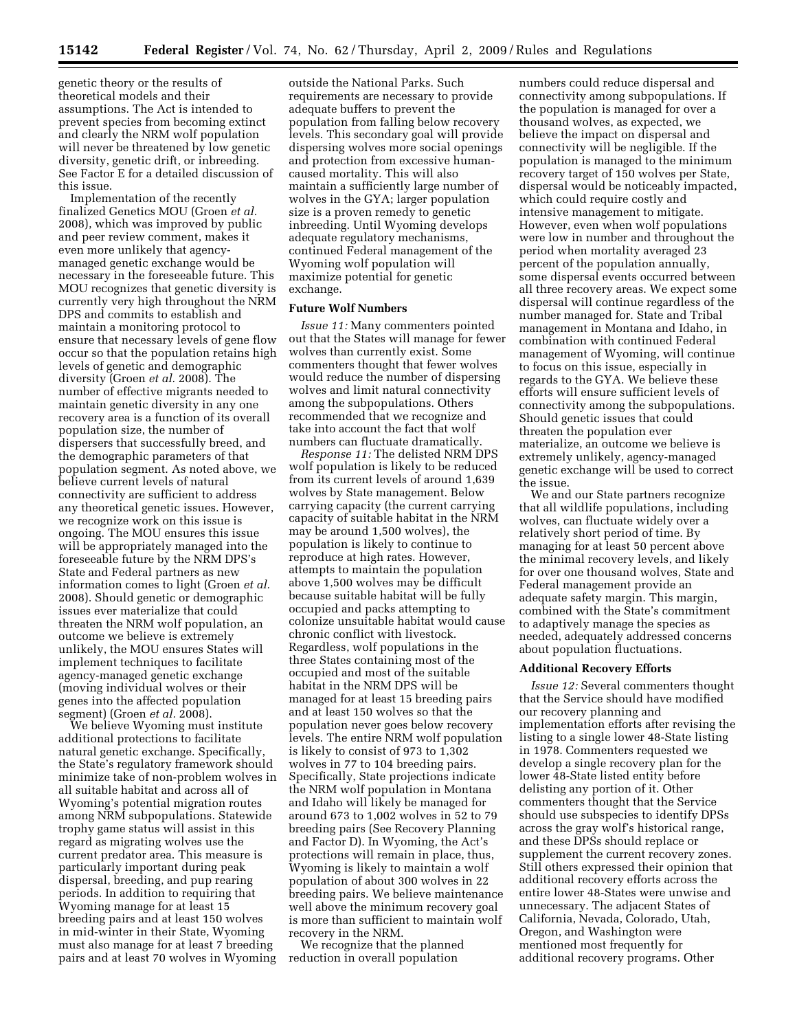genetic theory or the results of theoretical models and their assumptions. The Act is intended to prevent species from becoming extinct and clearly the NRM wolf population will never be threatened by low genetic diversity, genetic drift, or inbreeding. See Factor E for a detailed discussion of this issue.

Implementation of the recently finalized Genetics MOU (Groen *et al.* 2008), which was improved by public and peer review comment, makes it even more unlikely that agency-managed genetic exchange would be necessary in the foreseeable future. This MOU recognizes that genetic diversity is currently very high throughout the NRM DPS and commits to establish and maintain a monitoring protocol to ensure that necessary levels of gene flow occur so that the population retains high levels of genetic and demographic diversity (Groen *et al.* 2008). The number of effective migrants needed to maintain genetic diversity in any one recovery area is a function of its overall population size, the number of dispersers that successfully breed, and the demographic parameters of that population segment. As noted above, we believe current levels of natural connectivity are sufficient to address any theoretical genetic issues. However, we recognize work on this issue is ongoing. The MOU ensures this issue will be appropriately managed into the foreseeable future by the NRM DPS's State and Federal partners as new information comes to light (Groen *et al.* 2008). Should genetic or demographic issues ever materialize that could threaten the NRM wolf population, an outcome we believe is extremely unlikely, the MOU ensures States will implement techniques to facilitate agency-managed genetic exchange (moving individual wolves or their genes into the affected population segment) (Groen *et al.* 2008).

We believe Wyoming must institute additional protections to facilitate natural genetic exchange. Specifically, the State's regulatory framework should minimize take of non-problem wolves in all suitable habitat and across all of Wyoming's potential migration routes among NRM subpopulations. Statewide trophy game status will assist in this regard as migrating wolves use the current predator area. This measure is particularly important during peak dispersal, breeding, and pup rearing periods. In addition to requiring that Wyoming manage for at least 15 breeding pairs and at least 150 wolves in mid-winter in their State, Wyoming must also manage for at least 7 breeding pairs and at least 70 wolves in Wyoming outside the National Parks. Such requirements are necessary to provide adequate buffers to prevent the population from falling below recovery levels. This secondary goal will provide dispersing wolves more social openings and protection from excessive human-caused mortality. This will also maintain a sufficiently large number of wolves in the GYA; larger population size is a proven remedy to genetic inbreeding. Until Wyoming develops adequate regulatory mechanisms, continued Federal management of the Wyoming wolf population will maximize potential for genetic exchange.

**Future Wolf Numbers**

*Issue 11:* Many commenters pointed out that the States will manage for fewer wolves than currently exist. Some commenters thought that fewer wolves would reduce the number of dispersing wolves and limit natural connectivity among the subpopulations. Others recommended that we recognize and take into account the fact that wolf numbers can fluctuate dramatically.

*Response 11:* The delisted NRM DPS wolf population is likely to be reduced from its current levels of around 1,639 wolves by State management. Below carrying capacity (the current carrying capacity of suitable habitat in the NRM may be around 1,500 wolves), the population is likely to continue to reproduce at high rates. However, attempts to maintain the population above 1,500 wolves may be difficult because suitable habitat will be fully occupied and packs attempting to colonize unsuitable habitat would cause chronic conflict with livestock. Regardless, wolf populations in the three States containing most of the occupied and most of the suitable habitat in the NRM DPS will be managed for at least 15 breeding pairs and at least 150 wolves so that the population never goes below recovery levels. The entire NRM wolf population is likely to consist of 973 to 1,302 wolves in 77 to 104 breeding pairs. Specifically, State projections indicate the NRM wolf population in Montana and Idaho will likely be managed for around 673 to 1,002 wolves in 52 to 79 breeding pairs (See Recovery Planning and Factor D). In Wyoming, the Act's protections will remain in place, thus, Wyoming is likely to maintain a wolf population of about 300 wolves in 22 breeding pairs. We believe maintenance well above the minimum recovery goal is more than sufficient to maintain wolf recovery in the NRM.

We recognize that the planned reduction in overall population numbers could reduce dispersal and connectivity among subpopulations. If the population is managed for over a thousand wolves, as expected, we believe the impact on dispersal and connectivity will be negligible. If the population is managed to the minimum recovery target of 150 wolves per State, dispersal would be noticeably impacted, which could require costly and intensive management to mitigate. However, even when wolf populations were low in number and throughout the period when mortality averaged 23 percent of the population annually, some dispersal events occurred between all three recovery areas. We expect some dispersal will continue regardless of the number managed for. State and Tribal management in Montana and Idaho, in combination with continued Federal management of Wyoming, will continue to focus on this issue, especially in regards to the GYA. We believe these efforts will ensure sufficient levels of connectivity among the subpopulations. Should genetic issues that could threaten the population ever materialize, an outcome we believe is extremely unlikely, agency-managed genetic exchange will be used to correct the issue.

We and our State partners recognize that all wildlife populations, including wolves, can fluctuate widely over a relatively short period of time. By managing for at least 50 percent above the minimal recovery levels, and likely for over one thousand wolves, State and Federal management provide an adequate safety margin. This margin, combined with the State's commitment to adaptively manage the species as needed, adequately addressed concerns about population fluctuations.

**Additional Recovery Efforts**

*Issue 12:* Several commenters thought that the Service should have modified our recovery planning and implementation efforts after revising the listing to a single lower 48-State listing in 1978. Commenters requested we develop a single recovery plan for the lower 48-State listed entity before delisting any portion of it. Other commenters thought that the Service should use subspecies to identify DPSs across the gray wolf's historical range, and these DPSs should replace or supplement the current recovery zones. Still others expressed their opinion that additional recovery efforts across the entire lower 48-States were unwise and unnecessary. The adjacent States of California, Nevada, Colorado, Utah, Oregon, and Washington were mentioned most frequently for additional recovery programs. Other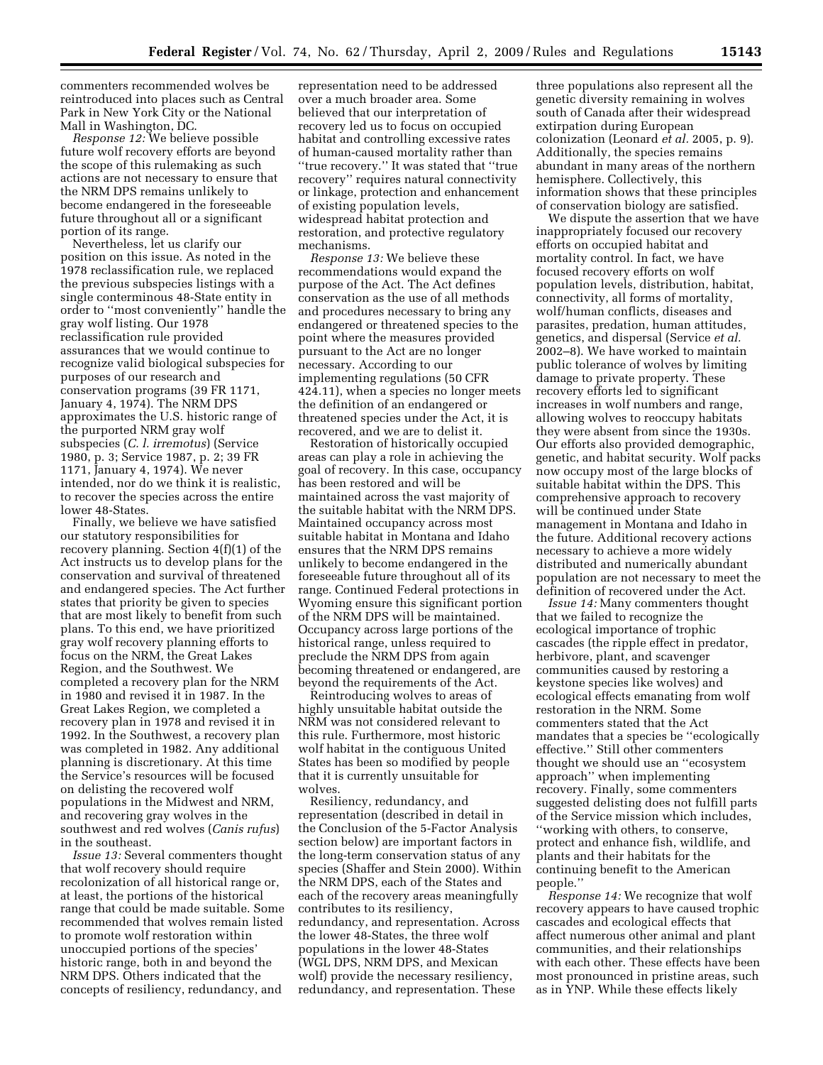commenters recommended wolves be reintroduced into places such as Central Park in New York City or the National Mall in Washington, DC.

*Response 12:* We believe possible future wolf recovery efforts are beyond the scope of this rulemaking as such actions are not necessary to ensure that the NRM DPS remains unlikely to become endangered in the foreseeable future throughout all or a significant portion of its range.

Nevertheless, let us clarify our position on this issue. As noted in the 1978 reclassification rule, we replaced the previous subspecies listings with a single conterminous 48-State entity in order to ''most conveniently'' handle the gray wolf listing. Our 1978 reclassification rule provided assurances that we would continue to recognize valid biological subspecies for purposes of our research and conservation programs (39 FR 1171, January 4, 1974). The NRM DPS approximates the U.S. historic range of the purported NRM gray wolf subspecies (*C. l. irremotus*) (Service 1980, p. 3; Service 1987, p. 2; 39 FR 1171, January 4, 1974). We never intended, nor do we think it is realistic, to recover the species across the entire lower 48-States.

Finally, we believe we have satisfied our statutory responsibilities for recovery planning. Section 4(f)(1) of the Act instructs us to develop plans for the conservation and survival of threatened and endangered species. The Act further states that priority be given to species that are most likely to benefit from such plans. To this end, we have prioritized gray wolf recovery planning efforts to focus on the NRM, the Great Lakes Region, and the Southwest. We completed a recovery plan for the NRM in 1980 and revised it in 1987. In the Great Lakes Region, we completed a recovery plan in 1978 and revised it in 1992. In the Southwest, a recovery plan was completed in 1982. Any additional planning is discretionary. At this time the Service's resources will be focused on delisting the recovered wolf populations in the Midwest and NRM, and recovering gray wolves in the southwest and red wolves (*Canis rufus*) in the southeast.

*Issue 13:* Several commenters thought that wolf recovery should require recolonization of all historical range or, at least, the portions of the historical range that could be made suitable. Some recommended that wolves remain listed to promote wolf restoration within unoccupied portions of the species' historic range, both in and beyond the NRM DPS. Others indicated that the concepts of resiliency, redundancy, and representation need to be addressed over a much broader area. Some believed that our interpretation of recovery led us to focus on occupied habitat and controlling excessive rates of human-caused mortality rather than ''true recovery.'' It was stated that ''true recovery'' requires natural connectivity or linkage, protection and enhancement of existing population levels, widespread habitat protection and restoration, and protective regulatory mechanisms.

*Response 13:* We believe these recommendations would expand the purpose of the Act. The Act defines conservation as the use of all methods and procedures necessary to bring any endangered or threatened species to the point where the measures provided pursuant to the Act are no longer necessary. According to our implementing regulations (50 CFR 424.11), when a species no longer meets the definition of an endangered or threatened species under the Act, it is recovered, and we are to delist it.

Restoration of historically occupied areas can play a role in achieving the goal of recovery. In this case, occupancy has been restored and will be maintained across the vast majority of the suitable habitat with the NRM DPS. Maintained occupancy across most suitable habitat in Montana and Idaho ensures that the NRM DPS remains unlikely to become endangered in the foreseeable future throughout all of its range. Continued Federal protections in Wyoming ensure this significant portion of the NRM DPS will be maintained. Occupancy across large portions of the historical range, unless required to preclude the NRM DPS from again becoming threatened or endangered, are beyond the requirements of the Act.

Reintroducing wolves to areas of highly unsuitable habitat outside the NRM was not considered relevant to this rule. Furthermore, most historic wolf habitat in the contiguous United States has been so modified by people that it is currently unsuitable for wolves.

Resiliency, redundancy, and representation (described in detail in the Conclusion of the 5-Factor Analysis section below) are important factors in the long-term conservation status of any species (Shaffer and Stein 2000). Within the NRM DPS, each of the States and each of the recovery areas meaningfully contributes to its resiliency, redundancy, and representation. Across the lower 48-States, the three wolf populations in the lower 48-States (WGL DPS, NRM DPS, and Mexican wolf) provide the necessary resiliency, redundancy, and representation. These three populations also represent all the genetic diversity remaining in wolves south of Canada after their widespread extirpation during European colonization (Leonard *et al.* 2005, p. 9). Additionally, the species remains abundant in many areas of the northern hemisphere. Collectively, this information shows that these principles of conservation biology are satisfied.

We dispute the assertion that we have inappropriately focused our recovery efforts on occupied habitat and mortality control. In fact, we have focused recovery efforts on wolf population levels, distribution, habitat, connectivity, all forms of mortality, wolf/human conflicts, diseases and parasites, predation, human attitudes, genetics, and dispersal (Service *et al.* 2002–8). We have worked to maintain public tolerance of wolves by limiting damage to private property. These recovery efforts led to significant increases in wolf numbers and range, allowing wolves to reoccupy habitats they were absent from since the 1930s. Our efforts also provided demographic, genetic, and habitat security. Wolf packs now occupy most of the large blocks of suitable habitat within the DPS. This comprehensive approach to recovery will be continued under State management in Montana and Idaho in the future. Additional recovery actions necessary to achieve a more widely distributed and numerically abundant population are not necessary to meet the definition of recovered under the Act.

*Issue 14:* Many commenters thought that we failed to recognize the ecological importance of trophic cascades (the ripple effect in predator, herbivore, plant, and scavenger communities caused by restoring a keystone species like wolves) and ecological effects emanating from wolf restoration in the NRM. Some commenters stated that the Act mandates that a species be ''ecologically effective.'' Still other commenters thought we should use an ''ecosystem approach'' when implementing recovery. Finally, some commenters suggested delisting does not fulfill parts of the Service mission which includes, ''working with others, to conserve, protect and enhance fish, wildlife, and plants and their habitats for the continuing benefit to the American people.''

*Response 14:* We recognize that wolf recovery appears to have caused trophic cascades and ecological effects that affect numerous other animal and plant communities, and their relationships with each other. These effects have been most pronounced in pristine areas, such as in YNP. While these effects likely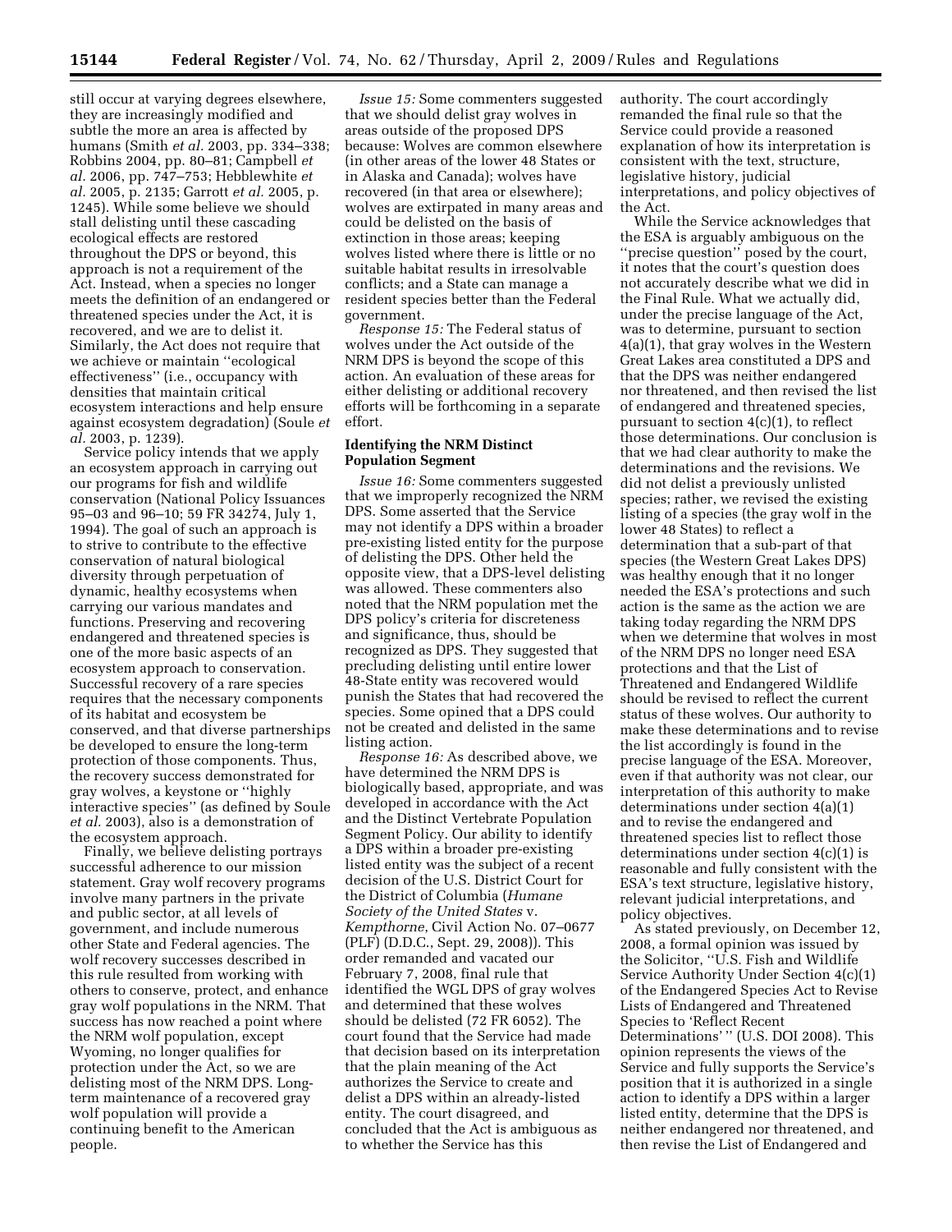still occur at varying degrees elsewhere, they are increasingly modified and subtle the more an area is affected by humans (Smith *et al.* 2003, pp. 334–338; Robbins 2004, pp. 80–81; Campbell *et al.* 2006, pp. 747–753; Hebblewhite *et al.* 2005, p. 2135; Garrott *et al.* 2005, p. 1245). While some believe we should stall delisting until these cascading ecological effects are restored throughout the DPS or beyond, this approach is not a requirement of the Act. Instead, when a species no longer meets the definition of an endangered or threatened species under the Act, it is recovered, and we are to delist it. Similarly, the Act does not require that we achieve or maintain ''ecological effectiveness'' (i.e., occupancy with densities that maintain critical ecosystem interactions and help ensure against ecosystem degradation) (Soule *et al.* 2003, p. 1239).

Service policy intends that we apply an ecosystem approach in carrying out our programs for fish and wildlife conservation (National Policy Issuances 95–03 and 96–10; 59 FR 34274, July 1, 1994). The goal of such an approach is to strive to contribute to the effective conservation of natural biological diversity through perpetuation of dynamic, healthy ecosystems when carrying our various mandates and functions. Preserving and recovering endangered and threatened species is one of the more basic aspects of an ecosystem approach to conservation. Successful recovery of a rare species requires that the necessary components of its habitat and ecosystem be conserved, and that diverse partnerships be developed to ensure the long-term protection of those components. Thus, the recovery success demonstrated for gray wolves, a keystone or ''highly interactive species'' (as defined by Soule *et al.* 2003), also is a demonstration of the ecosystem approach.

Finally, we believe delisting portrays successful adherence to our mission statement. Gray wolf recovery programs involve many partners in the private and public sector, at all levels of government, and include numerous other State and Federal agencies. The wolf recovery successes described in this rule resulted from working with others to conserve, protect, and enhance gray wolf populations in the NRM. That success has now reached a point where the NRM wolf population, except Wyoming, no longer qualifies for protection under the Act, so we are delisting most of the NRM DPS. Long-term maintenance of a recovered gray wolf population will provide a continuing benefit to the American people.

*Issue 15:* Some commenters suggested that we should delist gray wolves in areas outside of the proposed DPS because: Wolves are common elsewhere (in other areas of the lower 48 States or in Alaska and Canada); wolves have recovered (in that area or elsewhere); wolves are extirpated in many areas and could be delisted on the basis of extinction in those areas; keeping wolves listed where there is little or no suitable habitat results in irresolvable conflicts; and a State can manage a resident species better than the Federal government.

*Response 15:* The Federal status of wolves under the Act outside of the NRM DPS is beyond the scope of this action. An evaluation of these areas for either delisting or additional recovery efforts will be forthcoming in a separate effort.

## Identifying the NRM Distinct Population Segment

*Issue 16:* Some commenters suggested that we improperly recognized the NRM DPS. Some asserted that the Service may not identify a DPS within a broader pre-existing listed entity for the purpose of delisting the DPS. Other held the opposite view, that a DPS-level delisting was allowed. These commenters also noted that the NRM population met the DPS policy's criteria for discreteness and significance, thus, should be recognized as DPS. They suggested that precluding delisting until entire lower 48-State entity was recovered would punish the States that had recovered the species. Some opined that a DPS could not be created and delisted in the same listing action.

*Response 16:* As described above, we have determined the NRM DPS is biologically based, appropriate, and was developed in accordance with the Act and the Distinct Vertebrate Population Segment Policy. Our ability to identify a DPS within a broader pre-existing listed entity was the subject of a recent decision of the U.S. District Court for the District of Columbia (*Humane Society of the United States* v. *Kempthorne*, Civil Action No. 07–0677 (PLF) (D.D.C., Sept. 29, 2008)). This order remanded and vacated our February 7, 2008, final rule that identified the WGL DPS of gray wolves and determined that these wolves should be delisted (72 FR 6052). The court found that the Service had made that decision based on its interpretation that the plain meaning of the Act authorizes the Service to create and delist a DPS within an already-listed entity. The court disagreed, and concluded that the Act is ambiguous as to whether the Service has this authority. The court accordingly remanded the final rule so that the Service could provide a reasoned explanation of how its interpretation is consistent with the text, structure, legislative history, judicial interpretations, and policy objectives of the Act.

While the Service acknowledges that the ESA is arguably ambiguous on the ''precise question'' posed by the court, it notes that the court's question does not accurately describe what we did in the Final Rule. What we actually did, under the precise language of the Act, was to determine, pursuant to section 4(a)(1), that gray wolves in the Western Great Lakes area constituted a DPS and that the DPS was neither endangered nor threatened, and then revised the list of endangered and threatened species, pursuant to section 4(c)(1), to reflect those determinations. Our conclusion is that we had clear authority to make the determinations and the revisions. We did not delist a previously unlisted species; rather, we revised the existing listing of a species (the gray wolf in the lower 48 States) to reflect a determination that a sub-part of that species (the Western Great Lakes DPS) was healthy enough that it no longer needed the ESA's protections and such action is the same as the action we are taking today regarding the NRM DPS when we determine that wolves in most of the NRM DPS no longer need ESA protections and that the List of Threatened and Endangered Wildlife should be revised to reflect the current status of these wolves. Our authority to make these determinations and to revise the list accordingly is found in the precise language of the ESA. Moreover, even if that authority was not clear, our interpretation of this authority to make determinations under section 4(a)(1) and to revise the endangered and threatened species list to reflect those determinations under section 4(c)(1) is reasonable and fully consistent with the ESA's text structure, legislative history, relevant judicial interpretations, and policy objectives.

As stated previously, on December 12, 2008, a formal opinion was issued by the Solicitor, ''U.S. Fish and Wildlife Service Authority Under Section 4(c)(1) of the Endangered Species Act to Revise Lists of Endangered and Threatened Species to 'Reflect Recent Determinations' '' (U.S. DOI 2008). This opinion represents the views of the Service and fully supports the Service's position that it is authorized in a single action to identify a DPS within a larger listed entity, determine that the DPS is neither endangered nor threatened, and then revise the List of Endangered and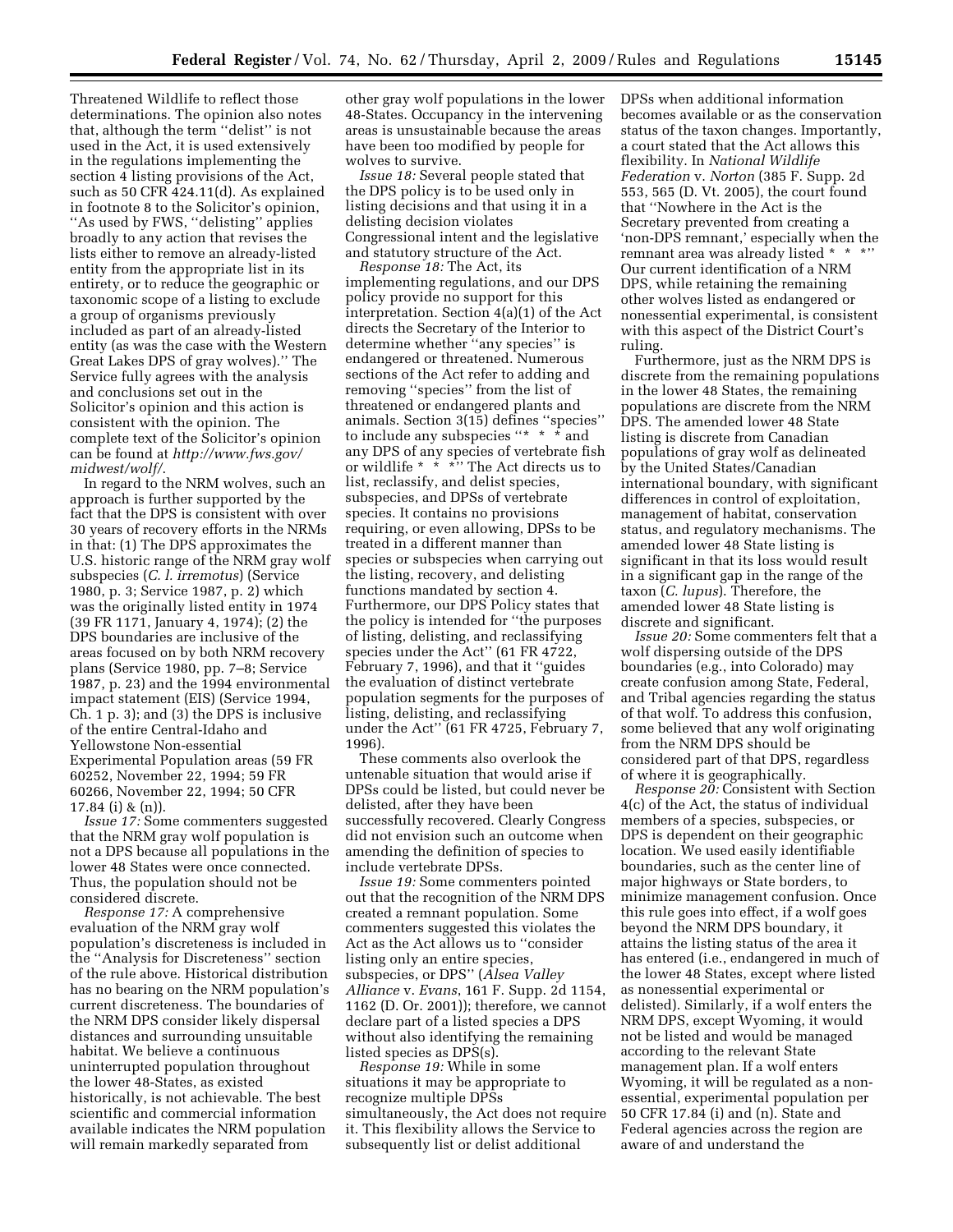Threatened Wildlife to reflect those determinations. The opinion also notes that, although the term ''delist'' is not used in the Act, it is used extensively in the regulations implementing the section 4 listing provisions of the Act, such as 50 CFR 424.11(d). As explained in footnote 8 to the Solicitor's opinion, ''As used by FWS, ''delisting'' applies broadly to any action that revises the lists either to remove an already-listed entity from the appropriate list in its entirety, or to reduce the geographic or taxonomic scope of a listing to exclude a group of organisms previously included as part of an already-listed entity (as was the case with the Western Great Lakes DPS of gray wolves).'' The Service fully agrees with the analysis and conclusions set out in the Solicitor's opinion and this action is consistent with the opinion. The complete text of the Solicitor's opinion can be found at *http://www.fws.gov/midwest/wolf/*.

In regard to the NRM wolves, such an approach is further supported by the fact that the DPS is consistent with over 30 years of recovery efforts in the NRMs in that: (1) The DPS approximates the U.S. historic range of the NRM gray wolf subspecies (*C. l. irremotus*) (Service 1980, p. 3; Service 1987, p. 2) which was the originally listed entity in 1974 (39 FR 1171, January 4, 1974); (2) the DPS boundaries are inclusive of the areas focused on by both NRM recovery plans (Service 1980, pp. 7–8; Service 1987, p. 23) and the 1994 environmental impact statement (EIS) (Service 1994, Ch. 1 p. 3); and (3) the DPS is inclusive of the entire Central-Idaho and Yellowstone Non-essential Experimental Population areas (59 FR 60252, November 22, 1994; 59 FR 60266, November 22, 1994; 50 CFR 17.84 (i) & (n)).

*Issue 17:* Some commenters suggested that the NRM gray wolf population is not a DPS because all populations in the lower 48 States were once connected. Thus, the population should not be considered discrete.

*Response 17:* A comprehensive evaluation of the NRM gray wolf population's discreteness is included in the ''Analysis for Discreteness'' section of the rule above. Historical distribution has no bearing on the NRM population's current discreteness. The boundaries of the NRM DPS consider likely dispersal distances and surrounding unsuitable habitat. We believe a continuous uninterrupted population throughout the lower 48-States, as existed historically, is not achievable. The best scientific and commercial information available indicates the NRM population will remain markedly separated from other gray wolf populations in the lower 48-States. Occupancy in the intervening areas is unsustainable because the areas have been too modified by people for wolves to survive.

*Issue 18:* Several people stated that the DPS policy is to be used only in listing decisions and that using it in a delisting decision violates Congressional intent and the legislative and statutory structure of the Act.

*Response 18:* The Act, its implementing regulations, and our DPS policy provide no support for this interpretation. Section 4(a)(1) of the Act directs the Secretary of the Interior to determine whether ''any species'' is endangered or threatened. Numerous sections of the Act refer to adding and removing ''species'' from the list of threatened or endangered plants and animals. Section 3(15) defines ''species'' to include any subspecies ''* * * and any DPS of any species of vertebrate fish or wildlife * * *'' The Act directs us to list, reclassify, and delist species, subspecies, and DPSs of vertebrate species. It contains no provisions requiring, or even allowing, DPSs to be treated in a different manner than species or subspecies when carrying out the listing, recovery, and delisting functions mandated by section 4. Furthermore, our DPS Policy states that the policy is intended for ''the purposes of listing, delisting, and reclassifying species under the Act'' (61 FR 4722, February 7, 1996), and that it ''guides the evaluation of distinct vertebrate population segments for the purposes of listing, delisting, and reclassifying under the Act'' (61 FR 4725, February 7, 1996).

These comments also overlook the untenable situation that would arise if DPSs could be listed, but could never be delisted, after they have been successfully recovered. Clearly Congress did not envision such an outcome when amending the definition of species to include vertebrate DPSs.

*Issue 19:* Some commenters pointed out that the recognition of the NRM DPS created a remnant population. Some commenters suggested this violates the Act as the Act allows us to ''consider listing only an entire species, subspecies, or DPS'' (*Alsea Valley Alliance* v. *Evans*, 161 F. Supp. 2d 1154, 1162 (D. Or. 2001)); therefore, we cannot declare part of a listed species a DPS without also identifying the remaining listed species as DPS(s).

*Response 19:* While in some situations it may be appropriate to recognize multiple DPSs simultaneously, the Act does not require it. This flexibility allows the Service to subsequently list or delist additional DPSs when additional information becomes available or as the conservation status of the taxon changes. Importantly, a court stated that the Act allows this flexibility. In *National Wildlife Federation* v. *Norton* (385 F. Supp. 2d 553, 565 (D. Vt. 2005), the court found that ''Nowhere in the Act is the Secretary prevented from creating a 'non-DPS remnant,' especially when the remnant area was already listed * * *'' Our current identification of a NRM DPS, while retaining the remaining other wolves listed as endangered or nonessential experimental, is consistent with this aspect of the District Court's ruling.

Furthermore, just as the NRM DPS is discrete from the remaining populations in the lower 48 States, the remaining populations are discrete from the NRM DPS. The amended lower 48 State listing is discrete from Canadian populations of gray wolf as delineated by the United States/Canadian international boundary, with significant differences in control of exploitation, management of habitat, conservation status, and regulatory mechanisms. The amended lower 48 State listing is significant in that its loss would result in a significant gap in the range of the taxon (*C. lupus*). Therefore, the amended lower 48 State listing is discrete and significant.

*Issue 20:* Some commenters felt that a wolf dispersing outside of the DPS boundaries (e.g., into Colorado) may create confusion among State, Federal, and Tribal agencies regarding the status of that wolf. To address this confusion, some believed that any wolf originating from the NRM DPS should be considered part of that DPS, regardless of where it is geographically.

*Response 20:* Consistent with Section 4(c) of the Act, the status of individual members of a species, subspecies, or DPS is dependent on their geographic location. We used easily identifiable boundaries, such as the center line of major highways or State borders, to minimize management confusion. Once this rule goes into effect, if a wolf goes beyond the NRM DPS boundary, it attains the listing status of the area it has entered (i.e., endangered in much of the lower 48 States, except where listed as nonessential experimental or delisted). Similarly, if a wolf enters the NRM DPS, except Wyoming, it would not be listed and would be managed according to the relevant State management plan. If a wolf enters Wyoming, it will be regulated as a non-essential, experimental population per 50 CFR 17.84 (i) and (n). State and Federal agencies across the region are aware of and understand the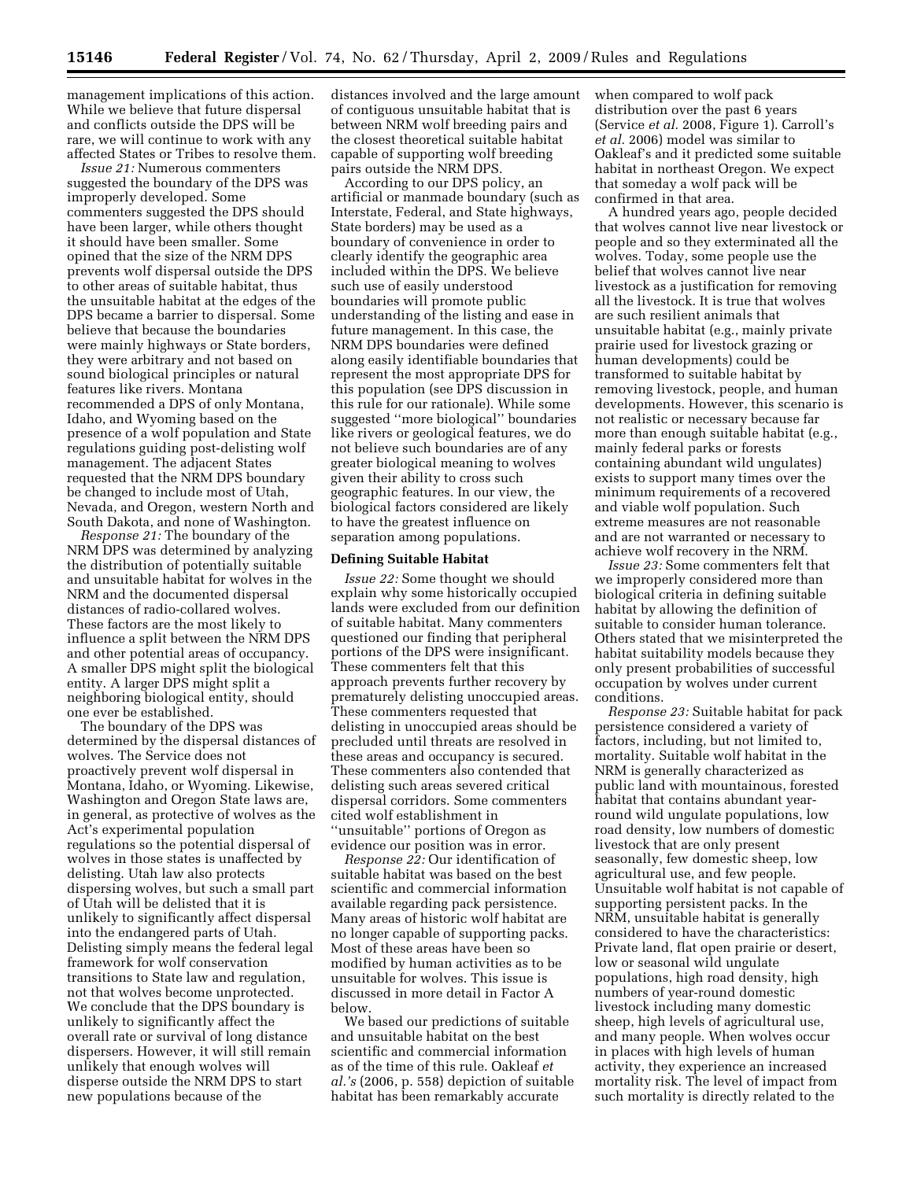management implications of this action. While we believe that future dispersal and conflicts outside the DPS will be rare, we will continue to work with any affected States or Tribes to resolve them.

*Issue 21:* Numerous commenters suggested the boundary of the DPS was improperly developed. Some commenters suggested the DPS should have been larger, while others thought it should have been smaller. Some opined that the size of the NRM DPS prevents wolf dispersal outside the DPS to other areas of suitable habitat, thus the unsuitable habitat at the edges of the DPS became a barrier to dispersal. Some believe that because the boundaries were mainly highways or State borders, they were arbitrary and not based on sound biological principles or natural features like rivers. Montana recommended a DPS of only Montana, Idaho, and Wyoming based on the presence of a wolf population and State regulations guiding post-delisting wolf management. The adjacent States requested that the NRM DPS boundary be changed to include most of Utah, Nevada, and Oregon, western North and South Dakota, and none of Washington.

*Response 21:* The boundary of the NRM DPS was determined by analyzing the distribution of potentially suitable and unsuitable habitat for wolves in the NRM and the documented dispersal distances of radio-collared wolves. These factors are the most likely to influence a split between the NRM DPS and other potential areas of occupancy. A smaller DPS might split the biological entity. A larger DPS might split a neighboring biological entity, should one ever be established.

The boundary of the DPS was determined by the dispersal distances of wolves. The Service does not proactively prevent wolf dispersal in Montana, Idaho, or Wyoming. Likewise, Washington and Oregon State laws are, in general, as protective of wolves as the Act's experimental population regulations so the potential dispersal of wolves in those states is unaffected by delisting. Utah law also protects dispersing wolves, but such a small part of Utah will be delisted that it is unlikely to significantly affect dispersal into the endangered parts of Utah. Delisting simply means the federal legal framework for wolf conservation transitions to State law and regulation, not that wolves become unprotected. We conclude that the DPS boundary is unlikely to significantly affect the overall rate or survival of long distance dispersers. However, it will still remain unlikely that enough wolves will disperse outside the NRM DPS to start new populations because of the distances involved and the large amount of contiguous unsuitable habitat that is between NRM wolf breeding pairs and the closest theoretical suitable habitat capable of supporting wolf breeding pairs outside the NRM DPS.

According to our DPS policy, an artificial or manmade boundary (such as Interstate, Federal, and State highways, State borders) may be used as a boundary of convenience in order to clearly identify the geographic area included within the DPS. We believe such use of easily understood boundaries will promote public understanding of the listing and ease in future management. In this case, the NRM DPS boundaries were defined along easily identifiable boundaries that represent the most appropriate DPS for this population (see DPS discussion in this rule for our rationale). While some suggested "more biological" boundaries like rivers or geological features, we do not believe such boundaries are of any greater biological meaning to wolves given their ability to cross such geographic features. In our view, the biological factors considered are likely to have the greatest influence on separation among populations.

### Defining Suitable Habitat

*Issue 22:* Some thought we should explain why some historically occupied lands were excluded from our definition of suitable habitat. Many commenters questioned our finding that peripheral portions of the DPS were insignificant. These commenters felt that this approach prevents further recovery by prematurely delisting unoccupied areas. These commenters requested that delisting in unoccupied areas should be precluded until threats are resolved in these areas and occupancy is secured. These commenters also contended that delisting such areas severed critical dispersal corridors. Some commenters cited wolf establishment in "unsuitable" portions of Oregon as evidence our position was in error.

*Response 22:* Our identification of suitable habitat was based on the best scientific and commercial information available regarding pack persistence. Many areas of historic wolf habitat are no longer capable of supporting packs. Most of these areas have been so modified by human activities as to be unsuitable for wolves. This issue is discussed in more detail in Factor A below.

We based our predictions of suitable and unsuitable habitat on the best scientific and commercial information as of the time of this rule. Oakleaf *et al.'s* (2006, p. 558) depiction of suitable habitat has been remarkably accurate when compared to wolf pack distribution over the past 6 years (Service *et al.* 2008, Figure 1). Carroll's *et al.* 2006) model was similar to Oakleaf's and it predicted some suitable habitat in northeast Oregon. We expect that someday a wolf pack will be confirmed in that area.

A hundred years ago, people decided that wolves cannot live near livestock or people and so they exterminated all the wolves. Today, some people use the belief that wolves cannot live near livestock as a justification for removing all the livestock. It is true that wolves are such resilient animals that unsuitable habitat (e.g., mainly private prairie used for livestock grazing or human developments) could be transformed to suitable habitat by removing livestock, people, and human developments. However, this scenario is not realistic or necessary because far more than enough suitable habitat (e.g., mainly federal parks or forests containing abundant wild ungulates) exists to support many times over the minimum requirements of a recovered and viable wolf population. Such extreme measures are not reasonable and are not warranted or necessary to achieve wolf recovery in the NRM.

*Issue 23:* Some commenters felt that we improperly considered more than biological criteria in defining suitable habitat by allowing the definition of suitable to consider human tolerance. Others stated that we misinterpreted the habitat suitability models because they only present probabilities of successful occupation by wolves under current conditions.

*Response 23:* Suitable habitat for pack persistence considered a variety of factors, including, but not limited to, mortality. Suitable wolf habitat in the NRM is generally characterized as public land with mountainous, forested habitat that contains abundant year-round wild ungulate populations, low road density, low numbers of domestic livestock that are only present seasonally, few domestic sheep, low agricultural use, and few people. Unsuitable wolf habitat is not capable of supporting persistent packs. In the NRM, unsuitable habitat is generally considered to have the characteristics: Private land, flat open prairie or desert, low or seasonal wild ungulate populations, high road density, high numbers of year-round domestic livestock including many domestic sheep, high levels of agricultural use, and many people. When wolves occur in places with high levels of human activity, they experience an increased mortality risk. The level of impact from such mortality is directly related to the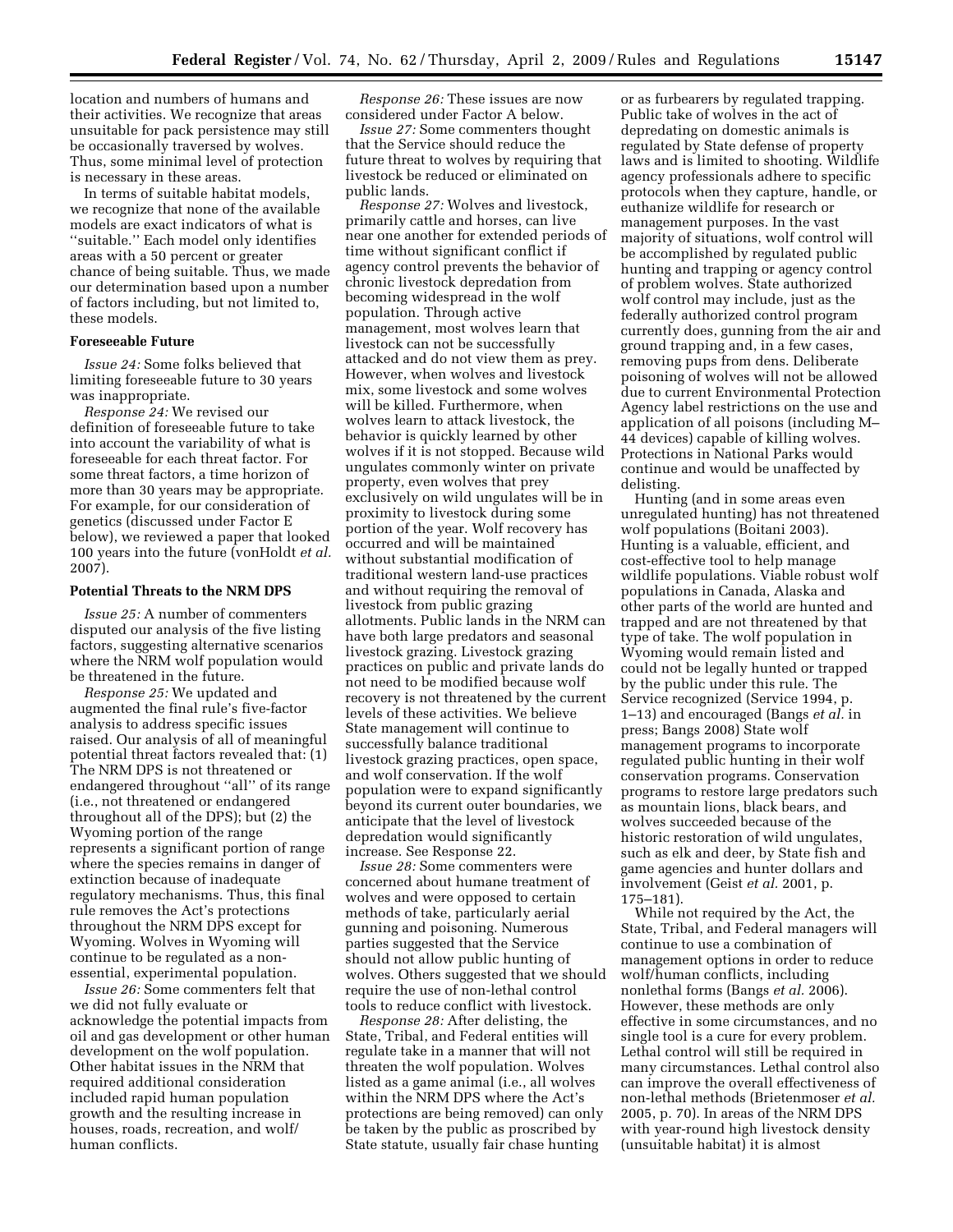location and numbers of humans and their activities. We recognize that areas unsuitable for pack persistence may still be occasionally traversed by wolves. Thus, some minimal level of protection is necessary in these areas.

In terms of suitable habitat models, we recognize that none of the available models are exact indicators of what is ''suitable.'' Each model only identifies areas with a 50 percent or greater chance of being suitable. Thus, we made our determination based upon a number of factors including, but not limited to, these models.

### Foreseeable Future

*Issue 24:* Some folks believed that limiting foreseeable future to 30 years was inappropriate.

*Response 24:* We revised our definition of foreseeable future to take into account the variability of what is foreseeable for each threat factor. For some threat factors, a time horizon of more than 30 years may be appropriate. For example, for our consideration of genetics (discussed under Factor E below), we reviewed a paper that looked 100 years into the future (vonHoldt *et al.* 2007).

### Potential Threats to the NRM DPS

*Issue 25:* A number of commenters disputed our analysis of the five listing factors, suggesting alternative scenarios where the NRM wolf population would be threatened in the future.

*Response 25:* We updated and augmented the final rule's five-factor analysis to address specific issues raised. Our analysis of all of meaningful potential threat factors revealed that: (1) The NRM DPS is not threatened or endangered throughout ''all'' of its range (i.e., not threatened or endangered throughout all of the DPS); but (2) the Wyoming portion of the range represents a significant portion of range where the species remains in danger of extinction because of inadequate regulatory mechanisms. Thus, this final rule removes the Act's protections throughout the NRM DPS except for Wyoming. Wolves in Wyoming will continue to be regulated as a non-essential, experimental population.

*Issue 26:* Some commenters felt that we did not fully evaluate or acknowledge the potential impacts from oil and gas development or other human development on the wolf population. Other habitat issues in the NRM that required additional consideration included rapid human population growth and the resulting increase in houses, roads, recreation, and wolf/human conflicts.

*Response 26:* These issues are now considered under Factor A below.

*Issue 27:* Some commenters thought that the Service should reduce the future threat to wolves by requiring that livestock be reduced or eliminated on public lands.

*Response 27:* Wolves and livestock, primarily cattle and horses, can live near one another for extended periods of time without significant conflict if agency control prevents the behavior of chronic livestock depredation from becoming widespread in the wolf population. Through active management, most wolves learn that livestock can not be successfully attacked and do not view them as prey. However, when wolves and livestock mix, some livestock and some wolves will be killed. Furthermore, when wolves learn to attack livestock, the behavior is quickly learned by other wolves if it is not stopped. Because wild ungulates commonly winter on private property, even wolves that prey exclusively on wild ungulates will be in proximity to livestock during some portion of the year. Wolf recovery has occurred and will be maintained without substantial modification of traditional western land-use practices and without requiring the removal of livestock from public grazing allotments. Public lands in the NRM can have both large predators and seasonal livestock grazing. Livestock grazing practices on public and private lands do not need to be modified because wolf recovery is not threatened by the current levels of these activities. We believe State management will continue to successfully balance traditional livestock grazing practices, open space, and wolf conservation. If the wolf population were to expand significantly beyond its current outer boundaries, we anticipate that the level of livestock depredation would significantly increase. See Response 22.

*Issue 28:* Some commenters were concerned about humane treatment of wolves and were opposed to certain methods of take, particularly aerial gunning and poisoning. Numerous parties suggested that the Service should not allow public hunting of wolves. Others suggested that we should require the use of non-lethal control tools to reduce conflict with livestock.

*Response 28:* After delisting, the State, Tribal, and Federal entities will regulate take in a manner that will not threaten the wolf population. Wolves listed as a game animal (i.e., all wolves within the NRM DPS where the Act's protections are being removed) can only be taken by the public as proscribed by State statute, usually fair chase hunting or as furbearers by regulated trapping. Public take of wolves in the act of depredating on domestic animals is regulated by State defense of property laws and is limited to shooting. Wildlife agency professionals adhere to specific protocols when they capture, handle, or euthanize wildlife for research or management purposes. In the vast majority of situations, wolf control will be accomplished by regulated public hunting and trapping or agency control of problem wolves. State authorized wolf control may include, just as the federally authorized control program currently does, gunning from the air and ground trapping and, in a few cases, removing pups from dens. Deliberate poisoning of wolves will not be allowed due to current Environmental Protection Agency label restrictions on the use and application of all poisons (including M–44 devices) capable of killing wolves. Protections in National Parks would continue and would be unaffected by delisting.

Hunting (and in some areas even unregulated hunting) has not threatened wolf populations (Boitani 2003). Hunting is a valuable, efficient, and cost-effective tool to help manage wildlife populations. Viable robust wolf populations in Canada, Alaska and other parts of the world are hunted and trapped and are not threatened by that type of take. The wolf population in Wyoming would remain listed and could not be legally hunted or trapped by the public under this rule. The Service recognized (Service 1994, p. 1–13) and encouraged (Bangs *et al.* in press; Bangs 2008) State wolf management programs to incorporate regulated public hunting in their wolf conservation programs. Conservation programs to restore large predators such as mountain lions, black bears, and wolves succeeded because of the historic restoration of wild ungulates, such as elk and deer, by State fish and game agencies and hunter dollars and involvement (Geist *et al.* 2001, p. 175–181).

While not required by the Act, the State, Tribal, and Federal managers will continue to use a combination of management options in order to reduce wolf/human conflicts, including nonlethal forms (Bangs *et al.* 2006). However, these methods are only effective in some circumstances, and no single tool is a cure for every problem. Lethal control will still be required in many circumstances. Lethal control also can improve the overall effectiveness of non-lethal methods (Brietenmoser *et al.* 2005, p. 70). In areas of the NRM DPS with year-round high livestock density (unsuitable habitat) it is almost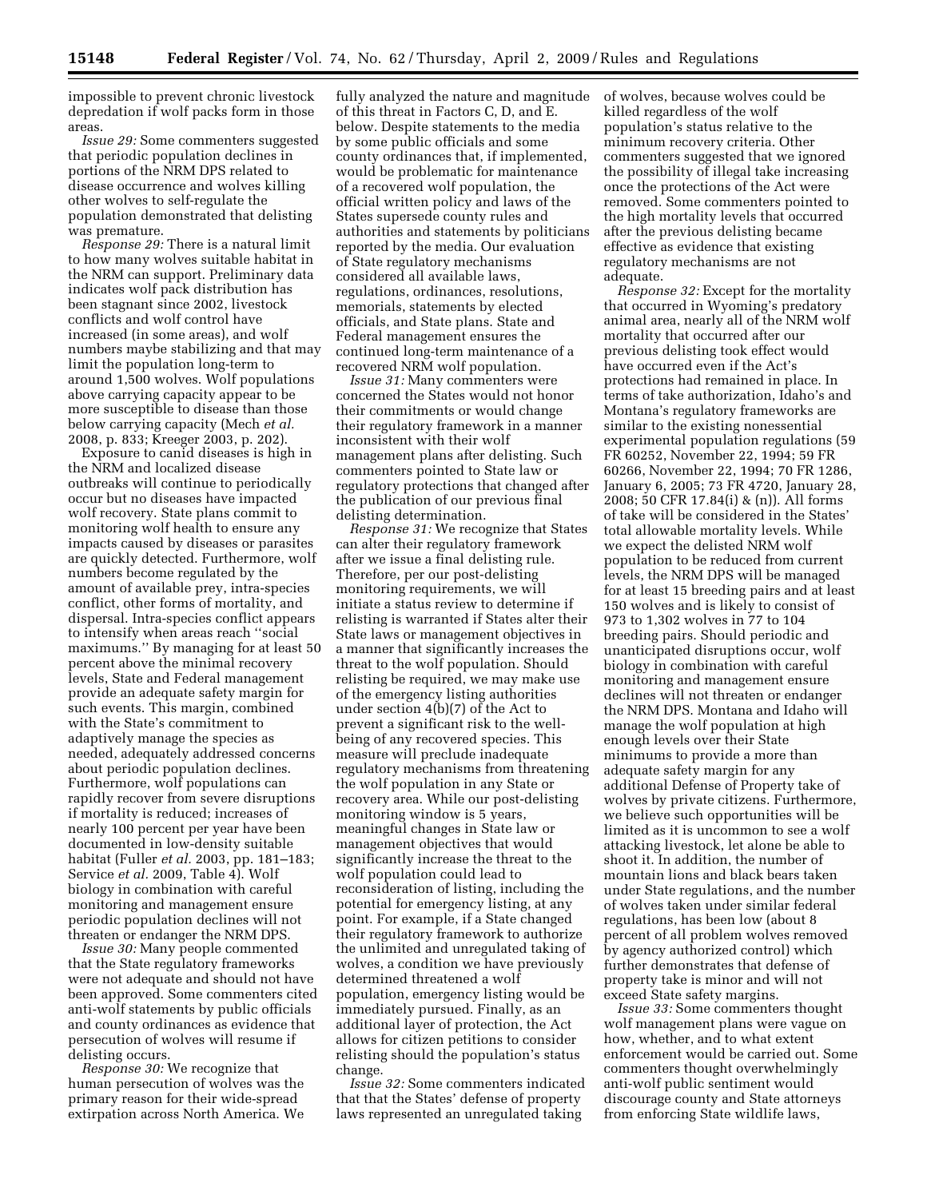impossible to prevent chronic livestock depredation if wolf packs form in those areas.

*Issue 29:* Some commenters suggested that periodic population declines in portions of the NRM DPS related to disease occurrence and wolves killing other wolves to self-regulate the population demonstrated that delisting was premature.

*Response 29:* There is a natural limit to how many wolves suitable habitat in the NRM can support. Preliminary data indicates wolf pack distribution has been stagnant since 2002, livestock conflicts and wolf control have increased (in some areas), and wolf numbers maybe stabilizing and that may limit the population long-term to around 1,500 wolves. Wolf populations above carrying capacity appear to be more susceptible to disease than those below carrying capacity (Mech *et al.* 2008, p. 833; Kreeger 2003, p. 202).

Exposure to canid diseases is high in the NRM and localized disease outbreaks will continue to periodically occur but no diseases have impacted wolf recovery. State plans commit to monitoring wolf health to ensure any impacts caused by diseases or parasites are quickly detected. Furthermore, wolf numbers become regulated by the amount of available prey, intra-species conflict, other forms of mortality, and dispersal. Intra-species conflict appears to intensify when areas reach ''social maximums.'' By managing for at least 50 percent above the minimal recovery levels, State and Federal management provide an adequate safety margin for such events. This margin, combined with the State's commitment to adaptively manage the species as needed, adequately addressed concerns about periodic population declines. Furthermore, wolf populations can rapidly recover from severe disruptions if mortality is reduced; increases of nearly 100 percent per year have been documented in low-density suitable habitat (Fuller *et al.* 2003, pp. 181–183; Service *et al.* 2009, Table 4). Wolf biology in combination with careful monitoring and management ensure periodic population declines will not threaten or endanger the NRM DPS.

*Issue 30:* Many people commented that the State regulatory frameworks were not adequate and should not have been approved. Some commenters cited anti-wolf statements by public officials and county ordinances as evidence that persecution of wolves will resume if delisting occurs.

*Response 30:* We recognize that human persecution of wolves was the primary reason for their wide-spread extirpation across North America. We fully analyzed the nature and magnitude of this threat in Factors C, D, and E. below. Despite statements to the media by some public officials and some county ordinances that, if implemented, would be problematic for maintenance of a recovered wolf population, the official written policy and laws of the States supersede county rules and authorities and statements by politicians reported by the media. Our evaluation of State regulatory mechanisms considered all available laws, regulations, ordinances, resolutions, memorials, statements by elected officials, and State plans. State and Federal management ensures the continued long-term maintenance of a recovered NRM wolf population.

*Issue 31:* Many commenters were concerned the States would not honor their commitments or would change their regulatory framework in a manner inconsistent with their wolf management plans after delisting. Such commenters pointed to State law or regulatory protections that changed after the publication of our previous final delisting determination.

*Response 31:* We recognize that States can alter their regulatory framework after we issue a final delisting rule. Therefore, per our post-delisting monitoring requirements, we will initiate a status review to determine if relisting is warranted if States alter their State laws or management objectives in a manner that significantly increases the threat to the wolf population. Should relisting be required, we may make use of the emergency listing authorities under section 4(b)(7) of the Act to prevent a significant risk to the well-being of any recovered species. This measure will preclude inadequate regulatory mechanisms from threatening the wolf population in any State or recovery area. While our post-delisting monitoring window is 5 years, meaningful changes in State law or management objectives that would significantly increase the threat to the wolf population could lead to reconsideration of listing, including the potential for emergency listing, at any point. For example, if a State changed their regulatory framework to authorize the unlimited and unregulated taking of wolves, a condition we have previously determined threatened a wolf population, emergency listing would be immediately pursued. Finally, as an additional layer of protection, the Act allows for citizen petitions to consider relisting should the population's status change.

*Issue 32:* Some commenters indicated that that the States' defense of property laws represented an unregulated taking of wolves, because wolves could be killed regardless of the wolf population's status relative to the minimum recovery criteria. Other commenters suggested that we ignored the possibility of illegal take increasing once the protections of the Act were removed. Some commenters pointed to the high mortality levels that occurred after the previous delisting became effective as evidence that existing regulatory mechanisms are not adequate.

*Response 32:* Except for the mortality that occurred in Wyoming's predatory animal area, nearly all of the NRM wolf mortality that occurred after our previous delisting took effect would have occurred even if the Act's protections had remained in place. In terms of take authorization, Idaho's and Montana's regulatory frameworks are similar to the existing nonessential experimental population regulations (59 FR 60252, November 22, 1994; 59 FR 60266, November 22, 1994; 70 FR 1286, January 6, 2005; 73 FR 4720, January 28, 2008; 50 CFR 17.84(i) & (n)). All forms of take will be considered in the States' total allowable mortality levels. While we expect the delisted NRM wolf population to be reduced from current levels, the NRM DPS will be managed for at least 15 breeding pairs and at least 150 wolves and is likely to consist of 973 to 1,302 wolves in 77 to 104 breeding pairs. Should periodic and unanticipated disruptions occur, wolf biology in combination with careful monitoring and management ensure declines will not threaten or endanger the NRM DPS. Montana and Idaho will manage the wolf population at high enough levels over their State minimums to provide a more than adequate safety margin for any additional Defense of Property take of wolves by private citizens. Furthermore, we believe such opportunities will be limited as it is uncommon to see a wolf attacking livestock, let alone be able to shoot it. In addition, the number of mountain lions and black bears taken under State regulations, and the number of wolves taken under similar federal regulations, has been low (about 8 percent of all problem wolves removed by agency authorized control) which further demonstrates that defense of property take is minor and will not exceed State safety margins.

*Issue 33:* Some commenters thought wolf management plans were vague on how, whether, and to what extent enforcement would be carried out. Some commenters thought overwhelmingly anti-wolf public sentiment would discourage county and State attorneys from enforcing State wildlife laws,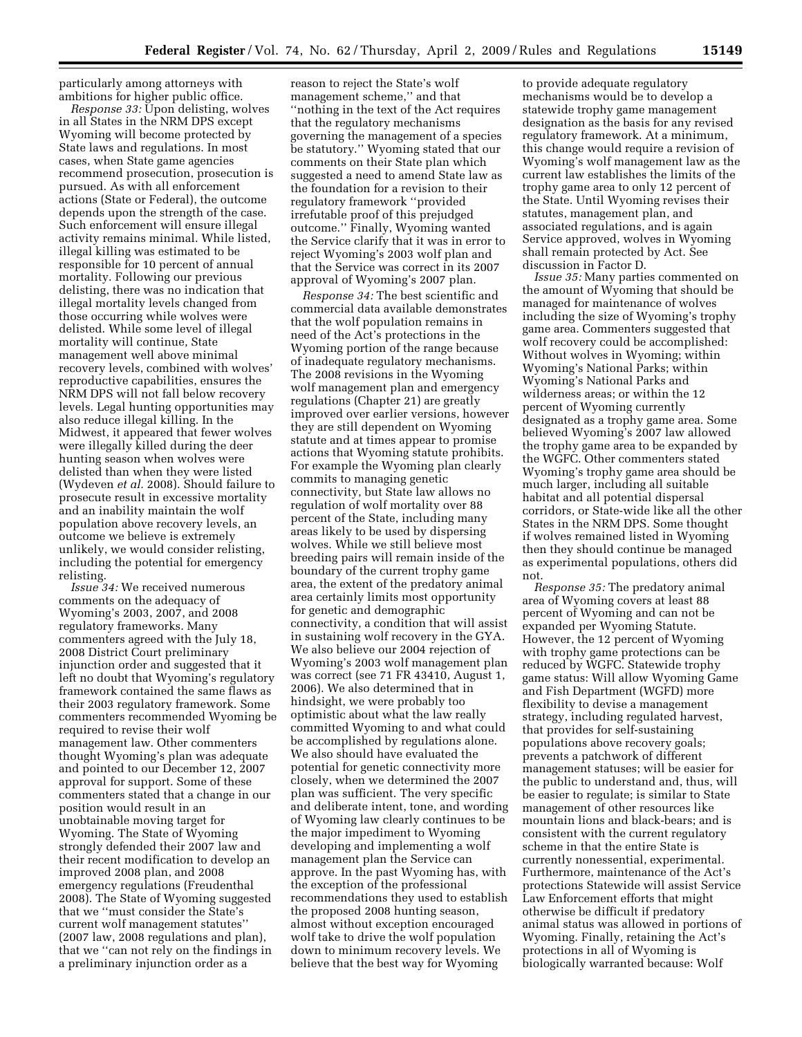particularly among attorneys with ambitions for higher public office.

*Response 33:* Upon delisting, wolves in all States in the NRM DPS except Wyoming will become protected by State laws and regulations. In most cases, when State game agencies recommend prosecution, prosecution is pursued. As with all enforcement actions (State or Federal), the outcome depends upon the strength of the case. Such enforcement will ensure illegal activity remains minimal. While listed, illegal killing was estimated to be responsible for 10 percent of annual mortality. Following our previous delisting, there was no indication that illegal mortality levels changed from those occurring while wolves were delisted. While some level of illegal mortality will continue, State management well above minimal recovery levels, combined with wolves' reproductive capabilities, ensures the NRM DPS will not fall below recovery levels. Legal hunting opportunities may also reduce illegal killing. In the Midwest, it appeared that fewer wolves were illegally killed during the deer hunting season when wolves were delisted than when they were listed (Wydeven *et al.* 2008). Should failure to prosecute result in excessive mortality and an inability maintain the wolf population above recovery levels, an outcome we believe is extremely unlikely, we would consider relisting, including the potential for emergency relisting.

*Issue 34:* We received numerous comments on the adequacy of Wyoming's 2003, 2007, and 2008 regulatory frameworks. Many commenters agreed with the July 18, 2008 District Court preliminary injunction order and suggested that it left no doubt that Wyoming's regulatory framework contained the same flaws as their 2003 regulatory framework. Some commenters recommended Wyoming be required to revise their wolf management law. Other commenters thought Wyoming's plan was adequate and pointed to our December 12, 2007 approval for support. Some of these commenters stated that a change in our position would result in an unobtainable moving target for Wyoming. The State of Wyoming strongly defended their 2007 law and their recent modification to develop an improved 2008 plan, and 2008 emergency regulations (Freudenthal 2008). The State of Wyoming suggested that we "must consider the State's current wolf management statutes" (2007 law, 2008 regulations and plan), that we "can not rely on the findings in a preliminary injunction order as a reason to reject the State's wolf management scheme," and that "nothing in the text of the Act requires that the regulatory mechanisms governing the management of a species be statutory." Wyoming stated that our comments on their State plan which suggested a need to amend State law as the foundation for a revision to their regulatory framework "provided irrefutable proof of this prejudged outcome." Finally, Wyoming wanted the Service clarify that it was in error to reject Wyoming's 2003 wolf plan and that the Service was correct in its 2007 approval of Wyoming's 2007 plan.

*Response 34:* The best scientific and commercial data available demonstrates that the wolf population remains in need of the Act's protections in the Wyoming portion of the range because of inadequate regulatory mechanisms. The 2008 revisions in the Wyoming wolf management plan and emergency regulations (Chapter 21) are greatly improved over earlier versions, however they are still dependent on Wyoming statute and at times appear to promise actions that Wyoming statute prohibits. For example the Wyoming plan clearly commits to managing genetic connectivity, but State law allows no regulation of wolf mortality over 88 percent of the State, including many areas likely to be used by dispersing wolves. While we still believe most breeding pairs will remain inside of the boundary of the current trophy game area, the extent of the predatory animal area certainly limits most opportunity for genetic and demographic connectivity, a condition that will assist in sustaining wolf recovery in the GYA. We also believe our 2004 rejection of Wyoming's 2003 wolf management plan was correct (see 71 FR 43410, August 1, 2006). We also determined that in hindsight, we were probably too optimistic about what the law really committed Wyoming to and what could be accomplished by regulations alone. We also should have evaluated the potential for genetic connectivity more closely, when we determined the 2007 plan was sufficient. The very specific and deliberate intent, tone, and wording of Wyoming law clearly continues to be the major impediment to Wyoming developing and implementing a wolf management plan the Service can approve. In the past Wyoming has, with the exception of the professional recommendations they used to establish the proposed 2008 hunting season, almost without exception encouraged wolf take to drive the wolf population down to minimum recovery levels. We believe that the best way for Wyoming to provide adequate regulatory mechanisms would be to develop a statewide trophy game management designation as the basis for any revised regulatory framework. At a minimum, this change would require a revision of Wyoming's wolf management law as the current law establishes the limits of the trophy game area to only 12 percent of the State. Until Wyoming revises their statutes, management plan, and associated regulations, and is again Service approved, wolves in Wyoming shall remain protected by Act. See discussion in Factor D.

*Issue 35:* Many parties commented on the amount of Wyoming that should be managed for maintenance of wolves including the size of Wyoming's trophy game area. Commenters suggested that wolf recovery could be accomplished: Without wolves in Wyoming; within Wyoming's National Parks; within Wyoming's National Parks and wilderness areas; or within the 12 percent of Wyoming currently designated as a trophy game area. Some believed Wyoming's 2007 law allowed the trophy game area to be expanded by the WGFC. Other commenters stated Wyoming's trophy game area should be much larger, including all suitable habitat and all potential dispersal corridors, or State-wide like all the other States in the NRM DPS. Some thought if wolves remained listed in Wyoming then they should continue be managed as experimental populations, others did not.

*Response 35:* The predatory animal area of Wyoming covers at least 88 percent of Wyoming and can not be expanded per Wyoming Statute. However, the 12 percent of Wyoming with trophy game protections can be reduced by WGFC. Statewide trophy game status: Will allow Wyoming Game and Fish Department (WGFD) more flexibility to devise a management strategy, including regulated harvest, that provides for self-sustaining populations above recovery goals; prevents a patchwork of different management statuses; will be easier for the public to understand and, thus, will be easier to regulate; is similar to State management of other resources like mountain lions and black-bears; and is consistent with the current regulatory scheme in that the entire State is currently nonessential, experimental. Furthermore, maintenance of the Act's protections Statewide will assist Service Law Enforcement efforts that might otherwise be difficult if predatory animal status was allowed in portions of Wyoming. Finally, retaining the Act's protections in all of Wyoming is biologically warranted because: Wolf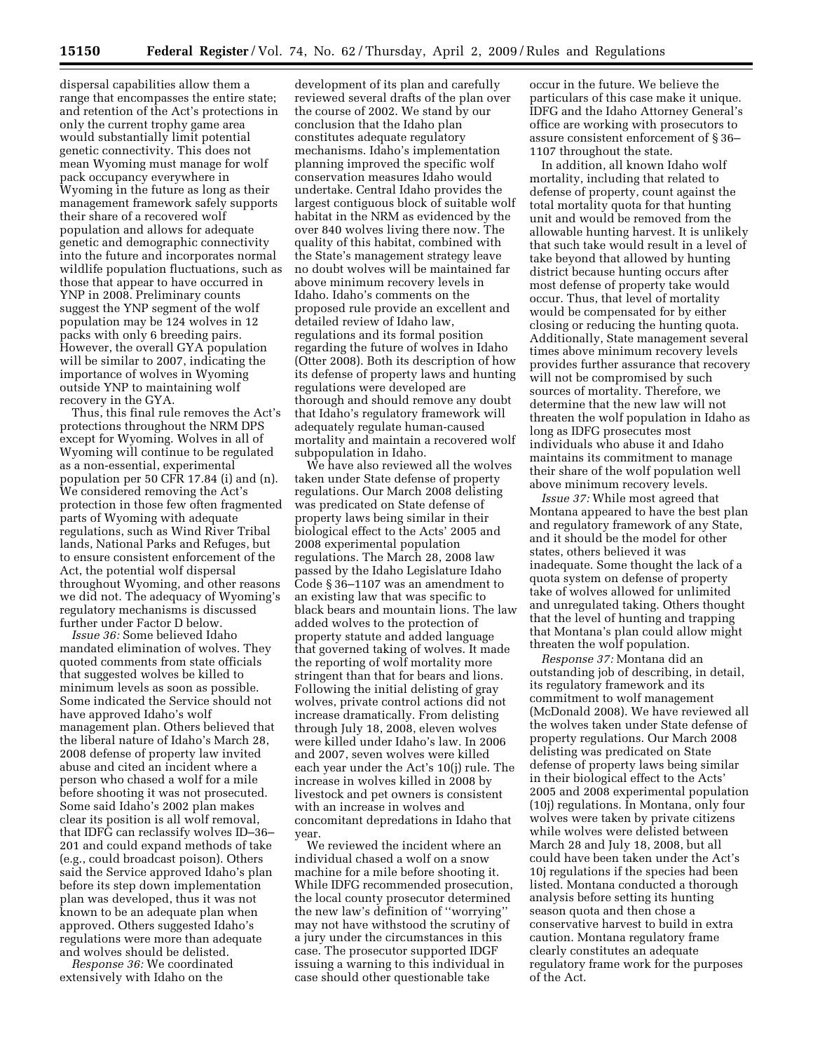dispersal capabilities allow them a range that encompasses the entire state; and retention of the Act's protections in only the current trophy game area would substantially limit potential genetic connectivity. This does not mean Wyoming must manage for wolf pack occupancy everywhere in Wyoming in the future as long as their management framework safely supports their share of a recovered wolf population and allows for adequate genetic and demographic connectivity into the future and incorporates normal wildlife population fluctuations, such as those that appear to have occurred in YNP in 2008. Preliminary counts suggest the YNP segment of the wolf population may be 124 wolves in 12 packs with only 6 breeding pairs. However, the overall GYA population will be similar to 2007, indicating the importance of wolves in Wyoming outside YNP to maintaining wolf recovery in the GYA.

Thus, this final rule removes the Act's protections throughout the NRM DPS except for Wyoming. Wolves in all of Wyoming will continue to be regulated as a non-essential, experimental population per 50 CFR 17.84 (i) and (n). We considered removing the Act's protection in those few often fragmented parts of Wyoming with adequate regulations, such as Wind River Tribal lands, National Parks and Refuges, but to ensure consistent enforcement of the Act, the potential wolf dispersal throughout Wyoming, and other reasons we did not. The adequacy of Wyoming's regulatory mechanisms is discussed further under Factor D below.

*Issue 36:* Some believed Idaho mandated elimination of wolves. They quoted comments from state officials that suggested wolves be killed to minimum levels as soon as possible. Some indicated the Service should not have approved Idaho's wolf management plan. Others believed that the liberal nature of Idaho's March 28, 2008 defense of property law invited abuse and cited an incident where a person who chased a wolf for a mile before shooting it was not prosecuted. Some said Idaho's 2002 plan makes clear its position is all wolf removal, that IDFG can reclassify wolves ID–36–201 and could expand methods of take (e.g., could broadcast poison). Others said the Service approved Idaho's plan before its step down implementation plan was developed, thus it was not known to be an adequate plan when approved. Others suggested Idaho's regulations were more than adequate and wolves should be delisted.

*Response 36:* We coordinated extensively with Idaho on the development of its plan and carefully reviewed several drafts of the plan over the course of 2002. We stand by our conclusion that the Idaho plan constitutes adequate regulatory mechanisms. Idaho's implementation planning improved the specific wolf conservation measures Idaho would undertake. Central Idaho provides the largest contiguous block of suitable wolf habitat in the NRM as evidenced by the over 840 wolves living there now. The quality of this habitat, combined with the State's management strategy leave no doubt wolves will be maintained far above minimum recovery levels in Idaho. Idaho's comments on the proposed rule provide an excellent and detailed review of Idaho law, regulations and its formal position regarding the future of wolves in Idaho (Otter 2008). Both its description of how its defense of property laws and hunting regulations were developed are thorough and should remove any doubt that Idaho's regulatory framework will adequately regulate human-caused mortality and maintain a recovered wolf subpopulation in Idaho.

We have also reviewed all the wolves taken under State defense of property regulations. Our March 2008 delisting was predicated on State defense of property laws being similar in their biological effect to the Acts' 2005 and 2008 experimental population regulations. The March 28, 2008 law passed by the Idaho Legislature Idaho Code § 36–1107 was an amendment to an existing law that was specific to black bears and mountain lions. The law added wolves to the protection of property statute and added language that governed taking of wolves. It made the reporting of wolf mortality more stringent than that for bears and lions. Following the initial delisting of gray wolves, private control actions did not increase dramatically. From delisting through July 18, 2008, eleven wolves were killed under Idaho's law. In 2006 and 2007, seven wolves were killed each year under the Act's 10(j) rule. The increase in wolves killed in 2008 by livestock and pet owners is consistent with an increase in wolves and concomitant depredations in Idaho that year.

We reviewed the incident where an individual chased a wolf on a snow machine for a mile before shooting it. While IDFG recommended prosecution, the local county prosecutor determined the new law's definition of ''worrying'' may not have withstood the scrutiny of a jury under the circumstances in this case. The prosecutor supported IDGF issuing a warning to this individual in case should other questionable take occur in the future. We believe the particulars of this case make it unique. IDFG and the Idaho Attorney General's office are working with prosecutors to assure consistent enforcement of § 36–1107 throughout the state.

In addition, all known Idaho wolf mortality, including that related to defense of property, count against the total mortality quota for that hunting unit and would be removed from the allowable hunting harvest. It is unlikely that such take would result in a level of take beyond that allowed by hunting district because hunting occurs after most defense of property take would occur. Thus, that level of mortality would be compensated for by either closing or reducing the hunting quota. Additionally, State management several times above minimum recovery levels provides further assurance that recovery will not be compromised by such sources of mortality. Therefore, we determine that the new law will not threaten the wolf population in Idaho as long as IDFG prosecutes most individuals who abuse it and Idaho maintains its commitment to manage their share of the wolf population well above minimum recovery levels.

*Issue 37:* While most agreed that Montana appeared to have the best plan and regulatory framework of any State, and it should be the model for other states, others believed it was inadequate. Some thought the lack of a quota system on defense of property take of wolves allowed for unlimited and unregulated taking. Others thought that the level of hunting and trapping that Montana's plan could allow might threaten the wolf population.

*Response 37:* Montana did an outstanding job of describing, in detail, its regulatory framework and its commitment to wolf management (McDonald 2008). We have reviewed all the wolves taken under State defense of property regulations. Our March 2008 delisting was predicated on State defense of property laws being similar in their biological effect to the Acts' 2005 and 2008 experimental population (10j) regulations. In Montana, only four wolves were taken by private citizens while wolves were delisted between March 28 and July 18, 2008, but all could have been taken under the Act's 10j regulations if the species had been listed. Montana conducted a thorough analysis before setting its hunting season quota and then chose a conservative harvest to build in extra caution. Montana regulatory frame clearly constitutes an adequate regulatory frame work for the purposes of the Act.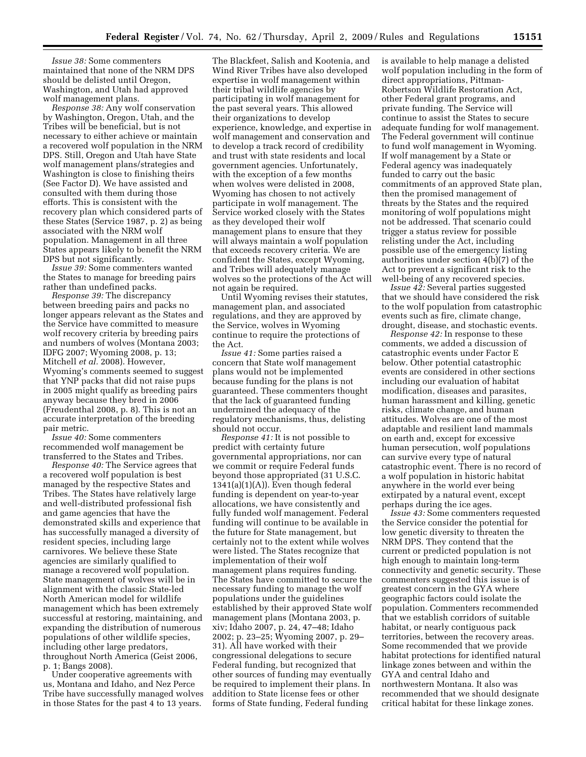*Issue 38:* Some commenters maintained that none of the NRM DPS should be delisted until Oregon, Washington, and Utah had approved wolf management plans.

*Response 38:* Any wolf conservation by Washington, Oregon, Utah, and the Tribes will be beneficial, but is not necessary to either achieve or maintain a recovered wolf population in the NRM DPS. Still, Oregon and Utah have State wolf management plans/strategies and Washington is close to finishing theirs (See Factor D). We have assisted and consulted with them during those efforts. This is consistent with the recovery plan which considered parts of these States (Service 1987, p. 2) as being associated with the NRM wolf population. Management in all three States appears likely to benefit the NRM DPS but not significantly.

*Issue 39:* Some commenters wanted the States to manage for breeding pairs rather than undefined packs.

*Response 39:* The discrepancy between breeding pairs and packs no longer appears relevant as the States and the Service have committed to measure wolf recovery criteria by breeding pairs and numbers of wolves (Montana 2003; IDFG 2007; Wyoming 2008, p. 13; Mitchell *et al.* 2008). However, Wyoming's comments seemed to suggest that YNP packs that did not raise pups in 2005 might qualify as breeding pairs anyway because they bred in 2006 (Freudenthal 2008, p. 8). This is not an accurate interpretation of the breeding pair metric.

*Issue 40:* Some commenters recommended wolf management be transferred to the States and Tribes.

*Response 40:* The Service agrees that a recovered wolf population is best managed by the respective States and Tribes. The States have relatively large and well-distributed professional fish and game agencies that have the demonstrated skills and experience that has successfully managed a diversity of resident species, including large carnivores. We believe these State agencies are similarly qualified to manage a recovered wolf population. State management of wolves will be in alignment with the classic State-led North American model for wildlife management which has been extremely successful at restoring, maintaining, and expanding the distribution of numerous populations of other wildlife species, including other large predators, throughout North America (Geist 2006, p. 1; Bangs 2008).

Under cooperative agreements with us, Montana and Idaho, and Nez Perce Tribe have successfully managed wolves in those States for the past 4 to 13 years. The Blackfeet, Salish and Kootenia, and Wind River Tribes have also developed expertise in wolf management within their tribal wildlife agencies by participating in wolf management for the past several years. This allowed their organizations to develop experience, knowledge, and expertise in wolf management and conservation and to develop a track record of credibility and trust with state residents and local government agencies. Unfortunately, with the exception of a few months when wolves were delisted in 2008, Wyoming has chosen to not actively participate in wolf management. The Service worked closely with the States as they developed their wolf management plans to ensure that they will always maintain a wolf population that exceeds recovery criteria. We are confident the States, except Wyoming, and Tribes will adequately manage wolves so the protections of the Act will not again be required.

Until Wyoming revises their statutes, management plan, and associated regulations, and they are approved by the Service, wolves in Wyoming continue to require the protections of the Act.

*Issue 41:* Some parties raised a concern that State wolf management plans would not be implemented because funding for the plans is not guaranteed. These commenters thought that the lack of guaranteed funding undermined the adequacy of the regulatory mechanisms, thus, delisting should not occur.

*Response 41:* It is not possible to predict with certainty future governmental appropriations, nor can we commit or require Federal funds beyond those appropriated (31 U.S.C. 1341(a)(1)(A)). Even though federal funding is dependent on year-to-year allocations, we have consistently and fully funded wolf management. Federal funding will continue to be available in the future for State management, but certainly not to the extent while wolves were listed. The States recognize that implementation of their wolf management plans requires funding. The States have committed to secure the necessary funding to manage the wolf populations under the guidelines established by their approved State wolf management plans (Montana 2003, p. xiv; Idaho 2007, p. 24, 47–48; Idaho 2002; p. 23–25; Wyoming 2007, p. 29–31). All have worked with their congressional delegations to secure Federal funding, but recognized that other sources of funding may eventually be required to implement their plans. In addition to State license fees or other forms of State funding, Federal funding is available to help manage a delisted wolf population including in the form of direct appropriations, Pittman-Robertson Wildlife Restoration Act, other Federal grant programs, and private funding. The Service will continue to assist the States to secure adequate funding for wolf management. The Federal government will continue to fund wolf management in Wyoming. If wolf management by a State or Federal agency was inadequately funded to carry out the basic commitments of an approved State plan, then the promised management of threats by the States and the required monitoring of wolf populations might not be addressed. That scenario could trigger a status review for possible relisting under the Act, including possible use of the emergency listing authorities under section 4(b)(7) of the Act to prevent a significant risk to the well-being of any recovered species.

*Issue 42:* Several parties suggested that we should have considered the risk to the wolf population from catastrophic events such as fire, climate change, drought, disease, and stochastic events.

*Response 42:* In response to these comments, we added a discussion of catastrophic events under Factor E below. Other potential catastrophic events are considered in other sections including our evaluation of habitat modification, diseases and parasites, human harassment and killing, genetic risks, climate change, and human attitudes. Wolves are one of the most adaptable and resilient land mammals on earth and, except for excessive human persecution, wolf populations can survive every type of natural catastrophic event. There is no record of a wolf population in historic habitat anywhere in the world ever being extirpated by a natural event, except perhaps during the ice ages.

*Issue 43:* Some commenters requested the Service consider the potential for low genetic diversity to threaten the NRM DPS. They contend that the current or predicted population is not high enough to maintain long-term connectivity and genetic security. These commenters suggested this issue is of greatest concern in the GYA where geographic factors could isolate the population. Commenters recommended that we establish corridors of suitable habitat, or nearly contiguous pack territories, between the recovery areas. Some recommended that we provide habitat protections for identified natural linkage zones between and within the GYA and central Idaho and northwestern Montana. It also was recommended that we should designate critical habitat for these linkage zones.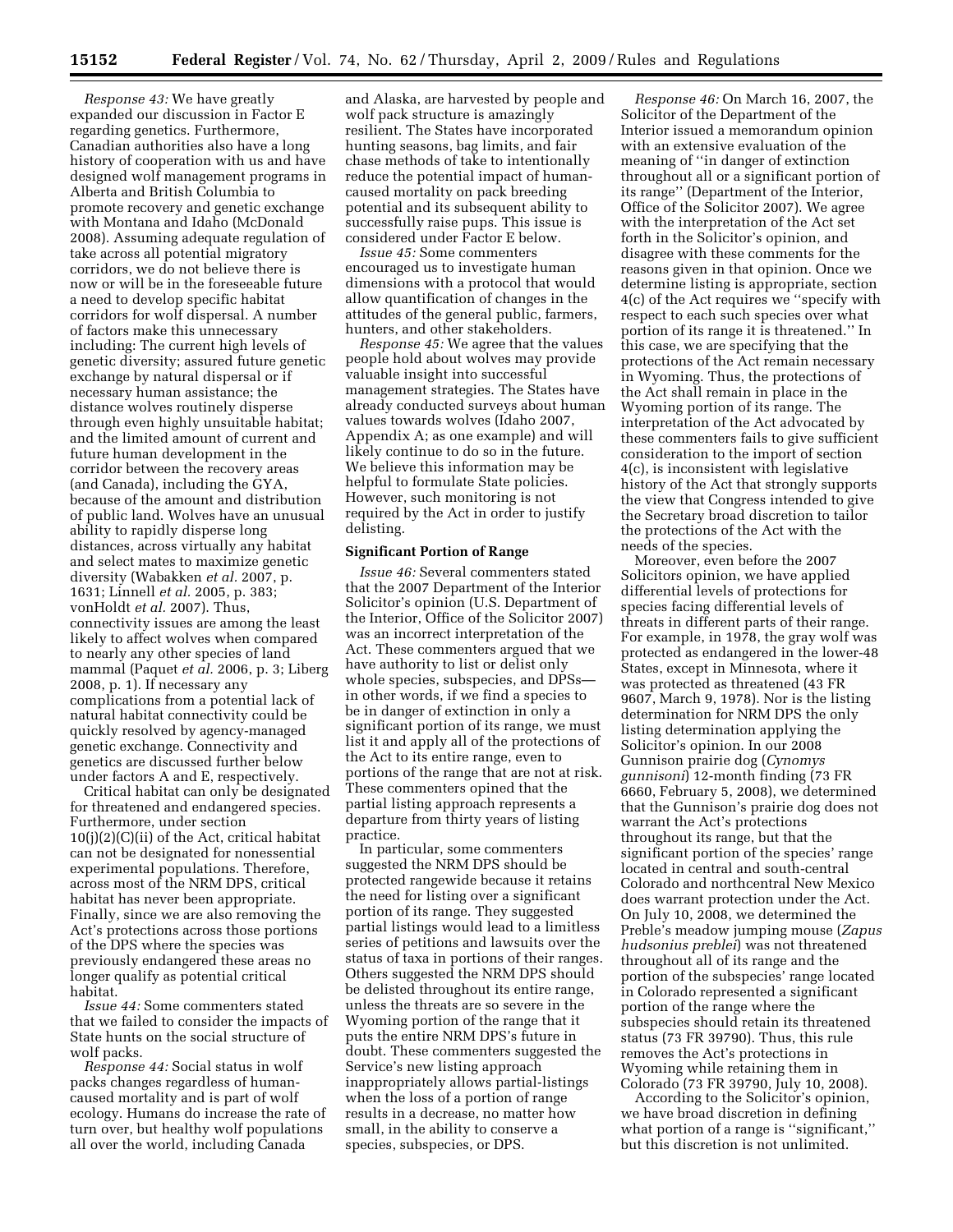*Response 43:* We have greatly expanded our discussion in Factor E regarding genetics. Furthermore, Canadian authorities also have a long history of cooperation with us and have designed wolf management programs in Alberta and British Columbia to promote recovery and genetic exchange with Montana and Idaho (McDonald 2008). Assuming adequate regulation of take across all potential migratory corridors, we do not believe there is now or will be in the foreseeable future a need to develop specific habitat corridors for wolf dispersal. A number of factors make this unnecessary including: The current high levels of genetic diversity; assured future genetic exchange by natural dispersal or if necessary human assistance; the distance wolves routinely disperse through even highly unsuitable habitat; and the limited amount of current and future human development in the corridor between the recovery areas (and Canada), including the GYA, because of the amount and distribution of public land. Wolves have an unusual ability to rapidly disperse long distances, across virtually any habitat and select mates to maximize genetic diversity (Wabakken *et al.* 2007, p. 1631; Linnell *et al.* 2005, p. 383; vonHoldt *et al.* 2007). Thus, connectivity issues are among the least likely to affect wolves when compared to nearly any other species of land mammal (Paquet *et al.* 2006, p. 3; Liberg 2008, p. 1). If necessary any complications from a potential lack of natural habitat connectivity could be quickly resolved by agency-managed genetic exchange. Connectivity and genetics are discussed further below under factors A and E, respectively.

Critical habitat can only be designated for threatened and endangered species. Furthermore, under section 10(j)(2)(C)(ii) of the Act, critical habitat can not be designated for nonessential experimental populations. Therefore, across most of the NRM DPS, critical habitat has never been appropriate. Finally, since we are also removing the Act's protections across those portions of the DPS where the species was previously endangered these areas no longer qualify as potential critical habitat.

*Issue 44:* Some commenters stated that we failed to consider the impacts of State hunts on the social structure of wolf packs.

*Response 44:* Social status in wolf packs changes regardless of human-caused mortality and is part of wolf ecology. Humans do increase the rate of turn over, but healthy wolf populations all over the world, including Canada and Alaska, are harvested by people and wolf pack structure is amazingly resilient. The States have incorporated hunting seasons, bag limits, and fair chase methods of take to intentionally reduce the potential impact of human-caused mortality on pack breeding potential and its subsequent ability to successfully raise pups. This issue is considered under Factor E below.

*Issue 45:* Some commenters encouraged us to investigate human dimensions with a protocol that would allow quantification of changes in the attitudes of the general public, farmers, hunters, and other stakeholders.

*Response 45:* We agree that the values people hold about wolves may provide valuable insight into successful management strategies. The States have already conducted surveys about human values towards wolves (Idaho 2007, Appendix A; as one example) and will likely continue to do so in the future. We believe this information may be helpful to formulate State policies. However, such monitoring is not required by the Act in order to justify delisting.

**Significant Portion of Range**

*Issue 46:* Several commenters stated that the 2007 Department of the Interior Solicitor's opinion (U.S. Department of the Interior, Office of the Solicitor 2007) was an incorrect interpretation of the Act. These commenters argued that we have authority to list or delist only whole species, subspecies, and DPSs—in other words, if we find a species to be in danger of extinction in only a significant portion of its range, we must list it and apply all of the protections of the Act to its entire range, even to portions of the range that are not at risk. These commenters opined that the partial listing approach represents a departure from thirty years of listing practice.

In particular, some commenters suggested the NRM DPS should be protected rangewide because it retains the need for listing over a significant portion of its range. They suggested partial listings would lead to a limitless series of petitions and lawsuits over the status of taxa in portions of their ranges. Others suggested the NRM DPS should be delisted throughout its entire range, unless the threats are so severe in the Wyoming portion of the range that it puts the entire NRM DPS's future in doubt. These commenters suggested the Service's new listing approach inappropriately allows partial-listings when the loss of a portion of range results in a decrease, no matter how small, in the ability to conserve a species, subspecies, or DPS.

*Response 46:* On March 16, 2007, the Solicitor of the Department of the Interior issued a memorandum opinion with an extensive evaluation of the meaning of "in danger of extinction throughout all or a significant portion of its range" (Department of the Interior, Office of the Solicitor 2007). We agree with the interpretation of the Act set forth in the Solicitor's opinion, and disagree with these comments for the reasons given in that opinion. Once we determine listing is appropriate, section 4(c) of the Act requires we "specify with respect to each such species over what portion of its range it is threatened." In this case, we are specifying that the protections of the Act remain necessary in Wyoming. Thus, the protections of the Act shall remain in place in the Wyoming portion of its range. The interpretation of the Act advocated by these commenters fails to give sufficient consideration to the import of section 4(c), is inconsistent with legislative history of the Act that strongly supports the view that Congress intended to give the Secretary broad discretion to tailor the protections of the Act with the needs of the species.

Moreover, even before the 2007 Solicitors opinion, we have applied differential levels of protections for species facing differential levels of threats in different parts of their range. For example, in 1978, the gray wolf was protected as endangered in the lower-48 States, except in Minnesota, where it was protected as threatened (43 FR 9607, March 9, 1978). Nor is the listing determination for NRM DPS the only listing determination applying the Solicitor's opinion. In our 2008 Gunnison prairie dog (*Cynomys gunnisoni*) 12-month finding (73 FR 6660, February 5, 2008), we determined that the Gunnison's prairie dog does not warrant the Act's protections throughout its range, but that the significant portion of the species' range located in central and south-central Colorado and northcentral New Mexico does warrant protection under the Act. On July 10, 2008, we determined the Preble's meadow jumping mouse (*Zapus hudsonius preblei*) was not threatened throughout all of its range and the portion of the subspecies' range located in Colorado represented a significant portion of the range where the subspecies should retain its threatened status (73 FR 39790). Thus, this rule removes the Act's protections in Wyoming while retaining them in Colorado (73 FR 39790, July 10, 2008).

According to the Solicitor's opinion, we have broad discretion in defining what portion of a range is "significant," but this discretion is not unlimited.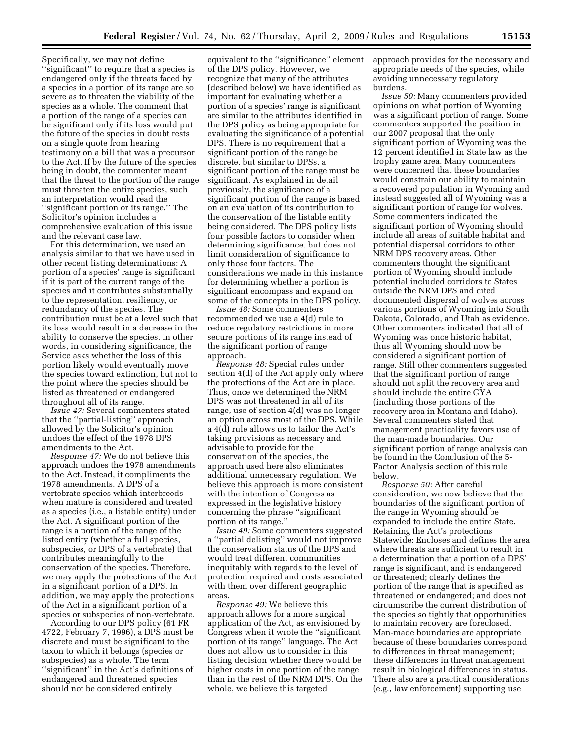Specifically, we may not define "significant" to require that a species is endangered only if the threats faced by a species in a portion of its range are so severe as to threaten the viability of the species as a whole. The comment that a portion of the range of a species can be significant only if its loss would put the future of the species in doubt rests on a single quote from hearing testimony on a bill that was a precursor to the Act. If by the future of the species being in doubt, the commenter meant that the threat to the portion of the range must threaten the entire species, such an interpretation would read the "significant portion or its range." The Solicitor's opinion includes a comprehensive evaluation of this issue and the relevant case law.

For this determination, we used an analysis similar to that we have used in other recent listing determinations: A portion of a species' range is significant if it is part of the current range of the species and it contributes substantially to the representation, resiliency, or redundancy of the species. The contribution must be at a level such that its loss would result in a decrease in the ability to conserve the species. In other words, in considering significance, the Service asks whether the loss of this portion likely would eventually move the species toward extinction, but not to the point where the species should be listed as threatened or endangered throughout all of its range.

*Issue 47:* Several commenters stated that the "partial-listing" approach allowed by the Solicitor's opinion undoes the effect of the 1978 DPS amendments to the Act.

*Response 47:* We do not believe this approach undoes the 1978 amendments to the Act. Instead, it compliments the 1978 amendments. A DPS of a vertebrate species which interbreeds when mature is considered and treated as a species (i.e., a listable entity) under the Act. A significant portion of the range is a portion of the range of the listed entity (whether a full species, subspecies, or DPS of a vertebrate) that contributes meaningfully to the conservation of the species. Therefore, we may apply the protections of the Act in a significant portion of a DPS. In addition, we may apply the protections of the Act in a significant portion of a species or subspecies of non-vertebrate.

According to our DPS policy (61 FR 4722, February 7, 1996), a DPS must be discrete and must be significant to the taxon to which it belongs (species or subspecies) as a whole. The term "significant" in the Act's definitions of endangered and threatened species should not be considered entirely equivalent to the "significance" element of the DPS policy. However, we recognize that many of the attributes (described below) we have identified as important for evaluating whether a portion of a species' range is significant are similar to the attributes identified in the DPS policy as being appropriate for evaluating the significance of a potential DPS. There is no requirement that a significant portion of the range be discrete, but similar to DPSs, a significant portion of the range must be significant. As explained in detail previously, the significance of a significant portion of the range is based on an evaluation of its contribution to the conservation of the listable entity being considered. The DPS policy lists four possible factors to consider when determining significance, but does not limit consideration of significance to only those four factors. The considerations we made in this instance for determining whether a portion is significant encompass and expand on some of the concepts in the DPS policy.

*Issue 48:* Some commenters recommended we use a 4(d) rule to reduce regulatory restrictions in more secure portions of its range instead of the significant portion of range approach.

*Response 48:* Special rules under section 4(d) of the Act apply only where the protections of the Act are in place. Thus, once we determined the NRM DPS was not threatened in all of its range, use of section 4(d) was no longer an option across most of the DPS. While a 4(d) rule allows us to tailor the Act's taking provisions as necessary and advisable to provide for the conservation of the species, the approach used here also eliminates additional unnecessary regulation. We believe this approach is more consistent with the intention of Congress as expressed in the legislative history concerning the phrase "significant portion of its range."

*Issue 49:* Some commenters suggested a "partial delisting" would not improve the conservation status of the DPS and would treat different communities inequitably with regards to the level of protection required and costs associated with them over different geographic areas.

*Response 49:* We believe this approach allows for a more surgical application of the Act, as envisioned by Congress when it wrote the "significant portion of its range" language. The Act does not allow us to consider in this listing decision whether there would be higher costs in one portion of the range than in the rest of the NRM DPS. On the whole, we believe this targeted approach provides for the necessary and appropriate needs of the species, while avoiding unnecessary regulatory burdens.

*Issue 50:* Many commenters provided opinions on what portion of Wyoming was a significant portion of range. Some commenters supported the position in our 2007 proposal that the only significant portion of Wyoming was the 12 percent identified in State law as the trophy game area. Many commenters were concerned that these boundaries would constrain our ability to maintain a recovered population in Wyoming and instead suggested all of Wyoming was a significant portion of range for wolves. Some commenters indicated the significant portion of Wyoming should include all areas of suitable habitat and potential dispersal corridors to other NRM DPS recovery areas. Other commenters thought the significant portion of Wyoming should include potential included corridors to States outside the NRM DPS and cited documented dispersal of wolves across various portions of Wyoming into South Dakota, Colorado, and Utah as evidence. Other commenters indicated that all of Wyoming was once historic habitat, thus all Wyoming should now be considered a significant portion of range. Still other commenters suggested that the significant portion of range should not split the recovery area and should include the entire GYA (including those portions of the recovery area in Montana and Idaho). Several commenters stated that management practicality favors use of the man-made boundaries. Our significant portion of range analysis can be found in the Conclusion of the 5-Factor Analysis section of this rule below.

*Response 50:* After careful consideration, we now believe that the boundaries of the significant portion of the range in Wyoming should be expanded to include the entire State. Retaining the Act's protections Statewide: Encloses and defines the area where threats are sufficient to result in a determination that a portion of a DPS' range is significant, and is endangered or threatened; clearly defines the portion of the range that is specified as threatened or endangered; and does not circumscribe the current distribution of the species so tightly that opportunities to maintain recovery are foreclosed. Man-made boundaries are appropriate because of these boundaries correspond to differences in threat management; these differences in threat management result in biological differences in status. There also are a practical considerations (e.g., law enforcement) supporting use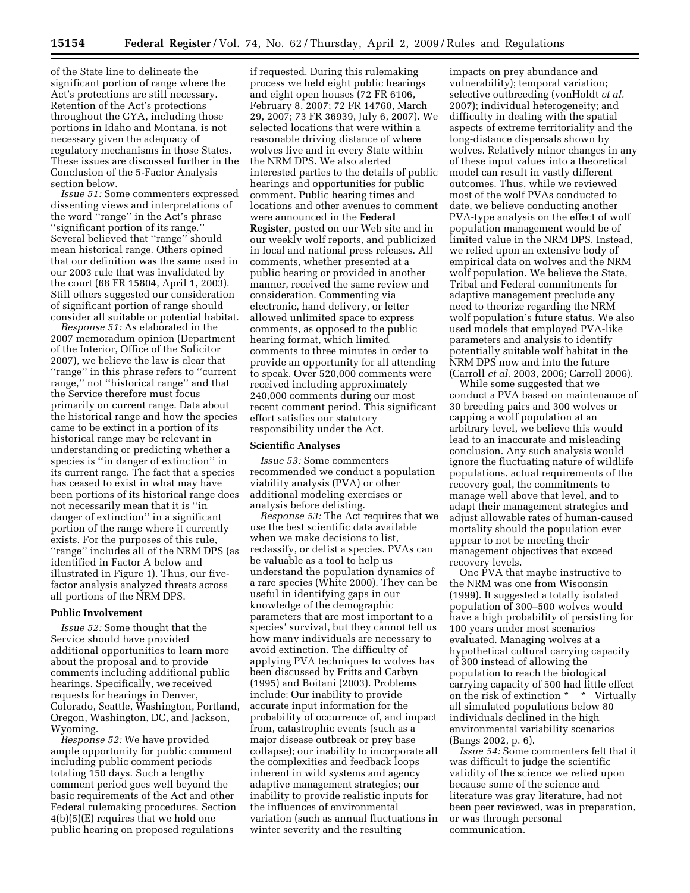of the State line to delineate the significant portion of range where the Act's protections are still necessary. Retention of the Act's protections throughout the GYA, including those portions in Idaho and Montana, is not necessary given the adequacy of regulatory mechanisms in those States. These issues are discussed further in the Conclusion of the 5-Factor Analysis section below.

*Issue 51:* Some commenters expressed dissenting views and interpretations of the word ''range'' in the Act's phrase ''significant portion of its range.'' Several believed that ''range'' should mean historical range. Others opined that our definition was the same used in our 2003 rule that was invalidated by the court (68 FR 15804, April 1, 2003). Still others suggested our consideration of significant portion of range should consider all suitable or potential habitat.

*Response 51:* As elaborated in the 2007 memoradum opinion (Department of the Interior, Office of the Solicitor 2007), we believe the law is clear that ''range'' in this phrase refers to ''current range,'' not ''historical range'' and that the Service therefore must focus primarily on current range. Data about the historical range and how the species came to be extinct in a portion of its historical range may be relevant in understanding or predicting whether a species is ''in danger of extinction'' in its current range. The fact that a species has ceased to exist in what may have been portions of its historical range does not necessarily mean that it is ''in danger of extinction'' in a significant portion of the range where it currently exists. For the purposes of this rule, ''range'' includes all of the NRM DPS (as identified in Factor A below and illustrated in Figure 1). Thus, our five-factor analysis analyzed threats across all portions of the NRM DPS.

**Public Involvement**

*Issue 52:* Some thought that the Service should have provided additional opportunities to learn more about the proposal and to provide comments including additional public hearings. Specifically, we received requests for hearings in Denver, Colorado, Seattle, Washington, Portland, Oregon, Washington, DC, and Jackson, Wyoming.

*Response 52:* We have provided ample opportunity for public comment including public comment periods totaling 150 days. Such a lengthy comment period goes well beyond the basic requirements of the Act and other Federal rulemaking procedures. Section 4(b)(5)(E) requires that we hold one public hearing on proposed regulations if requested. During this rulemaking process we held eight public hearings and eight open houses (72 FR 6106, February 8, 2007; 72 FR 14760, March 29, 2007; 73 FR 36939, July 6, 2007). We selected locations that were within a reasonable driving distance of where wolves live and in every State within the NRM DPS. We also alerted interested parties to the details of public hearings and opportunities for public comment. Public hearing times and locations and other avenues to comment were announced in the **Federal Register**, posted on our Web site and in our weekly wolf reports, and publicized in local and national press releases. All comments, whether presented at a public hearing or provided in another manner, received the same review and consideration. Commenting via electronic, hand delivery, or letter allowed unlimited space to express comments, as opposed to the public hearing format, which limited comments to three minutes in order to provide an opportunity for all attending to speak. Over 520,000 comments were received including approximately 240,000 comments during our most recent comment period. This significant effort satisfies our statutory responsibility under the Act.

**Scientific Analyses**

*Issue 53:* Some commenters recommended we conduct a population viability analysis (PVA) or other additional modeling exercises or analysis before delisting.

*Response 53:* The Act requires that we use the best scientific data available when we make decisions to list, reclassify, or delist a species. PVAs can be valuable as a tool to help us understand the population dynamics of a rare species (White 2000). They can be useful in identifying gaps in our knowledge of the demographic parameters that are most important to a species' survival, but they cannot tell us how many individuals are necessary to avoid extinction. The difficulty of applying PVA techniques to wolves has been discussed by Fritts and Carbyn (1995) and Boitani (2003). Problems include: Our inability to provide accurate input information for the probability of occurrence of, and impact from, catastrophic events (such as a major disease outbreak or prey base collapse); our inability to incorporate all the complexities and feedback loops inherent in wild systems and agency adaptive management strategies; our inability to provide realistic inputs for the influences of environmental variation (such as annual fluctuations in winter severity and the resulting impacts on prey abundance and vulnerability); temporal variation; selective outbreeding (vonHoldt *et al.* 2007); individual heterogeneity; and difficulty in dealing with the spatial aspects of extreme territoriality and the long-distance dispersals shown by wolves. Relatively minor changes in any of these input values into a theoretical model can result in vastly different outcomes. Thus, while we reviewed most of the wolf PVAs conducted to date, we believe conducting another PVA-type analysis on the effect of wolf population management would be of limited value in the NRM DPS. Instead, we relied upon an extensive body of empirical data on wolves and the NRM wolf population. We believe the State, Tribal and Federal commitments for adaptive management preclude any need to theorize regarding the NRM wolf population's future status. We also used models that employed PVA-like parameters and analysis to identify potentially suitable wolf habitat in the NRM DPS now and into the future (Carroll *et al.* 2003, 2006; Carroll 2006).

While some suggested that we conduct a PVA based on maintenance of 30 breeding pairs and 300 wolves or capping a wolf population at an arbitrary level, we believe this would lead to an inaccurate and misleading conclusion. Any such analysis would ignore the fluctuating nature of wildlife populations, actual requirements of the recovery goal, the commitments to manage well above that level, and to adapt their management strategies and adjust allowable rates of human-caused mortality should the population ever appear to not be meeting their management objectives that exceed recovery levels.

One PVA that maybe instructive to the NRM was one from Wisconsin (1999). It suggested a totally isolated population of 300–500 wolves would have a high probability of persisting for 100 years under most scenarios evaluated. Managing wolves at a hypothetical cultural carrying capacity of 300 instead of allowing the population to reach the biological carrying capacity of 500 had little effect on the risk of extinction * * Virtually all simulated populations below 80 individuals declined in the high environmental variability scenarios (Bangs 2002, p. 6).

*Issue 54:* Some commenters felt that it was difficult to judge the scientific validity of the science we relied upon because some of the science and literature was gray literature, had not been peer reviewed, was in preparation, or was through personal communication.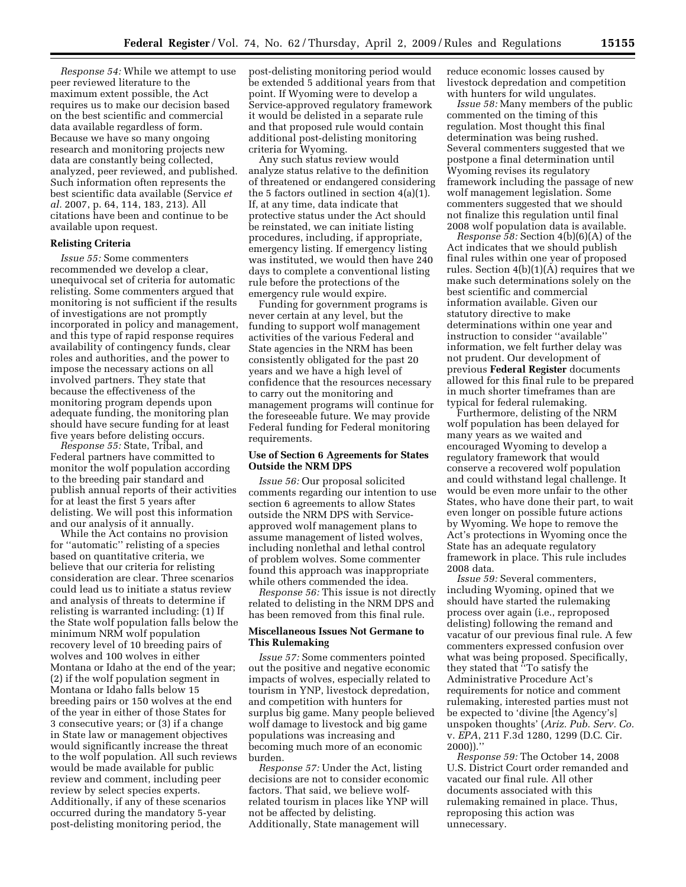*Response 54:* While we attempt to use peer reviewed literature to the maximum extent possible, the Act requires us to make our decision based on the best scientific and commercial data available regardless of form. Because we have so many ongoing research and monitoring projects new data are constantly being collected, analyzed, peer reviewed, and published. Such information often represents the best scientific data available (Service *et al.* 2007, p. 64, 114, 183, 213). All citations have been and continue to be available upon request.

**Relisting Criteria**

*Issue 55:* Some commenters recommended we develop a clear, unequivocal set of criteria for automatic relisting. Some commenters argued that monitoring is not sufficient if the results of investigations are not promptly incorporated in policy and management, and this type of rapid response requires availability of contingency funds, clear roles and authorities, and the power to impose the necessary actions on all involved partners. They state that because the effectiveness of the monitoring program depends upon adequate funding, the monitoring plan should have secure funding for at least five years before delisting occurs.

*Response 55:* State, Tribal, and Federal partners have committed to monitor the wolf population according to the breeding pair standard and publish annual reports of their activities for at least the first 5 years after delisting. We will post this information and our analysis of it annually.

While the Act contains no provision for ''automatic'' relisting of a species based on quantitative criteria, we believe that our criteria for relisting consideration are clear. Three scenarios could lead us to initiate a status review and analysis of threats to determine if relisting is warranted including: (1) If the State wolf population falls below the minimum NRM wolf population recovery level of 10 breeding pairs of wolves and 100 wolves in either Montana or Idaho at the end of the year; (2) if the wolf population segment in Montana or Idaho falls below 15 breeding pairs or 150 wolves at the end of the year in either of those States for 3 consecutive years; or (3) if a change in State law or management objectives would significantly increase the threat to the wolf population. All such reviews would be made available for public review and comment, including peer review by select species experts. Additionally, if any of these scenarios occurred during the mandatory 5-year post-delisting monitoring period, the post-delisting monitoring period would be extended 5 additional years from that point. If Wyoming were to develop a Service-approved regulatory framework it would be delisted in a separate rule and that proposed rule would contain additional post-delisting monitoring criteria for Wyoming.

Any such status review would analyze status relative to the definition of threatened or endangered considering the 5 factors outlined in section 4(a)(1). If, at any time, data indicate that protective status under the Act should be reinstated, we can initiate listing procedures, including, if appropriate, emergency listing. If emergency listing was instituted, we would then have 240 days to complete a conventional listing rule before the protections of the emergency rule would expire.

Funding for government programs is never certain at any level, but the funding to support wolf management activities of the various Federal and State agencies in the NRM has been consistently obligated for the past 20 years and we have a high level of confidence that the resources necessary to carry out the monitoring and management programs will continue for the foreseeable future. We may provide Federal funding for Federal monitoring requirements.

**Use of Section 6 Agreements for States Outside the NRM DPS**

*Issue 56:* Our proposal solicited comments regarding our intention to use section 6 agreements to allow States outside the NRM DPS with Service-approved wolf management plans to assume management of listed wolves, including nonlethal and lethal control of problem wolves. Some commenter found this approach was inappropriate while others commended the idea.

*Response 56:* This issue is not directly related to delisting in the NRM DPS and has been removed from this final rule.

**Miscellaneous Issues Not Germane to This Rulemaking**

*Issue 57:* Some commenters pointed out the positive and negative economic impacts of wolves, especially related to tourism in YNP, livestock depredation, and competition with hunters for surplus big game. Many people believed wolf damage to livestock and big game populations was increasing and becoming much more of an economic burden.

*Response 57:* Under the Act, listing decisions are not to consider economic factors. That said, we believe wolf-related tourism in places like YNP will not be affected by delisting. Additionally, State management will reduce economic losses caused by livestock depredation and competition with hunters for wild ungulates.

*Issue 58:* Many members of the public commented on the timing of this regulation. Most thought this final determination was being rushed. Several commenters suggested that we postpone a final determination until Wyoming revises its regulatory framework including the passage of new wolf management legislation. Some commenters suggested that we should not finalize this regulation until final 2008 wolf population data is available.

*Response 58:* Section 4(b)(6)(A) of the Act indicates that we should publish final rules within one year of proposed rules. Section 4(b)(1)(A) requires that we make such determinations solely on the best scientific and commercial information available. Given our statutory directive to make determinations within one year and instruction to consider ''available'' information, we felt further delay was not prudent. Our development of previous **Federal Register** documents allowed for this final rule to be prepared in much shorter timeframes than are typical for federal rulemaking.

Furthermore, delisting of the NRM wolf population has been delayed for many years as we waited and encouraged Wyoming to develop a regulatory framework that would conserve a recovered wolf population and could withstand legal challenge. It would be even more unfair to the other States, who have done their part, to wait even longer on possible future actions by Wyoming. We hope to remove the Act's protections in Wyoming once the State has an adequate regulatory framework in place. This rule includes 2008 data.

*Issue 59:* Several commenters, including Wyoming, opined that we should have started the rulemaking process over again (i.e., reproposed delisting) following the remand and vacatur of our previous final rule. A few commenters expressed confusion over what was being proposed. Specifically, they stated that ''To satisfy the Administrative Procedure Act's requirements for notice and comment rulemaking, interested parties must not be expected to 'divine [the Agency's] unspoken thoughts' (*Ariz. Pub. Serv. Co.* v. *EPA*, 211 F.3d 1280, 1299 (D.C. Cir. 2000)).''

*Response 59:* The October 14, 2008 U.S. District Court order remanded and vacated our final rule. All other documents associated with this rulemaking remained in place. Thus, reproposing this action was unnecessary.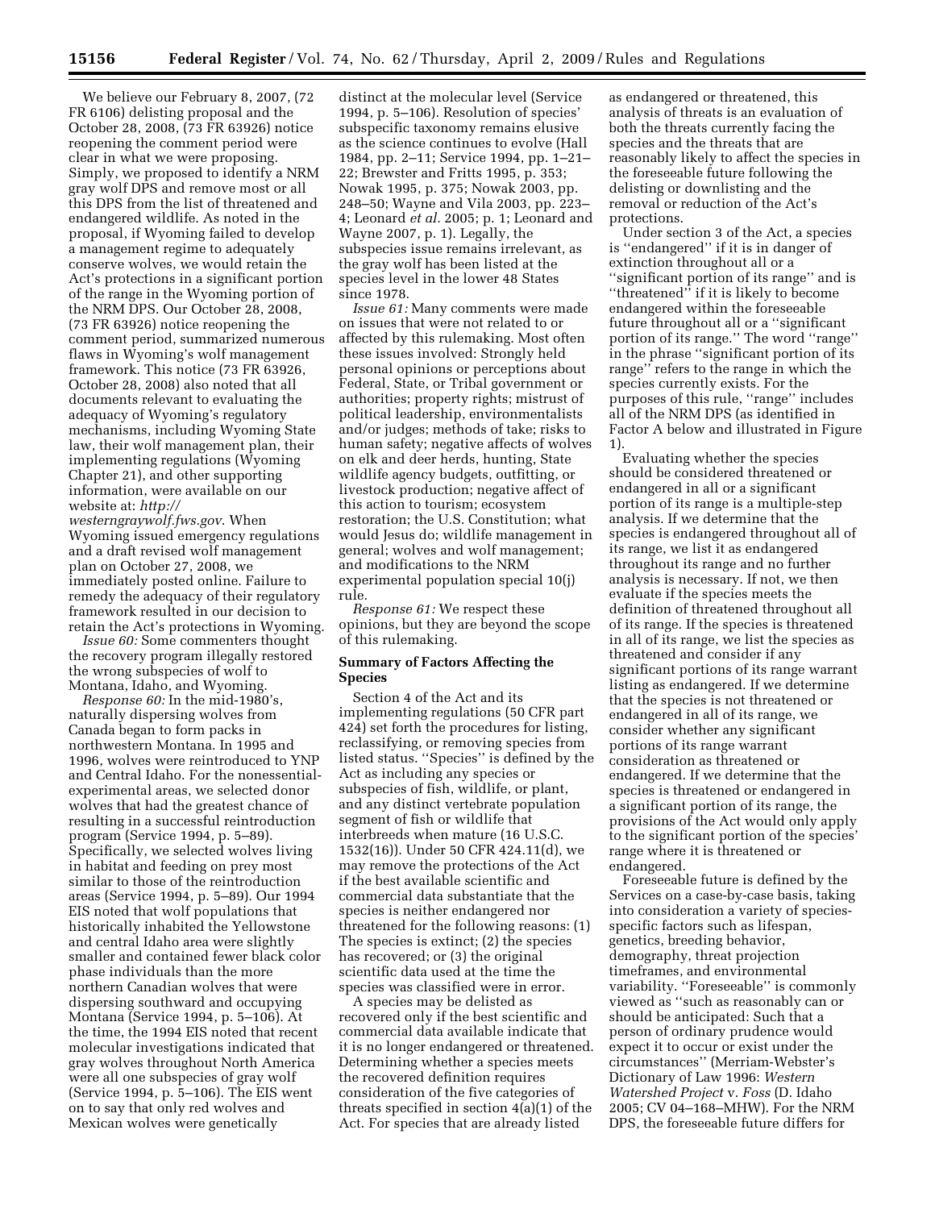We believe our February 8, 2007, (72 FR 6106) delisting proposal and the October 28, 2008, (73 FR 63926) notice reopening the comment period were clear in what we were proposing. Simply, we proposed to identify a NRM gray wolf DPS and remove most or all this DPS from the list of threatened and endangered wildlife. As noted in the proposal, if Wyoming failed to develop a management regime to adequately conserve wolves, we would retain the Act's protections in a significant portion of the range in the Wyoming portion of the NRM DPS. Our October 28, 2008, (73 FR 63926) notice reopening the comment period, summarized numerous flaws in Wyoming's wolf management framework. This notice (73 FR 63926, October 28, 2008) also noted that all documents relevant to evaluating the adequacy of Wyoming's regulatory mechanisms, including Wyoming State law, their wolf management plan, their implementing regulations (Wyoming Chapter 21), and other supporting information, were available on our website at: *http://westerngraywolf.fws.gov*. When Wyoming issued emergency regulations and a draft revised wolf management plan on October 27, 2008, we immediately posted online. Failure to remedy the adequacy of their regulatory framework resulted in our decision to retain the Act's protections in Wyoming.

*Issue 60:* Some commenters thought the recovery program illegally restored the wrong subspecies of wolf to Montana, Idaho, and Wyoming.

*Response 60:* In the mid-1980's, naturally dispersing wolves from Canada began to form packs in northwestern Montana. In 1995 and 1996, wolves were reintroduced to YNP and Central Idaho. For the nonessential-experimental areas, we selected donor wolves that had the greatest chance of resulting in a successful reintroduction program (Service 1994, p. 5–89). Specifically, we selected wolves living in habitat and feeding on prey most similar to those of the reintroduction areas (Service 1994, p. 5–89). Our 1994 EIS noted that wolf populations that historically inhabited the Yellowstone and central Idaho area were slightly smaller and contained fewer black color phase individuals than the more northern Canadian wolves that were dispersing southward and occupying Montana (Service 1994, p. 5–106). At the time, the 1994 EIS noted that recent molecular investigations indicated that gray wolves throughout North America were all one subspecies of gray wolf (Service 1994, p. 5–106). The EIS went on to say that only red wolves and Mexican wolves were genetically distinct at the molecular level (Service 1994, p. 5–106). Resolution of species' subspecific taxonomy remains elusive as the science continues to evolve (Hall 1984, pp. 2–11; Service 1994, pp. 1–21–22; Brewster and Fritts 1995, p. 353; Nowak 1995, p. 375; Nowak 2003, pp. 248–50; Wayne and Vila 2003, pp. 223–4; Leonard *et al.* 2005; p. 1; Leonard and Wayne 2007, p. 1). Legally, the subspecies issue remains irrelevant, as the gray wolf has been listed at the species level in the lower 48 States since 1978.

*Issue 61:* Many comments were made on issues that were not related to or affected by this rulemaking. Most often these issues involved: Strongly held personal opinions or perceptions about Federal, State, or Tribal government or authorities; property rights; mistrust of political leadership, environmentalists and/or judges; methods of take; risks to human safety; negative affects of wolves on elk and deer herds, hunting, State wildlife agency budgets, outfitting, or livestock production; negative affect of this action to tourism; ecosystem restoration; the U.S. Constitution; what would Jesus do; wildlife management in general; wolves and wolf management; and modifications to the NRM experimental population special 10(j) rule.

*Response 61:* We respect these opinions, but they are beyond the scope of this rulemaking.

## Summary of Factors Affecting the Species

Section 4 of the Act and its implementing regulations (50 CFR part 424) set forth the procedures for listing, reclassifying, or removing species from listed status. ''Species'' is defined by the Act as including any species or subspecies of fish, wildlife, or plant, and any distinct vertebrate population segment of fish or wildlife that interbreeds when mature (16 U.S.C. 1532(16)). Under 50 CFR 424.11(d), we may remove the protections of the Act if the best available scientific and commercial data substantiate that the species is neither endangered nor threatened for the following reasons: (1) The species is extinct; (2) the species has recovered; or (3) the original scientific data used at the time the species was classified were in error.

A species may be delisted as recovered only if the best scientific and commercial data available indicate that it is no longer endangered or threatened. Determining whether a species meets the recovered definition requires consideration of the five categories of threats specified in section 4(a)(1) of the Act. For species that are already listed as endangered or threatened, this analysis of threats is an evaluation of both the threats currently facing the species and the threats that are reasonably likely to affect the species in the foreseeable future following the delisting or downlisting and the removal or reduction of the Act's protections.

Under section 3 of the Act, a species is ''endangered'' if it is in danger of extinction throughout all or a ''significant portion of its range'' and is ''threatened'' if it is likely to become endangered within the foreseeable future throughout all or a ''significant portion of its range.'' The word ''range'' in the phrase ''significant portion of its range'' refers to the range in which the species currently exists. For the purposes of this rule, ''range'' includes all of the NRM DPS (as identified in Factor A below and illustrated in Figure 1).

Evaluating whether the species should be considered threatened or endangered in all or a significant portion of its range is a multiple-step analysis. If we determine that the species is endangered throughout all of its range, we list it as endangered throughout its range and no further analysis is necessary. If not, we then evaluate if the species meets the definition of threatened throughout all of its range. If the species is threatened in all of its range, we list the species as threatened and consider if any significant portions of its range warrant listing as endangered. If we determine that the species is not threatened or endangered in all of its range, we consider whether any significant portions of its range warrant consideration as threatened or endangered. If we determine that the species is threatened or endangered in a significant portion of its range, the provisions of the Act would only apply to the significant portion of the species' range where it is threatened or endangered.

Foreseeable future is defined by the Services on a case-by-case basis, taking into consideration a variety of species-specific factors such as lifespan, genetics, breeding behavior, demography, threat projection timeframes, and environmental variability. ''Foreseeable'' is commonly viewed as ''such as reasonably can or should be anticipated: Such that a person of ordinary prudence would expect it to occur or exist under the circumstances'' (Merriam-Webster's Dictionary of Law 1996: *Western Watershed Project* v. *Foss* (D. Idaho 2005; CV 04–168–MHW). For the NRM DPS, the foreseeable future differs for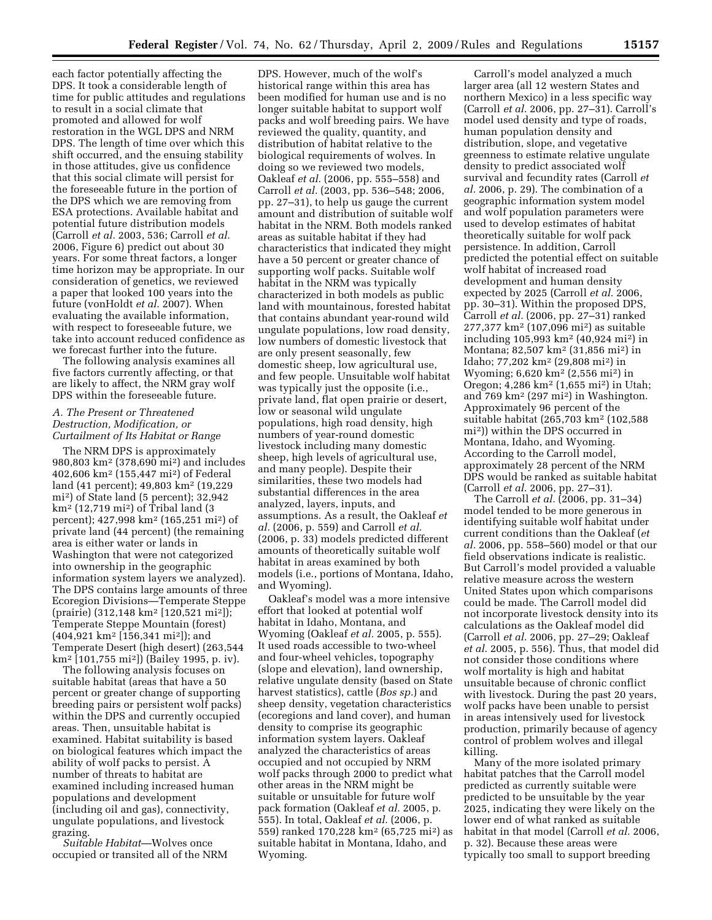each factor potentially affecting the DPS. It took a considerable length of time for public attitudes and regulations to result in a social climate that promoted and allowed for wolf restoration in the WGL DPS and NRM DPS. The length of time over which this shift occurred, and the ensuing stability in those attitudes, give us confidence that this social climate will persist for the foreseeable future in the portion of the DPS which we are removing from ESA protections. Available habitat and potential future distribution models (Carroll *et al.* 2003, 536; Carroll *et al.* 2006, Figure 6) predict out about 30 years. For some threat factors, a longer time horizon may be appropriate. In our consideration of genetics, we reviewed a paper that looked 100 years into the future (vonHoldt *et al.* 2007). When evaluating the available information, with respect to foreseeable future, we take into account reduced confidence as we forecast further into the future.

The following analysis examines all five factors currently affecting, or that are likely to affect, the NRM gray wolf DPS within the foreseeable future.

### *A. The Present or Threatened Destruction, Modification, or Curtailment of Its Habitat or Range*

The NRM DPS is approximately 980,803 km$^2$ (378,690 mi$^2$) and includes 402,606 km$^2$ (155,447 mi$^2$) of Federal land (41 percent); 49,803 km$^2$ (19,229 mi$^2$) of State land (5 percent); 32,942 km$^2$ (12,719 mi$^2$) of Tribal land (3 percent); 427,998 km$^2$ (165,251 mi$^2$) of private land (44 percent) (the remaining area is either water or lands in Washington that were not categorized into ownership in the geographic information system layers we analyzed). The DPS contains large amounts of three Ecoregion Divisions—Temperate Steppe (prairie) (312,148 km$^2$ [120,521 mi$^2$]); Temperate Steppe Mountain (forest) (404,921 km$^2$ [156,341 mi$^2$]); and Temperate Desert (high desert) (263,544 km$^2$ [101,755 mi$^2$]) (Bailey 1995, p. iv).

The following analysis focuses on suitable habitat (areas that have a 50 percent or greater change of supporting breeding pairs or persistent wolf packs) within the DPS and currently occupied areas. Then, unsuitable habitat is examined. Habitat suitability is based on biological features which impact the ability of wolf packs to persist. A number of threats to habitat are examined including increased human populations and development (including oil and gas), connectivity, ungulate populations, and livestock grazing.

*Suitable Habitat*—Wolves once occupied or transited all of the NRM DPS. However, much of the wolf's historical range within this area has been modified for human use and is no longer suitable habitat to support wolf packs and wolf breeding pairs. We have reviewed the quality, quantity, and distribution of habitat relative to the biological requirements of wolves. In doing so we reviewed two models, Oakleaf *et al.* (2006, pp. 555–558) and Carroll *et al.* (2003, pp. 536–548; 2006, pp. 27–31), to help us gauge the current amount and distribution of suitable wolf habitat in the NRM. Both models ranked areas as suitable habitat if they had characteristics that indicated they might have a 50 percent or greater chance of supporting wolf packs. Suitable wolf habitat in the NRM was typically characterized in both models as public land with mountainous, forested habitat that contains abundant year-round wild ungulate populations, low road density, low numbers of domestic livestock that are only present seasonally, few domestic sheep, low agricultural use, and few people. Unsuitable wolf habitat was typically just the opposite (i.e., private land, flat open prairie or desert, low or seasonal wild ungulate populations, high road density, high numbers of year-round domestic livestock including many domestic sheep, high levels of agricultural use, and many people). Despite their similarities, these two models had substantial differences in the area analyzed, layers, inputs, and assumptions. As a result, the Oakleaf *et al.* (2006, p. 559) and Carroll *et al.* (2006, p. 33) models predicted different amounts of theoretically suitable wolf habitat in areas examined by both models (i.e., portions of Montana, Idaho, and Wyoming).

Oakleaf's model was a more intensive effort that looked at potential wolf habitat in Idaho, Montana, and Wyoming (Oakleaf *et al.* 2005, p. 555). It used roads accessible to two-wheel and four-wheel vehicles, topography (slope and elevation), land ownership, relative ungulate density (based on State harvest statistics), cattle (*Bos sp.*) and sheep density, vegetation characteristics (ecoregions and land cover), and human density to comprise its geographic information system layers. Oakleaf analyzed the characteristics of areas occupied and not occupied by NRM wolf packs through 2000 to predict what other areas in the NRM might be suitable or unsuitable for future wolf pack formation (Oakleaf *et al.* 2005, p. 555). In total, Oakleaf *et al.* (2006, p. 559) ranked 170,228 km$^2$ (65,725 mi$^2$) as suitable habitat in Montana, Idaho, and Wyoming.

Carroll's model analyzed a much larger area (all 12 western States and northern Mexico) in a less specific way (Carroll *et al.* 2006, pp. 27–31). Carroll's model used density and type of roads, human population density and distribution, slope, and vegetative greenness to estimate relative ungulate density to predict associated wolf survival and fecundity rates (Carroll *et al.* 2006, p. 29). The combination of a geographic information system model and wolf population parameters were used to develop estimates of habitat theoretically suitable for wolf pack persistence. In addition, Carroll predicted the potential effect on suitable wolf habitat of increased road development and human density expected by 2025 (Carroll *et al.* 2006, pp. 30–31). Within the proposed DPS, Carroll *et al.* (2006, pp. 27–31) ranked 277,377 km$^2$ (107,096 mi$^2$) as suitable including 105,993 km$^2$ (40,924 mi$^2$) in Montana; 82,507 km$^2$ (31,856 mi$^2$) in Idaho; 77,202 km$^2$ (29,808 mi$^2$) in Wyoming; 6,620 km$^2$ (2,556 mi$^2$) in Oregon; 4,286 km$^2$ (1,655 mi$^2$) in Utah; and 769 km$^2$ (297 mi$^2$) in Washington. Approximately 96 percent of the suitable habitat (265,703 km$^2$ (102,588 mi$^2$)) within the DPS occurred in Montana, Idaho, and Wyoming. According to the Carroll model, approximately 28 percent of the NRM DPS would be ranked as suitable habitat (Carroll *et al.* 2006, pp. 27–31).

The Carroll *et al.* (2006, pp. 31–34) model tended to be more generous in identifying suitable wolf habitat under current conditions than the Oakleaf (*et al.* 2006, pp. 558–560) model or that our field observations indicate is realistic. But Carroll's model provided a valuable relative measure across the western United States upon which comparisons could be made. The Carroll model did not incorporate livestock density into its calculations as the Oakleaf model did (Carroll *et al.* 2006, pp. 27–29; Oakleaf *et al.* 2005, p. 556). Thus, that model did not consider those conditions where wolf mortality is high and habitat unsuitable because of chronic conflict with livestock. During the past 20 years, wolf packs have been unable to persist in areas intensively used for livestock production, primarily because of agency control of problem wolves and illegal killing.

Many of the more isolated primary habitat patches that the Carroll model predicted as currently suitable were predicted to be unsuitable by the year 2025, indicating they were likely on the lower end of what ranked as suitable habitat in that model (Carroll *et al.* 2006, p. 32). Because these areas were typically too small to support breeding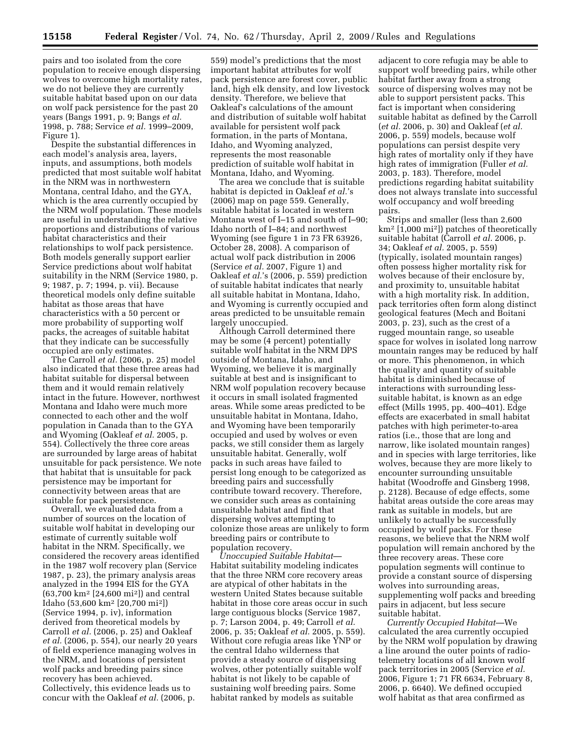pairs and too isolated from the core population to receive enough dispersing wolves to overcome high mortality rates, we do not believe they are currently suitable habitat based upon on our data on wolf pack persistence for the past 20 years (Bangs 1991, p. 9; Bangs *et al.* 1998, p. 788; Service *et al.* 1999–2009, Figure 1).

Despite the substantial differences in each model's analysis area, layers, inputs, and assumptions, both models predicted that most suitable wolf habitat in the NRM was in northwestern Montana, central Idaho, and the GYA, which is the area currently occupied by the NRM wolf population. These models are useful in understanding the relative proportions and distributions of various habitat characteristics and their relationships to wolf pack persistence. Both models generally support earlier Service predictions about wolf habitat suitability in the NRM (Service 1980, p. 9; 1987, p. 7; 1994, p. vii). Because theoretical models only define suitable habitat as those areas that have characteristics with a 50 percent or more probability of supporting wolf packs, the acreages of suitable habitat that they indicate can be successfully occupied are only estimates.

The Carroll *et al.* (2006, p. 25) model also indicated that these three areas had habitat suitable for dispersal between them and it would remain relatively intact in the future. However, northwest Montana and Idaho were much more connected to each other and the wolf population in Canada than to the GYA and Wyoming (Oakleaf *et al.* 2005, p. 554). Collectively the three core areas are surrounded by large areas of habitat unsuitable for pack persistence. We note that habitat that is unsuitable for pack persistence may be important for connectivity between areas that are suitable for pack persistence.

Overall, we evaluated data from a number of sources on the location of suitable wolf habitat in developing our estimate of currently suitable wolf habitat in the NRM. Specifically, we considered the recovery areas identified in the 1987 wolf recovery plan (Service 1987, p. 23), the primary analysis areas analyzed in the 1994 EIS for the GYA (63,700 km² [24,600 mi²]) and central Idaho (53,600 km² [20,700 mi²]) (Service 1994, p. iv), information derived from theoretical models by Carroll *et al.* (2006, p. 25) and Oakleaf *et al.* (2006, p. 554), our nearly 20 years of field experience managing wolves in the NRM, and locations of persistent wolf packs and breeding pairs since recovery has been achieved. Collectively, this evidence leads us to concur with the Oakleaf *et al.* (2006, p. 559) model's predictions that the most important habitat attributes for wolf pack persistence are forest cover, public land, high elk density, and low livestock density. Therefore, we believe that Oakleaf's calculations of the amount and distribution of suitable wolf habitat available for persistent wolf pack formation, in the parts of Montana, Idaho, and Wyoming analyzed, represents the most reasonable prediction of suitable wolf habitat in Montana, Idaho, and Wyoming.

The area we conclude that is suitable habitat is depicted in Oakleaf *et al.*'s (2006) map on page 559. Generally, suitable habitat is located in western Montana west of I–15 and south of I–90; Idaho north of I–84; and northwest Wyoming (see figure 1 in 73 FR 63926, October 28, 2008). A comparison of actual wolf pack distribution in 2006 (Service *et al.* 2007, Figure 1) and Oakleaf *et al.*'s (2006, p. 559) prediction of suitable habitat indicates that nearly all suitable habitat in Montana, Idaho, and Wyoming is currently occupied and areas predicted to be unsuitable remain largely unoccupied.

Although Carroll determined there may be some (4 percent) potentially suitable wolf habitat in the NRM DPS outside of Montana, Idaho, and Wyoming, we believe it is marginally suitable at best and is insignificant to NRM wolf population recovery because it occurs in small isolated fragmented areas. While some areas predicted to be unsuitable habitat in Montana, Idaho, and Wyoming have been temporarily occupied and used by wolves or even packs, we still consider them as largely unsuitable habitat. Generally, wolf packs in such areas have failed to persist long enough to be categorized as breeding pairs and successfully contribute toward recovery. Therefore, we consider such areas as containing unsuitable habitat and find that dispersing wolves attempting to colonize those areas are unlikely to form breeding pairs or contribute to population recovery.

*Unoccupied Suitable Habitat*—Habitat suitability modeling indicates that the three NRM core recovery areas are atypical of other habitats in the western United States because suitable habitat in those core areas occur in such large contiguous blocks (Service 1987, p. 7; Larson 2004, p. 49; Carroll *et al.* 2006, p. 35; Oakleaf *et al.* 2005, p. 559). Without core refugia areas like YNP or the central Idaho wilderness that provide a steady source of dispersing wolves, other potentially suitable wolf habitat is not likely to be capable of sustaining wolf breeding pairs. Some habitat ranked by models as suitable adjacent to core refugia may be able to support wolf breeding pairs, while other habitat farther away from a strong source of dispersing wolves may not be able to support persistent packs. This fact is important when considering suitable habitat as defined by the Carroll (*et al.* 2006, p. 30) and Oakleaf (*et al.* 2006, p. 559) models, because wolf populations can persist despite very high rates of mortality only if they have high rates of immigration (Fuller *et al.* 2003, p. 183). Therefore, model predictions regarding habitat suitability does not always translate into successful wolf occupancy and wolf breeding pairs.

Strips and smaller (less than 2,600 km² [1,000 mi²]) patches of theoretically suitable habitat (Carroll *et al.* 2006, p. 34; Oakleaf *et al.* 2005, p. 559) (typically, isolated mountain ranges) often possess higher mortality risk for wolves because of their enclosure by, and proximity to, unsuitable habitat with a high mortality risk. In addition, pack territories often form along distinct geological features (Mech and Boitani 2003, p. 23), such as the crest of a rugged mountain range, so useable space for wolves in isolated long narrow mountain ranges may be reduced by half or more. This phenomenon, in which the quality and quantity of suitable habitat is diminished because of interactions with surrounding less-suitable habitat, is known as an edge effect (Mills 1995, pp. 400–401). Edge effects are exacerbated in small habitat patches with high perimeter-to-area ratios (i.e., those that are long and narrow, like isolated mountain ranges) and in species with large territories, like wolves, because they are more likely to encounter surrounding unsuitable habitat (Woodroffe and Ginsberg 1998, p. 2128). Because of edge effects, some habitat areas outside the core areas may rank as suitable in models, but are unlikely to actually be successfully occupied by wolf packs. For these reasons, we believe that the NRM wolf population will remain anchored by the three recovery areas. These core population segments will continue to provide a constant source of dispersing wolves into surrounding areas, supplementing wolf packs and breeding pairs in adjacent, but less secure suitable habitat.

*Currently Occupied Habitat*—We calculated the area currently occupied by the NRM wolf population by drawing a line around the outer points of radio-telemetry locations of all known wolf pack territories in 2005 (Service *et al.* 2006, Figure 1; 71 FR 6634, February 8, 2006, p. 6640). We defined occupied wolf habitat as that area confirmed as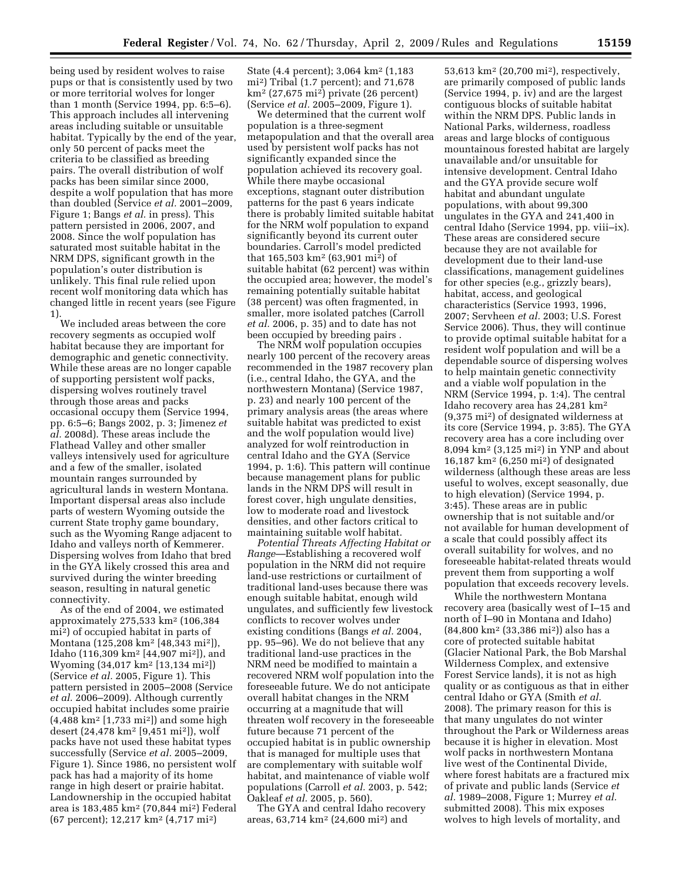being used by resident wolves to raise pups or that is consistently used by two or more territorial wolves for longer than 1 month (Service 1994, pp. 6:5–6). This approach includes all intervening areas including suitable or unsuitable habitat. Typically by the end of the year, only 50 percent of packs meet the criteria to be classified as breeding pairs. The overall distribution of wolf packs has been similar since 2000, despite a wolf population that has more than doubled (Service *et al.* 2001–2009, Figure 1; Bangs *et al.* in press). This pattern persisted in 2006, 2007, and 2008. Since the wolf population has saturated most suitable habitat in the NRM DPS, significant growth in the population's outer distribution is unlikely. This final rule relied upon recent wolf monitoring data which has changed little in recent years (see Figure 1).

We included areas between the core recovery segments as occupied wolf habitat because they are important for demographic and genetic connectivity. While these areas are no longer capable of supporting persistent wolf packs, dispersing wolves routinely travel through those areas and packs occasional occupy them (Service 1994, pp. 6:5–6; Bangs 2002, p. 3; Jimenez *et al.* 2008d). These areas include the Flathead Valley and other smaller valleys intensively used for agriculture and a few of the smaller, isolated mountain ranges surrounded by agricultural lands in western Montana. Important dispersal areas also include parts of western Wyoming outside the current State trophy game boundary, such as the Wyoming Range adjacent to Idaho and valleys north of Kemmerer. Dispersing wolves from Idaho that bred in the GYA likely crossed this area and survived during the winter breeding season, resulting in natural genetic connectivity.

As of the end of 2004, we estimated approximately 275,533 km² (106,384 mi²) of occupied habitat in parts of Montana (125,208 km² [48,343 mi²]), Idaho (116,309 km² [44,907 mi²]), and Wyoming (34,017 km² [13,134 mi²]) (Service *et al.* 2005, Figure 1). This pattern persisted in 2005–2008 (Service *et al.* 2006–2009). Although currently occupied habitat includes some prairie (4,488 km² [1,733 mi²]) and some high desert (24,478 km² [9,451 mi²]), wolf packs have not used these habitat types successfully (Service *et al.* 2005–2009, Figure 1). Since 1986, no persistent wolf pack has had a majority of its home range in high desert or prairie habitat. Landownership in the occupied habitat area is 183,485 km² (70,844 mi²) Federal (67 percent); 12,217 km² (4,717 mi²) State (4.4 percent); 3,064 km² (1,183 mi²) Tribal (1.7 percent); and 71,678 km² (27,675 mi²) private (26 percent) (Service *et al.* 2005–2009, Figure 1).

We determined that the current wolf population is a three-segment metapopulation and that the overall area used by persistent wolf packs has not significantly expanded since the population achieved its recovery goal. While there maybe occasional exceptions, stagnant outer distribution patterns for the past 6 years indicate there is probably limited suitable habitat for the NRM wolf population to expand significantly beyond its current outer boundaries. Carroll's model predicted that 165,503 km² (63,901 mi²) of suitable habitat (62 percent) was within the occupied area; however, the model's remaining potentially suitable habitat (38 percent) was often fragmented, in smaller, more isolated patches (Carroll *et al.* 2006, p. 35) and to date has not been occupied by breeding pairs .

The NRM wolf population occupies nearly 100 percent of the recovery areas recommended in the 1987 recovery plan (i.e., central Idaho, the GYA, and the northwestern Montana) (Service 1987, p. 23) and nearly 100 percent of the primary analysis areas (the areas where suitable habitat was predicted to exist and the wolf population would live) analyzed for wolf reintroduction in central Idaho and the GYA (Service 1994, p. 1:6). This pattern will continue because management plans for public lands in the NRM DPS will result in forest cover, high ungulate densities, low to moderate road and livestock densities, and other factors critical to maintaining suitable wolf habitat.

*Potential Threats Affecting Habitat or Range*—Establishing a recovered wolf population in the NRM did not require land-use restrictions or curtailment of traditional land-uses because there was enough suitable habitat, enough wild ungulates, and sufficiently few livestock conflicts to recover wolves under existing conditions (Bangs *et al.* 2004, pp. 95–96). We do not believe that any traditional land-use practices in the NRM need be modified to maintain a recovered NRM wolf population into the foreseeable future. We do not anticipate overall habitat changes in the NRM occurring at a magnitude that will threaten wolf recovery in the foreseeable future because 71 percent of the occupied habitat is in public ownership that is managed for multiple uses that are complementary with suitable wolf habitat, and maintenance of viable wolf populations (Carroll *et al.* 2003, p. 542; Oakleaf *et al.* 2005, p. 560).

The GYA and central Idaho recovery areas, 63,714 km² (24,600 mi²) and 53,613 km² (20,700 mi²), respectively, are primarily composed of public lands (Service 1994, p. iv) and are the largest contiguous blocks of suitable habitat within the NRM DPS. Public lands in National Parks, wilderness, roadless areas and large blocks of contiguous mountainous forested habitat are largely unavailable and/or unsuitable for intensive development. Central Idaho and the GYA provide secure wolf habitat and abundant ungulate populations, with about 99,300 ungulates in the GYA and 241,400 in central Idaho (Service 1994, pp. viii–ix). These areas are considered secure because they are not available for development due to their land-use classifications, management guidelines for other species (e.g., grizzly bears), habitat, access, and geological characteristics (Service 1993, 1996, 2007; Servheen *et al.* 2003; U.S. Forest Service 2006). Thus, they will continue to provide optimal suitable habitat for a resident wolf population and will be a dependable source of dispersing wolves to help maintain genetic connectivity and a viable wolf population in the NRM (Service 1994, p. 1:4). The central Idaho recovery area has 24,281 km² (9,375 mi²) of designated wilderness at its core (Service 1994, p. 3:85). The GYA recovery area has a core including over 8,094 km² (3,125 mi²) in YNP and about 16,187 km² (6,250 mi²) of designated wilderness (although these areas are less useful to wolves, except seasonally, due to high elevation) (Service 1994, p. 3:45). These areas are in public ownership that is not suitable and/or not available for human development of a scale that could possibly affect its overall suitability for wolves, and no foreseeable habitat-related threats would prevent them from supporting a wolf population that exceeds recovery levels.

While the northwestern Montana recovery area (basically west of I–15 and north of I–90 in Montana and Idaho) (84,800 km² (33,386 mi²)) also has a core of protected suitable habitat (Glacier National Park, the Bob Marshal Wilderness Complex, and extensive Forest Service lands), it is not as high quality or as contiguous as that in either central Idaho or GYA (Smith *et al.* 2008). The primary reason for this is that many ungulates do not winter throughout the Park or Wilderness areas because it is higher in elevation. Most wolf packs in northwestern Montana live west of the Continental Divide, where forest habitats are a fractured mix of private and public lands (Service *et al.* 1989–2008, Figure 1; Murrey *et al.* submitted 2008). This mix exposes wolves to high levels of mortality, and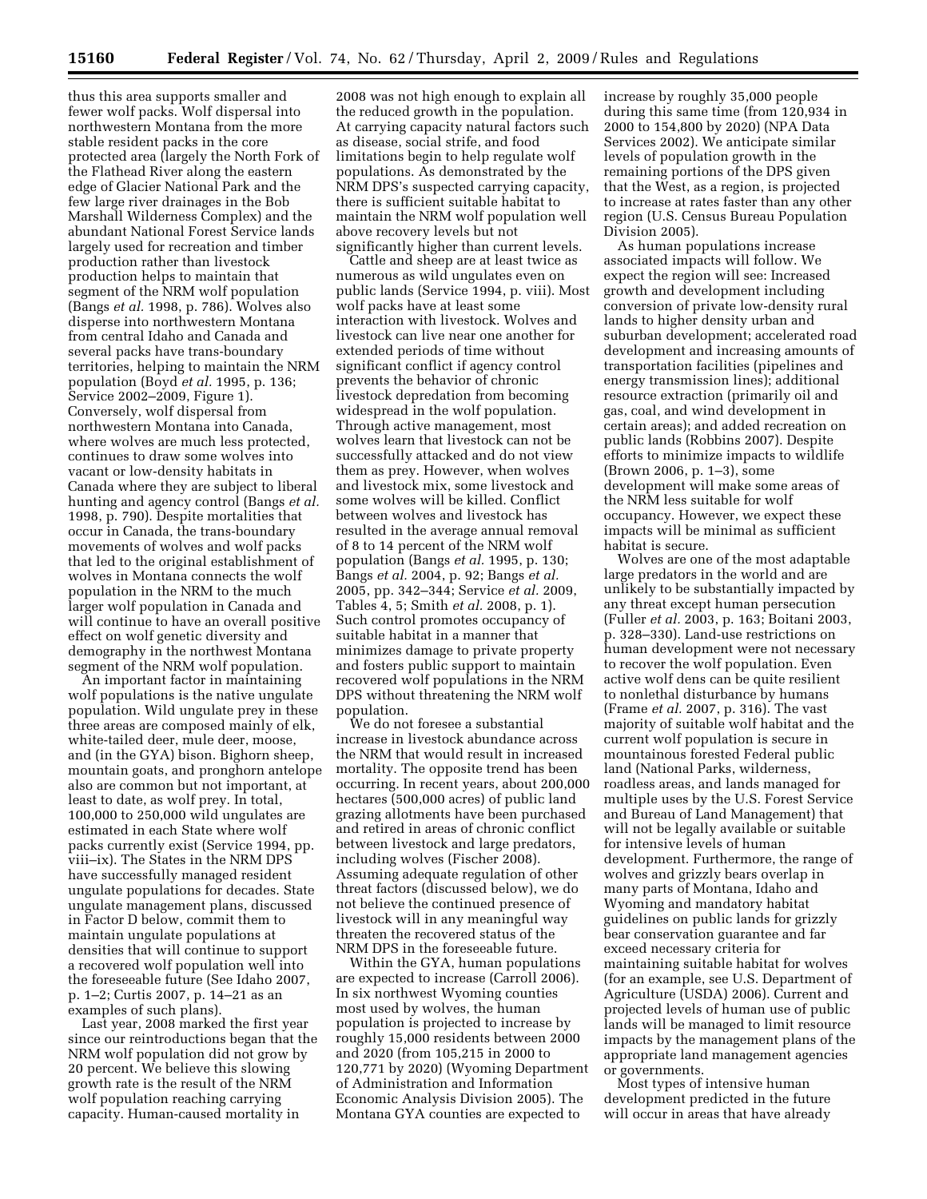thus this area supports smaller and fewer wolf packs. Wolf dispersal into northwestern Montana from the more stable resident packs in the core protected area (largely the North Fork of the Flathead River along the eastern edge of Glacier National Park and the few large river drainages in the Bob Marshall Wilderness Complex) and the abundant National Forest Service lands largely used for recreation and timber production rather than livestock production helps to maintain that segment of the NRM wolf population (Bangs *et al.* 1998, p. 786). Wolves also disperse into northwestern Montana from central Idaho and Canada and several packs have trans-boundary territories, helping to maintain the NRM population (Boyd *et al.* 1995, p. 136; Service 2002–2009, Figure 1). Conversely, wolf dispersal from northwestern Montana into Canada, where wolves are much less protected, continues to draw some wolves into vacant or low-density habitats in Canada where they are subject to liberal hunting and agency control (Bangs *et al.* 1998, p. 790). Despite mortalities that occur in Canada, the trans-boundary movements of wolves and wolf packs that led to the original establishment of wolves in Montana connects the wolf population in the NRM to the much larger wolf population in Canada and will continue to have an overall positive effect on wolf genetic diversity and demography in the northwest Montana segment of the NRM wolf population.

An important factor in maintaining wolf populations is the native ungulate population. Wild ungulate prey in these three areas are composed mainly of elk, white-tailed deer, mule deer, moose, and (in the GYA) bison. Bighorn sheep, mountain goats, and pronghorn antelope also are common but not important, at least to date, as wolf prey. In total, 100,000 to 250,000 wild ungulates are estimated in each State where wolf packs currently exist (Service 1994, pp. viii–ix). The States in the NRM DPS have successfully managed resident ungulate populations for decades. State ungulate management plans, discussed in Factor D below, commit them to maintain ungulate populations at densities that will continue to support a recovered wolf population well into the foreseeable future (See Idaho 2007, p. 1–2; Curtis 2007, p. 14–21 as an examples of such plans).

Last year, 2008 marked the first year since our reintroductions began that the NRM wolf population did not grow by 20 percent. We believe this slowing growth rate is the result of the NRM wolf population reaching carrying capacity. Human-caused mortality in 2008 was not high enough to explain all the reduced growth in the population. At carrying capacity natural factors such as disease, social strife, and food limitations begin to help regulate wolf populations. As demonstrated by the NRM DPS's suspected carrying capacity, there is sufficient suitable habitat to maintain the NRM wolf population well above recovery levels but not significantly higher than current levels.

Cattle and sheep are at least twice as numerous as wild ungulates even on public lands (Service 1994, p. viii). Most wolf packs have at least some interaction with livestock. Wolves and livestock can live near one another for extended periods of time without significant conflict if agency control prevents the behavior of chronic livestock depredation from becoming widespread in the wolf population. Through active management, most wolves learn that livestock can not be successfully attacked and do not view them as prey. However, when wolves and livestock mix, some livestock and some wolves will be killed. Conflict between wolves and livestock has resulted in the average annual removal of 8 to 14 percent of the NRM wolf population (Bangs *et al.* 1995, p. 130; Bangs *et al.* 2004, p. 92; Bangs *et al.* 2005, pp. 342–344; Service *et al.* 2009, Tables 4, 5; Smith *et al.* 2008, p. 1). Such control promotes occupancy of suitable habitat in a manner that minimizes damage to private property and fosters public support to maintain recovered wolf populations in the NRM DPS without threatening the NRM wolf population.

We do not foresee a substantial increase in livestock abundance across the NRM that would result in increased mortality. The opposite trend has been occurring. In recent years, about 200,000 hectares (500,000 acres) of public land grazing allotments have been purchased and retired in areas of chronic conflict between livestock and large predators, including wolves (Fischer 2008). Assuming adequate regulation of other threat factors (discussed below), we do not believe the continued presence of livestock will in any meaningful way threaten the recovered status of the NRM DPS in the foreseeable future.

Within the GYA, human populations are expected to increase (Carroll 2006). In six northwest Wyoming counties most used by wolves, the human population is projected to increase by roughly 15,000 residents between 2000 and 2020 (from 105,215 in 2000 to 120,771 by 2020) (Wyoming Department of Administration and Information Economic Analysis Division 2005). The Montana GYA counties are expected to increase by roughly 35,000 people during this same time (from 120,934 in 2000 to 154,800 by 2020) (NPA Data Services 2002). We anticipate similar levels of population growth in the remaining portions of the DPS given that the West, as a region, is projected to increase at rates faster than any other region (U.S. Census Bureau Population Division 2005).

As human populations increase associated impacts will follow. We expect the region will see: Increased growth and development including conversion of private low-density rural lands to higher density urban and suburban development; accelerated road development and increasing amounts of transportation facilities (pipelines and energy transmission lines); additional resource extraction (primarily oil and gas, coal, and wind development in certain areas); and added recreation on public lands (Robbins 2007). Despite efforts to minimize impacts to wildlife (Brown 2006, p. 1–3), some development will make some areas of the NRM less suitable for wolf occupancy. However, we expect these impacts will be minimal as sufficient habitat is secure.

Wolves are one of the most adaptable large predators in the world and are unlikely to be substantially impacted by any threat except human persecution (Fuller *et al.* 2003, p. 163; Boitani 2003, p. 328–330). Land-use restrictions on human development were not necessary to recover the wolf population. Even active wolf dens can be quite resilient to nonlethal disturbance by humans (Frame *et al.* 2007, p. 316). The vast majority of suitable wolf habitat and the current wolf population is secure in mountainous forested Federal public land (National Parks, wilderness, roadless areas, and lands managed for multiple uses by the U.S. Forest Service and Bureau of Land Management) that will not be legally available or suitable for intensive levels of human development. Furthermore, the range of wolves and grizzly bears overlap in many parts of Montana, Idaho and Wyoming and mandatory habitat guidelines on public lands for grizzly bear conservation guarantee and far exceed necessary criteria for maintaining suitable habitat for wolves (for an example, see U.S. Department of Agriculture (USDA) 2006). Current and projected levels of human use of public lands will be managed to limit resource impacts by the management plans of the appropriate land management agencies or governments.

Most types of intensive human development predicted in the future will occur in areas that have already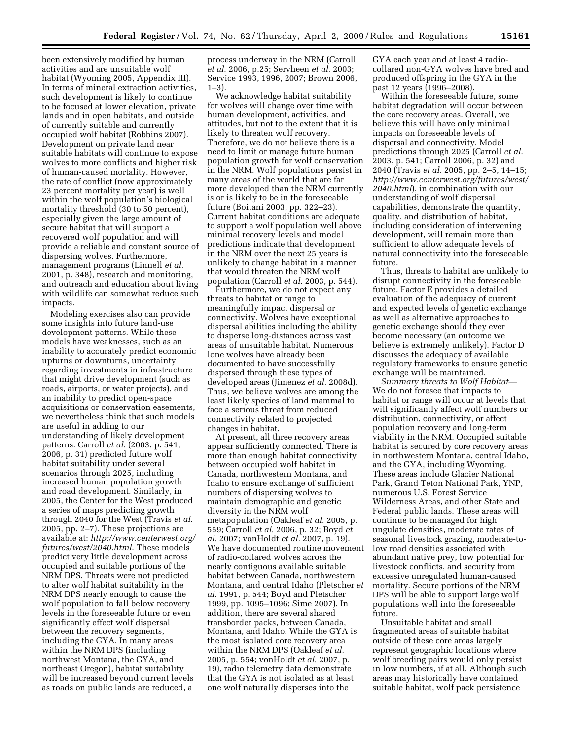been extensively modified by human activities and are unsuitable wolf habitat (Wyoming 2005, Appendix III). In terms of mineral extraction activities, such development is likely to continue to be focused at lower elevation, private lands and in open habitats, and outside of currently suitable and currently occupied wolf habitat (Robbins 2007). Development on private land near suitable habitats will continue to expose wolves to more conflicts and higher risk of human-caused mortality. However, the rate of conflict (now approximately 23 percent mortality per year) is well within the wolf population's biological mortality threshold (30 to 50 percent), especially given the large amount of secure habitat that will support a recovered wolf population and will provide a reliable and constant source of dispersing wolves. Furthermore, management programs (Linnell *et al.* 2001, p. 348), research and monitoring, and outreach and education about living with wildlife can somewhat reduce such impacts.

Modeling exercises also can provide some insights into future land-use development patterns. While these models have weaknesses, such as an inability to accurately predict economic upturns or downturns, uncertainty regarding investments in infrastructure that might drive development (such as roads, airports, or water projects), and an inability to predict open-space acquisitions or conservation easements, we nevertheless think that such models are useful in adding to our understanding of likely development patterns. Carroll *et al.* (2003, p. 541; 2006, p. 31) predicted future wolf habitat suitability under several scenarios through 2025, including increased human population growth and road development. Similarly, in 2005, the Center for the West produced a series of maps predicting growth through 2040 for the West (Travis *et al.* 2005, pp. 2–7). These projections are available at: *http://www.centerwest.org/futures/west/2040.html*. These models predict very little development across occupied and suitable portions of the NRM DPS. Threats were not predicted to alter wolf habitat suitability in the NRM DPS nearly enough to cause the wolf population to fall below recovery levels in the foreseeable future or even significantly effect wolf dispersal between the recovery segments, including the GYA. In many areas within the NRM DPS (including northwest Montana, the GYA, and northeast Oregon), habitat suitability will be increased beyond current levels as roads on public lands are reduced, a process underway in the NRM (Carroll *et al.* 2006, p.25; Servheen *et al.* 2003; Service 1993, 1996, 2007; Brown 2006, 1–3).

We acknowledge habitat suitability for wolves will change over time with human development, activities, and attitudes, but not to the extent that it is likely to threaten wolf recovery. Therefore, we do not believe there is a need to limit or manage future human population growth for wolf conservation in the NRM. Wolf populations persist in many areas of the world that are far more developed than the NRM currently is or is likely to be in the foreseeable future (Boitani 2003, pp. 322–23). Current habitat conditions are adequate to support a wolf population well above minimal recovery levels and model predictions indicate that development in the NRM over the next 25 years is unlikely to change habitat in a manner that would threaten the NRM wolf population (Carroll *et al.* 2003, p. 544).

Furthermore, we do not expect any threats to habitat or range to meaningfully impact dispersal or connectivity. Wolves have exceptional dispersal abilities including the ability to disperse long-distances across vast areas of unsuitable habitat. Numerous lone wolves have already been documented to have successfully dispersed through these types of developed areas (Jimenez *et al.* 2008d). Thus, we believe wolves are among the least likely species of land mammal to face a serious threat from reduced connectivity related to projected changes in habitat.

At present, all three recovery areas appear sufficiently connected. There is more than enough habitat connectivity between occupied wolf habitat in Canada, northwestern Montana, and Idaho to ensure exchange of sufficient numbers of dispersing wolves to maintain demographic and genetic diversity in the NRM wolf metapopulation (Oakleaf *et al.* 2005, p. 559; Carroll *et al.* 2006, p. 32; Boyd *et al.* 2007; vonHoldt *et al.* 2007, p. 19). We have documented routine movement of radio-collared wolves across the nearly contiguous available suitable habitat between Canada, northwestern Montana, and central Idaho (Pletscher *et al.* 1991, p. 544; Boyd and Pletscher 1999, pp. 1095–1096; Sime 2007). In addition, there are several shared transborder packs, between Canada, Montana, and Idaho. While the GYA is the most isolated core recovery area within the NRM DPS (Oakleaf *et al.* 2005, p. 554; vonHoldt *et al.* 2007, p. 19), radio telemetry data demonstrate that the GYA is not isolated as at least one wolf naturally disperses into the GYA each year and at least 4 radio-collared non-GYA wolves have bred and produced offspring in the GYA in the past 12 years (1996–2008).

Within the foreseeable future, some habitat degradation will occur between the core recovery areas. Overall, we believe this will have only minimal impacts on foreseeable levels of dispersal and connectivity. Model predictions through 2025 (Carroll *et al.* 2003, p. 541; Carroll 2006, p. 32) and 2040 (Travis *et al.* 2005, pp. 2–5, 14–15; *http://www.centerwest.org/futures/west/2040.html*), in combination with our understanding of wolf dispersal capabilities, demonstrate the quantity, quality, and distribution of habitat, including consideration of intervening development, will remain more than sufficient to allow adequate levels of natural connectivity into the foreseeable future.

Thus, threats to habitat are unlikely to disrupt connectivity in the foreseeable future. Factor E provides a detailed evaluation of the adequacy of current and expected levels of genetic exchange as well as alternative approaches to genetic exchange should they ever become necessary (an outcome we believe is extremely unlikely). Factor D discusses the adequacy of available regulatory frameworks to ensure genetic exchange will be maintained.

*Summary threats to Wolf Habitat*— We do not foresee that impacts to habitat or range will occur at levels that will significantly affect wolf numbers or distribution, connectivity, or affect population recovery and long-term viability in the NRM. Occupied suitable habitat is secured by core recovery areas in northwestern Montana, central Idaho, and the GYA, including Wyoming. These areas include Glacier National Park, Grand Teton National Park, YNP, numerous U.S. Forest Service Wilderness Areas, and other State and Federal public lands. These areas will continue to be managed for high ungulate densities, moderate rates of seasonal livestock grazing, moderate-to-low road densities associated with abundant native prey, low potential for livestock conflicts, and security from excessive unregulated human-caused mortality. Secure portions of the NRM DPS will be able to support large wolf populations well into the foreseeable future.

Unsuitable habitat and small fragmented areas of suitable habitat outside of these core areas largely represent geographic locations where wolf breeding pairs would only persist in low numbers, if at all. Although such areas may historically have contained suitable habitat, wolf pack persistence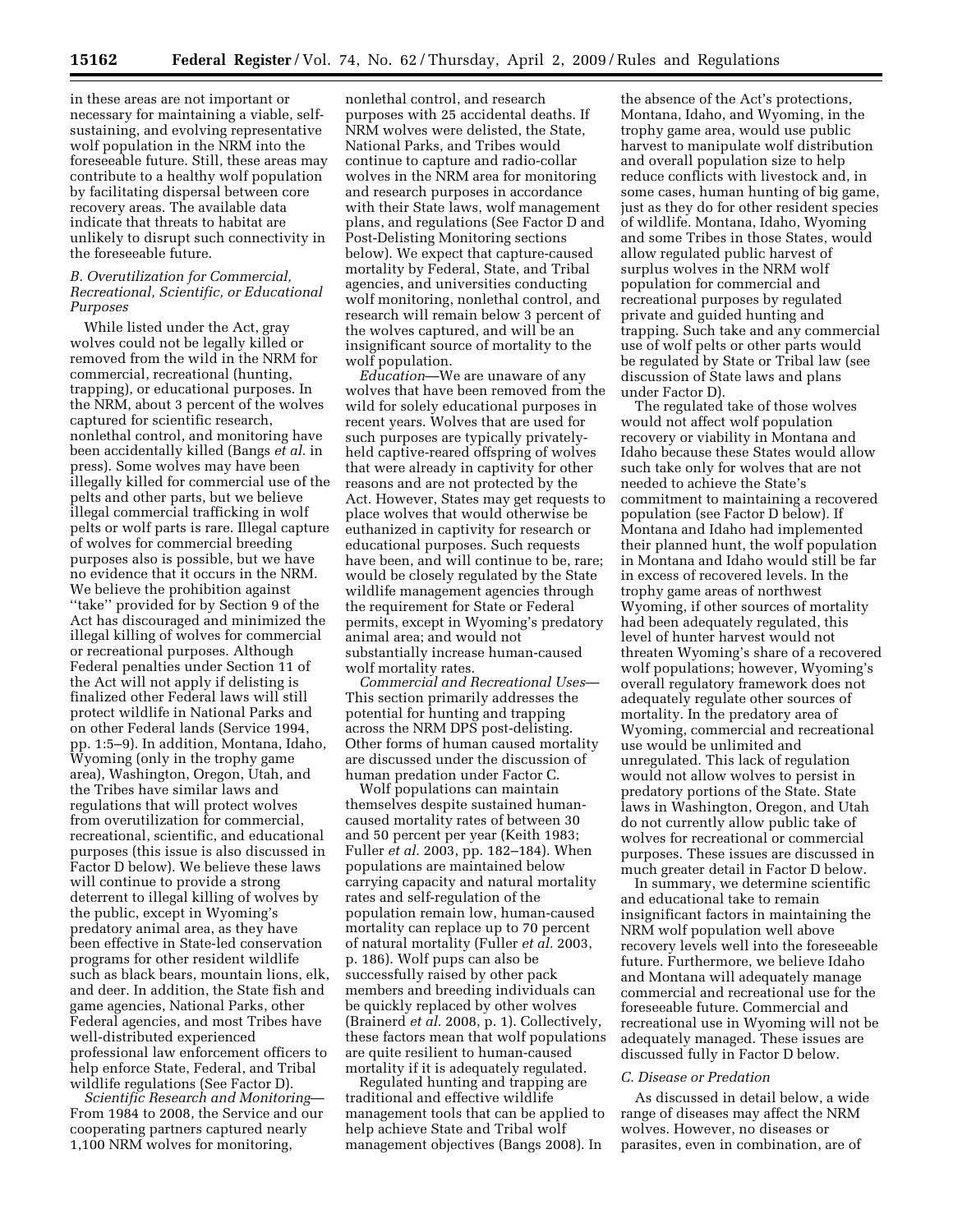in these areas are not important or necessary for maintaining a viable, self-sustaining, and evolving representative wolf population in the NRM into the foreseeable future. Still, these areas may contribute to a healthy wolf population by facilitating dispersal between core recovery areas. The available data indicate that threats to habitat are unlikely to disrupt such connectivity in the foreseeable future.

### *B. Overutilization for Commercial, Recreational, Scientific, or Educational Purposes*

While listed under the Act, gray wolves could not be legally killed or removed from the wild in the NRM for commercial, recreational (hunting, trapping), or educational purposes. In the NRM, about 3 percent of the wolves captured for scientific research, nonlethal control, and monitoring have been accidentally killed (Bangs *et al.* in press). Some wolves may have been illegally killed for commercial use of the pelts and other parts, but we believe illegal commercial trafficking in wolf pelts or wolf parts is rare. Illegal capture of wolves for commercial breeding purposes also is possible, but we have no evidence that it occurs in the NRM. We believe the prohibition against ''take'' provided for by Section 9 of the Act has discouraged and minimized the illegal killing of wolves for commercial or recreational purposes. Although Federal penalties under Section 11 of the Act will not apply if delisting is finalized other Federal laws will still protect wildlife in National Parks and on other Federal lands (Service 1994, pp. 1:5–9). In addition, Montana, Idaho, Wyoming (only in the trophy game area), Washington, Oregon, Utah, and the Tribes have similar laws and regulations that will protect wolves from overutilization for commercial, recreational, scientific, and educational purposes (this issue is also discussed in Factor D below). We believe these laws will continue to provide a strong deterrent to illegal killing of wolves by the public, except in Wyoming's predatory animal area, as they have been effective in State-led conservation programs for other resident wildlife such as black bears, mountain lions, elk, and deer. In addition, the State fish and game agencies, National Parks, other Federal agencies, and most Tribes have well-distributed experienced professional law enforcement officers to help enforce State, Federal, and Tribal wildlife regulations (See Factor D).

*Scientific Research and Monitoring*—From 1984 to 2008, the Service and our cooperating partners captured nearly 1,100 NRM wolves for monitoring, nonlethal control, and research purposes with 25 accidental deaths. If NRM wolves were delisted, the State, National Parks, and Tribes would continue to capture and radio-collar wolves in the NRM area for monitoring and research purposes in accordance with their State laws, wolf management plans, and regulations (See Factor D and Post-Delisting Monitoring sections below). We expect that capture-caused mortality by Federal, State, and Tribal agencies, and universities conducting wolf monitoring, nonlethal control, and research will remain below 3 percent of the wolves captured, and will be an insignificant source of mortality to the wolf population.

*Education*—We are unaware of any wolves that have been removed from the wild for solely educational purposes in recent years. Wolves that are used for such purposes are typically privately-held captive-reared offspring of wolves that were already in captivity for other reasons and are not protected by the Act. However, States may get requests to place wolves that would otherwise be euthanized in captivity for research or educational purposes. Such requests have been, and will continue to be, rare; would be closely regulated by the State wildlife management agencies through the requirement for State or Federal permits, except in Wyoming's predatory animal area; and would not substantially increase human-caused wolf mortality rates.

*Commercial and Recreational Uses*—This section primarily addresses the potential for hunting and trapping across the NRM DPS post-delisting. Other forms of human caused mortality are discussed under the discussion of human predation under Factor C.

Wolf populations can maintain themselves despite sustained human-caused mortality rates of between 30 and 50 percent per year (Keith 1983; Fuller *et al.* 2003, pp. 182–184). When populations are maintained below carrying capacity and natural mortality rates and self-regulation of the population remain low, human-caused mortality can replace up to 70 percent of natural mortality (Fuller *et al.* 2003, p. 186). Wolf pups can also be successfully raised by other pack members and breeding individuals can be quickly replaced by other wolves (Brainerd *et al.* 2008, p. 1). Collectively, these factors mean that wolf populations are quite resilient to human-caused mortality if it is adequately regulated.

Regulated hunting and trapping are traditional and effective wildlife management tools that can be applied to help achieve State and Tribal wolf management objectives (Bangs 2008). In the absence of the Act's protections, Montana, Idaho, and Wyoming, in the trophy game area, would use public harvest to manipulate wolf distribution and overall population size to help reduce conflicts with livestock and, in some cases, human hunting of big game, just as they do for other resident species of wildlife. Montana, Idaho, Wyoming and some Tribes in those States, would allow regulated public harvest of surplus wolves in the NRM wolf population for commercial and recreational purposes by regulated private and guided hunting and trapping. Such take and any commercial use of wolf pelts or other parts would be regulated by State or Tribal law (see discussion of State laws and plans under Factor D).

The regulated take of those wolves would not affect wolf population recovery or viability in Montana and Idaho because these States would allow such take only for wolves that are not needed to achieve the State's commitment to maintaining a recovered population (see Factor D below). If Montana and Idaho had implemented their planned hunt, the wolf population in Montana and Idaho would still be far in excess of recovered levels. In the trophy game areas of northwest Wyoming, if other sources of mortality had been adequately regulated, this level of hunter harvest would not threaten Wyoming's share of a recovered wolf populations; however, Wyoming's overall regulatory framework does not adequately regulate other sources of mortality. In the predatory area of Wyoming, commercial and recreational use would be unlimited and unregulated. This lack of regulation would not allow wolves to persist in predatory portions of the State. State laws in Washington, Oregon, and Utah do not currently allow public take of wolves for recreational or commercial purposes. These issues are discussed in much greater detail in Factor D below.

In summary, we determine scientific and educational take to remain insignificant factors in maintaining the NRM wolf population well above recovery levels well into the foreseeable future. Furthermore, we believe Idaho and Montana will adequately manage commercial and recreational use for the foreseeable future. Commercial and recreational use in Wyoming will not be adequately managed. These issues are discussed fully in Factor D below.

### *C. Disease or Predation*

As discussed in detail below, a wide range of diseases may affect the NRM wolves. However, no diseases or parasites, even in combination, are of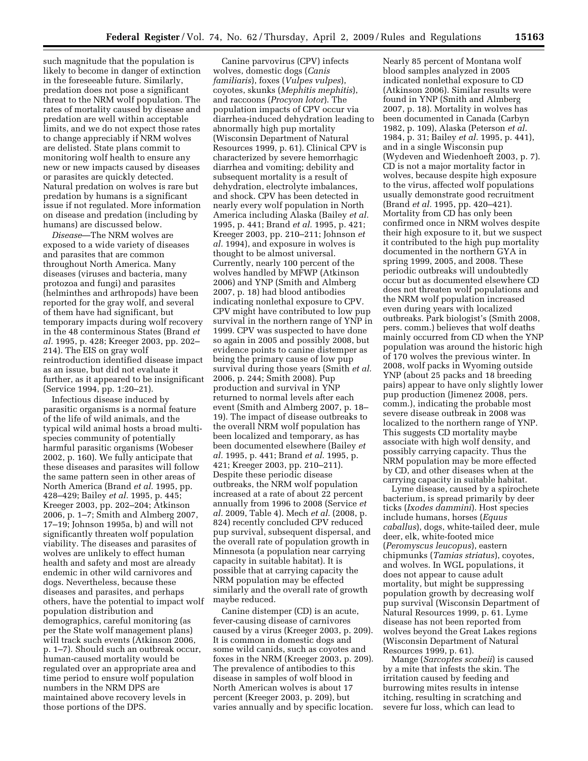such magnitude that the population is likely to become in danger of extinction in the foreseeable future. Similarly, predation does not pose a significant threat to the NRM wolf population. The rates of mortality caused by disease and predation are well within acceptable limits, and we do not expect those rates to change appreciably if NRM wolves are delisted. State plans commit to monitoring wolf health to ensure any new or new impacts caused by diseases or parasites are quickly detected. Natural predation on wolves is rare but predation by humans is a significant issue if not regulated. More information on disease and predation (including by humans) are discussed below.

*Disease*—The NRM wolves are exposed to a wide variety of diseases and parasites that are common throughout North America. Many diseases (viruses and bacteria, many protozoa and fungi) and parasites (helminthes and arthropods) have been reported for the gray wolf, and several of them have had significant, but temporary impacts during wolf recovery in the 48 conterminous States (Brand *et al.* 1995, p. 428; Kreeger 2003, pp. 202–214). The EIS on gray wolf reintroduction identified disease impact as an issue, but did not evaluate it further, as it appeared to be insignificant (Service 1994, pp. 1:20–21).

Infectious disease induced by parasitic organisms is a normal feature of the life of wild animals, and the typical wild animal hosts a broad multi-species community of potentially harmful parasitic organisms (Wobeser 2002, p. 160). We fully anticipate that these diseases and parasites will follow the same pattern seen in other areas of North America (Brand *et al.* 1995, pp. 428–429; Bailey *et al.* 1995, p. 445; Kreeger 2003, pp. 202–204; Atkinson 2006, p. 1–7; Smith and Almberg 2007, 17–19; Johnson 1995a, b) and will not significantly threaten wolf population viability. The diseases and parasites of wolves are unlikely to effect human health and safety and most are already endemic in other wild carnivores and dogs. Nevertheless, because these diseases and parasites, and perhaps others, have the potential to impact wolf population distribution and demographics, careful monitoring (as per the State wolf management plans) will track such events (Atkinson 2006, p. 1–7). Should such an outbreak occur, human-caused mortality would be regulated over an appropriate area and time period to ensure wolf population numbers in the NRM DPS are maintained above recovery levels in those portions of the DPS.

Canine parvovirus (CPV) infects wolves, domestic dogs (*Canis familiaris*), foxes (*Vulpes vulpes*), coyotes, skunks (*Mephitis mephitis*), and raccoons (*Procyon lotor*). The population impacts of CPV occur via diarrhea-induced dehydration leading to abnormally high pup mortality (Wisconsin Department of Natural Resources 1999, p. 61). Clinical CPV is characterized by severe hemorrhagic diarrhea and vomiting; debility and subsequent mortality is a result of dehydration, electrolyte imbalances, and shock. CPV has been detected in nearly every wolf population in North America including Alaska (Bailey *et al.* 1995, p. 441; Brand *et al.* 1995, p. 421; Kreeger 2003, pp. 210–211; Johnson *et al.* 1994), and exposure in wolves is thought to be almost universal. Currently, nearly 100 percent of the wolves handled by MFWP (Atkinson 2006) and YNP (Smith and Almberg 2007, p. 18) had blood antibodies indicating nonlethal exposure to CPV. CPV might have contributed to low pup survival in the northern range of YNP in 1999. CPV was suspected to have done so again in 2005 and possibly 2008, but evidence points to canine distemper as being the primary cause of low pup survival during those years (Smith *et al.* 2006, p. 244; Smith 2008). Pup production and survival in YNP returned to normal levels after each event (Smith and Almberg 2007, p. 18–19). The impact of disease outbreaks to the overall NRM wolf population has been localized and temporary, as has been documented elsewhere (Bailey *et al.* 1995, p. 441; Brand *et al.* 1995, p. 421; Kreeger 2003, pp. 210–211). Despite these periodic disease outbreaks, the NRM wolf population increased at a rate of about 22 percent annually from 1996 to 2008 (Service *et al.* 2009, Table 4). Mech *et al.* (2008, p. 824) recently concluded CPV reduced pup survival, subsequent dispersal, and the overall rate of population growth in Minnesota (a population near carrying capacity in suitable habitat). It is possible that at carrying capacity the NRM population may be effected similarly and the overall rate of growth maybe reduced.

Canine distemper (CD) is an acute, fever-causing disease of carnivores caused by a virus (Kreeger 2003, p. 209). It is common in domestic dogs and some wild canids, such as coyotes and foxes in the NRM (Kreeger 2003, p. 209). The prevalence of antibodies to this disease in samples of wolf blood in North American wolves is about 17 percent (Kreeger 2003, p. 209), but varies annually and by specific location. Nearly 85 percent of Montana wolf blood samples analyzed in 2005 indicated nonlethal exposure to CD (Atkinson 2006). Similar results were found in YNP (Smith and Almberg 2007, p. 18). Mortality in wolves has been documented in Canada (Carbyn 1982, p. 109), Alaska (Peterson *et al.* 1984, p. 31; Bailey *et al.* 1995, p. 441), and in a single Wisconsin pup (Wydeven and Wiedenhoeft 2003, p. 7). CD is not a major mortality factor in wolves, because despite high exposure to the virus, affected wolf populations usually demonstrate good recruitment (Brand *et al.* 1995, pp. 420–421). Mortality from CD has only been confirmed once in NRM wolves despite their high exposure to it, but we suspect it contributed to the high pup mortality documented in the northern GYA in spring 1999, 2005, and 2008. These periodic outbreaks will undoubtedly occur but as documented elsewhere CD does not threaten wolf populations and the NRM wolf population increased even during years with localized outbreaks. Park biologist's (Smith 2008, pers. comm.) believes that wolf deaths mainly occurred from CD when the YNP population was around the historic high of 170 wolves the previous winter. In 2008, wolf packs in Wyoming outside YNP (about 25 packs and 18 breeding pairs) appear to have only slightly lower pup production (Jimenez 2008, pers. comm.), indicating the probable most severe disease outbreak in 2008 was localized to the northern range of YNP. This suggests CD mortality maybe associate with high wolf density, and possibly carrying capacity. Thus the NRM population may be more effected by CD, and other diseases when at the carrying capacity in suitable habitat.

Lyme disease, caused by a spirochete bacterium, is spread primarily by deer ticks (*Ixodes dammini*). Host species include humans, horses (*Equus caballus*), dogs, white-tailed deer, mule deer, elk, white-footed mice (*Peromyscus leucopus*), eastern chipmunks (*Tamias striatus*), coyotes, and wolves. In WGL populations, it does not appear to cause adult mortality, but might be suppressing population growth by decreasing wolf pup survival (Wisconsin Department of Natural Resources 1999, p. 61. Lyme disease has not been reported from wolves beyond the Great Lakes regions (Wisconsin Department of Natural Resources 1999, p. 61).

Mange (*Sarcoptes scabeii*) is caused by a mite that infests the skin. The irritation caused by feeding and burrowing mites results in intense itching, resulting in scratching and severe fur loss, which can lead to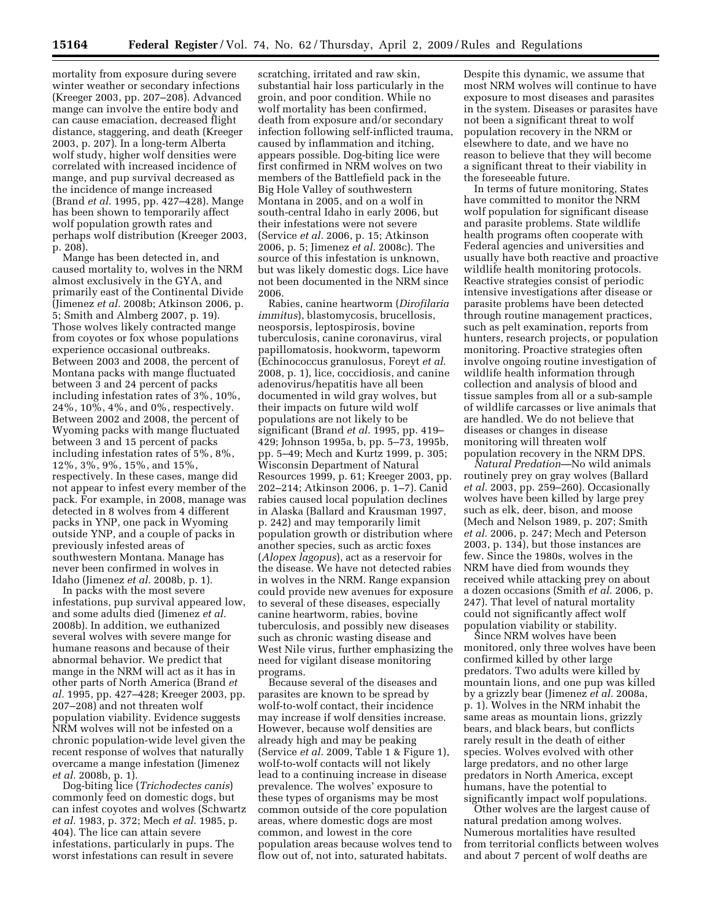mortality from exposure during severe winter weather or secondary infections (Kreeger 2003, pp. 207–208). Advanced mange can involve the entire body and can cause emaciation, decreased flight distance, staggering, and death (Kreeger 2003, p. 207). In a long-term Alberta wolf study, higher wolf densities were correlated with increased incidence of mange, and pup survival decreased as the incidence of mange increased (Brand *et al.* 1995, pp. 427–428). Mange has been shown to temporarily affect wolf population growth rates and perhaps wolf distribution (Kreeger 2003, p. 208).

Mange has been detected in, and caused mortality to, wolves in the NRM almost exclusively in the GYA, and primarily east of the Continental Divide (Jimenez *et al.* 2008b; Atkinson 2006, p. 5; Smith and Almberg 2007, p. 19). Those wolves likely contracted mange from coyotes or fox whose populations experience occasional outbreaks. Between 2003 and 2008, the percent of Montana packs with mange fluctuated between 3 and 24 percent of packs including infestation rates of 3%, 10%, 24%, 10%, 4%, and 0%, respectively. Between 2002 and 2008, the percent of Wyoming packs with mange fluctuated between 3 and 15 percent of packs including infestation rates of 5%, 8%, 12%, 3%, 9%, 15%, and 15%, respectively. In these cases, mange did not appear to infest every member of the pack. For example, in 2008, manage was detected in 8 wolves from 4 different packs in YNP, one pack in Wyoming outside YNP, and a couple of packs in previously infested areas of southwestern Montana. Manage has never been confirmed in wolves in Idaho (Jimenez *et al.* 2008b, p. 1).

In packs with the most severe infestations, pup survival appeared low, and some adults died (Jimenez *et al.* 2008b). In addition, we euthanized several wolves with severe mange for humane reasons and because of their abnormal behavior. We predict that mange in the NRM will act as it has in other parts of North America (Brand *et al.* 1995, pp. 427–428; Kreeger 2003, pp. 207–208) and not threaten wolf population viability. Evidence suggests NRM wolves will not be infested on a chronic population-wide level given the recent response of wolves that naturally overcame a mange infestation (Jimenez *et al.* 2008b, p. 1).

Dog-biting lice (*Trichodectes canis*) commonly feed on domestic dogs, but can infest coyotes and wolves (Schwartz *et al.* 1983, p. 372; Mech *et al.* 1985, p. 404). The lice can attain severe infestations, particularly in pups. The worst infestations can result in severe scratching, irritated and raw skin, substantial hair loss particularly in the groin, and poor condition. While no wolf mortality has been confirmed, death from exposure and/or secondary infection following self-inflicted trauma, caused by inflammation and itching, appears possible. Dog-biting lice were first confirmed in NRM wolves on two members of the Battlefield pack in the Big Hole Valley of southwestern Montana in 2005, and on a wolf in south-central Idaho in early 2006, but their infestations were not severe (Service *et al.* 2006, p. 15; Atkinson 2006, p. 5; Jimenez *et al.* 2008c). The source of this infestation is unknown, but was likely domestic dogs. Lice have not been documented in the NRM since 2006.

Rabies, canine heartworm (*Dirofilaria immitus*), blastomycosis, brucellosis, neosporsis, leptospirosis, bovine tuberculosis, canine coronavirus, viral papillomatosis, hookworm, tapeworm (Echinococcus granulosus, Foreyt *et al.* 2008, p. 1), lice, coccidiosis, and canine adenovirus/hepatitis have all been documented in wild gray wolves, but their impacts on future wild wolf populations are not likely to be significant (Brand *et al.* 1995, pp. 419–429; Johnson 1995a, b, pp. 5–73, 1995b, pp. 5–49; Mech and Kurtz 1999, p. 305; Wisconsin Department of Natural Resources 1999, p. 61; Kreeger 2003, pp. 202–214; Atkinson 2006, p. 1–7). Canid rabies caused local population declines in Alaska (Ballard and Krausman 1997, p. 242) and may temporarily limit population growth or distribution where another species, such as arctic foxes (*Alopex lagopus*), act as a reservoir for the disease. We have not detected rabies in wolves in the NRM. Range expansion could provide new avenues for exposure to several of these diseases, especially canine heartworm, rabies, bovine tuberculosis, and possibly new diseases such as chronic wasting disease and West Nile virus, further emphasizing the need for vigilant disease monitoring programs.

Because several of the diseases and parasites are known to be spread by wolf-to-wolf contact, their incidence may increase if wolf densities increase. However, because wolf densities are already high and may be peaking (Service *et al.* 2009, Table 1 & Figure 1), wolf-to-wolf contacts will not likely lead to a continuing increase in disease prevalence. The wolves' exposure to these types of organisms may be most common outside of the core population areas, where domestic dogs are most common, and lowest in the core population areas because wolves tend to flow out of, not into, saturated habitats. Despite this dynamic, we assume that most NRM wolves will continue to have exposure to most diseases and parasites in the system. Diseases or parasites have not been a significant threat to wolf population recovery in the NRM or elsewhere to date, and we have no reason to believe that they will become a significant threat to their viability in the foreseeable future.

In terms of future monitoring, States have committed to monitor the NRM wolf population for significant disease and parasite problems. State wildlife health programs often cooperate with Federal agencies and universities and usually have both reactive and proactive wildlife health monitoring protocols. Reactive strategies consist of periodic intensive investigations after disease or parasite problems have been detected through routine management practices, such as pelt examination, reports from hunters, research projects, or population monitoring. Proactive strategies often involve ongoing routine investigation of wildlife health information through collection and analysis of blood and tissue samples from all or a sub-sample of wildlife carcasses or live animals that are handled. We do not believe that diseases or changes in disease monitoring will threaten wolf population recovery in the NRM DPS.

*Natural Predation*—No wild animals routinely prey on gray wolves (Ballard *et al.* 2003, pp. 259–260). Occasionally wolves have been killed by large prey such as elk, deer, bison, and moose (Mech and Nelson 1989, p. 207; Smith *et al.* 2006, p. 247; Mech and Peterson 2003, p. 134), but those instances are few. Since the 1980s, wolves in the NRM have died from wounds they received while attacking prey on about a dozen occasions (Smith *et al.* 2006, p. 247). That level of natural mortality could not significantly affect wolf population viability or stability.

Since NRM wolves have been monitored, only three wolves have been confirmed killed by other large predators. Two adults were killed by mountain lions, and one pup was killed by a grizzly bear (Jimenez *et al.* 2008a, p. 1). Wolves in the NRM inhabit the same areas as mountain lions, grizzly bears, and black bears, but conflicts rarely result in the death of either species. Wolves evolved with other large predators, and no other large predators in North America, except humans, have the potential to significantly impact wolf populations.

Other wolves are the largest cause of natural predation among wolves. Numerous mortalities have resulted from territorial conflicts between wolves and about 7 percent of wolf deaths are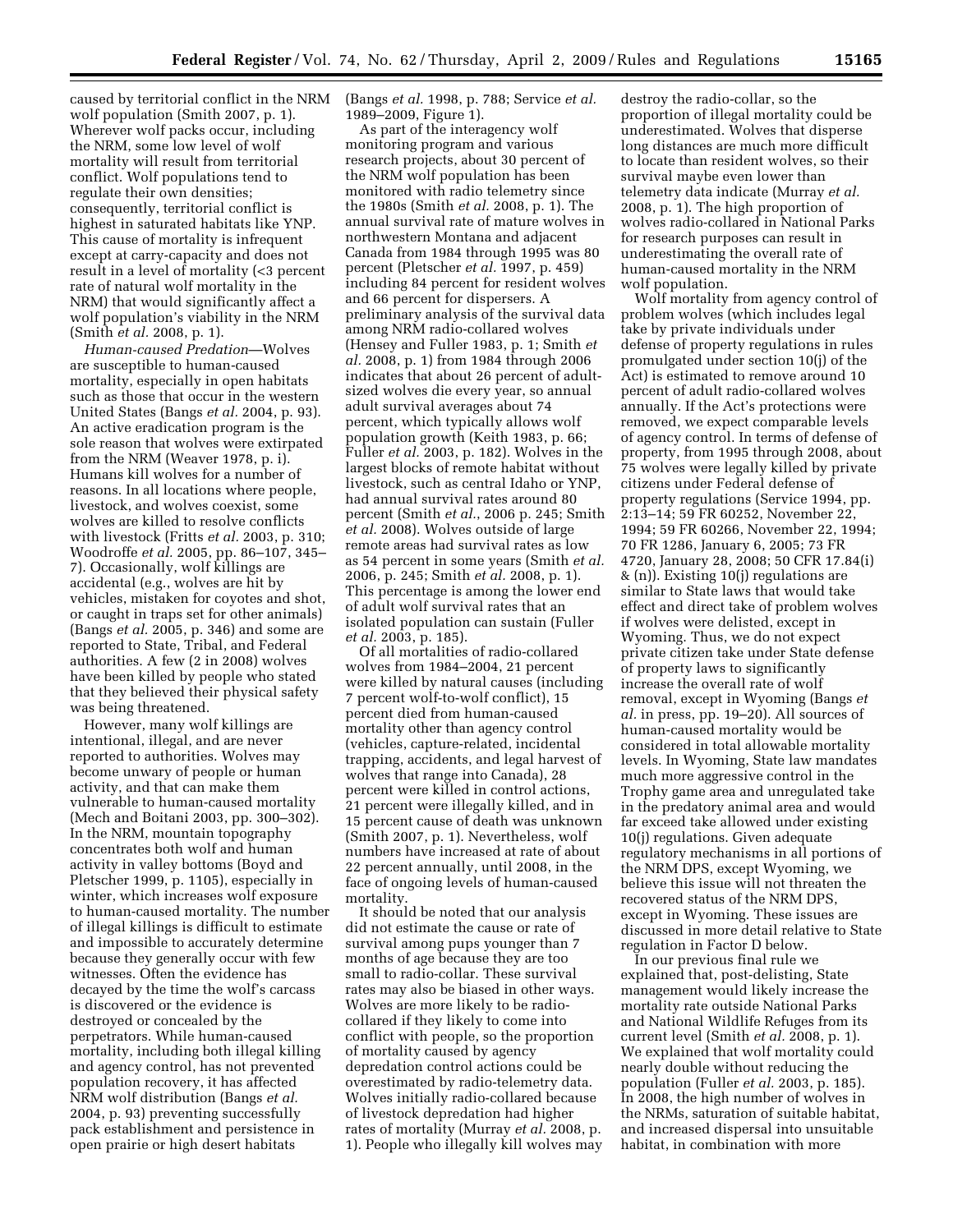caused by territorial conflict in the NRM wolf population (Smith 2007, p. 1). Wherever wolf packs occur, including the NRM, some low level of wolf mortality will result from territorial conflict. Wolf populations tend to regulate their own densities; consequently, territorial conflict is highest in saturated habitats like YNP. This cause of mortality is infrequent except at carry-capacity and does not result in a level of mortality (<3 percent rate of natural wolf mortality in the NRM) that would significantly affect a wolf population's viability in the NRM (Smith *et al.* 2008, p. 1).

*Human-caused Predation*—Wolves are susceptible to human-caused mortality, especially in open habitats such as those that occur in the western United States (Bangs *et al.* 2004, p. 93). An active eradication program is the sole reason that wolves were extirpated from the NRM (Weaver 1978, p. i). Humans kill wolves for a number of reasons. In all locations where people, livestock, and wolves coexist, some wolves are killed to resolve conflicts with livestock (Fritts *et al.* 2003, p. 310; Woodroffe *et al.* 2005, pp. 86–107, 345–7). Occasionally, wolf killings are accidental (e.g., wolves are hit by vehicles, mistaken for coyotes and shot, or caught in traps set for other animals) (Bangs *et al.* 2005, p. 346) and some are reported to State, Tribal, and Federal authorities. A few (2 in 2008) wolves have been killed by people who stated that they believed their physical safety was being threatened.

However, many wolf killings are intentional, illegal, and are never reported to authorities. Wolves may become unwary of people or human activity, and that can make them vulnerable to human-caused mortality (Mech and Boitani 2003, pp. 300–302). In the NRM, mountain topography concentrates both wolf and human activity in valley bottoms (Boyd and Pletscher 1999, p. 1105), especially in winter, which increases wolf exposure to human-caused mortality. The number of illegal killings is difficult to estimate and impossible to accurately determine because they generally occur with few witnesses. Often the evidence has decayed by the time the wolf's carcass is discovered or the evidence is destroyed or concealed by the perpetrators. While human-caused mortality, including both illegal killing and agency control, has not prevented population recovery, it has affected NRM wolf distribution (Bangs *et al.* 2004, p. 93) preventing successfully pack establishment and persistence in open prairie or high desert habitats (Bangs *et al.* 1998, p. 788; Service *et al.* 1989–2009, Figure 1).

As part of the interagency wolf monitoring program and various research projects, about 30 percent of the NRM wolf population has been monitored with radio telemetry since the 1980s (Smith *et al.* 2008, p. 1). The annual survival rate of mature wolves in northwestern Montana and adjacent Canada from 1984 through 1995 was 80 percent (Pletscher *et al.* 1997, p. 459) including 84 percent for resident wolves and 66 percent for dispersers. A preliminary analysis of the survival data among NRM radio-collared wolves (Hensey and Fuller 1983, p. 1; Smith *et al.* 2008, p. 1) from 1984 through 2006 indicates that about 26 percent of adult-sized wolves die every year, so annual adult survival averages about 74 percent, which typically allows wolf population growth (Keith 1983, p. 66; Fuller *et al.* 2003, p. 182). Wolves in the largest blocks of remote habitat without livestock, such as central Idaho or YNP, had annual survival rates around 80 percent (Smith *et al.*, 2006 p. 245; Smith *et al.* 2008). Wolves outside of large remote areas had survival rates as low as 54 percent in some years (Smith *et al.* 2006, p. 245; Smith *et al.* 2008, p. 1). This percentage is among the lower end of adult wolf survival rates that an isolated population can sustain (Fuller *et al.* 2003, p. 185).

Of all mortalities of radio-collared wolves from 1984–2004, 21 percent were killed by natural causes (including 7 percent wolf-to-wolf conflict), 15 percent died from human-caused mortality other than agency control (vehicles, capture-related, incidental trapping, accidents, and legal harvest of wolves that range into Canada), 28 percent were killed in control actions, 21 percent were illegally killed, and in 15 percent cause of death was unknown (Smith 2007, p. 1). Nevertheless, wolf numbers have increased at rate of about 22 percent annually, until 2008, in the face of ongoing levels of human-caused mortality.

It should be noted that our analysis did not estimate the cause or rate of survival among pups younger than 7 months of age because they are too small to radio-collar. These survival rates may also be biased in other ways. Wolves are more likely to be radio-collared if they likely to come into conflict with people, so the proportion of mortality caused by agency depredation control actions could be overestimated by radio-telemetry data. Wolves initially radio-collared because of livestock depredation had higher rates of mortality (Murray *et al.* 2008, p. 1). People who illegally kill wolves may destroy the radio-collar, so the proportion of illegal mortality could be underestimated. Wolves that disperse long distances are much more difficult to locate than resident wolves, so their survival maybe even lower than telemetry data indicate (Murray *et al.* 2008, p. 1). The high proportion of wolves radio-collared in National Parks for research purposes can result in underestimating the overall rate of human-caused mortality in the NRM wolf population.

Wolf mortality from agency control of problem wolves (which includes legal take by private individuals under defense of property regulations in rules promulgated under section 10(j) of the Act) is estimated to remove around 10 percent of adult radio-collared wolves annually. If the Act's protections were removed, we expect comparable levels of agency control. In terms of defense of property, from 1995 through 2008, about 75 wolves were legally killed by private citizens under Federal defense of property regulations (Service 1994, pp. 2:13–14; 59 FR 60252, November 22, 1994; 59 FR 60266, November 22, 1994; 70 FR 1286, January 6, 2005; 73 FR 4720, January 28, 2008; 50 CFR 17.84(i) & (n)). Existing 10(j) regulations are similar to State laws that would take effect and direct take of problem wolves if wolves were delisted, except in Wyoming. Thus, we do not expect private citizen take under State defense of property laws to significantly increase the overall rate of wolf removal, except in Wyoming (Bangs *et al.* in press, pp. 19–20). All sources of human-caused mortality would be considered in total allowable mortality levels. In Wyoming, State law mandates much more aggressive control in the Trophy game area and unregulated take in the predatory animal area and would far exceed take allowed under existing 10(j) regulations. Given adequate regulatory mechanisms in all portions of the NRM DPS, except Wyoming, we believe this issue will not threaten the recovered status of the NRM DPS, except in Wyoming. These issues are discussed in more detail relative to State regulation in Factor D below.

In our previous final rule we explained that, post-delisting, State management would likely increase the mortality rate outside National Parks and National Wildlife Refuges from its current level (Smith *et al.* 2008, p. 1). We explained that wolf mortality could nearly double without reducing the population (Fuller *et al.* 2003, p. 185). In 2008, the high number of wolves in the NRMs, saturation of suitable habitat, and increased dispersal into unsuitable habitat, in combination with more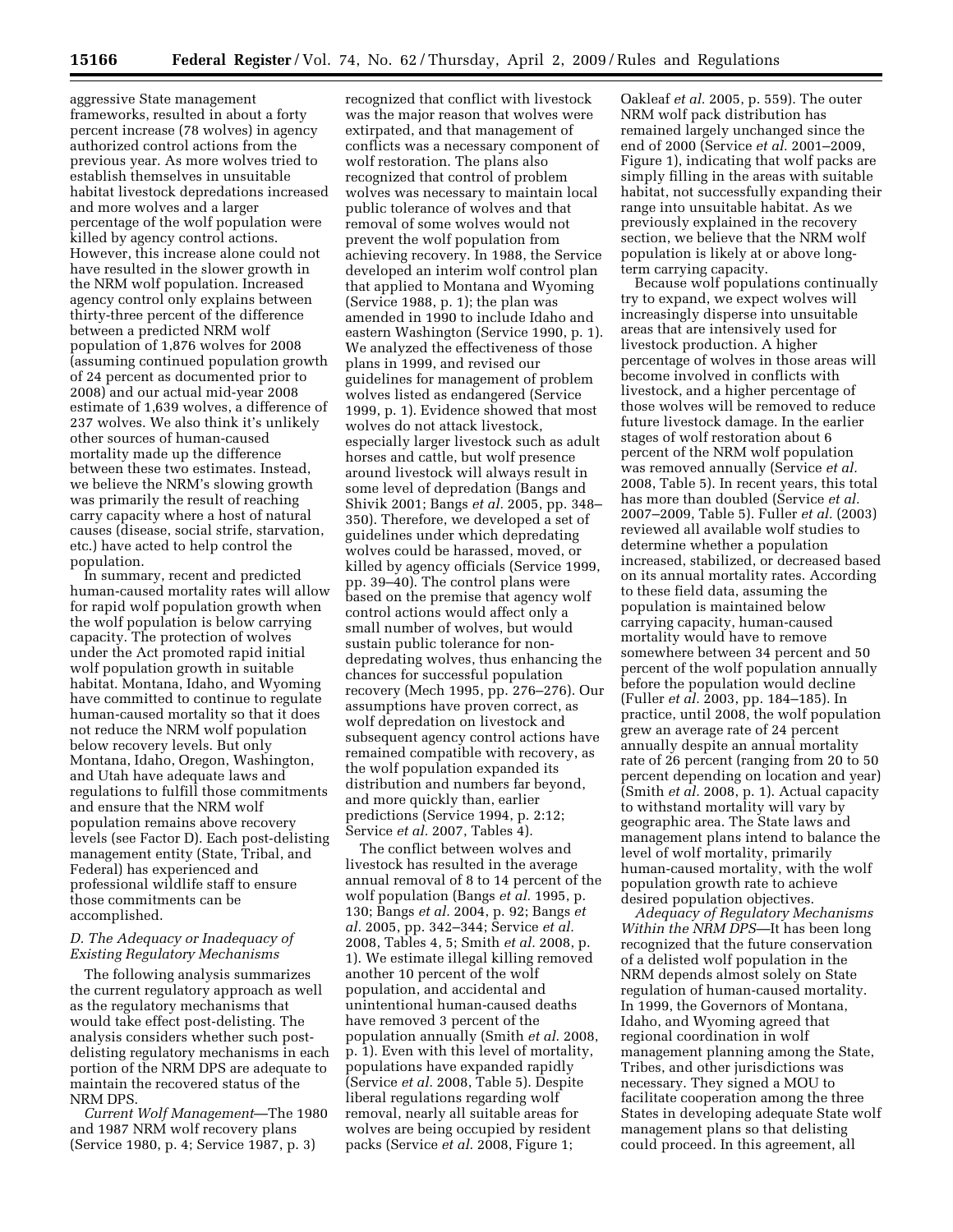aggressive State management frameworks, resulted in about a forty percent increase (78 wolves) in agency authorized control actions from the previous year. As more wolves tried to establish themselves in unsuitable habitat livestock depredations increased and more wolves and a larger percentage of the wolf population were killed by agency control actions. However, this increase alone could not have resulted in the slower growth in the NRM wolf population. Increased agency control only explains between thirty-three percent of the difference between a predicted NRM wolf population of 1,876 wolves for 2008 (assuming continued population growth of 24 percent as documented prior to 2008) and our actual mid-year 2008 estimate of 1,639 wolves, a difference of 237 wolves. We also think it's unlikely other sources of human-caused mortality made up the difference between these two estimates. Instead, we believe the NRM's slowing growth was primarily the result of reaching carry capacity where a host of natural causes (disease, social strife, starvation, etc.) have acted to help control the population.

In summary, recent and predicted human-caused mortality rates will allow for rapid wolf population growth when the wolf population is below carrying capacity. The protection of wolves under the Act promoted rapid initial wolf population growth in suitable habitat. Montana, Idaho, and Wyoming have committed to continue to regulate human-caused mortality so that it does not reduce the NRM wolf population below recovery levels. But only Montana, Idaho, Oregon, Washington, and Utah have adequate laws and regulations to fulfill those commitments and ensure that the NRM wolf population remains above recovery levels (see Factor D). Each post-delisting management entity (State, Tribal, and Federal) has experienced and professional wildlife staff to ensure those commitments can be accomplished.

## D. The Adequacy or Inadequacy of Existing Regulatory Mechanisms

The following analysis summarizes the current regulatory approach as well as the regulatory mechanisms that would take effect post-delisting. The analysis considers whether such post-delisting regulatory mechanisms in each portion of the NRM DPS are adequate to maintain the recovered status of the NRM DPS.

*Current Wolf Management*—The 1980 and 1987 NRM wolf recovery plans (Service 1980, p. 4; Service 1987, p. 3) recognized that conflict with livestock was the major reason that wolves were extirpated, and that management of conflicts was a necessary component of wolf restoration. The plans also recognized that control of problem wolves was necessary to maintain local public tolerance of wolves and that removal of some wolves would not prevent the wolf population from achieving recovery. In 1988, the Service developed an interim wolf control plan that applied to Montana and Wyoming (Service 1988, p. 1); the plan was amended in 1990 to include Idaho and eastern Washington (Service 1990, p. 1). We analyzed the effectiveness of those plans in 1999, and revised our guidelines for management of problem wolves listed as endangered (Service 1999, p. 1). Evidence showed that most wolves do not attack livestock, especially larger livestock such as adult horses and cattle, but wolf presence around livestock will always result in some level of depredation (Bangs and Shivik 2001; Bangs *et al.* 2005, pp. 348–350). Therefore, we developed a set of guidelines under which depredating wolves could be harassed, moved, or killed by agency officials (Service 1999, pp. 39–40). The control plans were based on the premise that agency wolf control actions would affect only a small number of wolves, but would sustain public tolerance for non-depredating wolves, thus enhancing the chances for successful population recovery (Mech 1995, pp. 276–276). Our assumptions have proven correct, as wolf depredation on livestock and subsequent agency control actions have remained compatible with recovery, as the wolf population expanded its distribution and numbers far beyond, and more quickly than, earlier predictions (Service 1994, p. 2:12; Service *et al.* 2007, Tables 4).

The conflict between wolves and livestock has resulted in the average annual removal of 8 to 14 percent of the wolf population (Bangs *et al.* 1995, p. 130; Bangs *et al.* 2004, p. 92; Bangs *et al.* 2005, pp. 342–344; Service *et al.* 2008, Tables 4, 5; Smith *et al.* 2008, p. 1). We estimate illegal killing removed another 10 percent of the wolf population, and accidental and unintentional human-caused deaths have removed 3 percent of the population annually (Smith *et al.* 2008, p. 1). Even with this level of mortality, populations have expanded rapidly (Service *et al.* 2008, Table 5). Despite liberal regulations regarding wolf removal, nearly all suitable areas for wolves are being occupied by resident packs (Service *et al.* 2008, Figure 1; Oakleaf *et al.* 2005, p. 559). The outer NRM wolf pack distribution has remained largely unchanged since the end of 2000 (Service *et al.* 2001–2009, Figure 1), indicating that wolf packs are simply filling in the areas with suitable habitat, not successfully expanding their range into unsuitable habitat. As we previously explained in the recovery section, we believe that the NRM wolf population is likely at or above long-term carrying capacity.

Because wolf populations continually try to expand, we expect wolves will increasingly disperse into unsuitable areas that are intensively used for livestock production. A higher percentage of wolves in those areas will become involved in conflicts with livestock, and a higher percentage of those wolves will be removed to reduce future livestock damage. In the earlier stages of wolf restoration about 6 percent of the NRM wolf population was removed annually (Service *et al.* 2008, Table 5). In recent years, this total has more than doubled (Service *et al.* 2007–2009, Table 5). Fuller *et al.* (2003) reviewed all available wolf studies to determine whether a population increased, stabilized, or decreased based on its annual mortality rates. According to these field data, assuming the population is maintained below carrying capacity, human-caused mortality would have to remove somewhere between 34 percent and 50 percent of the wolf population annually before the population would decline (Fuller *et al.* 2003, pp. 184–185). In practice, until 2008, the wolf population grew an average rate of 24 percent annually despite an annual mortality rate of 26 percent (ranging from 20 to 50 percent depending on location and year) (Smith *et al.* 2008, p. 1). Actual capacity to withstand mortality will vary by geographic area. The State laws and management plans intend to balance the level of wolf mortality, primarily human-caused mortality, with the wolf population growth rate to achieve desired population objectives.

*Adequacy of Regulatory Mechanisms Within the NRM DPS*—It has been long recognized that the future conservation of a delisted wolf population in the NRM depends almost solely on State regulation of human-caused mortality. In 1999, the Governors of Montana, Idaho, and Wyoming agreed that regional coordination in wolf management planning among the State, Tribes, and other jurisdictions was necessary. They signed a MOU to facilitate cooperation among the three States in developing adequate State wolf management plans so that delisting could proceed. In this agreement, all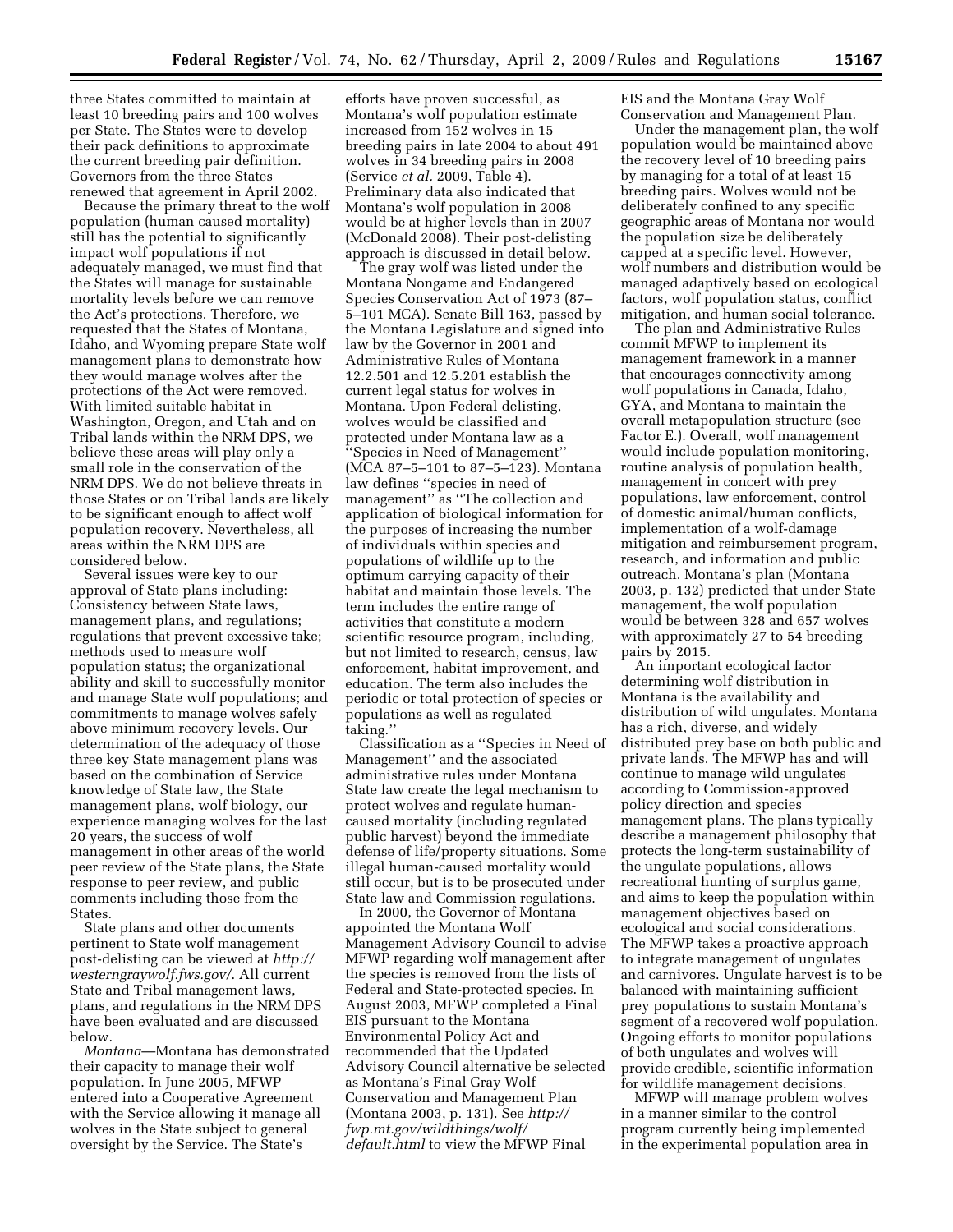three States committed to maintain at least 10 breeding pairs and 100 wolves per State. The States were to develop their pack definitions to approximate the current breeding pair definition. Governors from the three States renewed that agreement in April 2002.

Because the primary threat to the wolf population (human caused mortality) still has the potential to significantly impact wolf populations if not adequately managed, we must find that the States will manage for sustainable mortality levels before we can remove the Act's protections. Therefore, we requested that the States of Montana, Idaho, and Wyoming prepare State wolf management plans to demonstrate how they would manage wolves after the protections of the Act were removed. With limited suitable habitat in Washington, Oregon, and Utah and on Tribal lands within the NRM DPS, we believe these areas will play only a small role in the conservation of the NRM DPS. We do not believe threats in those States or on Tribal lands are likely to be significant enough to affect wolf population recovery. Nevertheless, all areas within the NRM DPS are considered below.

Several issues were key to our approval of State plans including: Consistency between State laws, management plans, and regulations; regulations that prevent excessive take; methods used to measure wolf population status; the organizational ability and skill to successfully monitor and manage State wolf populations; and commitments to manage wolves safely above minimum recovery levels. Our determination of the adequacy of those three key State management plans was based on the combination of Service knowledge of State law, the State management plans, wolf biology, our experience managing wolves for the last 20 years, the success of wolf management in other areas of the world peer review of the State plans, the State response to peer review, and public comments including those from the States.

State plans and other documents pertinent to State wolf management post-delisting can be viewed at *http://westerngraywolf.fws.gov/*. All current State and Tribal management laws, plans, and regulations in the NRM DPS have been evaluated and are discussed below.

*Montana*—Montana has demonstrated their capacity to manage their wolf population. In June 2005, MFWP entered into a Cooperative Agreement with the Service allowing it manage all wolves in the State subject to general oversight by the Service. The State's efforts have proven successful, as Montana's wolf population estimate increased from 152 wolves in 15 breeding pairs in late 2004 to about 491 wolves in 34 breeding pairs in 2008 (Service *et al.* 2009, Table 4). Preliminary data also indicated that Montana's wolf population in 2008 would be at higher levels than in 2007 (McDonald 2008). Their post-delisting approach is discussed in detail below.

The gray wolf was listed under the Montana Nongame and Endangered Species Conservation Act of 1973 (87–5–101 MCA). Senate Bill 163, passed by the Montana Legislature and signed into law by the Governor in 2001 and Administrative Rules of Montana 12.2.501 and 12.5.201 establish the current legal status for wolves in Montana. Upon Federal delisting, wolves would be classified and protected under Montana law as a ''Species in Need of Management'' (MCA 87–5–101 to 87–5–123). Montana law defines ''species in need of management'' as ''The collection and application of biological information for the purposes of increasing the number of individuals within species and populations of wildlife up to the optimum carrying capacity of their habitat and maintain those levels. The term includes the entire range of activities that constitute a modern scientific resource program, including, but not limited to research, census, law enforcement, habitat improvement, and education. The term also includes the periodic or total protection of species or populations as well as regulated taking.''

Classification as a ''Species in Need of Management'' and the associated administrative rules under Montana State law create the legal mechanism to protect wolves and regulate human-caused mortality (including regulated public harvest) beyond the immediate defense of life/property situations. Some illegal human-caused mortality would still occur, but is to be prosecuted under State law and Commission regulations.

In 2000, the Governor of Montana appointed the Montana Wolf Management Advisory Council to advise MFWP regarding wolf management after the species is removed from the lists of Federal and State-protected species. In August 2003, MFWP completed a Final EIS pursuant to the Montana Environmental Policy Act and recommended that the Updated Advisory Council alternative be selected as Montana's Final Gray Wolf Conservation and Management Plan (Montana 2003, p. 131). See *http://fwp.mt.gov/wildthings/wolf/default.html* to view the MFWP Final EIS and the Montana Gray Wolf Conservation and Management Plan.

Under the management plan, the wolf population would be maintained above the recovery level of 10 breeding pairs by managing for a total of at least 15 breeding pairs. Wolves would not be deliberately confined to any specific geographic areas of Montana nor would the population size be deliberately capped at a specific level. However, wolf numbers and distribution would be managed adaptively based on ecological factors, wolf population status, conflict mitigation, and human social tolerance.

The plan and Administrative Rules commit MFWP to implement its management framework in a manner that encourages connectivity among wolf populations in Canada, Idaho, GYA, and Montana to maintain the overall metapopulation structure (see Factor E.). Overall, wolf management would include population monitoring, routine analysis of population health, management in concert with prey populations, law enforcement, control of domestic animal/human conflicts, implementation of a wolf-damage mitigation and reimbursement program, research, and information and public outreach. Montana's plan (Montana 2003, p. 132) predicted that under State management, the wolf population would be between 328 and 657 wolves with approximately 27 to 54 breeding pairs by 2015.

An important ecological factor determining wolf distribution in Montana is the availability and distribution of wild ungulates. Montana has a rich, diverse, and widely distributed prey base on both public and private lands. The MFWP has and will continue to manage wild ungulates according to Commission-approved policy direction and species management plans. The plans typically describe a management philosophy that protects the long-term sustainability of the ungulate populations, allows recreational hunting of surplus game, and aims to keep the population within management objectives based on ecological and social considerations. The MFWP takes a proactive approach to integrate management of ungulates and carnivores. Ungulate harvest is to be balanced with maintaining sufficient prey populations to sustain Montana's segment of a recovered wolf population. Ongoing efforts to monitor populations of both ungulates and wolves will provide credible, scientific information for wildlife management decisions.

MFWP will manage problem wolves in a manner similar to the control program currently being implemented in the experimental population area in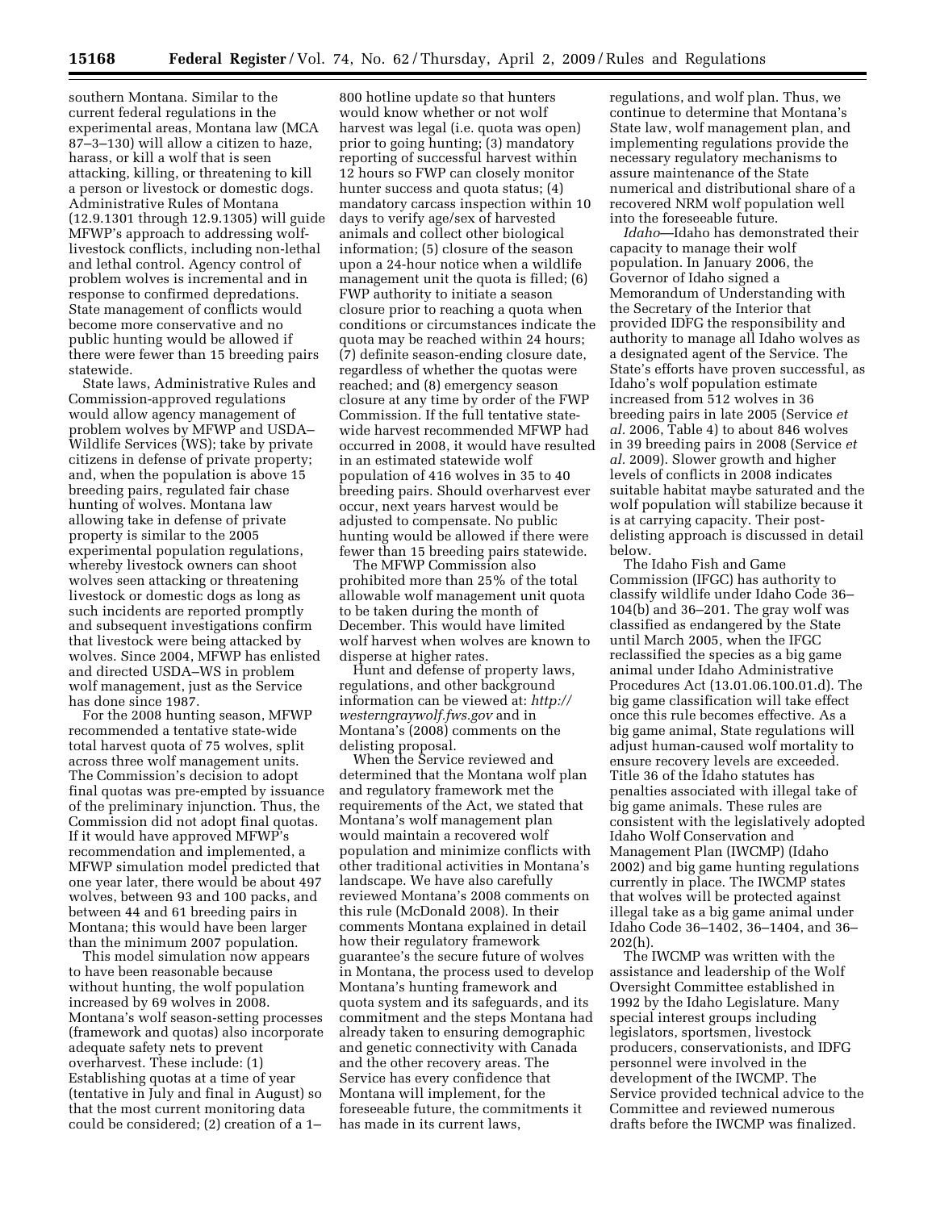southern Montana. Similar to the current federal regulations in the experimental areas, Montana law (MCA 87–3–130) will allow a citizen to haze, harass, or kill a wolf that is seen attacking, killing, or threatening to kill a person or livestock or domestic dogs. Administrative Rules of Montana (12.9.1301 through 12.9.1305) will guide MFWP's approach to addressing wolf-livestock conflicts, including non-lethal and lethal control. Agency control of problem wolves is incremental and in response to confirmed depredations. State management of conflicts would become more conservative and no public hunting would be allowed if there were fewer than 15 breeding pairs statewide.

State laws, Administrative Rules and Commission-approved regulations would allow agency management of problem wolves by MFWP and USDA–Wildlife Services (WS); take by private citizens in defense of private property; and, when the population is above 15 breeding pairs, regulated fair chase hunting of wolves. Montana law allowing take in defense of private property is similar to the 2005 experimental population regulations, whereby livestock owners can shoot wolves seen attacking or threatening livestock or domestic dogs as long as such incidents are reported promptly and subsequent investigations confirm that livestock were being attacked by wolves. Since 2004, MFWP has enlisted and directed USDA–WS in problem wolf management, just as the Service has done since 1987.

For the 2008 hunting season, MFWP recommended a tentative state-wide total harvest quota of 75 wolves, split across three wolf management units. The Commission's decision to adopt final quotas was pre-empted by issuance of the preliminary injunction. Thus, the Commission did not adopt final quotas. If it would have approved MFWP's recommendation and implemented, a MFWP simulation model predicted that one year later, there would be about 497 wolves, between 93 and 100 packs, and between 44 and 61 breeding pairs in Montana; this would have been larger than the minimum 2007 population.

This model simulation now appears to have been reasonable because without hunting, the wolf population increased by 69 wolves in 2008. Montana's wolf season-setting processes (framework and quotas) also incorporate adequate safety nets to prevent overharvest. These include: (1) Establishing quotas at a time of year (tentative in July and final in August) so that the most current monitoring data could be considered; (2) creation of a 1–800 hotline update so that hunters would know whether or not wolf harvest was legal (i.e. quota was open) prior to going hunting; (3) mandatory reporting of successful harvest within 12 hours so FWP can closely monitor hunter success and quota status; (4) mandatory carcass inspection within 10 days to verify age/sex of harvested animals and collect other biological information; (5) closure of the season upon a 24-hour notice when a wildlife management unit the quota is filled; (6) FWP authority to initiate a season closure prior to reaching a quota when conditions or circumstances indicate the quota may be reached within 24 hours; (7) definite season-ending closure date, regardless of whether the quotas were reached; and (8) emergency season closure at any time by order of the FWP Commission. If the full tentative state-wide harvest recommended MFWP had occurred in 2008, it would have resulted in an estimated statewide wolf population of 416 wolves in 35 to 40 breeding pairs. Should overharvest ever occur, next years harvest would be adjusted to compensate. No public hunting would be allowed if there were fewer than 15 breeding pairs statewide.

The MFWP Commission also prohibited more than 25% of the total allowable wolf management unit quota to be taken during the month of December. This would have limited wolf harvest when wolves are known to disperse at higher rates.

Hunt and defense of property laws, regulations, and other background information can be viewed at: *http://westerngraywolf.fws.gov* and in Montana's (2008) comments on the delisting proposal.

When the Service reviewed and determined that the Montana wolf plan and regulatory framework met the requirements of the Act, we stated that Montana's wolf management plan would maintain a recovered wolf population and minimize conflicts with other traditional activities in Montana's landscape. We have also carefully reviewed Montana's 2008 comments on this rule (McDonald 2008). In their comments Montana explained in detail how their regulatory framework guarantee's the secure future of wolves in Montana, the process used to develop Montana's hunting framework and quota system and its safeguards, and its commitment and the steps Montana had already taken to ensuring demographic and genetic connectivity with Canada and the other recovery areas. The Service has every confidence that Montana will implement, for the foreseeable future, the commitments it has made in its current laws, regulations, and wolf plan. Thus, we continue to determine that Montana's State law, wolf management plan, and implementing regulations provide the necessary regulatory mechanisms to assure maintenance of the State numerical and distributional share of a recovered NRM wolf population well into the foreseeable future.

*Idaho*—Idaho has demonstrated their capacity to manage their wolf population. In January 2006, the Governor of Idaho signed a Memorandum of Understanding with the Secretary of the Interior that provided IDFG the responsibility and authority to manage all Idaho wolves as a designated agent of the Service. The State's efforts have proven successful, as Idaho's wolf population estimate increased from 512 wolves in 36 breeding pairs in late 2005 (Service *et al.* 2006, Table 4) to about 846 wolves in 39 breeding pairs in 2008 (Service *et al.* 2009). Slower growth and higher levels of conflicts in 2008 indicates suitable habitat maybe saturated and the wolf population will stabilize because it is at carrying capacity. Their post-delisting approach is discussed in detail below.

The Idaho Fish and Game Commission (IFGC) has authority to classify wildlife under Idaho Code 36–104(b) and 36–201. The gray wolf was classified as endangered by the State until March 2005, when the IFGC reclassified the species as a big game animal under Idaho Administrative Procedures Act (13.01.06.100.01.d). The big game classification will take effect once this rule becomes effective. As a big game animal, State regulations will adjust human-caused wolf mortality to ensure recovery levels are exceeded. Title 36 of the Idaho statutes has penalties associated with illegal take of big game animals. These rules are consistent with the legislatively adopted Idaho Wolf Conservation and Management Plan (IWCMP) (Idaho 2002) and big game hunting regulations currently in place. The IWCMP states that wolves will be protected against illegal take as a big game animal under Idaho Code 36–1402, 36–1404, and 36–202(h).

The IWCMP was written with the assistance and leadership of the Wolf Oversight Committee established in 1992 by the Idaho Legislature. Many special interest groups including legislators, sportsmen, livestock producers, conservationists, and IDFG personnel were involved in the development of the IWCMP. The Service provided technical advice to the Committee and reviewed numerous drafts before the IWCMP was finalized.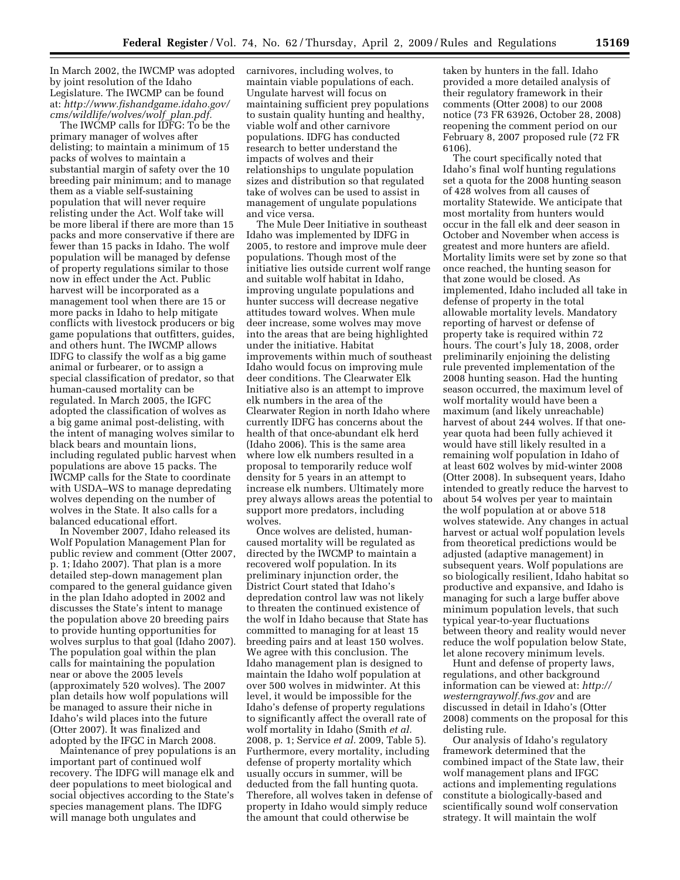In March 2002, the IWCMP was adopted by joint resolution of the Idaho Legislature. The IWCMP can be found at: *http://www.fishandgame.idaho.gov/cms/wildlife/wolves/wolf_plan.pdf.*

The IWCMP calls for IDFG: To be the primary manager of wolves after delisting; to maintain a minimum of 15 packs of wolves to maintain a substantial margin of safety over the 10 breeding pair minimum; and to manage them as a viable self-sustaining population that will never require relisting under the Act. Wolf take will be more liberal if there are more than 15 packs and more conservative if there are fewer than 15 packs in Idaho. The wolf population will be managed by defense of property regulations similar to those now in effect under the Act. Public harvest will be incorporated as a management tool when there are 15 or more packs in Idaho to help mitigate conflicts with livestock producers or big game populations that outfitters, guides, and others hunt. The IWCMP allows IDFG to classify the wolf as a big game animal or furbearer, or to assign a special classification of predator, so that human-caused mortality can be regulated. In March 2005, the IGFC adopted the classification of wolves as a big game animal post-delisting, with the intent of managing wolves similar to black bears and mountain lions, including regulated public harvest when populations are above 15 packs. The IWCMP calls for the State to coordinate with USDA–WS to manage depredating wolves depending on the number of wolves in the State. It also calls for a balanced educational effort.

In November 2007, Idaho released its Wolf Population Management Plan for public review and comment (Otter 2007, p. 1; Idaho 2007). That plan is a more detailed step-down management plan compared to the general guidance given in the plan Idaho adopted in 2002 and discusses the State's intent to manage the population above 20 breeding pairs to provide hunting opportunities for wolves surplus to that goal (Idaho 2007). The population goal within the plan calls for maintaining the population near or above the 2005 levels (approximately 520 wolves). The 2007 plan details how wolf populations will be managed to assure their niche in Idaho's wild places into the future (Otter 2007). It was finalized and adopted by the IFGC in March 2008.

Maintenance of prey populations is an important part of continued wolf recovery. The IDFG will manage elk and deer populations to meet biological and social objectives according to the State's species management plans. The IDFG will manage both ungulates and carnivores, including wolves, to maintain viable populations of each. Ungulate harvest will focus on maintaining sufficient prey populations to sustain quality hunting and healthy, viable wolf and other carnivore populations. IDFG has conducted research to better understand the impacts of wolves and their relationships to ungulate population sizes and distribution so that regulated take of wolves can be used to assist in management of ungulate populations and vice versa.

The Mule Deer Initiative in southeast Idaho was implemented by IDFG in 2005, to restore and improve mule deer populations. Though most of the initiative lies outside current wolf range and suitable wolf habitat in Idaho, improving ungulate populations and hunter success will decrease negative attitudes toward wolves. When mule deer increase, some wolves may move into the areas that are being highlighted under the initiative. Habitat improvements within much of southeast Idaho would focus on improving mule deer conditions. The Clearwater Elk Initiative also is an attempt to improve elk numbers in the area of the Clearwater Region in north Idaho where currently IDFG has concerns about the health of that once-abundant elk herd (Idaho 2006). This is the same area where low elk numbers resulted in a proposal to temporarily reduce wolf density for 5 years in an attempt to increase elk numbers. Ultimately more prey always allows areas the potential to support more predators, including wolves.

Once wolves are delisted, human-caused mortality will be regulated as directed by the IWCMP to maintain a recovered wolf population. In its preliminary injunction order, the District Court stated that Idaho's depredation control law was not likely to threaten the continued existence of the wolf in Idaho because that State has committed to managing for at least 15 breeding pairs and at least 150 wolves. We agree with this conclusion. The Idaho management plan is designed to maintain the Idaho wolf population at over 500 wolves in midwinter. At this level, it would be impossible for the Idaho's defense of property regulations to significantly affect the overall rate of wolf mortality in Idaho (Smith *et al.* 2008, p. 1; Service *et al.* 2009, Table 5). Furthermore, every mortality, including defense of property mortality which usually occurs in summer, will be deducted from the fall hunting quota. Therefore, all wolves taken in defense of property in Idaho would simply reduce the amount that could otherwise be taken by hunters in the fall. Idaho provided a more detailed analysis of their regulatory framework in their comments (Otter 2008) to our 2008 notice (73 FR 63926, October 28, 2008) reopening the comment period on our February 8, 2007 proposed rule (72 FR 6106).

The court specifically noted that Idaho's final wolf hunting regulations set a quota for the 2008 hunting season of 428 wolves from all causes of mortality Statewide. We anticipate that most mortality from hunters would occur in the fall elk and deer season in October and November when access is greatest and more hunters are afield. Mortality limits were set by zone so that once reached, the hunting season for that zone would be closed. As implemented, Idaho included all take in defense of property in the total allowable mortality levels. Mandatory reporting of harvest or defense of property take is required within 72 hours. The court's July 18, 2008, order preliminarily enjoining the delisting rule prevented implementation of the 2008 hunting season. Had the hunting season occurred, the maximum level of wolf mortality would have been a maximum (and likely unreachable) harvest of about 244 wolves. If that one-year quota had been fully achieved it would have still likely resulted in a remaining wolf population in Idaho of at least 602 wolves by mid-winter 2008 (Otter 2008). In subsequent years, Idaho intended to greatly reduce the harvest to about 54 wolves per year to maintain the wolf population at or above 518 wolves statewide. Any changes in actual harvest or actual wolf population levels from theoretical predictions would be adjusted (adaptive management) in subsequent years. Wolf populations are so biologically resilient, Idaho habitat so productive and expansive, and Idaho is managing for such a large buffer above minimum population levels, that such typical year-to-year fluctuations between theory and reality would never reduce the wolf population below State, let alone recovery minimum levels.

Hunt and defense of property laws, regulations, and other background information can be viewed at: *http://westerngraywolf.fws.gov* and are discussed in detail in Idaho's (Otter 2008) comments on the proposal for this delisting rule.

Our analysis of Idaho's regulatory framework determined that the combined impact of the State law, their wolf management plans and IFGC actions and implementing regulations constitute a biologically-based and scientifically sound wolf conservation strategy. It will maintain the wolf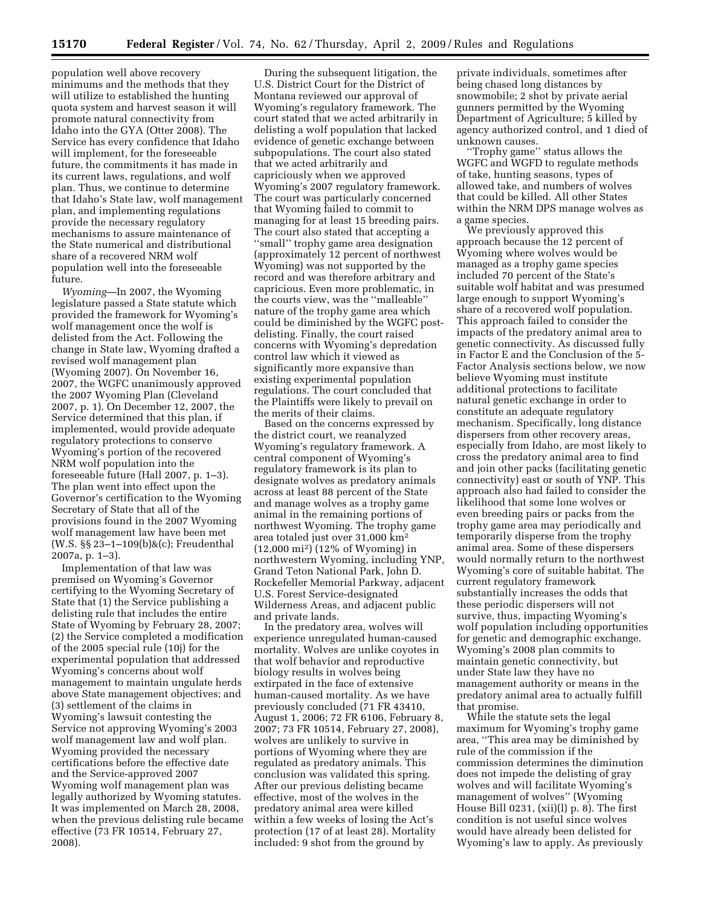population well above recovery minimums and the methods that they will utilize to established the hunting quota system and harvest season it will promote natural connectivity from Idaho into the GYA (Otter 2008). The Service has every confidence that Idaho will implement, for the foreseeable future, the commitments it has made in its current laws, regulations, and wolf plan. Thus, we continue to determine that Idaho's State law, wolf management plan, and implementing regulations provide the necessary regulatory mechanisms to assure maintenance of the State numerical and distributional share of a recovered NRM wolf population well into the foreseeable future.

*Wyoming*—In 2007, the Wyoming legislature passed a State statute which provided the framework for Wyoming's wolf management once the wolf is delisted from the Act. Following the change in State law, Wyoming drafted a revised wolf management plan (Wyoming 2007). On November 16, 2007, the WGFC unanimously approved the 2007 Wyoming Plan (Cleveland 2007, p. 1). On December 12, 2007, the Service determined that this plan, if implemented, would provide adequate regulatory protections to conserve Wyoming's portion of the recovered NRM wolf population into the foreseeable future (Hall 2007, p. 1–3). The plan went into effect upon the Governor's certification to the Wyoming Secretary of State that all of the provisions found in the 2007 Wyoming wolf management law have been met (W.S. §§ 23–1–109(b)&(c); Freudenthal 2007a, p. 1–3).

Implementation of that law was premised on Wyoming's Governor certifying to the Wyoming Secretary of State that (1) the Service publishing a delisting rule that includes the entire State of Wyoming by February 28, 2007; (2) the Service completed a modification of the 2005 special rule (10j) for the experimental population that addressed Wyoming's concerns about wolf management to maintain ungulate herds above State management objectives; and (3) settlement of the claims in Wyoming's lawsuit contesting the Service not approving Wyoming's 2003 wolf management law and wolf plan. Wyoming provided the necessary certifications before the effective date and the Service-approved 2007 Wyoming wolf management plan was legally authorized by Wyoming statutes. It was implemented on March 28, 2008, when the previous delisting rule became effective (73 FR 10514, February 27, 2008).

During the subsequent litigation, the U.S. District Court for the District of Montana reviewed our approval of Wyoming's regulatory framework. The court stated that we acted arbitrarily in delisting a wolf population that lacked evidence of genetic exchange between subpopulations. The court also stated that we acted arbitrarily and capriciously when we approved Wyoming's 2007 regulatory framework. The court was particularly concerned that Wyoming failed to commit to managing for at least 15 breeding pairs. The court also stated that accepting a ''small'' trophy game area designation (approximately 12 percent of northwest Wyoming) was not supported by the record and was therefore arbitrary and capricious. Even more problematic, in the courts view, was the ''malleable'' nature of the trophy game area which could be diminished by the WGFC post-delisting. Finally, the court raised concerns with Wyoming's depredation control law which it viewed as significantly more expansive than existing experimental population regulations. The court concluded that the Plaintiffs were likely to prevail on the merits of their claims.

Based on the concerns expressed by the district court, we reanalyzed Wyoming's regulatory framework. A central component of Wyoming's regulatory framework is its plan to designate wolves as predatory animals across at least 88 percent of the State and manage wolves as a trophy game animal in the remaining portions of northwest Wyoming. The trophy game area totaled just over 31,000 km$^2$ (12,000 mi$^2$) (12% of Wyoming) in northwestern Wyoming, including YNP, Grand Teton National Park, John D. Rockefeller Memorial Parkway, adjacent U.S. Forest Service-designated Wilderness Areas, and adjacent public and private lands.

In the predatory area, wolves will experience unregulated human-caused mortality. Wolves are unlike coyotes in that wolf behavior and reproductive biology results in wolves being extirpated in the face of extensive human-caused mortality. As we have previously concluded (71 FR 43410, August 1, 2006; 72 FR 6106, February 8, 2007; 73 FR 10514, February 27, 2008), wolves are unlikely to survive in portions of Wyoming where they are regulated as predatory animals. This conclusion was validated this spring. After our previous delisting became effective, most of the wolves in the predatory animal area were killed within a few weeks of losing the Act's protection (17 of at least 28). Mortality included: 9 shot from the ground by private individuals, sometimes after being chased long distances by snowmobile; 2 shot by private aerial gunners permitted by the Wyoming Department of Agriculture; 5 killed by agency authorized control, and 1 died of unknown causes.

''Trophy game'' status allows the WGFC and WGFD to regulate methods of take, hunting seasons, types of allowed take, and numbers of wolves that could be killed. All other States within the NRM DPS manage wolves as a game species.

We previously approved this approach because the 12 percent of Wyoming where wolves would be managed as a trophy game species included 70 percent of the State's suitable wolf habitat and was presumed large enough to support Wyoming's share of a recovered wolf population. This approach failed to consider the impacts of the predatory animal area to genetic connectivity. As discussed fully in Factor E and the Conclusion of the 5-Factor Analysis sections below, we now believe Wyoming must institute additional protections to facilitate natural genetic exchange in order to constitute an adequate regulatory mechanism. Specifically, long distance dispersers from other recovery areas, especially from Idaho, are most likely to cross the predatory animal area to find and join other packs (facilitating genetic connectivity) east or south of YNP. This approach also had failed to consider the likelihood that some lone wolves or even breeding pairs or packs from the trophy game area may periodically and temporarily disperse from the trophy animal area. Some of these dispersers would normally return to the northwest Wyoming's core of suitable habitat. The current regulatory framework substantially increases the odds that these periodic dispersers will not survive, thus, impacting Wyoming's wolf population including opportunities for genetic and demographic exchange. Wyoming's 2008 plan commits to maintain genetic connectivity, but under State law they have no management authority or means in the predatory animal area to actually fulfill that promise.

While the statute sets the legal maximum for Wyoming's trophy game area, ''This area may be diminished by rule of the commission if the commission determines the diminution does not impede the delisting of gray wolves and will facilitate Wyoming's management of wolves'' (Wyoming House Bill 0231, (xii)(l) p. 8). The first condition is not useful since wolves would have already been delisted for Wyoming's law to apply. As previously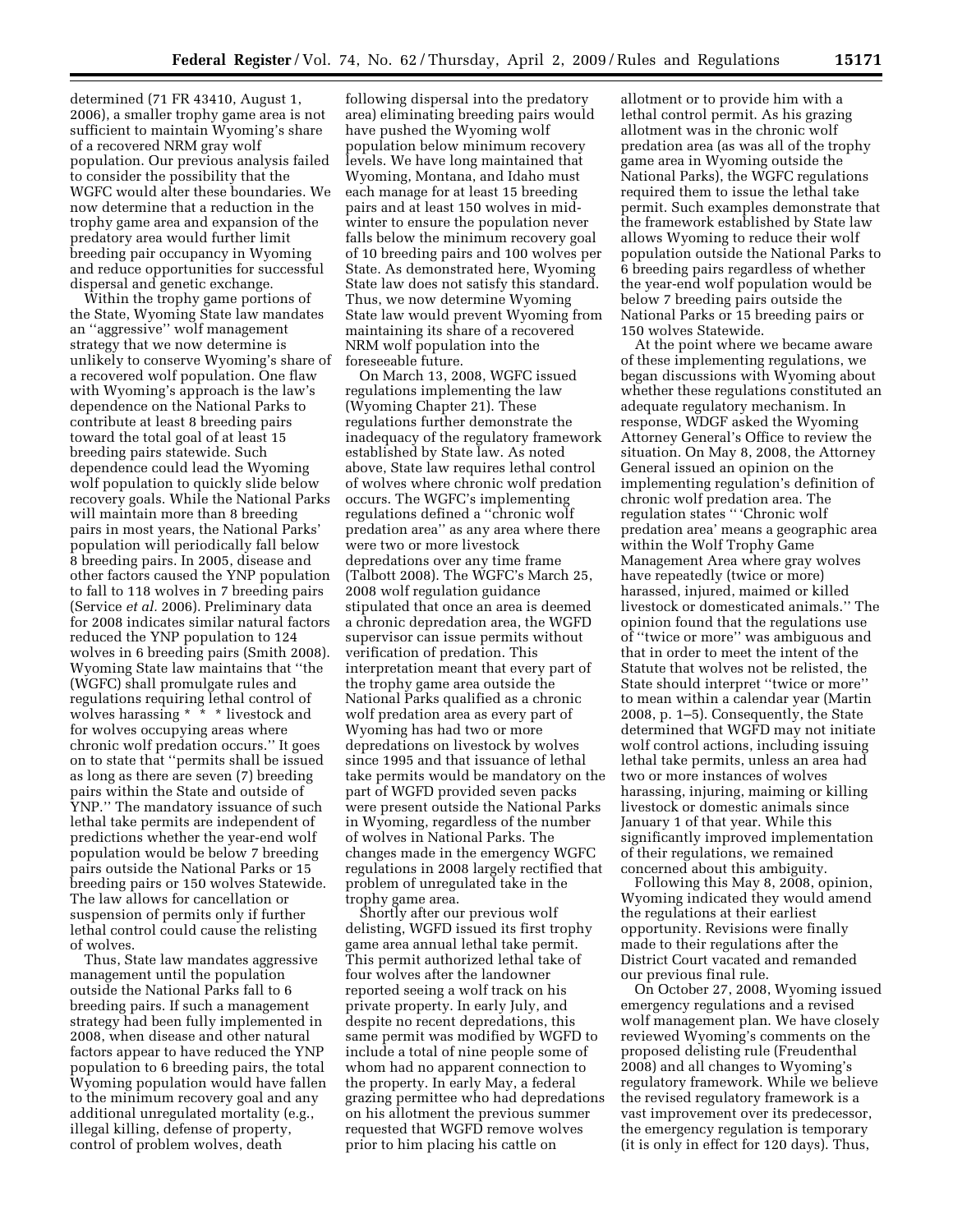determined (71 FR 43410, August 1, 2006), a smaller trophy game area is not sufficient to maintain Wyoming's share of a recovered NRM gray wolf population. Our previous analysis failed to consider the possibility that the WGFC would alter these boundaries. We now determine that a reduction in the trophy game area and expansion of the predatory area would further limit breeding pair occupancy in Wyoming and reduce opportunities for successful dispersal and genetic exchange.

Within the trophy game portions of the State, Wyoming State law mandates an ''aggressive'' wolf management strategy that we now determine is unlikely to conserve Wyoming's share of a recovered wolf population. One flaw with Wyoming's approach is the law's dependence on the National Parks to contribute at least 8 breeding pairs toward the total goal of at least 15 breeding pairs statewide. Such dependence could lead the Wyoming wolf population to quickly slide below recovery goals. While the National Parks will maintain more than 8 breeding pairs in most years, the National Parks' population will periodically fall below 8 breeding pairs. In 2005, disease and other factors caused the YNP population to fall to 118 wolves in 7 breeding pairs (Service *et al.* 2006). Preliminary data for 2008 indicates similar natural factors reduced the YNP population to 124 wolves in 6 breeding pairs (Smith 2008). Wyoming State law maintains that ''the (WGFC) shall promulgate rules and regulations requiring lethal control of wolves harassing * * * livestock and for wolves occupying areas where chronic wolf predation occurs.'' It goes on to state that ''permits shall be issued as long as there are seven (7) breeding pairs within the State and outside of YNP.'' The mandatory issuance of such lethal take permits are independent of predictions whether the year-end wolf population would be below 7 breeding pairs outside the National Parks or 15 breeding pairs or 150 wolves Statewide. The law allows for cancellation or suspension of permits only if further lethal control could cause the relisting of wolves.

Thus, State law mandates aggressive management until the population outside the National Parks fall to 6 breeding pairs. If such a management strategy had been fully implemented in 2008, when disease and other natural factors appear to have reduced the YNP population to 6 breeding pairs, the total Wyoming population would have fallen to the minimum recovery goal and any additional unregulated mortality (e.g., illegal killing, defense of property, control of problem wolves, death following dispersal into the predatory area) eliminating breeding pairs would have pushed the Wyoming wolf population below minimum recovery levels. We have long maintained that Wyoming, Montana, and Idaho must each manage for at least 15 breeding pairs and at least 150 wolves in mid-winter to ensure the population never falls below the minimum recovery goal of 10 breeding pairs and 100 wolves per State. As demonstrated here, Wyoming State law does not satisfy this standard. Thus, we now determine Wyoming State law would prevent Wyoming from maintaining its share of a recovered NRM wolf population into the foreseeable future.

On March 13, 2008, WGFC issued regulations implementing the law (Wyoming Chapter 21). These regulations further demonstrate the inadequacy of the regulatory framework established by State law. As noted above, State law requires lethal control of wolves where chronic wolf predation occurs. The WGFC's implementing regulations defined a ''chronic wolf predation area'' as any area where there were two or more livestock depredations over any time frame (Talbott 2008). The WGFC's March 25, 2008 wolf regulation guidance stipulated that once an area is deemed a chronic depredation area, the WGFD supervisor can issue permits without verification of predation. This interpretation meant that every part of the trophy game area outside the National Parks qualified as a chronic wolf predation area as every part of Wyoming has had two or more depredations on livestock by wolves since 1995 and that issuance of lethal take permits would be mandatory on the part of WGFD provided seven packs were present outside the National Parks in Wyoming, regardless of the number of wolves in National Parks. The changes made in the emergency WGFC regulations in 2008 largely rectified that problem of unregulated take in the trophy game area.

Shortly after our previous wolf delisting, WGFD issued its first trophy game area annual lethal take permit. This permit authorized lethal take of four wolves after the landowner reported seeing a wolf track on his private property. In early July, and despite no recent depredations, this same permit was modified by WGFD to include a total of nine people some of whom had no apparent connection to the property. In early May, a federal grazing permittee who had depredations on his allotment the previous summer requested that WGFD remove wolves prior to him placing his cattle on allotment or to provide him with a lethal control permit. As his grazing allotment was in the chronic wolf predation area (as was all of the trophy game area in Wyoming outside the National Parks), the WGFC regulations required them to issue the lethal take permit. Such examples demonstrate that the framework established by State law allows Wyoming to reduce their wolf population outside the National Parks to 6 breeding pairs regardless of whether the year-end wolf population would be below 7 breeding pairs outside the National Parks or 15 breeding pairs or 150 wolves Statewide.

At the point where we became aware of these implementing regulations, we began discussions with Wyoming about whether these regulations constituted an adequate regulatory mechanism. In response, WDGF asked the Wyoming Attorney General's Office to review the situation. On May 8, 2008, the Attorney General issued an opinion on the implementing regulation's definition of chronic wolf predation area. The regulation states '' 'Chronic wolf predation area' means a geographic area within the Wolf Trophy Game Management Area where gray wolves have repeatedly (twice or more) harassed, injured, maimed or killed livestock or domesticated animals.'' The opinion found that the regulations use of ''twice or more'' was ambiguous and that in order to meet the intent of the Statute that wolves not be relisted, the State should interpret ''twice or more'' to mean within a calendar year (Martin 2008, p. 1–5). Consequently, the State determined that WGFD may not initiate wolf control actions, including issuing lethal take permits, unless an area had two or more instances of wolves harassing, injuring, maiming or killing livestock or domestic animals since January 1 of that year. While this significantly improved implementation of their regulations, we remained concerned about this ambiguity.

Following this May 8, 2008, opinion, Wyoming indicated they would amend the regulations at their earliest opportunity. Revisions were finally made to their regulations after the District Court vacated and remanded our previous final rule.

On October 27, 2008, Wyoming issued emergency regulations and a revised wolf management plan. We have closely reviewed Wyoming's comments on the proposed delisting rule (Freudenthal 2008) and all changes to Wyoming's regulatory framework. While we believe the revised regulatory framework is a vast improvement over its predecessor, the emergency regulation is temporary (it is only in effect for 120 days). Thus,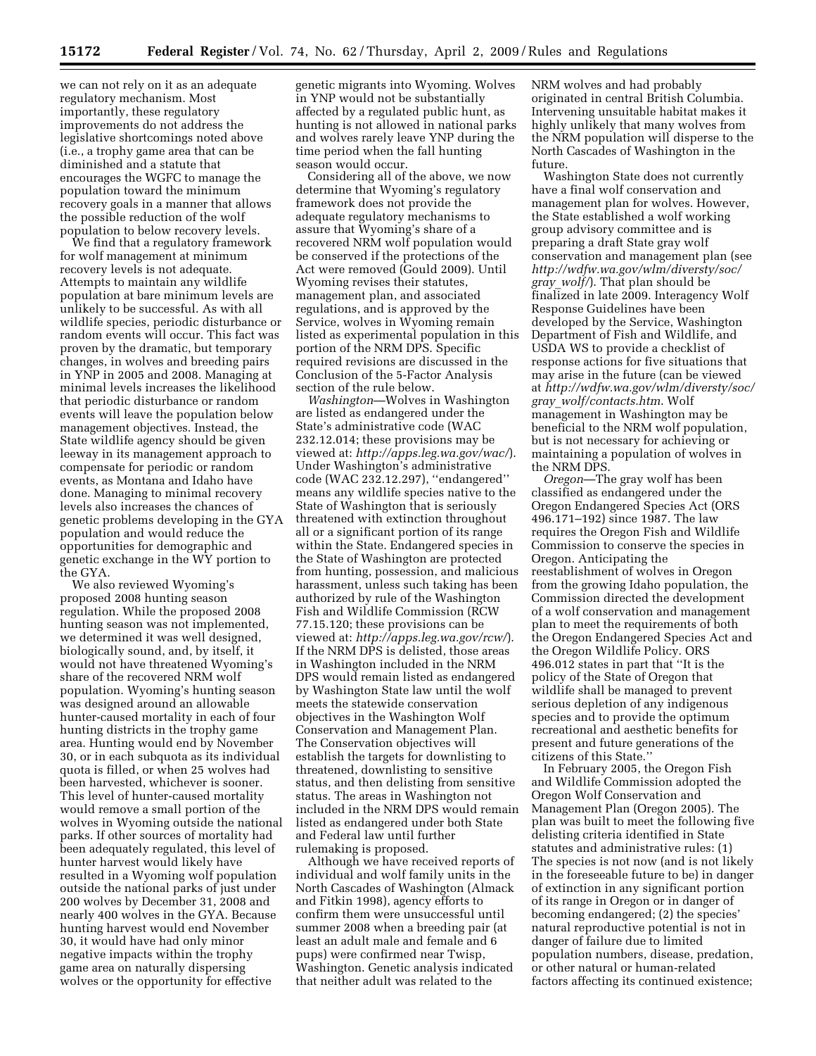we can not rely on it as an adequate regulatory mechanism. Most importantly, these regulatory improvements do not address the legislative shortcomings noted above (i.e., a trophy game area that can be diminished and a statute that encourages the WGFC to manage the population toward the minimum recovery goals in a manner that allows the possible reduction of the wolf population to below recovery levels.

We find that a regulatory framework for wolf management at minimum recovery levels is not adequate. Attempts to maintain any wildlife population at bare minimum levels are unlikely to be successful. As with all wildlife species, periodic disturbance or random events will occur. This fact was proven by the dramatic, but temporary changes, in wolves and breeding pairs in YNP in 2005 and 2008. Managing at minimal levels increases the likelihood that periodic disturbance or random events will leave the population below management objectives. Instead, the State wildlife agency should be given leeway in its management approach to compensate for periodic or random events, as Montana and Idaho have done. Managing to minimal recovery levels also increases the chances of genetic problems developing in the GYA population and would reduce the opportunities for demographic and genetic exchange in the WY portion to the GYA.

We also reviewed Wyoming's proposed 2008 hunting season regulation. While the proposed 2008 hunting season was not implemented, we determined it was well designed, biologically sound, and, by itself, it would not have threatened Wyoming's share of the recovered NRM wolf population. Wyoming's hunting season was designed around an allowable hunter-caused mortality in each of four hunting districts in the trophy game area. Hunting would end by November 30, or in each subquota as its individual quota is filled, or when 25 wolves had been harvested, whichever is sooner. This level of hunter-caused mortality would remove a small portion of the wolves in Wyoming outside the national parks. If other sources of mortality had been adequately regulated, this level of hunter harvest would likely have resulted in a Wyoming wolf population outside the national parks of just under 200 wolves by December 31, 2008 and nearly 400 wolves in the GYA. Because hunting harvest would end November 30, it would have had only minor negative impacts within the trophy game area on naturally dispersing wolves or the opportunity for effective genetic migrants into Wyoming. Wolves in YNP would not be substantially affected by a regulated public hunt, as hunting is not allowed in national parks and wolves rarely leave YNP during the time period when the fall hunting season would occur.

Considering all of the above, we now determine that Wyoming's regulatory framework does not provide the adequate regulatory mechanisms to assure that Wyoming's share of a recovered NRM wolf population would be conserved if the protections of the Act were removed (Gould 2009). Until Wyoming revises their statutes, management plan, and associated regulations, and is approved by the Service, wolves in Wyoming remain listed as experimental population in this portion of the NRM DPS. Specific required revisions are discussed in the Conclusion of the 5-Factor Analysis section of the rule below.

*Washington*—Wolves in Washington are listed as endangered under the State's administrative code (WAC 232.12.014; these provisions may be viewed at: *http://apps.leg.wa.gov/wac/*). Under Washington's administrative code (WAC 232.12.297), "endangered" means any wildlife species native to the State of Washington that is seriously threatened with extinction throughout all or a significant portion of its range within the State. Endangered species in the State of Washington are protected from hunting, possession, and malicious harassment, unless such taking has been authorized by rule of the Washington Fish and Wildlife Commission (RCW 77.15.120; these provisions can be viewed at: *http://apps.leg.wa.gov/rcw/*). If the NRM DPS is delisted, those areas in Washington included in the NRM DPS would remain listed as endangered by Washington State law until the wolf meets the statewide conservation objectives in the Washington Wolf Conservation and Management Plan. The Conservation objectives will establish the targets for downlisting to threatened, downlisting to sensitive status, and then delisting from sensitive status. The areas in Washington not included in the NRM DPS would remain listed as endangered under both State and Federal law until further rulemaking is proposed.

Although we have received reports of individual and wolf family units in the North Cascades of Washington (Almack and Fitkin 1998), agency efforts to confirm them were unsuccessful until summer 2008 when a breeding pair (at least an adult male and female and 6 pups) were confirmed near Twisp, Washington. Genetic analysis indicated that neither adult was related to the NRM wolves and had probably originated in central British Columbia. Intervening unsuitable habitat makes it highly unlikely that many wolves from the NRM population will disperse to the North Cascades of Washington in the future.

Washington State does not currently have a final wolf conservation and management plan for wolves. However, the State established a wolf working group advisory committee and is preparing a draft State gray wolf conservation and management plan (see *http://wdfw.wa.gov/wlm/diversty/soc/gray_wolf/*). That plan should be finalized in late 2009. Interagency Wolf Response Guidelines have been developed by the Service, Washington Department of Fish and Wildlife, and USDA WS to provide a checklist of response actions for five situations that may arise in the future (can be viewed at *http://wdfw.wa.gov/wlm/diversty/soc/gray_wolf/contacts.htm*. Wolf management in Washington may be beneficial to the NRM wolf population, but is not necessary for achieving or maintaining a population of wolves in the NRM DPS.

*Oregon*—The gray wolf has been classified as endangered under the Oregon Endangered Species Act (ORS 496.171–192) since 1987. The law requires the Oregon Fish and Wildlife Commission to conserve the species in Oregon. Anticipating the reestablishment of wolves in Oregon from the growing Idaho population, the Commission directed the development of a wolf conservation and management plan to meet the requirements of both the Oregon Endangered Species Act and the Oregon Wildlife Policy. ORS 496.012 states in part that "It is the policy of the State of Oregon that wildlife shall be managed to prevent serious depletion of any indigenous species and to provide the optimum recreational and aesthetic benefits for present and future generations of the citizens of this State."

In February 2005, the Oregon Fish and Wildlife Commission adopted the Oregon Wolf Conservation and Management Plan (Oregon 2005). The plan was built to meet the following five delisting criteria identified in State statutes and administrative rules: (1) The species is not now (and is not likely in the foreseeable future to be) in danger of extinction in any significant portion of its range in Oregon or in danger of becoming endangered; (2) the species' natural reproductive potential is not in danger of failure due to limited population numbers, disease, predation, or other natural or human-related factors affecting its continued existence;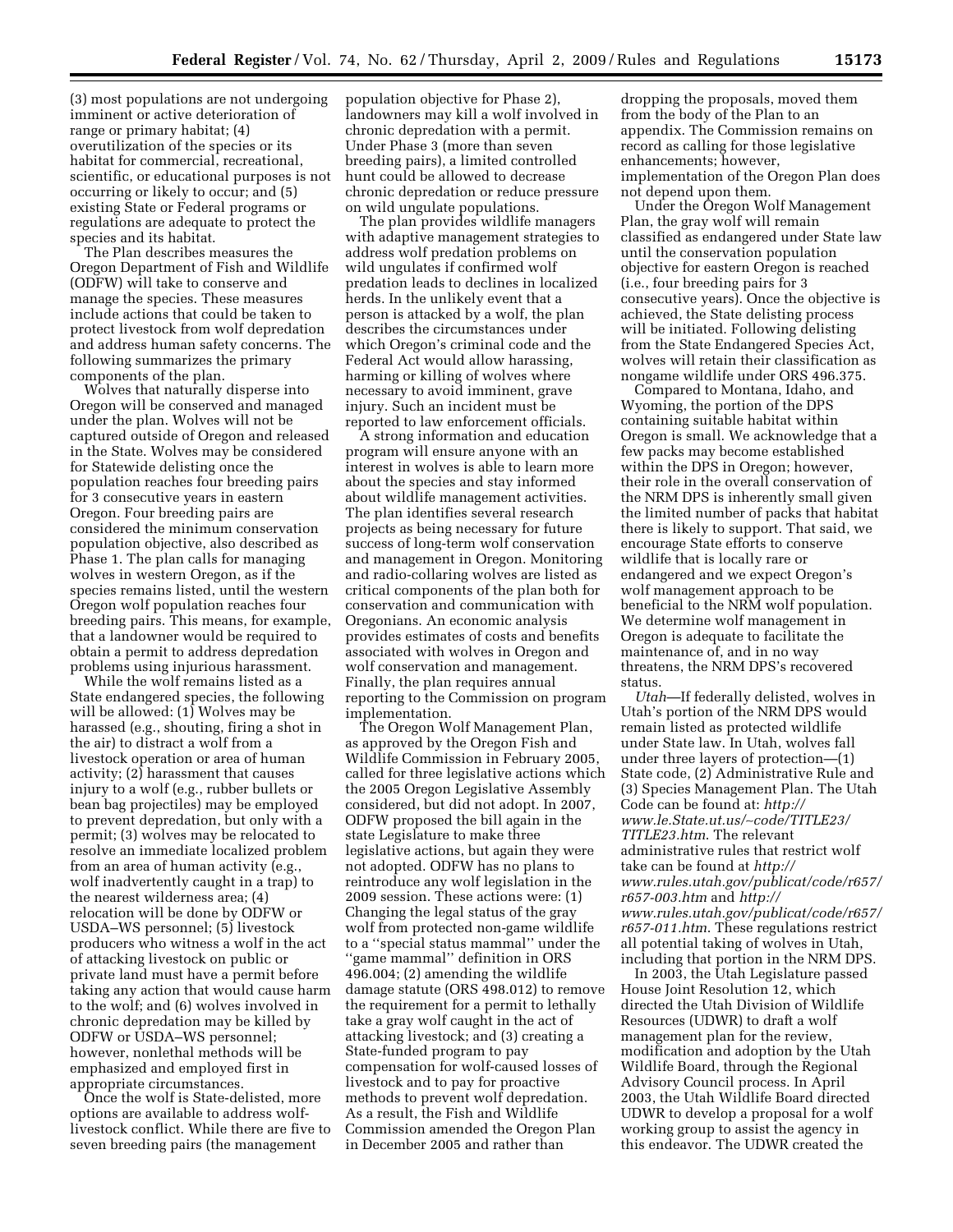(3) most populations are not undergoing imminent or active deterioration of range or primary habitat; (4) overutilization of the species or its habitat for commercial, recreational, scientific, or educational purposes is not occurring or likely to occur; and (5) existing State or Federal programs or regulations are adequate to protect the species and its habitat.

The Plan describes measures the Oregon Department of Fish and Wildlife (ODFW) will take to conserve and manage the species. These measures include actions that could be taken to protect livestock from wolf depredation and address human safety concerns. The following summarizes the primary components of the plan.

Wolves that naturally disperse into Oregon will be conserved and managed under the plan. Wolves will not be captured outside of Oregon and released in the State. Wolves may be considered for Statewide delisting once the population reaches four breeding pairs for 3 consecutive years in eastern Oregon. Four breeding pairs are considered the minimum conservation population objective, also described as Phase 1. The plan calls for managing wolves in western Oregon, as if the species remains listed, until the western Oregon wolf population reaches four breeding pairs. This means, for example, that a landowner would be required to obtain a permit to address depredation problems using injurious harassment.

While the wolf remains listed as a State endangered species, the following will be allowed: (1) Wolves may be harassed (e.g., shouting, firing a shot in the air) to distract a wolf from a livestock operation or area of human activity; (2) harassment that causes injury to a wolf (e.g., rubber bullets or bean bag projectiles) may be employed to prevent depredation, but only with a permit; (3) wolves may be relocated to resolve an immediate localized problem from an area of human activity (e.g., wolf inadvertently caught in a trap) to the nearest wilderness area; (4) relocation will be done by ODFW or USDA–WS personnel; (5) livestock producers who witness a wolf in the act of attacking livestock on public or private land must have a permit before taking any action that would cause harm to the wolf; and (6) wolves involved in chronic depredation may be killed by ODFW or USDA–WS personnel; however, nonlethal methods will be emphasized and employed first in appropriate circumstances.

Once the wolf is State-delisted, more options are available to address wolf-livestock conflict. While there are five to seven breeding pairs (the management population objective for Phase 2), landowners may kill a wolf involved in chronic depredation with a permit. Under Phase 3 (more than seven breeding pairs), a limited controlled hunt could be allowed to decrease chronic depredation or reduce pressure on wild ungulate populations.

The plan provides wildlife managers with adaptive management strategies to address wolf predation problems on wild ungulates if confirmed wolf predation leads to declines in localized herds. In the unlikely event that a person is attacked by a wolf, the plan describes the circumstances under which Oregon's criminal code and the Federal Act would allow harassing, harming or killing of wolves where necessary to avoid imminent, grave injury. Such an incident must be reported to law enforcement officials.

A strong information and education program will ensure anyone with an interest in wolves is able to learn more about the species and stay informed about wildlife management activities. The plan identifies several research projects as being necessary for future success of long-term wolf conservation and management in Oregon. Monitoring and radio-collaring wolves are listed as critical components of the plan both for conservation and communication with Oregonians. An economic analysis provides estimates of costs and benefits associated with wolves in Oregon and wolf conservation and management. Finally, the plan requires annual reporting to the Commission on program implementation.

The Oregon Wolf Management Plan, as approved by the Oregon Fish and Wildlife Commission in February 2005, called for three legislative actions which the 2005 Oregon Legislative Assembly considered, but did not adopt. In 2007, ODFW proposed the bill again in the state Legislature to make three legislative actions, but again they were not adopted. ODFW has no plans to reintroduce any wolf legislation in the 2009 session. These actions were: (1) Changing the legal status of the gray wolf from protected non-game wildlife to a ''special status mammal'' under the ''game mammal'' definition in ORS 496.004; (2) amending the wildlife damage statute (ORS 498.012) to remove the requirement for a permit to lethally take a gray wolf caught in the act of attacking livestock; and (3) creating a State-funded program to pay compensation for wolf-caused losses of livestock and to pay for proactive methods to prevent wolf depredation. As a result, the Fish and Wildlife Commission amended the Oregon Plan in December 2005 and rather than dropping the proposals, moved them from the body of the Plan to an appendix. The Commission remains on record as calling for those legislative enhancements; however, implementation of the Oregon Plan does not depend upon them.

Under the Oregon Wolf Management Plan, the gray wolf will remain classified as endangered under State law until the conservation population objective for eastern Oregon is reached (i.e., four breeding pairs for 3 consecutive years). Once the objective is achieved, the State delisting process will be initiated. Following delisting from the State Endangered Species Act, wolves will retain their classification as nongame wildlife under ORS 496.375.

Compared to Montana, Idaho, and Wyoming, the portion of the DPS containing suitable habitat within Oregon is small. We acknowledge that a few packs may become established within the DPS in Oregon; however, their role in the overall conservation of the NRM DPS is inherently small given the limited number of packs that habitat there is likely to support. That said, we encourage State efforts to conserve wildlife that is locally rare or endangered and we expect Oregon's wolf management approach to be beneficial to the NRM wolf population. We determine wolf management in Oregon is adequate to facilitate the maintenance of, and in no way threatens, the NRM DPS's recovered status.

*Utah*—If federally delisted, wolves in Utah's portion of the NRM DPS would remain listed as protected wildlife under State law. In Utah, wolves fall under three layers of protection—(1) State code, (2) Administrative Rule and (3) Species Management Plan. The Utah Code can be found at: *http://www.le.State.ut.us/~code/TITLE23/TITLE23.htm*. The relevant administrative rules that restrict wolf take can be found at *http://www.rules.utah.gov/publicat/code/r657/r657-003.htm* and *http://www.rules.utah.gov/publicat/code/r657/r657-011.htm*. These regulations restrict all potential taking of wolves in Utah, including that portion in the NRM DPS.

In 2003, the Utah Legislature passed House Joint Resolution 12, which directed the Utah Division of Wildlife Resources (UDWR) to draft a wolf management plan for the review, modification and adoption by the Utah Wildlife Board, through the Regional Advisory Council process. In April 2003, the Utah Wildlife Board directed UDWR to develop a proposal for a wolf working group to assist the agency in this endeavor. The UDWR created the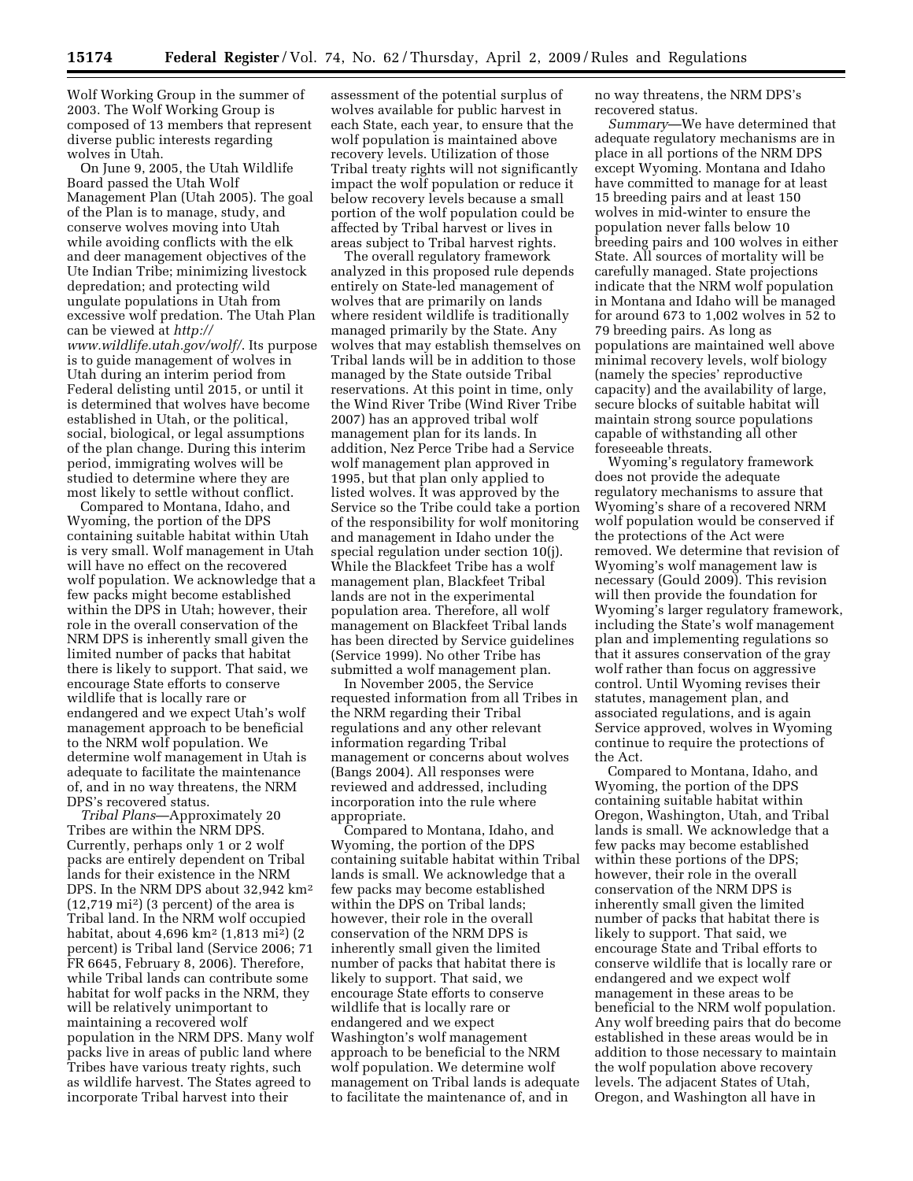Wolf Working Group in the summer of 2003. The Wolf Working Group is composed of 13 members that represent diverse public interests regarding wolves in Utah.

On June 9, 2005, the Utah Wildlife Board passed the Utah Wolf Management Plan (Utah 2005). The goal of the Plan is to manage, study, and conserve wolves moving into Utah while avoiding conflicts with the elk and deer management objectives of the Ute Indian Tribe; minimizing livestock depredation; and protecting wild ungulate populations in Utah from excessive wolf predation. The Utah Plan can be viewed at *http://www.wildlife.utah.gov/wolf/*. Its purpose is to guide management of wolves in Utah during an interim period from Federal delisting until 2015, or until it is determined that wolves have become established in Utah, or the political, social, biological, or legal assumptions of the plan change. During this interim period, immigrating wolves will be studied to determine where they are most likely to settle without conflict.

Compared to Montana, Idaho, and Wyoming, the portion of the DPS containing suitable habitat within Utah is very small. Wolf management in Utah will have no effect on the recovered wolf population. We acknowledge that a few packs might become established within the DPS in Utah; however, their role in the overall conservation of the NRM DPS is inherently small given the limited number of packs that habitat there is likely to support. That said, we encourage State efforts to conserve wildlife that is locally rare or endangered and we expect Utah's wolf management approach to be beneficial to the NRM wolf population. We determine wolf management in Utah is adequate to facilitate the maintenance of, and in no way threatens, the NRM DPS's recovered status.

*Tribal Plans*—Approximately 20 Tribes are within the NRM DPS. Currently, perhaps only 1 or 2 wolf packs are entirely dependent on Tribal lands for their existence in the NRM DPS. In the NRM DPS about 32,942 km² (12,719 mi²) (3 percent) of the area is Tribal land. In the NRM wolf occupied habitat, about 4,696 km² (1,813 mi²) (2 percent) is Tribal land (Service 2006; 71 FR 6645, February 8, 2006). Therefore, while Tribal lands can contribute some habitat for wolf packs in the NRM, they will be relatively unimportant to maintaining a recovered wolf population in the NRM DPS. Many wolf packs live in areas of public land where Tribes have various treaty rights, such as wildlife harvest. The States agreed to incorporate Tribal harvest into their assessment of the potential surplus of wolves available for public harvest in each State, each year, to ensure that the wolf population is maintained above recovery levels. Utilization of those Tribal treaty rights will not significantly impact the wolf population or reduce it below recovery levels because a small portion of the wolf population could be affected by Tribal harvest or lives in areas subject to Tribal harvest rights.

The overall regulatory framework analyzed in this proposed rule depends entirely on State-led management of wolves that are primarily on lands where resident wildlife is traditionally managed primarily by the State. Any wolves that may establish themselves on Tribal lands will be in addition to those managed by the State outside Tribal reservations. At this point in time, only the Wind River Tribe (Wind River Tribe 2007) has an approved tribal wolf management plan for its lands. In addition, Nez Perce Tribe had a Service wolf management plan approved in 1995, but that plan only applied to listed wolves. It was approved by the Service so the Tribe could take a portion of the responsibility for wolf monitoring and management in Idaho under the special regulation under section 10(j). While the Blackfeet Tribe has a wolf management plan, Blackfeet Tribal lands are not in the experimental population area. Therefore, all wolf management on Blackfeet Tribal lands has been directed by Service guidelines (Service 1999). No other Tribe has submitted a wolf management plan.

In November 2005, the Service requested information from all Tribes in the NRM regarding their Tribal regulations and any other relevant information regarding Tribal management or concerns about wolves (Bangs 2004). All responses were reviewed and addressed, including incorporation into the rule where appropriate.

Compared to Montana, Idaho, and Wyoming, the portion of the DPS containing suitable habitat within Tribal lands is small. We acknowledge that a few packs may become established within the DPS on Tribal lands; however, their role in the overall conservation of the NRM DPS is inherently small given the limited number of packs that habitat there is likely to support. That said, we encourage State efforts to conserve wildlife that is locally rare or endangered and we expect Washington's wolf management approach to be beneficial to the NRM wolf population. We determine wolf management on Tribal lands is adequate to facilitate the maintenance of, and in no way threatens, the NRM DPS's recovered status.

*Summary*—We have determined that adequate regulatory mechanisms are in place in all portions of the NRM DPS except Wyoming. Montana and Idaho have committed to manage for at least 15 breeding pairs and at least 150 wolves in mid-winter to ensure the population never falls below 10 breeding pairs and 100 wolves in either State. All sources of mortality will be carefully managed. State projections indicate that the NRM wolf population in Montana and Idaho will be managed for around 673 to 1,002 wolves in 52 to 79 breeding pairs. As long as populations are maintained well above minimal recovery levels, wolf biology (namely the species' reproductive capacity) and the availability of large, secure blocks of suitable habitat will maintain strong source populations capable of withstanding all other foreseeable threats.

Wyoming's regulatory framework does not provide the adequate regulatory mechanisms to assure that Wyoming's share of a recovered NRM wolf population would be conserved if the protections of the Act were removed. We determine that revision of Wyoming's wolf management law is necessary (Gould 2009). This revision will then provide the foundation for Wyoming's larger regulatory framework, including the State's wolf management plan and implementing regulations so that it assures conservation of the gray wolf rather than focus on aggressive control. Until Wyoming revises their statutes, management plan, and associated regulations, and is again Service approved, wolves in Wyoming continue to require the protections of the Act.

Compared to Montana, Idaho, and Wyoming, the portion of the DPS containing suitable habitat within Oregon, Washington, Utah, and Tribal lands is small. We acknowledge that a few packs may become established within these portions of the DPS; however, their role in the overall conservation of the NRM DPS is inherently small given the limited number of packs that habitat there is likely to support. That said, we encourage State and Tribal efforts to conserve wildlife that is locally rare or endangered and we expect wolf management in these areas to be beneficial to the NRM wolf population. Any wolf breeding pairs that do become established in these areas would be in addition to those necessary to maintain the wolf population above recovery levels. The adjacent States of Utah, Oregon, and Washington all have in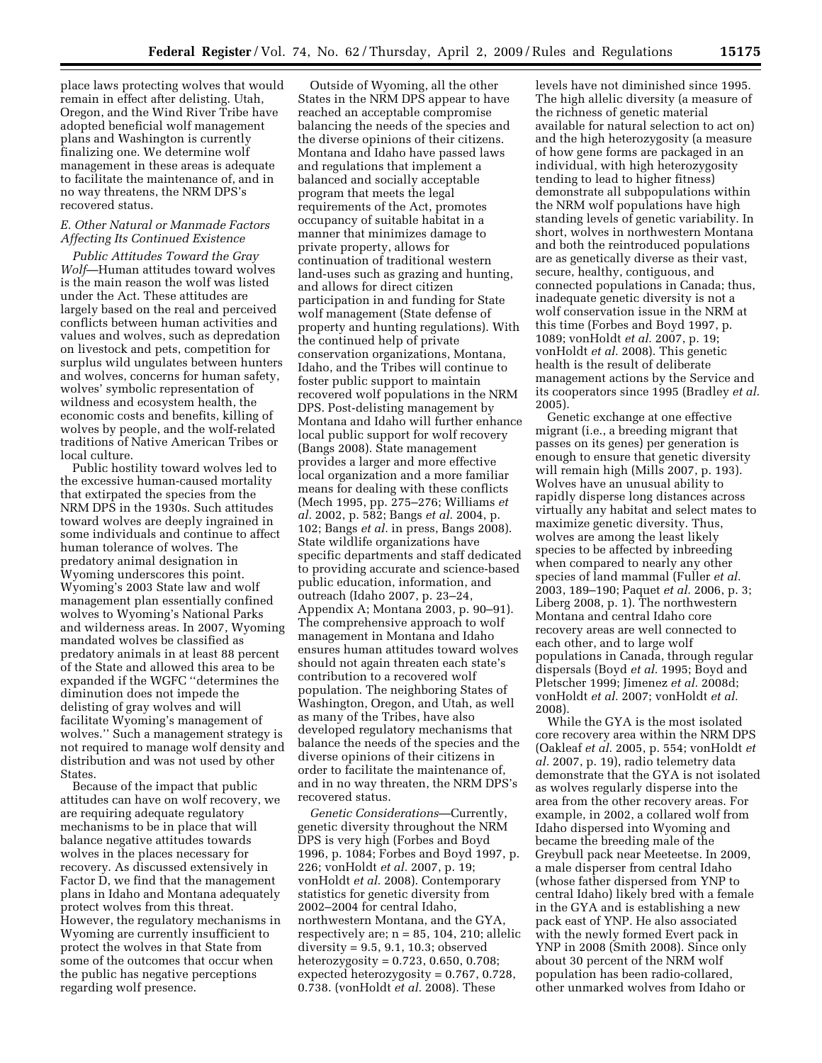place laws protecting wolves that would remain in effect after delisting. Utah, Oregon, and the Wind River Tribe have adopted beneficial wolf management plans and Washington is currently finalizing one. We determine wolf management in these areas is adequate to facilitate the maintenance of, and in no way threatens, the NRM DPS's recovered status.

### *E. Other Natural or Manmade Factors Affecting Its Continued Existence*

*Public Attitudes Toward the Gray Wolf*—Human attitudes toward wolves is the main reason the wolf was listed under the Act. These attitudes are largely based on the real and perceived conflicts between human activities and values and wolves, such as depredation on livestock and pets, competition for surplus wild ungulates between hunters and wolves, concerns for human safety, wolves' symbolic representation of wildness and ecosystem health, the economic costs and benefits, killing of wolves by people, and the wolf-related traditions of Native American Tribes or local culture.

Public hostility toward wolves led to the excessive human-caused mortality that extirpated the species from the NRM DPS in the 1930s. Such attitudes toward wolves are deeply ingrained in some individuals and continue to affect human tolerance of wolves. The predatory animal designation in Wyoming underscores this point. Wyoming's 2003 State law and wolf management plan essentially confined wolves to Wyoming's National Parks and wilderness areas. In 2007, Wyoming mandated wolves be classified as predatory animals in at least 88 percent of the State and allowed this area to be expanded if the WGFC "determines the diminution does not impede the delisting of gray wolves and will facilitate Wyoming's management of wolves." Such a management strategy is not required to manage wolf density and distribution and was not used by other States.

Because of the impact that public attitudes can have on wolf recovery, we are requiring adequate regulatory mechanisms to be in place that will balance negative attitudes towards wolves in the places necessary for recovery. As discussed extensively in Factor D, we find that the management plans in Idaho and Montana adequately protect wolves from this threat. However, the regulatory mechanisms in Wyoming are currently insufficient to protect the wolves in that State from some of the outcomes that occur when the public has negative perceptions regarding wolf presence.

Outside of Wyoming, all the other States in the NRM DPS appear to have reached an acceptable compromise balancing the needs of the species and the diverse opinions of their citizens. Montana and Idaho have passed laws and regulations that implement a balanced and socially acceptable program that meets the legal requirements of the Act, promotes occupancy of suitable habitat in a manner that minimizes damage to private property, allows for continuation of traditional western land-uses such as grazing and hunting, and allows for direct citizen participation in and funding for State wolf management (State defense of property and hunting regulations). With the continued help of private conservation organizations, Montana, Idaho, and the Tribes will continue to foster public support to maintain recovered wolf populations in the NRM DPS. Post-delisting management by Montana and Idaho will further enhance local public support for wolf recovery (Bangs 2008). State management provides a larger and more effective local organization and a more familiar means for dealing with these conflicts (Mech 1995, pp. 275–276; Williams *et al.* 2002, p. 582; Bangs *et al.* 2004, p. 102; Bangs *et al.* in press, Bangs 2008). State wildlife organizations have specific departments and staff dedicated to providing accurate and science-based public education, information, and outreach (Idaho 2007, p. 23–24, Appendix A; Montana 2003, p. 90–91). The comprehensive approach to wolf management in Montana and Idaho ensures human attitudes toward wolves should not again threaten each state's contribution to a recovered wolf population. The neighboring States of Washington, Oregon, and Utah, as well as many of the Tribes, have also developed regulatory mechanisms that balance the needs of the species and the diverse opinions of their citizens in order to facilitate the maintenance of, and in no way threaten, the NRM DPS's recovered status.

*Genetic Considerations*—Currently, genetic diversity throughout the NRM DPS is very high (Forbes and Boyd 1996, p. 1084; Forbes and Boyd 1997, p. 226; vonHoldt *et al.* 2007, p. 19; vonHoldt *et al.* 2008). Contemporary statistics for genetic diversity from 2002–2004 for central Idaho, northwestern Montana, and the GYA, respectively are; n = 85, 104, 210; allelic diversity = 9.5, 9.1, 10.3; observed heterozygosity = 0.723, 0.650, 0.708; expected heterozygosity = 0.767, 0.728, 0.738. (vonHoldt *et al.* 2008). These levels have not diminished since 1995. The high allelic diversity (a measure of the richness of genetic material available for natural selection to act on) and the high heterozygosity (a measure of how gene forms are packaged in an individual, with high heterozygosity tending to lead to higher fitness) demonstrate all subpopulations within the NRM wolf populations have high standing levels of genetic variability. In short, wolves in northwestern Montana and both the reintroduced populations are as genetically diverse as their vast, secure, healthy, contiguous, and connected populations in Canada; thus, inadequate genetic diversity is not a wolf conservation issue in the NRM at this time (Forbes and Boyd 1997, p. 1089; vonHoldt *et al.* 2007, p. 19; vonHoldt *et al.* 2008). This genetic health is the result of deliberate management actions by the Service and its cooperators since 1995 (Bradley *et al.* 2005).

Genetic exchange at one effective migrant (i.e., a breeding migrant that passes on its genes) per generation is enough to ensure that genetic diversity will remain high (Mills 2007, p. 193). Wolves have an unusual ability to rapidly disperse long distances across virtually any habitat and select mates to maximize genetic diversity. Thus, wolves are among the least likely species to be affected by inbreeding when compared to nearly any other species of land mammal (Fuller *et al.* 2003, 189–190; Paquet *et al.* 2006, p. 3; Liberg 2008, p. 1). The northwestern Montana and central Idaho core recovery areas are well connected to each other, and to large wolf populations in Canada, through regular dispersals (Boyd *et al.* 1995; Boyd and Pletscher 1999; Jimenez *et al.* 2008d; vonHoldt *et al.* 2007; vonHoldt *et al.* 2008).

While the GYA is the most isolated core recovery area within the NRM DPS (Oakleaf *et al.* 2005, p. 554; vonHoldt *et al.* 2007, p. 19), radio telemetry data demonstrate that the GYA is not isolated as wolves regularly disperse into the area from the other recovery areas. For example, in 2002, a collared wolf from Idaho dispersed into Wyoming and became the breeding male of the Greybull pack near Meeteetse. In 2009, a male disperser from central Idaho (whose father dispersed from YNP to central Idaho) likely bred with a female in the GYA and is establishing a new pack east of YNP. He also associated with the newly formed Evert pack in YNP in 2008 (Smith 2008). Since only about 30 percent of the NRM wolf population has been radio-collared, other unmarked wolves from Idaho or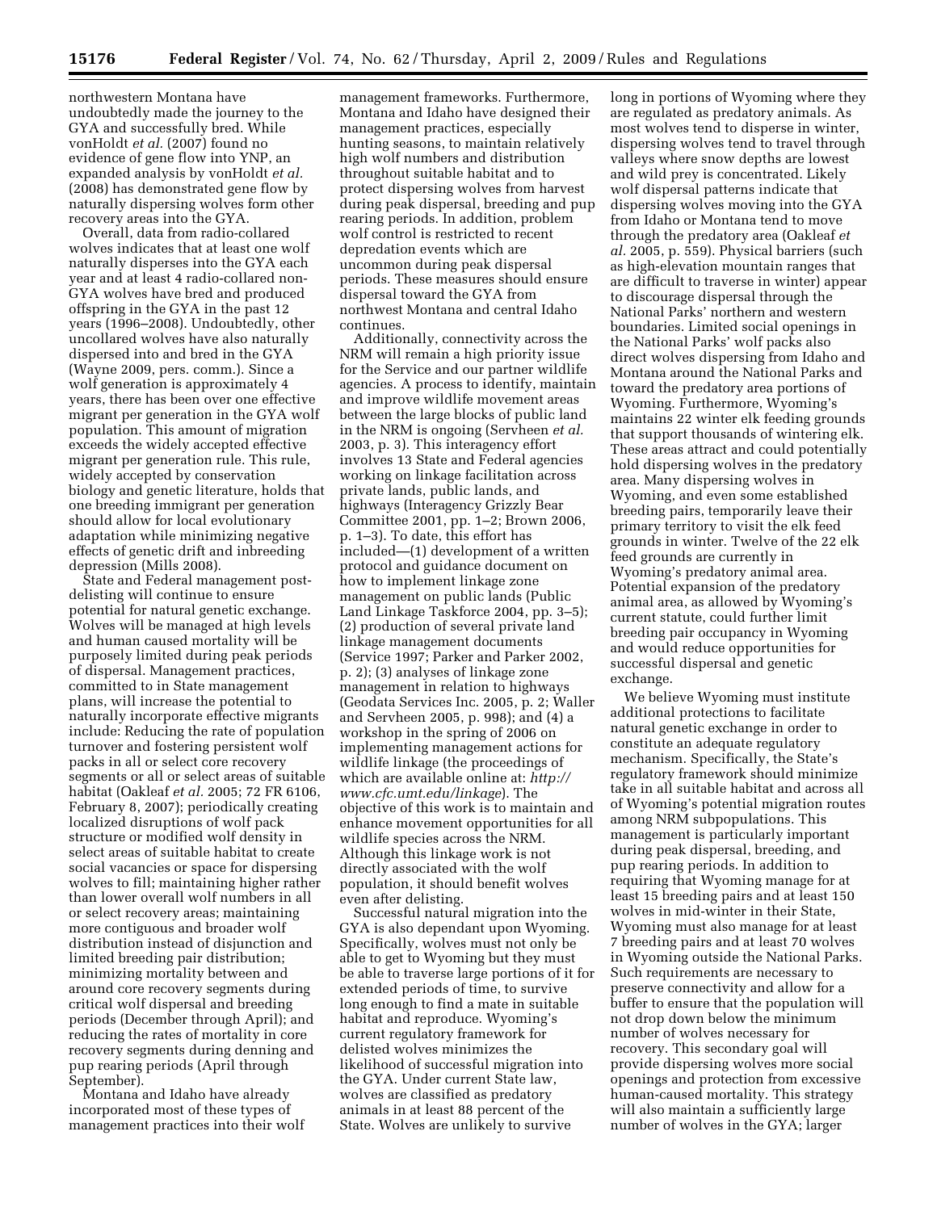northwestern Montana have undoubtedly made the journey to the GYA and successfully bred. While vonHoldt *et al.* (2007) found no evidence of gene flow into YNP, an expanded analysis by vonHoldt *et al.* (2008) has demonstrated gene flow by naturally dispersing wolves form other recovery areas into the GYA.

Overall, data from radio-collared wolves indicates that at least one wolf naturally disperses into the GYA each year and at least 4 radio-collared non-GYA wolves have bred and produced offspring in the GYA in the past 12 years (1996–2008). Undoubtedly, other uncollared wolves have also naturally dispersed into and bred in the GYA (Wayne 2009, pers. comm.). Since a wolf generation is approximately 4 years, there has been over one effective migrant per generation in the GYA wolf population. This amount of migration exceeds the widely accepted effective migrant per generation rule. This rule, widely accepted by conservation biology and genetic literature, holds that one breeding immigrant per generation should allow for local evolutionary adaptation while minimizing negative effects of genetic drift and inbreeding depression (Mills 2008).

State and Federal management post-delisting will continue to ensure potential for natural genetic exchange. Wolves will be managed at high levels and human caused mortality will be purposely limited during peak periods of dispersal. Management practices, committed to in State management plans, will increase the potential to naturally incorporate effective migrants include: Reducing the rate of population turnover and fostering persistent wolf packs in all or select core recovery segments or all or select areas of suitable habitat (Oakleaf *et al.* 2005; 72 FR 6106, February 8, 2007); periodically creating localized disruptions of wolf pack structure or modified wolf density in select areas of suitable habitat to create social vacancies or space for dispersing wolves to fill; maintaining higher rather than lower overall wolf numbers in all or select recovery areas; maintaining more contiguous and broader wolf distribution instead of disjunction and limited breeding pair distribution; minimizing mortality between and around core recovery segments during critical wolf dispersal and breeding periods (December through April); and reducing the rates of mortality in core recovery segments during denning and pup rearing periods (April through September).

Montana and Idaho have already incorporated most of these types of management practices into their wolf management frameworks. Furthermore, Montana and Idaho have designed their management practices, especially hunting seasons, to maintain relatively high wolf numbers and distribution throughout suitable habitat and to protect dispersing wolves from harvest during peak dispersal, breeding and pup rearing periods. In addition, problem wolf control is restricted to recent depredation events which are uncommon during peak dispersal periods. These measures should ensure dispersal toward the GYA from northwest Montana and central Idaho continues.

Additionally, connectivity across the NRM will remain a high priority issue for the Service and our partner wildlife agencies. A process to identify, maintain and improve wildlife movement areas between the large blocks of public land in the NRM is ongoing (Servheen *et al.* 2003, p. 3). This interagency effort involves 13 State and Federal agencies working on linkage facilitation across private lands, public lands, and highways (Interagency Grizzly Bear Committee 2001, pp. 1–2; Brown 2006, p. 1–3). To date, this effort has included—(1) development of a written protocol and guidance document on how to implement linkage zone management on public lands (Public Land Linkage Taskforce 2004, pp. 3–5); (2) production of several private land linkage management documents (Service 1997; Parker and Parker 2002, p. 2); (3) analyses of linkage zone management in relation to highways (Geodata Services Inc. 2005, p. 2; Waller and Servheen 2005, p. 998); and (4) a workshop in the spring of 2006 on implementing management actions for wildlife linkage (the proceedings of which are available online at: *http://www.cfc.umt.edu/linkage*). The objective of this work is to maintain and enhance movement opportunities for all wildlife species across the NRM. Although this linkage work is not directly associated with the wolf population, it should benefit wolves even after delisting.

Successful natural migration into the GYA is also dependant upon Wyoming. Specifically, wolves must not only be able to get to Wyoming but they must be able to traverse large portions of it for extended periods of time, to survive long enough to find a mate in suitable habitat and reproduce. Wyoming's current regulatory framework for delisted wolves minimizes the likelihood of successful migration into the GYA. Under current State law, wolves are classified as predatory animals in at least 88 percent of the State. Wolves are unlikely to survive long in portions of Wyoming where they are regulated as predatory animals. As most wolves tend to disperse in winter, dispersing wolves tend to travel through valleys where snow depths are lowest and wild prey is concentrated. Likely wolf dispersal patterns indicate that dispersing wolves moving into the GYA from Idaho or Montana tend to move through the predatory area (Oakleaf *et al.* 2005, p. 559). Physical barriers (such as high-elevation mountain ranges that are difficult to traverse in winter) appear to discourage dispersal through the National Parks' northern and western boundaries. Limited social openings in the National Parks' wolf packs also direct wolves dispersing from Idaho and Montana around the National Parks and toward the predatory area portions of Wyoming. Furthermore, Wyoming's maintains 22 winter elk feeding grounds that support thousands of wintering elk. These areas attract and could potentially hold dispersing wolves in the predatory area. Many dispersing wolves in Wyoming, and even some established breeding pairs, temporarily leave their primary territory to visit the elk feed grounds in winter. Twelve of the 22 elk feed grounds are currently in Wyoming's predatory animal area. Potential expansion of the predatory animal area, as allowed by Wyoming's current statute, could further limit breeding pair occupancy in Wyoming and would reduce opportunities for successful dispersal and genetic exchange.

We believe Wyoming must institute additional protections to facilitate natural genetic exchange in order to constitute an adequate regulatory mechanism. Specifically, the State's regulatory framework should minimize take in all suitable habitat and across all of Wyoming's potential migration routes among NRM subpopulations. This management is particularly important during peak dispersal, breeding, and pup rearing periods. In addition to requiring that Wyoming manage for at least 15 breeding pairs and at least 150 wolves in mid-winter in their State, Wyoming must also manage for at least 7 breeding pairs and at least 70 wolves in Wyoming outside the National Parks. Such requirements are necessary to preserve connectivity and allow for a buffer to ensure that the population will not drop down below the minimum number of wolves necessary for recovery. This secondary goal will provide dispersing wolves more social openings and protection from excessive human-caused mortality. This strategy will also maintain a sufficiently large number of wolves in the GYA; larger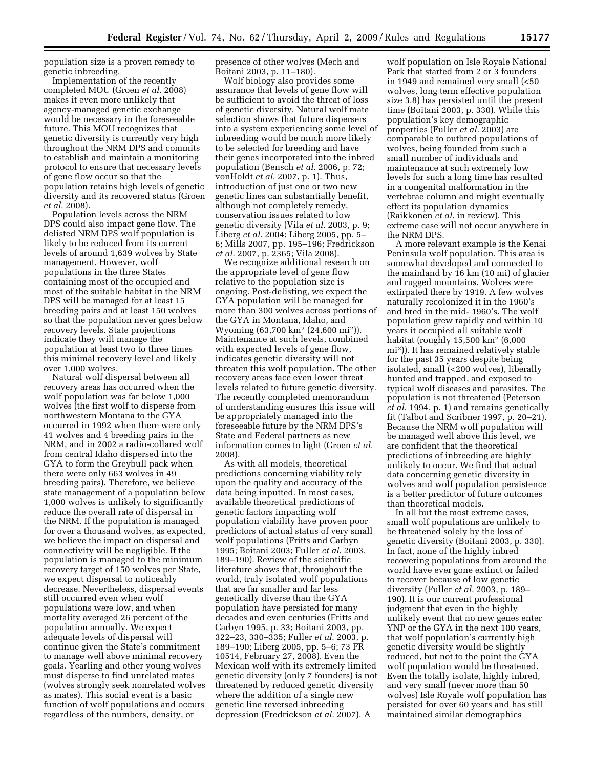population size is a proven remedy to genetic inbreeding.

Implementation of the recently completed MOU (Groen *et al.* 2008) makes it even more unlikely that agency-managed genetic exchange would be necessary in the foreseeable future. This MOU recognizes that genetic diversity is currently very high throughout the NRM DPS and commits to establish and maintain a monitoring protocol to ensure that necessary levels of gene flow occur so that the population retains high levels of genetic diversity and its recovered status (Groen *et al.* 2008).

Population levels across the NRM DPS could also impact gene flow. The delisted NRM DPS wolf population is likely to be reduced from its current levels of around 1,639 wolves by State management. However, wolf populations in the three States containing most of the occupied and most of the suitable habitat in the NRM DPS will be managed for at least 15 breeding pairs and at least 150 wolves so that the population never goes below recovery levels. State projections indicate they will manage the population at least two to three times this minimal recovery level and likely over 1,000 wolves.

Natural wolf dispersal between all recovery areas has occurred when the wolf population was far below 1,000 wolves (the first wolf to disperse from northwestern Montana to the GYA occurred in 1992 when there were only 41 wolves and 4 breeding pairs in the NRM, and in 2002 a radio-collared wolf from central Idaho dispersed into the GYA to form the Greybull pack when there were only 663 wolves in 49 breeding pairs). Therefore, we believe state management of a population below 1,000 wolves is unlikely to significantly reduce the overall rate of dispersal in the NRM. If the population is managed for over a thousand wolves, as expected, we believe the impact on dispersal and connectivity will be negligible. If the population is managed to the minimum recovery target of 150 wolves per State, we expect dispersal to noticeably decrease. Nevertheless, dispersal events still occurred even when wolf populations were low, and when mortality averaged 26 percent of the population annually. We expect adequate levels of dispersal will continue given the State's commitment to manage well above minimal recovery goals. Yearling and other young wolves must disperse to find unrelated mates (wolves strongly seek nonrelated wolves as mates). This social event is a basic function of wolf populations and occurs regardless of the numbers, density, or presence of other wolves (Mech and Boitani 2003, p. 11–180).

Wolf biology also provides some assurance that levels of gene flow will be sufficient to avoid the threat of loss of genetic diversity. Natural wolf mate selection shows that future dispersers into a system experiencing some level of inbreeding would be much more likely to be selected for breeding and have their genes incorporated into the inbred population (Bensch *et al.* 2006, p. 72; vonHoldt *et al.* 2007, p. 1). Thus, introduction of just one or two new genetic lines can substantially benefit, although not completely remedy, conservation issues related to low genetic diversity (Vila *et al.* 2003, p. 9; Liberg *et al.* 2004; Liberg 2005, pp. 5–6; Mills 2007, pp. 195–196; Fredrickson *et al.* 2007, p. 2365; Vila 2008).

We recognize additional research on the appropriate level of gene flow relative to the population size is ongoing. Post-delisting, we expect the GYA population will be managed for more than 300 wolves across portions of the GYA in Montana, Idaho, and Wyoming (63,700 km$^2$ (24,600 mi$^2$)). Maintenance at such levels, combined with expected levels of gene flow, indicates genetic diversity will not threaten this wolf population. The other recovery areas face even lower threat levels related to future genetic diversity. The recently completed memorandum of understanding ensures this issue will be appropriately managed into the foreseeable future by the NRM DPS's State and Federal partners as new information comes to light (Groen *et al.* 2008).

As with all models, theoretical predictions concerning viability rely upon the quality and accuracy of the data being inputted. In most cases, available theoretical predictions of genetic factors impacting wolf population viability have proven poor predictors of actual status of very small wolf populations (Fritts and Carbyn 1995; Boitani 2003; Fuller *et al.* 2003, 189–190). Review of the scientific literature shows that, throughout the world, truly isolated wolf populations that are far smaller and far less genetically diverse than the GYA population have persisted for many decades and even centuries (Fritts and Carbyn 1995, p. 33; Boitani 2003, pp. 322–23, 330–335; Fuller *et al.* 2003, p. 189–190; Liberg 2005, pp. 5–6; 73 FR 10514, February 27, 2008). Even the Mexican wolf with its extremely limited genetic diversity (only 7 founders) is not threatened by reduced genetic diversity where the addition of a single new genetic line reversed inbreeding depression (Fredrickson *et al.* 2007). A wolf population on Isle Royale National Park that started from 2 or 3 founders in 1949 and remained very small (<50 wolves, long term effective population size 3.8) has persisted until the present time (Boitani 2003, p. 330). While this population's key demographic properties (Fuller *et al.* 2003) are comparable to outbred populations of wolves, being founded from such a small number of individuals and maintenance at such extremely low levels for such a long time has resulted in a congenital malformation in the vertebrae column and might eventually effect its population dynamics (Raikkonen *et al.* in review). This extreme case will not occur anywhere in the NRM DPS.

A more relevant example is the Kenai Peninsula wolf population. This area is somewhat developed and connected to the mainland by 16 km (10 mi) of glacier and rugged mountains. Wolves were extirpated there by 1919. A few wolves naturally recolonized it in the 1960's and bred in the mid- 1960's. The wolf population grew rapidly and within 10 years it occupied all suitable wolf habitat (roughly 15,500 km$^2$ (6,000 mi$^2$)). It has remained relatively stable for the past 35 years despite being isolated, small (<200 wolves), liberally hunted and trapped, and exposed to typical wolf diseases and parasites. The population is not threatened (Peterson *et al.* 1994, p. 1) and remains genetically fit (Talbot and Scribner 1997, p. 20–21). Because the NRM wolf population will be managed well above this level, we are confident that the theoretical predictions of inbreeding are highly unlikely to occur. We find that actual data concerning genetic diversity in wolves and wolf population persistence is a better predictor of future outcomes than theoretical models.

In all but the most extreme cases, small wolf populations are unlikely to be threatened solely by the loss of genetic diversity (Boitani 2003, p. 330). In fact, none of the highly inbred recovering populations from around the world have ever gone extinct or failed to recover because of low genetic diversity (Fuller *et al.* 2003, p. 189–190). It is our current professional judgment that even in the highly unlikely event that no new genes enter YNP or the GYA in the next 100 years, that wolf population's currently high genetic diversity would be slightly reduced, but not to the point the GYA wolf population would be threatened. Even the totally isolate, highly inbred, and very small (never more than 50 wolves) Isle Royale wolf population has persisted for over 60 years and has still maintained similar demographics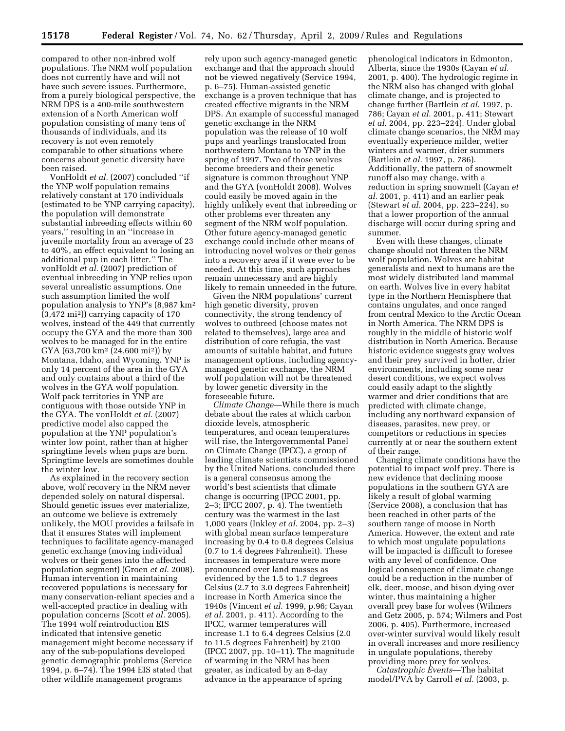compared to other non-inbred wolf populations. The NRM wolf population does not currently have and will not have such severe issues. Furthermore, from a purely biological perspective, the NRM DPS is a 400-mile southwestern extension of a North American wolf population consisting of many tens of thousands of individuals, and its recovery is not even remotely comparable to other situations where concerns about genetic diversity have been raised.

VonHoldt *et al.* (2007) concluded ''if the YNP wolf population remains relatively constant at 170 individuals (estimated to be YNP carrying capacity), the population will demonstrate substantial inbreeding effects within 60 years,'' resulting in an ''increase in juvenile mortality from an average of 23 to 40%, an effect equivalent to losing an additional pup in each litter.'' The vonHoldt *et al.* (2007) prediction of eventual inbreeding in YNP relies upon several unrealistic assumptions. One such assumption limited the wolf population analysis to YNP's (8,987 km$^2$ (3,472 mi$^2$)) carrying capacity of 170 wolves, instead of the 449 that currently occupy the GYA and the more than 300 wolves to be managed for in the entire GYA (63,700 km$^2$ (24,600 mi$^2$)) by Montana, Idaho, and Wyoming. YNP is only 14 percent of the area in the GYA and only contains about a third of the wolves in the GYA wolf population. Wolf pack territories in YNP are contiguous with those outside YNP in the GYA. The vonHoldt *et al.* (2007) predictive model also capped the population at the YNP population's winter low point, rather than at higher springtime levels when pups are born. Springtime levels are sometimes double the winter low.

As explained in the recovery section above, wolf recovery in the NRM never depended solely on natural dispersal. Should genetic issues ever materialize, an outcome we believe is extremely unlikely, the MOU provides a failsafe in that it ensures States will implement techniques to facilitate agency-managed genetic exchange (moving individual wolves or their genes into the affected population segment) (Groen *et al.* 2008). Human intervention in maintaining recovered populations is necessary for many conservation-reliant species and a well-accepted practice in dealing with population concerns (Scott *et al.* 2005). The 1994 wolf reintroduction EIS indicated that intensive genetic management might become necessary if any of the sub-populations developed genetic demographic problems (Service 1994, p. 6–74). The 1994 EIS stated that other wildlife management programs rely upon such agency-managed genetic exchange and that the approach should not be viewed negatively (Service 1994, p. 6–75). Human-assisted genetic exchange is a proven technique that has created effective migrants in the NRM DPS. An example of successful managed genetic exchange in the NRM population was the release of 10 wolf pups and yearlings translocated from northwestern Montana to YNP in the spring of 1997. Two of those wolves become breeders and their genetic signature is common throughout YNP and the GYA (vonHoldt 2008). Wolves could easily be moved again in the highly unlikely event that inbreeding or other problems ever threaten any segment of the NRM wolf population. Other future agency-managed genetic exchange could include other means of introducing novel wolves or their genes into a recovery area if it were ever to be needed. At this time, such approaches remain unnecessary and are highly likely to remain unneeded in the future.

Given the NRM populations' current high genetic diversity, proven connectivity, the strong tendency of wolves to outbreed (choose mates not related to themselves), large area and distribution of core refugia, the vast amounts of suitable habitat, and future management options, including agency-managed genetic exchange, the NRM wolf population will not be threatened by lower genetic diversity in the foreseeable future.

*Climate Change*—While there is much debate about the rates at which carbon dioxide levels, atmospheric temperatures, and ocean temperatures will rise, the Intergovernmental Panel on Climate Change (IPCC), a group of leading climate scientists commissioned by the United Nations, concluded there is a general consensus among the world's best scientists that climate change is occurring (IPCC 2001, pp. 2–3; IPCC 2007, p. 4). The twentieth century was the warmest in the last 1,000 years (Inkley *et al.* 2004, pp. 2–3) with global mean surface temperature increasing by 0.4 to 0.8 degrees Celsius (0.7 to 1.4 degrees Fahrenheit). These increases in temperature were more pronounced over land masses as evidenced by the 1.5 to 1.7 degrees Celsius (2.7 to 3.0 degrees Fahrenheit) increase in North America since the 1940s (Vincent *et al.* 1999, p.96; Cayan *et al.* 2001, p. 411). According to the IPCC, warmer temperatures will increase 1.1 to 6.4 degrees Celsius (2.0 to 11.5 degrees Fahrenheit) by 2100 (IPCC 2007, pp. 10–11). The magnitude of warming in the NRM has been greater, as indicated by an 8-day advance in the appearance of spring phenological indicators in Edmonton, Alberta, since the 1930s (Cayan *et al.* 2001, p. 400). The hydrologic regime in the NRM also has changed with global climate change, and is projected to change further (Bartlein *et al.* 1997, p. 786; Cayan *et al.* 2001, p. 411; Stewart *et al.* 2004, pp. 223–224). Under global climate change scenarios, the NRM may eventually experience milder, wetter winters and warmer, drier summers (Bartlein *et al.* 1997, p. 786). Additionally, the pattern of snowmelt runoff also may change, with a reduction in spring snowmelt (Cayan *et al.* 2001, p. 411) and an earlier peak (Stewart *et al.* 2004, pp. 223–224), so that a lower proportion of the annual discharge will occur during spring and summer.

Even with these changes, climate change should not threaten the NRM wolf population. Wolves are habitat generalists and next to humans are the most widely distributed land mammal on earth. Wolves live in every habitat type in the Northern Hemisphere that contains ungulates, and once ranged from central Mexico to the Arctic Ocean in North America. The NRM DPS is roughly in the middle of historic wolf distribution in North America. Because historic evidence suggests gray wolves and their prey survived in hotter, drier environments, including some near desert conditions, we expect wolves could easily adapt to the slightly warmer and drier conditions that are predicted with climate change, including any northward expansion of diseases, parasites, new prey, or competitors or reductions in species currently at or near the southern extent of their range.

Changing climate conditions have the potential to impact wolf prey. There is new evidence that declining moose populations in the southern GYA are likely a result of global warming (Service 2008), a conclusion that has been reached in other parts of the southern range of moose in North America. However, the extent and rate to which most ungulate populations will be impacted is difficult to foresee with any level of confidence. One logical consequence of climate change could be a reduction in the number of elk, deer, moose, and bison dying over winter, thus maintaining a higher overall prey base for wolves (Wilmers and Getz 2005, p. 574; Wilmers and Post 2006, p. 405). Furthermore, increased over-winter survival would likely result in overall increases and more resiliency in ungulate populations, thereby providing more prey for wolves.

*Catastrophic Events*—The habitat model/PVA by Carroll *et al.* (2003, p.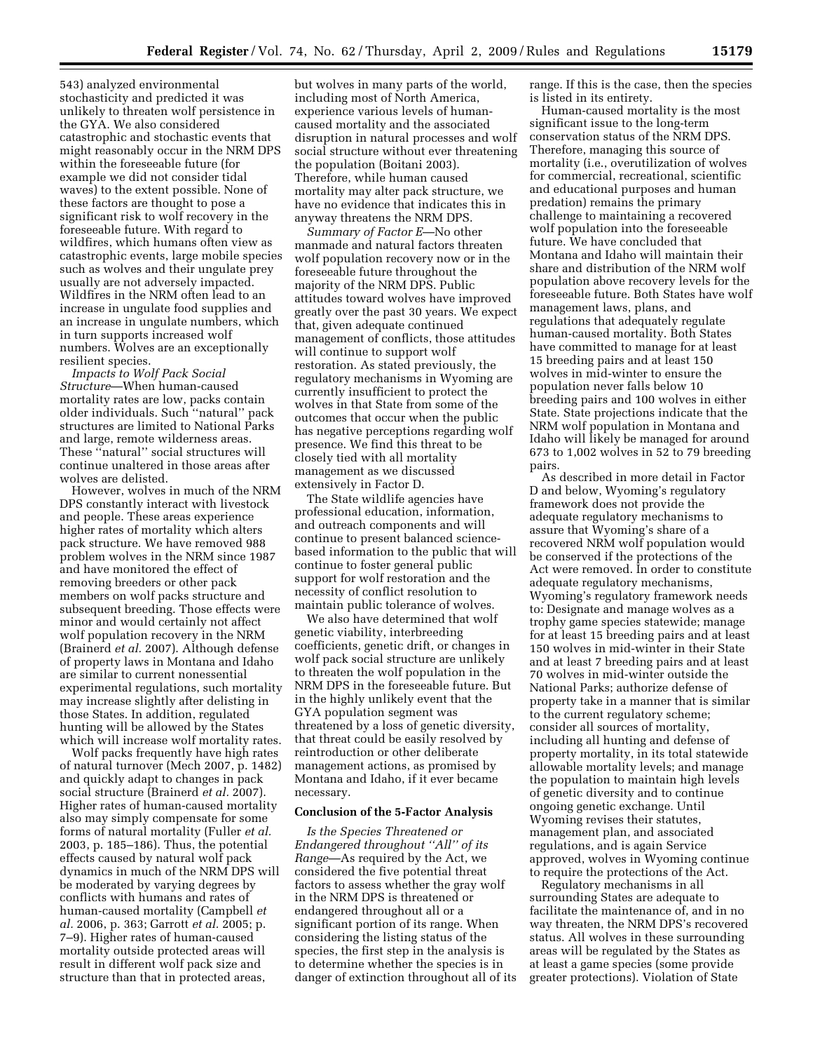543) analyzed environmental stochasticity and predicted it was unlikely to threaten wolf persistence in the GYA. We also considered catastrophic and stochastic events that might reasonably occur in the NRM DPS within the foreseeable future (for example we did not consider tidal waves) to the extent possible. None of these factors are thought to pose a significant risk to wolf recovery in the foreseeable future. With regard to wildfires, which humans often view as catastrophic events, large mobile species such as wolves and their ungulate prey usually are not adversely impacted. Wildfires in the NRM often lead to an increase in ungulate food supplies and an increase in ungulate numbers, which in turn supports increased wolf numbers. Wolves are an exceptionally resilient species.

*Impacts to Wolf Pack Social Structure*—When human-caused mortality rates are low, packs contain older individuals. Such ''natural'' pack structures are limited to National Parks and large, remote wilderness areas. These ''natural'' social structures will continue unaltered in those areas after wolves are delisted.

However, wolves in much of the NRM DPS constantly interact with livestock and people. These areas experience higher rates of mortality which alters pack structure. We have removed 988 problem wolves in the NRM since 1987 and have monitored the effect of removing breeders or other pack members on wolf packs structure and subsequent breeding. Those effects were minor and would certainly not affect wolf population recovery in the NRM (Brainerd *et al.* 2007). Although defense of property laws in Montana and Idaho are similar to current nonessential experimental regulations, such mortality may increase slightly after delisting in those States. In addition, regulated hunting will be allowed by the States which will increase wolf mortality rates.

Wolf packs frequently have high rates of natural turnover (Mech 2007, p. 1482) and quickly adapt to changes in pack social structure (Brainerd *et al.* 2007). Higher rates of human-caused mortality also may simply compensate for some forms of natural mortality (Fuller *et al.* 2003, p. 185–186). Thus, the potential effects caused by natural wolf pack dynamics in much of the NRM DPS will be moderated by varying degrees by conflicts with humans and rates of human-caused mortality (Campbell *et al.* 2006, p. 363; Garrott *et al.* 2005; p. 7–9). Higher rates of human-caused mortality outside protected areas will result in different wolf pack size and structure than that in protected areas, but wolves in many parts of the world, including most of North America, experience various levels of human-caused mortality and the associated disruption in natural processes and wolf social structure without ever threatening the population (Boitani 2003). Therefore, while human caused mortality may alter pack structure, we have no evidence that indicates this in anyway threatens the NRM DPS.

*Summary of Factor E*—No other manmade and natural factors threaten wolf population recovery now or in the foreseeable future throughout the majority of the NRM DPS. Public attitudes toward wolves have improved greatly over the past 30 years. We expect that, given adequate continued management of conflicts, those attitudes will continue to support wolf restoration. As stated previously, the regulatory mechanisms in Wyoming are currently insufficient to protect the wolves in that State from some of the outcomes that occur when the public has negative perceptions regarding wolf presence. We find this threat to be closely tied with all mortality management as we discussed extensively in Factor D.

The State wildlife agencies have professional education, information, and outreach components and will continue to present balanced science-based information to the public that will continue to foster general public support for wolf restoration and the necessity of conflict resolution to maintain public tolerance of wolves.

We also have determined that wolf genetic viability, interbreeding coefficients, genetic drift, or changes in wolf pack social structure are unlikely to threaten the wolf population in the NRM DPS in the foreseeable future. But in the highly unlikely event that the GYA population segment was threatened by a loss of genetic diversity, that threat could be easily resolved by reintroduction or other deliberate management actions, as promised by Montana and Idaho, if it ever became necessary.

**Conclusion of the 5-Factor Analysis**

*Is the Species Threatened or Endangered throughout ''All'' of its Range*—As required by the Act, we considered the five potential threat factors to assess whether the gray wolf in the NRM DPS is threatened or endangered throughout all or a significant portion of its range. When considering the listing status of the species, the first step in the analysis is to determine whether the species is in danger of extinction throughout all of its range. If this is the case, then the species is listed in its entirety.

Human-caused mortality is the most significant issue to the long-term conservation status of the NRM DPS. Therefore, managing this source of mortality (i.e., overutilization of wolves for commercial, recreational, scientific and educational purposes and human predation) remains the primary challenge to maintaining a recovered wolf population into the foreseeable future. We have concluded that Montana and Idaho will maintain their share and distribution of the NRM wolf population above recovery levels for the foreseeable future. Both States have wolf management laws, plans, and regulations that adequately regulate human-caused mortality. Both States have committed to manage for at least 15 breeding pairs and at least 150 wolves in mid-winter to ensure the population never falls below 10 breeding pairs and 100 wolves in either State. State projections indicate that the NRM wolf population in Montana and Idaho will likely be managed for around 673 to 1,002 wolves in 52 to 79 breeding pairs.

As described in more detail in Factor D and below, Wyoming's regulatory framework does not provide the adequate regulatory mechanisms to assure that Wyoming's share of a recovered NRM wolf population would be conserved if the protections of the Act were removed. In order to constitute adequate regulatory mechanisms, Wyoming's regulatory framework needs to: Designate and manage wolves as a trophy game species statewide; manage for at least 15 breeding pairs and at least 150 wolves in mid-winter in their State and at least 7 breeding pairs and at least 70 wolves in mid-winter outside the National Parks; authorize defense of property take in a manner that is similar to the current regulatory scheme; consider all sources of mortality, including all hunting and defense of property mortality, in its total statewide allowable mortality levels; and manage the population to maintain high levels of genetic diversity and to continue ongoing genetic exchange. Until Wyoming revises their statutes, management plan, and associated regulations, and is again Service approved, wolves in Wyoming continue to require the protections of the Act.

Regulatory mechanisms in all surrounding States are adequate to facilitate the maintenance of, and in no way threaten, the NRM DPS's recovered status. All wolves in these surrounding areas will be regulated by the States as at least a game species (some provide greater protections). Violation of State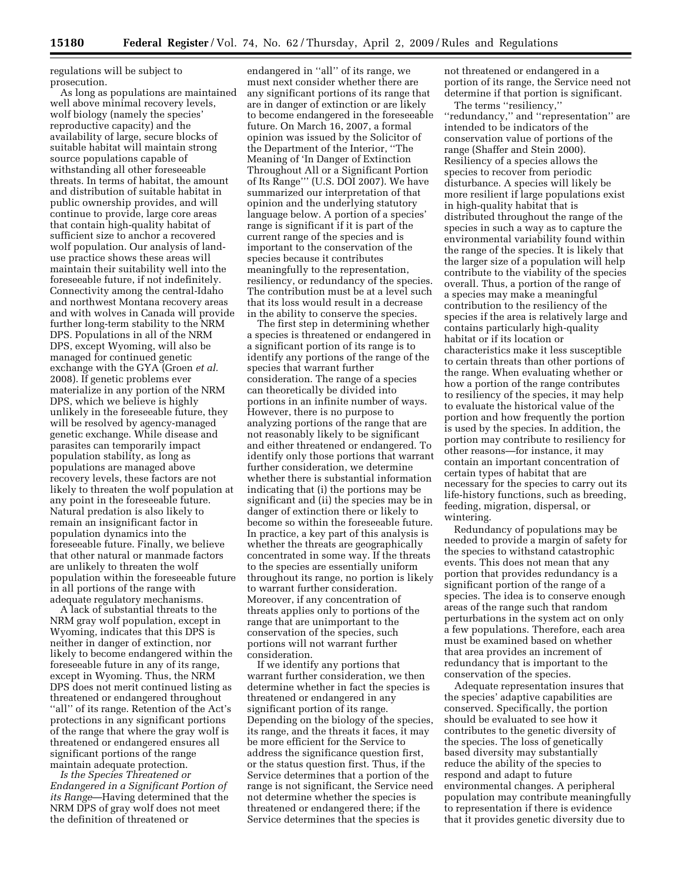regulations will be subject to prosecution.

As long as populations are maintained well above minimal recovery levels, wolf biology (namely the species' reproductive capacity) and the availability of large, secure blocks of suitable habitat will maintain strong source populations capable of withstanding all other foreseeable threats. In terms of habitat, the amount and distribution of suitable habitat in public ownership provides, and will continue to provide, large core areas that contain high-quality habitat of sufficient size to anchor a recovered wolf population. Our analysis of land-use practice shows these areas will maintain their suitability well into the foreseeable future, if not indefinitely. Connectivity among the central-Idaho and northwest Montana recovery areas and with wolves in Canada will provide further long-term stability to the NRM DPS. Populations in all of the NRM DPS, except Wyoming, will also be managed for continued genetic exchange with the GYA (Groen *et al.* 2008). If genetic problems ever materialize in any portion of the NRM DPS, which we believe is highly unlikely in the foreseeable future, they will be resolved by agency-managed genetic exchange. While disease and parasites can temporarily impact population stability, as long as populations are managed above recovery levels, these factors are not likely to threaten the wolf population at any point in the foreseeable future. Natural predation is also likely to remain an insignificant factor in population dynamics into the foreseeable future. Finally, we believe that other natural or manmade factors are unlikely to threaten the wolf population within the foreseeable future in all portions of the range with adequate regulatory mechanisms.

A lack of substantial threats to the NRM gray wolf population, except in Wyoming, indicates that this DPS is neither in danger of extinction, nor likely to become endangered within the foreseeable future in any of its range, except in Wyoming. Thus, the NRM DPS does not merit continued listing as threatened or endangered throughout ''all'' of its range. Retention of the Act's protections in any significant portions of the range that where the gray wolf is threatened or endangered ensures all significant portions of the range maintain adequate protection.

*Is the Species Threatened or Endangered in a Significant Portion of its Range*—Having determined that the NRM DPS of gray wolf does not meet the definition of threatened or endangered in ''all'' of its range, we must next consider whether there are any significant portions of its range that are in danger of extinction or are likely to become endangered in the foreseeable future. On March 16, 2007, a formal opinion was issued by the Solicitor of the Department of the Interior, ''The Meaning of 'In Danger of Extinction Throughout All or a Significant Portion of Its Range''' (U.S. DOI 2007). We have summarized our interpretation of that opinion and the underlying statutory language below. A portion of a species' range is significant if it is part of the current range of the species and is important to the conservation of the species because it contributes meaningfully to the representation, resiliency, or redundancy of the species. The contribution must be at a level such that its loss would result in a decrease in the ability to conserve the species.

The first step in determining whether a species is threatened or endangered in a significant portion of its range is to identify any portions of the range of the species that warrant further consideration. The range of a species can theoretically be divided into portions in an infinite number of ways. However, there is no purpose to analyzing portions of the range that are not reasonably likely to be significant and either threatened or endangered. To identify only those portions that warrant further consideration, we determine whether there is substantial information indicating that (i) the portions may be significant and (ii) the species may be in danger of extinction there or likely to become so within the foreseeable future. In practice, a key part of this analysis is whether the threats are geographically concentrated in some way. If the threats to the species are essentially uniform throughout its range, no portion is likely to warrant further consideration. Moreover, if any concentration of threats applies only to portions of the range that are unimportant to the conservation of the species, such portions will not warrant further consideration.

If we identify any portions that warrant further consideration, we then determine whether in fact the species is threatened or endangered in any significant portion of its range. Depending on the biology of the species, its range, and the threats it faces, it may be more efficient for the Service to address the significance question first, or the status question first. Thus, if the Service determines that a portion of the range is not significant, the Service need not determine whether the species is threatened or endangered there; if the Service determines that the species is not threatened or endangered in a portion of its range, the Service need not determine if that portion is significant.

The terms ''resiliency,'' ''redundancy,'' and ''representation'' are intended to be indicators of the conservation value of portions of the range (Shaffer and Stein 2000). Resiliency of a species allows the species to recover from periodic disturbance. A species will likely be more resilient if large populations exist in high-quality habitat that is distributed throughout the range of the species in such a way as to capture the environmental variability found within the range of the species. It is likely that the larger size of a population will help contribute to the viability of the species overall. Thus, a portion of the range of a species may make a meaningful contribution to the resiliency of the species if the area is relatively large and contains particularly high-quality habitat or if its location or characteristics make it less susceptible to certain threats than other portions of the range. When evaluating whether or how a portion of the range contributes to resiliency of the species, it may help to evaluate the historical value of the portion and how frequently the portion is used by the species. In addition, the portion may contribute to resiliency for other reasons—for instance, it may contain an important concentration of certain types of habitat that are necessary for the species to carry out its life-history functions, such as breeding, feeding, migration, dispersal, or wintering.

Redundancy of populations may be needed to provide a margin of safety for the species to withstand catastrophic events. This does not mean that any portion that provides redundancy is a significant portion of the range of a species. The idea is to conserve enough areas of the range such that random perturbations in the system act on only a few populations. Therefore, each area must be examined based on whether that area provides an increment of redundancy that is important to the conservation of the species.

Adequate representation insures that the species' adaptive capabilities are conserved. Specifically, the portion should be evaluated to see how it contributes to the genetic diversity of the species. The loss of genetically based diversity may substantially reduce the ability of the species to respond and adapt to future environmental changes. A peripheral population may contribute meaningfully to representation if there is evidence that it provides genetic diversity due to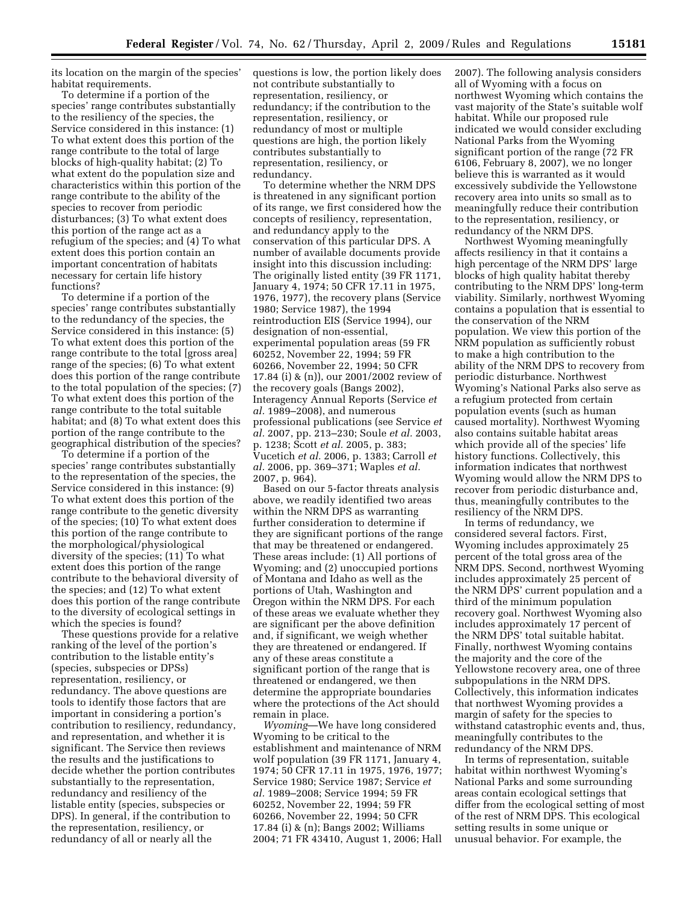its location on the margin of the species' habitat requirements.

To determine if a portion of the species' range contributes substantially to the resiliency of the species, the Service considered in this instance: (1) To what extent does this portion of the range contribute to the total of large blocks of high-quality habitat; (2) To what extent do the population size and characteristics within this portion of the range contribute to the ability of the species to recover from periodic disturbances; (3) To what extent does this portion of the range act as a refugium of the species; and (4) To what extent does this portion contain an important concentration of habitats necessary for certain life history functions?

To determine if a portion of the species' range contributes substantially to the redundancy of the species, the Service considered in this instance: (5) To what extent does this portion of the range contribute to the total [gross area] range of the species; (6) To what extent does this portion of the range contribute to the total population of the species; (7) To what extent does this portion of the range contribute to the total suitable habitat; and (8) To what extent does this portion of the range contribute to the geographical distribution of the species?

To determine if a portion of the species' range contributes substantially to the representation of the species, the Service considered in this instance: (9) To what extent does this portion of the range contribute to the genetic diversity of the species; (10) To what extent does this portion of the range contribute to the morphological/physiological diversity of the species; (11) To what extent does this portion of the range contribute to the behavioral diversity of the species; and (12) To what extent does this portion of the range contribute to the diversity of ecological settings in which the species is found?

These questions provide for a relative ranking of the level of the portion's contribution to the listable entity's (species, subspecies or DPSs) representation, resiliency, or redundancy. The above questions are tools to identify those factors that are important in considering a portion's contribution to resiliency, redundancy, and representation, and whether it is significant. The Service then reviews the results and the justifications to decide whether the portion contributes substantially to the representation, redundancy and resiliency of the listable entity (species, subspecies or DPS). In general, if the contribution to the representation, resiliency, or redundancy of all or nearly all the questions is low, the portion likely does not contribute substantially to representation, resiliency, or redundancy; if the contribution to the representation, resiliency, or redundancy of most or multiple questions are high, the portion likely contributes substantially to representation, resiliency, or redundancy.

To determine whether the NRM DPS is threatened in any significant portion of its range, we first considered how the concepts of resiliency, representation, and redundancy apply to the conservation of this particular DPS. A number of available documents provide insight into this discussion including: The originally listed entity (39 FR 1171, January 4, 1974; 50 CFR 17.11 in 1975, 1976, 1977), the recovery plans (Service 1980; Service 1987), the 1994 reintroduction EIS (Service 1994), our designation of non-essential, experimental population areas (59 FR 60252, November 22, 1994; 59 FR 60266, November 22, 1994; 50 CFR 17.84 (i) & (n)), our 2001/2002 review of the recovery goals (Bangs 2002), Interagency Annual Reports (Service *et al.* 1989–2008), and numerous professional publications (see Service *et al.* 2007, pp. 213–230; Soule *et al.* 2003, p. 1238; Scott *et al.* 2005, p. 383; Vucetich *et al.* 2006, p. 1383; Carroll *et al.* 2006, pp. 369–371; Waples *et al.* 2007, p. 964).

Based on our 5-factor threats analysis above, we readily identified two areas within the NRM DPS as warranting further consideration to determine if they are significant portions of the range that may be threatened or endangered. These areas include: (1) All portions of Wyoming; and (2) unoccupied portions of Montana and Idaho as well as the portions of Utah, Washington and Oregon within the NRM DPS. For each of these areas we evaluate whether they are significant per the above definition and, if significant, we weigh whether they are threatened or endangered. If any of these areas constitute a significant portion of the range that is threatened or endangered, we then determine the appropriate boundaries where the protections of the Act should remain in place.

*Wyoming*—We have long considered Wyoming to be critical to the establishment and maintenance of NRM wolf population (39 FR 1171, January 4, 1974; 50 CFR 17.11 in 1975, 1976, 1977; Service 1980; Service 1987; Service *et al.* 1989–2008; Service 1994; 59 FR 60252, November 22, 1994; 59 FR 60266, November 22, 1994; 50 CFR 17.84 (i) & (n); Bangs 2002; Williams 2004; 71 FR 43410, August 1, 2006; Hall 2007). The following analysis considers all of Wyoming with a focus on northwest Wyoming which contains the vast majority of the State's suitable wolf habitat. While our proposed rule indicated we would consider excluding National Parks from the Wyoming significant portion of the range (72 FR 6106, February 8, 2007), we no longer believe this is warranted as it would excessively subdivide the Yellowstone recovery area into units so small as to meaningfully reduce their contribution to the representation, resiliency, or redundancy of the NRM DPS.

Northwest Wyoming meaningfully affects resiliency in that it contains a high percentage of the NRM DPS' large blocks of high quality habitat thereby contributing to the NRM DPS' long-term viability. Similarly, northwest Wyoming contains a population that is essential to the conservation of the NRM population. We view this portion of the NRM population as sufficiently robust to make a high contribution to the ability of the NRM DPS to recovery from periodic disturbance. Northwest Wyoming's National Parks also serve as a refugium protected from certain population events (such as human caused mortality). Northwest Wyoming also contains suitable habitat areas which provide all of the species' life history functions. Collectively, this information indicates that northwest Wyoming would allow the NRM DPS to recover from periodic disturbance and, thus, meaningfully contributes to the resiliency of the NRM DPS.

In terms of redundancy, we considered several factors. First, Wyoming includes approximately 25 percent of the total gross area of the NRM DPS. Second, northwest Wyoming includes approximately 25 percent of the NRM DPS' current population and a third of the minimum population recovery goal. Northwest Wyoming also includes approximately 17 percent of the NRM DPS' total suitable habitat. Finally, northwest Wyoming contains the majority and the core of the Yellowstone recovery area, one of three subpopulations in the NRM DPS. Collectively, this information indicates that northwest Wyoming provides a margin of safety for the species to withstand catastrophic events and, thus, meaningfully contributes to the redundancy of the NRM DPS.

In terms of representation, suitable habitat within northwest Wyoming's National Parks and some surrounding areas contain ecological settings that differ from the ecological setting of most of the rest of NRM DPS. This ecological setting results in some unique or unusual behavior. For example, the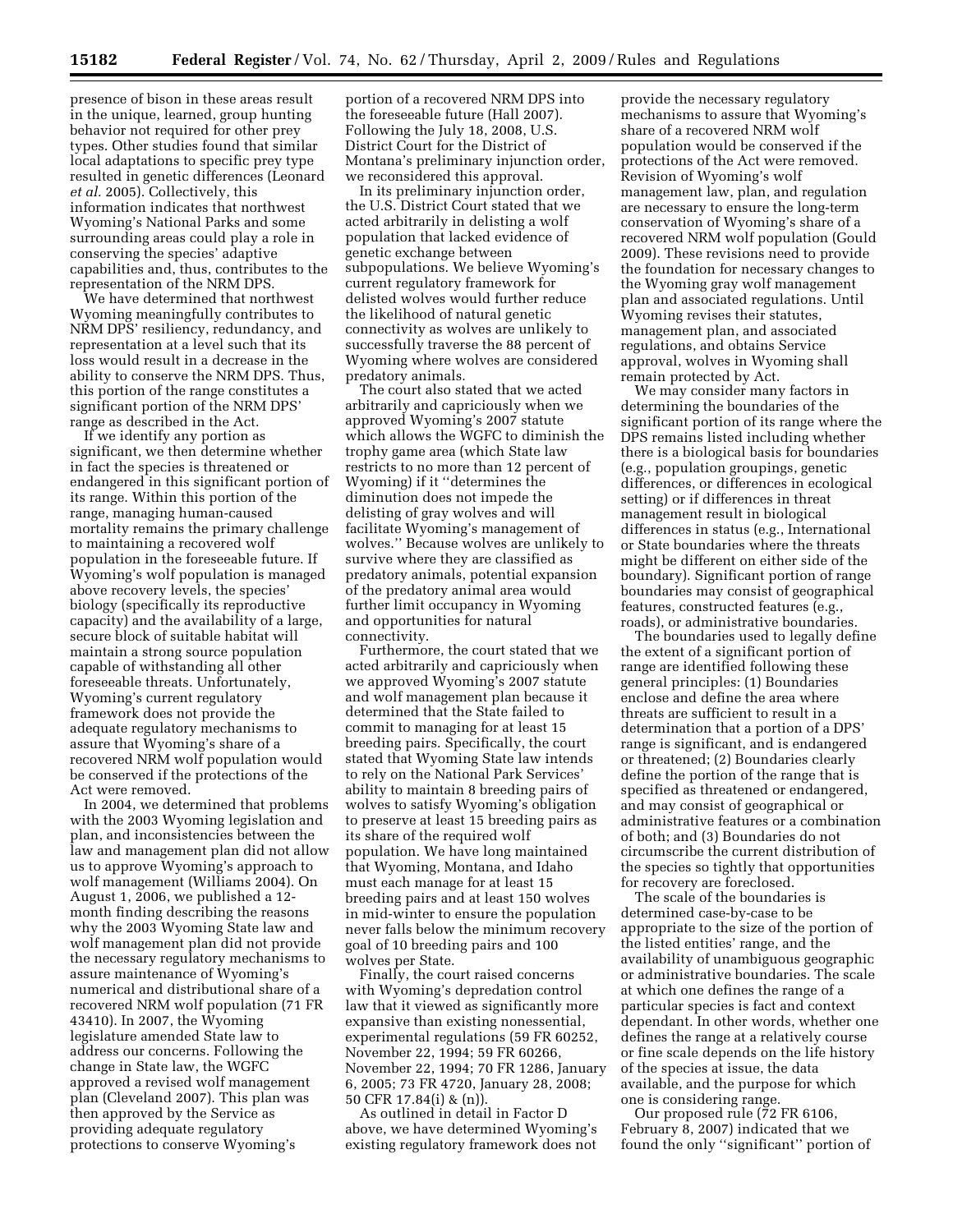presence of bison in these areas result in the unique, learned, group hunting behavior not required for other prey types. Other studies found that similar local adaptations to specific prey type resulted in genetic differences (Leonard *et al.* 2005). Collectively, this information indicates that northwest Wyoming's National Parks and some surrounding areas could play a role in conserving the species' adaptive capabilities and, thus, contributes to the representation of the NRM DPS.

We have determined that northwest Wyoming meaningfully contributes to NRM DPS' resiliency, redundancy, and representation at a level such that its loss would result in a decrease in the ability to conserve the NRM DPS. Thus, this portion of the range constitutes a significant portion of the NRM DPS' range as described in the Act.

If we identify any portion as significant, we then determine whether in fact the species is threatened or endangered in this significant portion of its range. Within this portion of the range, managing human-caused mortality remains the primary challenge to maintaining a recovered wolf population in the foreseeable future. If Wyoming's wolf population is managed above recovery levels, the species' biology (specifically its reproductive capacity) and the availability of a large, secure block of suitable habitat will maintain a strong source population capable of withstanding all other foreseeable threats. Unfortunately, Wyoming's current regulatory framework does not provide the adequate regulatory mechanisms to assure that Wyoming's share of a recovered NRM wolf population would be conserved if the protections of the Act were removed.

In 2004, we determined that problems with the 2003 Wyoming legislation and plan, and inconsistencies between the law and management plan did not allow us to approve Wyoming's approach to wolf management (Williams 2004). On August 1, 2006, we published a 12-month finding describing the reasons why the 2003 Wyoming State law and wolf management plan did not provide the necessary regulatory mechanisms to assure maintenance of Wyoming's numerical and distributional share of a recovered NRM wolf population (71 FR 43410). In 2007, the Wyoming legislature amended State law to address our concerns. Following the change in State law, the WGFC approved a revised wolf management plan (Cleveland 2007). This plan was then approved by the Service as providing adequate regulatory protections to conserve Wyoming's portion of a recovered NRM DPS into the foreseeable future (Hall 2007). Following the July 18, 2008, U.S. District Court for the District of Montana's preliminary injunction order, we reconsidered this approval.

In its preliminary injunction order, the U.S. District Court stated that we acted arbitrarily in delisting a wolf population that lacked evidence of genetic exchange between subpopulations. We believe Wyoming's current regulatory framework for delisted wolves would further reduce the likelihood of natural genetic connectivity as wolves are unlikely to successfully traverse the 88 percent of Wyoming where wolves are considered predatory animals.

The court also stated that we acted arbitrarily and capriciously when we approved Wyoming's 2007 statute which allows the WGFC to diminish the trophy game area (which State law restricts to no more than 12 percent of Wyoming) if it "determines the diminution does not impede the delisting of gray wolves and will facilitate Wyoming's management of wolves." Because wolves are unlikely to survive where they are classified as predatory animals, potential expansion of the predatory animal area would further limit occupancy in Wyoming and opportunities for natural connectivity.

Furthermore, the court stated that we acted arbitrarily and capriciously when we approved Wyoming's 2007 statute and wolf management plan because it determined that the State failed to commit to managing for at least 15 breeding pairs. Specifically, the court stated that Wyoming State law intends to rely on the National Park Services' ability to maintain 8 breeding pairs of wolves to satisfy Wyoming's obligation to preserve at least 15 breeding pairs as its share of the required wolf population. We have long maintained that Wyoming, Montana, and Idaho must each manage for at least 15 breeding pairs and at least 150 wolves in mid-winter to ensure the population never falls below the minimum recovery goal of 10 breeding pairs and 100 wolves per State.

Finally, the court raised concerns with Wyoming's depredation control law that it viewed as significantly more expansive than existing nonessential, experimental regulations (59 FR 60252, November 22, 1994; 59 FR 60266, November 22, 1994; 70 FR 1286, January 6, 2005; 73 FR 4720, January 28, 2008; 50 CFR 17.84(i) & (n)).

As outlined in detail in Factor D above, we have determined Wyoming's existing regulatory framework does not provide the necessary regulatory mechanisms to assure that Wyoming's share of a recovered NRM wolf population would be conserved if the protections of the Act were removed. Revision of Wyoming's wolf management law, plan, and regulation are necessary to ensure the long-term conservation of Wyoming's share of a recovered NRM wolf population (Gould 2009). These revisions need to provide the foundation for necessary changes to the Wyoming gray wolf management plan and associated regulations. Until Wyoming revises their statutes, management plan, and associated regulations, and obtains Service approval, wolves in Wyoming shall remain protected by Act.

We may consider many factors in determining the boundaries of the significant portion of its range where the DPS remains listed including whether there is a biological basis for boundaries (e.g., population groupings, genetic differences, or differences in ecological setting) or if differences in threat management result in biological differences in status (e.g., International or State boundaries where the threats might be different on either side of the boundary). Significant portion of range boundaries may consist of geographical features, constructed features (e.g., roads), or administrative boundaries.

The boundaries used to legally define the extent of a significant portion of range are identified following these general principles: (1) Boundaries enclose and define the area where threats are sufficient to result in a determination that a portion of a DPS' range is significant, and is endangered or threatened; (2) Boundaries clearly define the portion of the range that is specified as threatened or endangered, and may consist of geographical or administrative features or a combination of both; and (3) Boundaries do not circumscribe the current distribution of the species so tightly that opportunities for recovery are foreclosed.

The scale of the boundaries is determined case-by-case to be appropriate to the size of the portion of the listed entities' range, and the availability of unambiguous geographic or administrative boundaries. The scale at which one defines the range of a particular species is fact and context dependant. In other words, whether one defines the range at a relatively course or fine scale depends on the life history of the species at issue, the data available, and the purpose for which one is considering range.

Our proposed rule (72 FR 6106, February 8, 2007) indicated that we found the only "significant" portion of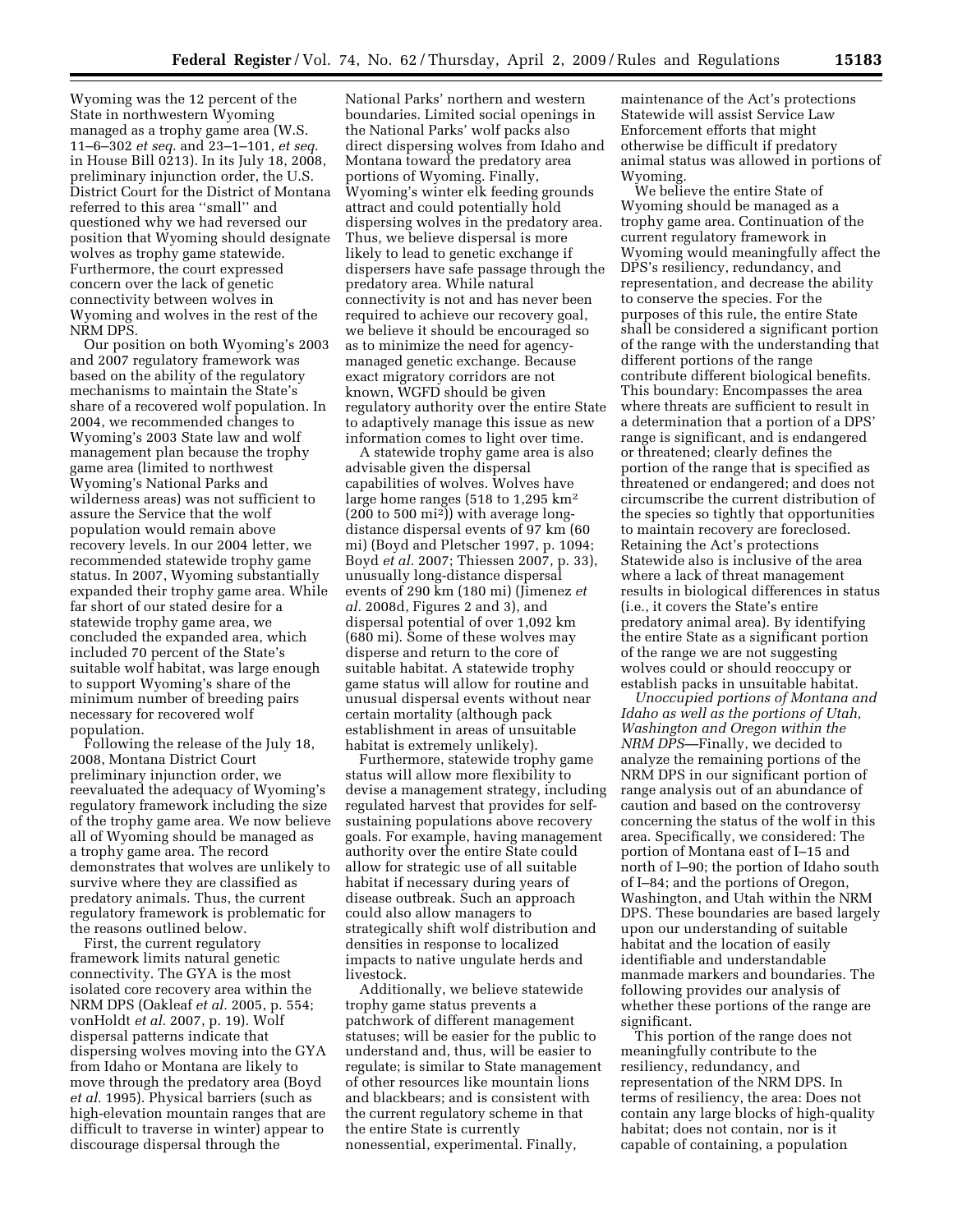Wyoming was the 12 percent of the State in northwestern Wyoming managed as a trophy game area (W.S. 11–6–302 *et seq.* and 23–1–101, *et seq.* in House Bill 0213). In its July 18, 2008, preliminary injunction order, the U.S. District Court for the District of Montana referred to this area ''small'' and questioned why we had reversed our position that Wyoming should designate wolves as trophy game statewide. Furthermore, the court expressed concern over the lack of genetic connectivity between wolves in Wyoming and wolves in the rest of the NRM DPS.

Our position on both Wyoming's 2003 and 2007 regulatory framework was based on the ability of the regulatory mechanisms to maintain the State's share of a recovered wolf population. In 2004, we recommended changes to Wyoming's 2003 State law and wolf management plan because the trophy game area (limited to northwest Wyoming's National Parks and wilderness areas) was not sufficient to assure the Service that the wolf population would remain above recovery levels. In our 2004 letter, we recommended statewide trophy game status. In 2007, Wyoming substantially expanded their trophy game area. While far short of our stated desire for a statewide trophy game area, we concluded the expanded area, which included 70 percent of the State's suitable wolf habitat, was large enough to support Wyoming's share of the minimum number of breeding pairs necessary for recovered wolf population.

Following the release of the July 18, 2008, Montana District Court preliminary injunction order, we reevaluated the adequacy of Wyoming's regulatory framework including the size of the trophy game area. We now believe all of Wyoming should be managed as a trophy game area. The record demonstrates that wolves are unlikely to survive where they are classified as predatory animals. Thus, the current regulatory framework is problematic for the reasons outlined below.

First, the current regulatory framework limits natural genetic connectivity. The GYA is the most isolated core recovery area within the NRM DPS (Oakleaf *et al.* 2005, p. 554; vonHoldt *et al.* 2007, p. 19). Wolf dispersal patterns indicate that dispersing wolves moving into the GYA from Idaho or Montana are likely to move through the predatory area (Boyd *et al.* 1995). Physical barriers (such as high-elevation mountain ranges that are difficult to traverse in winter) appear to discourage dispersal through the National Parks' northern and western boundaries. Limited social openings in the National Parks' wolf packs also direct dispersing wolves from Idaho and Montana toward the predatory area portions of Wyoming. Finally, Wyoming's winter elk feeding grounds attract and could potentially hold dispersing wolves in the predatory area. Thus, we believe dispersal is more likely to lead to genetic exchange if dispersers have safe passage through the predatory area. While natural connectivity is not and has never been required to achieve our recovery goal, we believe it should be encouraged so as to minimize the need for agency-managed genetic exchange. Because exact migratory corridors are not known, WGFD should be given regulatory authority over the entire State to adaptively manage this issue as new information comes to light over time.

A statewide trophy game area is also advisable given the dispersal capabilities of wolves. Wolves have large home ranges (518 to 1,295 $km^2$ (200 to 500 $mi^2$)) with average long-distance dispersal events of 97 km (60 mi) (Boyd and Pletscher 1997, p. 1094; Boyd *et al.* 2007; Thiessen 2007, p. 33), unusually long-distance dispersal events of 290 km (180 mi) (Jimenez *et al.* 2008d, Figures 2 and 3), and dispersal potential of over 1,092 km (680 mi). Some of these wolves may disperse and return to the core of suitable habitat. A statewide trophy game status will allow for routine and unusual dispersal events without near certain mortality (although pack establishment in areas of unsuitable habitat is extremely unlikely).

Furthermore, statewide trophy game status will allow more flexibility to devise a management strategy, including regulated harvest that provides for self-sustaining populations above recovery goals. For example, having management authority over the entire State could allow for strategic use of all suitable habitat if necessary during years of disease outbreak. Such an approach could also allow managers to strategically shift wolf distribution and densities in response to localized impacts to native ungulate herds and livestock.

Additionally, we believe statewide trophy game status prevents a patchwork of different management statuses; will be easier for the public to understand and, thus, will be easier to regulate; is similar to State management of other resources like mountain lions and blackbears; and is consistent with the current regulatory scheme in that the entire State is currently nonessential, experimental. Finally, maintenance of the Act's protections Statewide will assist Service Law Enforcement efforts that might otherwise be difficult if predatory animal status was allowed in portions of Wyoming.

We believe the entire State of Wyoming should be managed as a trophy game area. Continuation of the current regulatory framework in Wyoming would meaningfully affect the DPS's resiliency, redundancy, and representation, and decrease the ability to conserve the species. For the purposes of this rule, the entire State shall be considered a significant portion of the range with the understanding that different portions of the range contribute different biological benefits. This boundary: Encompasses the area where threats are sufficient to result in a determination that a portion of a DPS' range is significant, and is endangered or threatened; clearly defines the portion of the range that is specified as threatened or endangered; and does not circumscribe the current distribution of the species so tightly that opportunities to maintain recovery are foreclosed. Retaining the Act's protections Statewide also is inclusive of the area where a lack of threat management results in biological differences in status (i.e., it covers the State's entire predatory animal area). By identifying the entire State as a significant portion of the range we are not suggesting wolves could or should reoccupy or establish packs in unsuitable habitat.

*Unoccupied portions of Montana and Idaho as well as the portions of Utah, Washington and Oregon within the NRM DPS*—Finally, we decided to analyze the remaining portions of the NRM DPS in our significant portion of range analysis out of an abundance of caution and based on the controversy concerning the status of the wolf in this area. Specifically, we considered: The portion of Montana east of I–15 and north of I–90; the portion of Idaho south of I–84; and the portions of Oregon, Washington, and Utah within the NRM DPS. These boundaries are based largely upon our understanding of suitable habitat and the location of easily identifiable and understandable manmade markers and boundaries. The following provides our analysis of whether these portions of the range are significant.

This portion of the range does not meaningfully contribute to the resiliency, redundancy, and representation of the NRM DPS. In terms of resiliency, the area: Does not contain any large blocks of high-quality habitat; does not contain, nor is it capable of containing, a population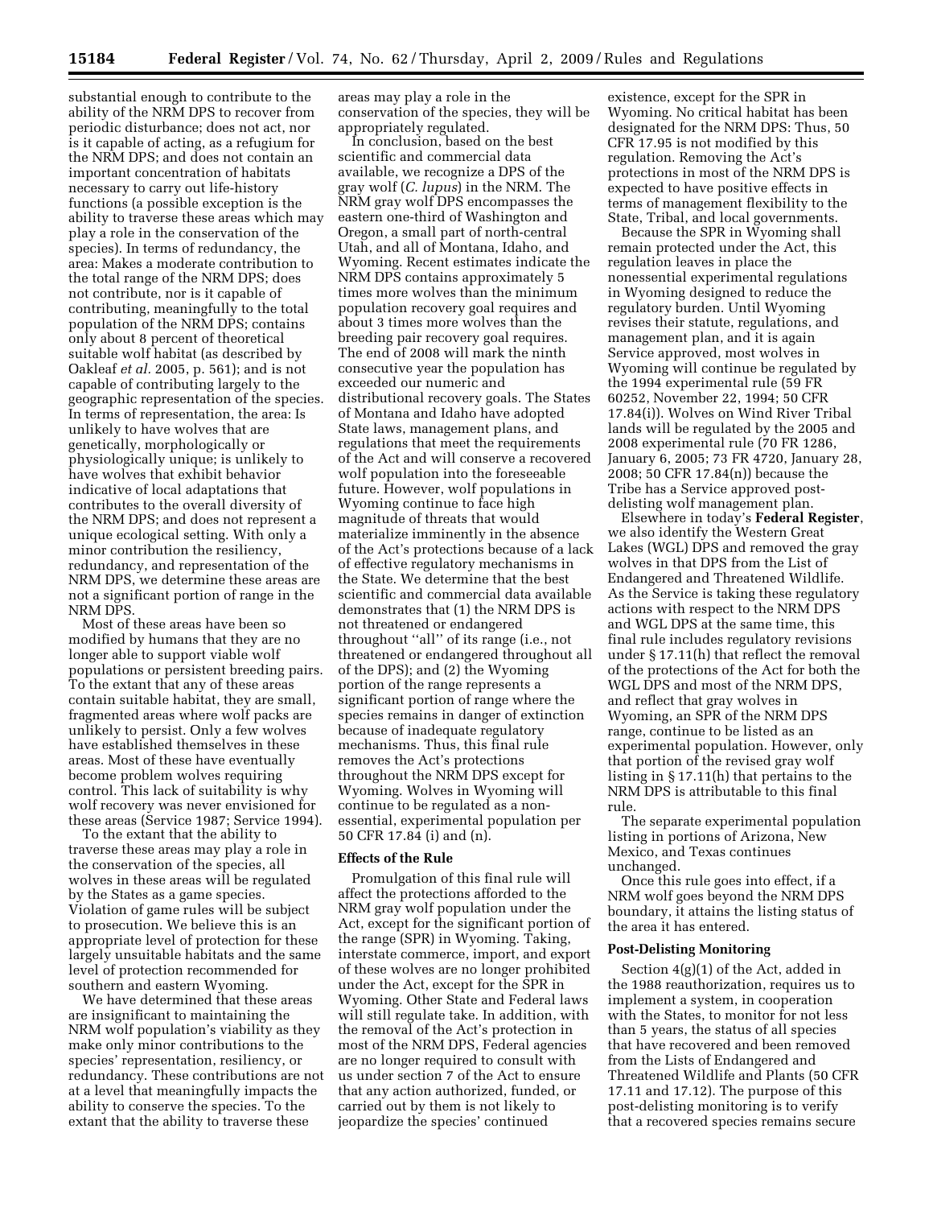substantial enough to contribute to the ability of the NRM DPS to recover from periodic disturbance; does not act, nor is it capable of acting, as a refugium for the NRM DPS; and does not contain an important concentration of habitats necessary to carry out life-history functions (a possible exception is the ability to traverse these areas which may play a role in the conservation of the species). In terms of redundancy, the area: Makes a moderate contribution to the total range of the NRM DPS; does not contribute, nor is it capable of contributing, meaningfully to the total population of the NRM DPS; contains only about 8 percent of theoretical suitable wolf habitat (as described by Oakleaf *et al.* 2005, p. 561); and is not capable of contributing largely to the geographic representation of the species. In terms of representation, the area: Is unlikely to have wolves that are genetically, morphologically or physiologically unique; is unlikely to have wolves that exhibit behavior indicative of local adaptations that contributes to the overall diversity of the NRM DPS; and does not represent a unique ecological setting. With only a minor contribution the resiliency, redundancy, and representation of the NRM DPS, we determine these areas are not a significant portion of range in the NRM DPS.

Most of these areas have been so modified by humans that they are no longer able to support viable wolf populations or persistent breeding pairs. To the extent that any of these areas contain suitable habitat, they are small, fragmented areas where wolf packs are unlikely to persist. Only a few wolves have established themselves in these areas. Most of these have eventually become problem wolves requiring control. This lack of suitability is why wolf recovery was never envisioned for these areas (Service 1987; Service 1994).

To the extent that the ability to traverse these areas may play a role in the conservation of the species, all wolves in these areas will be regulated by the States as a game species. Violation of game rules will be subject to prosecution. We believe this is an appropriate level of protection for these largely unsuitable habitats and the same level of protection recommended for southern and eastern Wyoming.

We have determined that these areas are insignificant to maintaining the NRM wolf population's viability as they make only minor contributions to the species' representation, resiliency, or redundancy. These contributions are not at a level that meaningfully impacts the ability to conserve the species. To the extent that the ability to traverse these areas may play a role in the conservation of the species, they will be appropriately regulated.

In conclusion, based on the best scientific and commercial data available, we recognize a DPS of the gray wolf (*C. lupus*) in the NRM. The NRM gray wolf DPS encompasses the eastern one-third of Washington and Oregon, a small part of north-central Utah, and all of Montana, Idaho, and Wyoming. Recent estimates indicate the NRM DPS contains approximately 5 times more wolves than the minimum population recovery goal requires and about 3 times more wolves than the breeding pair recovery goal requires. The end of 2008 will mark the ninth consecutive year the population has exceeded our numeric and distributional recovery goals. The States of Montana and Idaho have adopted State laws, management plans, and regulations that meet the requirements of the Act and will conserve a recovered wolf population into the foreseeable future. However, wolf populations in Wyoming continue to face high magnitude of threats that would materialize imminently in the absence of the Act's protections because of a lack of effective regulatory mechanisms in the State. We determine that the best scientific and commercial data available demonstrates that (1) the NRM DPS is not threatened or endangered throughout "all" of its range (i.e., not threatened or endangered throughout all of the DPS); and (2) the Wyoming portion of the range represents a significant portion of range where the species remains in danger of extinction because of inadequate regulatory mechanisms. Thus, this final rule removes the Act's protections throughout the NRM DPS except for Wyoming. Wolves in Wyoming will continue to be regulated as a non-essential, experimental population per 50 CFR 17.84 (i) and (n).

## Effects of the Rule

Promulgation of this final rule will affect the protections afforded to the NRM gray wolf population under the Act, except for the significant portion of the range (SPR) in Wyoming. Taking, interstate commerce, import, and export of these wolves are no longer prohibited under the Act, except for the SPR in Wyoming. Other State and Federal laws will still regulate take. In addition, with the removal of the Act's protection in most of the NRM DPS, Federal agencies are no longer required to consult with us under section 7 of the Act to ensure that any action authorized, funded, or carried out by them is not likely to jeopardize the species' continued existence, except for the SPR in Wyoming. No critical habitat has been designated for the NRM DPS: Thus, 50 CFR 17.95 is not modified by this regulation. Removing the Act's protections in most of the NRM DPS is expected to have positive effects in terms of management flexibility to the State, Tribal, and local governments.

Because the SPR in Wyoming shall remain protected under the Act, this regulation leaves in place the nonessential experimental regulations in Wyoming designed to reduce the regulatory burden. Until Wyoming revises their statute, regulations, and management plan, and it is again Service approved, most wolves in Wyoming will continue be regulated by the 1994 experimental rule (59 FR 60252, November 22, 1994; 50 CFR 17.84(i)). Wolves on Wind River Tribal lands will be regulated by the 2005 and 2008 experimental rule (70 FR 1286, January 6, 2005; 73 FR 4720, January 28, 2008; 50 CFR 17.84(n)) because the Tribe has a Service approved post-delisting wolf management plan.

Elsewhere in today's **Federal Register**, we also identify the Western Great Lakes (WGL) DPS and removed the gray wolves in that DPS from the List of Endangered and Threatened Wildlife. As the Service is taking these regulatory actions with respect to the NRM DPS and WGL DPS at the same time, this final rule includes regulatory revisions under § 17.11(h) that reflect the removal of the protections of the Act for both the WGL DPS and most of the NRM DPS, and reflect that gray wolves in Wyoming, an SPR of the NRM DPS range, continue to be listed as an experimental population. However, only that portion of the revised gray wolf listing in § 17.11(h) that pertains to the NRM DPS is attributable to this final rule.

The separate experimental population listing in portions of Arizona, New Mexico, and Texas continues unchanged.

Once this rule goes into effect, if a NRM wolf goes beyond the NRM DPS boundary, it attains the listing status of the area it has entered.

## Post-Delisting Monitoring

Section 4(g)(1) of the Act, added in the 1988 reauthorization, requires us to implement a system, in cooperation with the States, to monitor for not less than 5 years, the status of all species that have recovered and been removed from the Lists of Endangered and Threatened Wildlife and Plants (50 CFR 17.11 and 17.12). The purpose of this post-delisting monitoring is to verify that a recovered species remains secure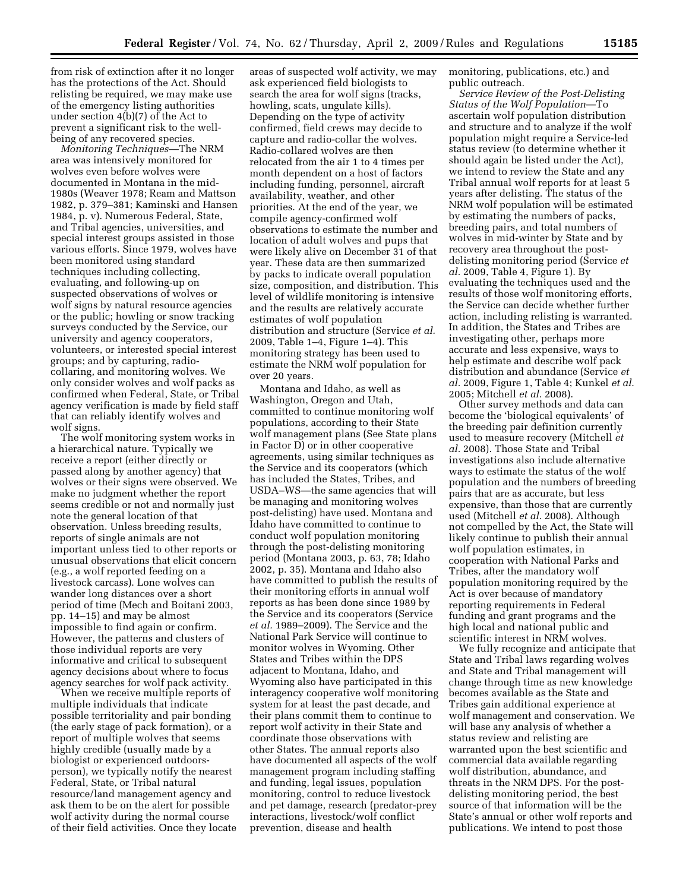from risk of extinction after it no longer has the protections of the Act. Should relisting be required, we may make use of the emergency listing authorities under section 4(b)(7) of the Act to prevent a significant risk to the well-being of any recovered species.

*Monitoring Techniques*—The NRM area was intensively monitored for wolves even before wolves were documented in Montana in the mid-1980s (Weaver 1978; Ream and Mattson 1982, p. 379–381; Kaminski and Hansen 1984, p. v). Numerous Federal, State, and Tribal agencies, universities, and special interest groups assisted in those various efforts. Since 1979, wolves have been monitored using standard techniques including collecting, evaluating, and following-up on suspected observations of wolves or wolf signs by natural resource agencies or the public; howling or snow tracking surveys conducted by the Service, our university and agency cooperators, volunteers, or interested special interest groups; and by capturing, radio-collaring, and monitoring wolves. We only consider wolves and wolf packs as confirmed when Federal, State, or Tribal agency verification is made by field staff that can reliably identify wolves and wolf signs.

The wolf monitoring system works in a hierarchical nature. Typically we receive a report (either directly or passed along by another agency) that wolves or their signs were observed. We make no judgment whether the report seems credible or not and normally just note the general location of that observation. Unless breeding results, reports of single animals are not important unless tied to other reports or unusual observations that elicit concern (e.g., a wolf reported feeding on a livestock carcass). Lone wolves can wander long distances over a short period of time (Mech and Boitani 2003, pp. 14–15) and may be almost impossible to find again or confirm. However, the patterns and clusters of those individual reports are very informative and critical to subsequent agency decisions about where to focus agency searches for wolf pack activity.

When we receive multiple reports of multiple individuals that indicate possible territoriality and pair bonding (the early stage of pack formation), or a report of multiple wolves that seems highly credible (usually made by a biologist or experienced outdoors-person), we typically notify the nearest Federal, State, or Tribal natural resource/land management agency and ask them to be on the alert for possible wolf activity during the normal course of their field activities. Once they locate areas of suspected wolf activity, we may ask experienced field biologists to search the area for wolf signs (tracks, howling, scats, ungulate kills). Depending on the type of activity confirmed, field crews may decide to capture and radio-collar the wolves. Radio-collared wolves are then relocated from the air 1 to 4 times per month dependent on a host of factors including funding, personnel, aircraft availability, weather, and other priorities. At the end of the year, we compile agency-confirmed wolf observations to estimate the number and location of adult wolves and pups that were likely alive on December 31 of that year. These data are then summarized by packs to indicate overall population size, composition, and distribution. This level of wildlife monitoring is intensive and the results are relatively accurate estimates of wolf population distribution and structure (Service *et al.* 2009, Table 1–4, Figure 1–4). This monitoring strategy has been used to estimate the NRM wolf population for over 20 years.

Montana and Idaho, as well as Washington, Oregon and Utah, committed to continue monitoring wolf populations, according to their State wolf management plans (See State plans in Factor D) or in other cooperative agreements, using similar techniques as the Service and its cooperators (which has included the States, Tribes, and USDA–WS—the same agencies that will be managing and monitoring wolves post-delisting) have used. Montana and Idaho have committed to continue to conduct wolf population monitoring through the post-delisting monitoring period (Montana 2003, p. 63, 78; Idaho 2002, p. 35). Montana and Idaho also have committed to publish the results of their monitoring efforts in annual wolf reports as has been done since 1989 by the Service and its cooperators (Service *et al.* 1989–2009). The Service and the National Park Service will continue to monitor wolves in Wyoming. Other States and Tribes within the DPS adjacent to Montana, Idaho, and Wyoming also have participated in this interagency cooperative wolf monitoring system for at least the past decade, and their plans commit them to continue to report wolf activity in their State and coordinate those observations with other States. The annual reports also have documented all aspects of the wolf management program including staffing and funding, legal issues, population monitoring, control to reduce livestock and pet damage, research (predator-prey interactions, livestock/wolf conflict prevention, disease and health monitoring, publications, etc.) and public outreach.

*Service Review of the Post-Delisting Status of the Wolf Population*—To ascertain wolf population distribution and structure and to analyze if the wolf population might require a Service-led status review (to determine whether it should again be listed under the Act), we intend to review the State and any Tribal annual wolf reports for at least 5 years after delisting. The status of the NRM wolf population will be estimated by estimating the numbers of packs, breeding pairs, and total numbers of wolves in mid-winter by State and by recovery area throughout the post-delisting monitoring period (Service *et al.* 2009, Table 4, Figure 1). By evaluating the techniques used and the results of those wolf monitoring efforts, the Service can decide whether further action, including relisting is warranted. In addition, the States and Tribes are investigating other, perhaps more accurate and less expensive, ways to help estimate and describe wolf pack distribution and abundance (Service *et al.* 2009, Figure 1, Table 4; Kunkel *et al.* 2005; Mitchell *et al.* 2008).

Other survey methods and data can become the 'biological equivalents' of the breeding pair definition currently used to measure recovery (Mitchell *et al.* 2008). Those State and Tribal investigations also include alternative ways to estimate the status of the wolf population and the numbers of breeding pairs that are as accurate, but less expensive, than those that are currently used (Mitchell *et al.* 2008). Although not compelled by the Act, the State will likely continue to publish their annual wolf population estimates, in cooperation with National Parks and Tribes, after the mandatory wolf population monitoring required by the Act is over because of mandatory reporting requirements in Federal funding and grant programs and the high local and national public and scientific interest in NRM wolves.

We fully recognize and anticipate that State and Tribal laws regarding wolves and State and Tribal management will change through time as new knowledge becomes available as the State and Tribes gain additional experience at wolf management and conservation. We will base any analysis of whether a status review and relisting are warranted upon the best scientific and commercial data available regarding wolf distribution, abundance, and threats in the NRM DPS. For the post-delisting monitoring period, the best source of that information will be the State's annual or other wolf reports and publications. We intend to post those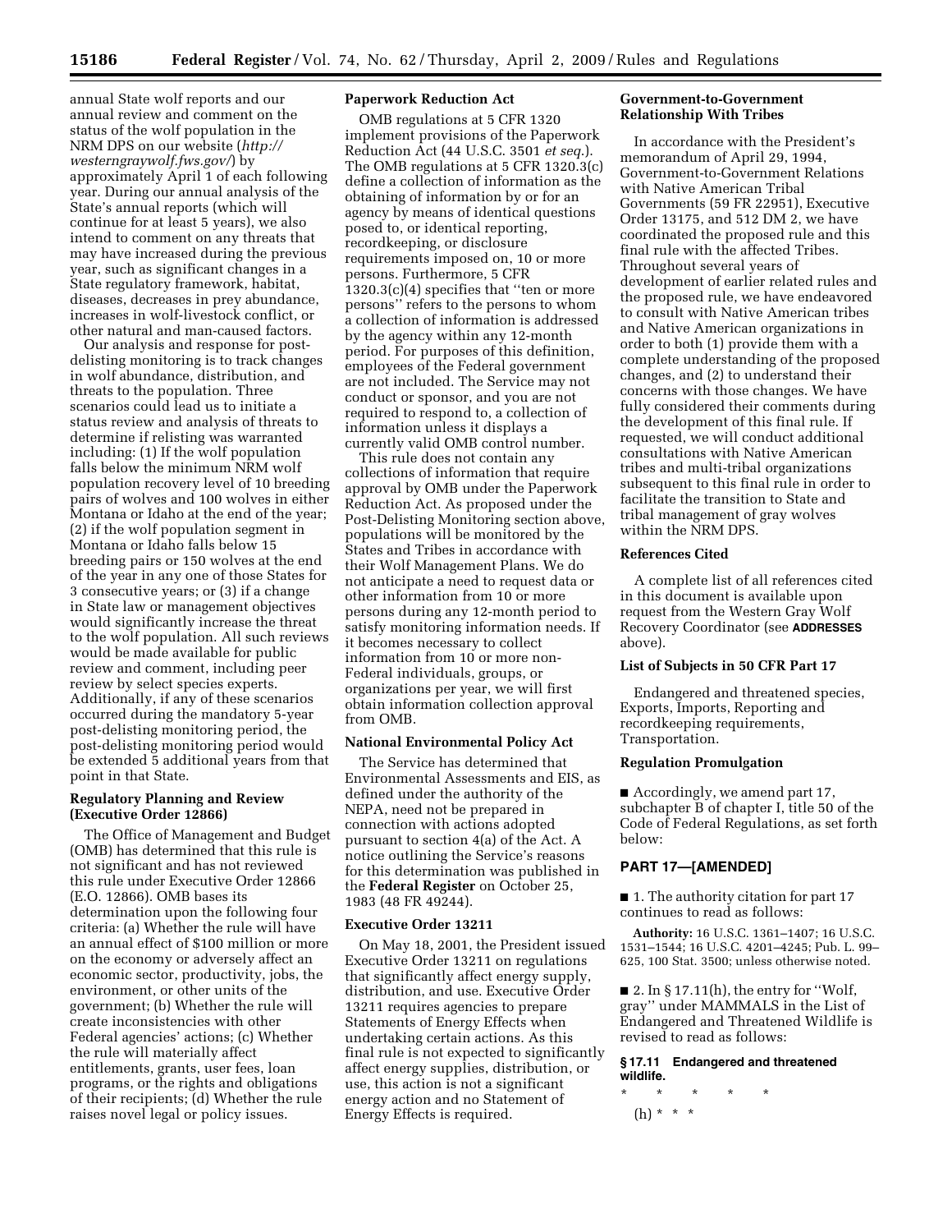annual State wolf reports and our annual review and comment on the status of the wolf population in the NRM DPS on our website (*http://westerngraywolf.fws.gov/*) by approximately April 1 of each following year. During our annual analysis of the State's annual reports (which will continue for at least 5 years), we also intend to comment on any threats that may have increased during the previous year, such as significant changes in a State regulatory framework, habitat, diseases, decreases in prey abundance, increases in wolf-livestock conflict, or other natural and man-caused factors.

Our analysis and response for post-delisting monitoring is to track changes in wolf abundance, distribution, and threats to the population. Three scenarios could lead us to initiate a status review and analysis of threats to determine if relisting was warranted including: (1) If the wolf population falls below the minimum NRM wolf population recovery level of 10 breeding pairs of wolves and 100 wolves in either Montana or Idaho at the end of the year; (2) if the wolf population segment in Montana or Idaho falls below 15 breeding pairs or 150 wolves at the end of the year in any one of those States for 3 consecutive years; or (3) if a change in State law or management objectives would significantly increase the threat to the wolf population. All such reviews would be made available for public review and comment, including peer review by select species experts. Additionally, if any of these scenarios occurred during the mandatory 5-year post-delisting monitoring period, the post-delisting monitoring period would be extended 5 additional years from that point in that State.

**Regulatory Planning and Review (Executive Order 12866)**

The Office of Management and Budget (OMB) has determined that this rule is not significant and has not reviewed this rule under Executive Order 12866 (E.O. 12866). OMB bases its determination upon the following four criteria: (a) Whether the rule will have an annual effect of $100 million or more on the economy or adversely affect an economic sector, productivity, jobs, the environment, or other units of the government; (b) Whether the rule will create inconsistencies with other Federal agencies' actions; (c) Whether the rule will materially affect entitlements, grants, user fees, loan programs, or the rights and obligations of their recipients; (d) Whether the rule raises novel legal or policy issues.

**Paperwork Reduction Act**

OMB regulations at 5 CFR 1320 implement provisions of the Paperwork Reduction Act (44 U.S.C. 3501 *et seq.*). The OMB regulations at 5 CFR 1320.3(c) define a collection of information as the obtaining of information by or for an agency by means of identical questions posed to, or identical reporting, recordkeeping, or disclosure requirements imposed on, 10 or more persons. Furthermore, 5 CFR 1320.3(c)(4) specifies that ''ten or more persons'' refers to the persons to whom a collection of information is addressed by the agency within any 12-month period. For purposes of this definition, employees of the Federal government are not included. The Service may not conduct or sponsor, and you are not required to respond to, a collection of information unless it displays a currently valid OMB control number.

This rule does not contain any collections of information that require approval by OMB under the Paperwork Reduction Act. As proposed under the Post-Delisting Monitoring section above, populations will be monitored by the States and Tribes in accordance with their Wolf Management Plans. We do not anticipate a need to request data or other information from 10 or more persons during any 12-month period to satisfy monitoring information needs. If it becomes necessary to collect information from 10 or more non-Federal individuals, groups, or organizations per year, we will first obtain information collection approval from OMB.

**National Environmental Policy Act**

The Service has determined that Environmental Assessments and EIS, as defined under the authority of the NEPA, need not be prepared in connection with actions adopted pursuant to section 4(a) of the Act. A notice outlining the Service's reasons for this determination was published in the **Federal Register** on October 25, 1983 (48 FR 49244).

**Executive Order 13211**

On May 18, 2001, the President issued Executive Order 13211 on regulations that significantly affect energy supply, distribution, and use. Executive Order 13211 requires agencies to prepare Statements of Energy Effects when undertaking certain actions. As this final rule is not expected to significantly affect energy supplies, distribution, or use, this action is not a significant energy action and no Statement of Energy Effects is required.

**Government-to-Government Relationship With Tribes**

In accordance with the President's memorandum of April 29, 1994, Government-to-Government Relations with Native American Tribal Governments (59 FR 22951), Executive Order 13175, and 512 DM 2, we have coordinated the proposed rule and this final rule with the affected Tribes. Throughout several years of development of earlier related rules and the proposed rule, we have endeavored to consult with Native American tribes and Native American organizations in order to both (1) provide them with a complete understanding of the proposed changes, and (2) to understand their concerns with those changes. We have fully considered their comments during the development of this final rule. If requested, we will conduct additional consultations with Native American tribes and multi-tribal organizations subsequent to this final rule in order to facilitate the transition to State and tribal management of gray wolves within the NRM DPS.

**References Cited**

A complete list of all references cited in this document is available upon request from the Western Gray Wolf Recovery Coordinator (see **ADDRESSES** above).

**List of Subjects in 50 CFR Part 17**

Endangered and threatened species, Exports, Imports, Reporting and recordkeeping requirements, Transportation.

**Regulation Promulgation**

■ Accordingly, we amend part 17, subchapter B of chapter I, title 50 of the Code of Federal Regulations, as set forth below:

**PART 17—[AMENDED]**

■ 1. The authority citation for part 17 continues to read as follows:

**Authority:** 16 U.S.C. 1361–1407; 16 U.S.C. 1531–1544; 16 U.S.C. 4201–4245; Pub. L. 99–625, 100 Stat. 3500; unless otherwise noted.

■ 2. In § 17.11(h), the entry for ''Wolf, gray'' under MAMMALS in the List of Endangered and Threatened Wildlife is revised to read as follows:

**§ 17.11 Endangered and threatened wildlife.**

\* \* \* \* \*

(h) \* \* \*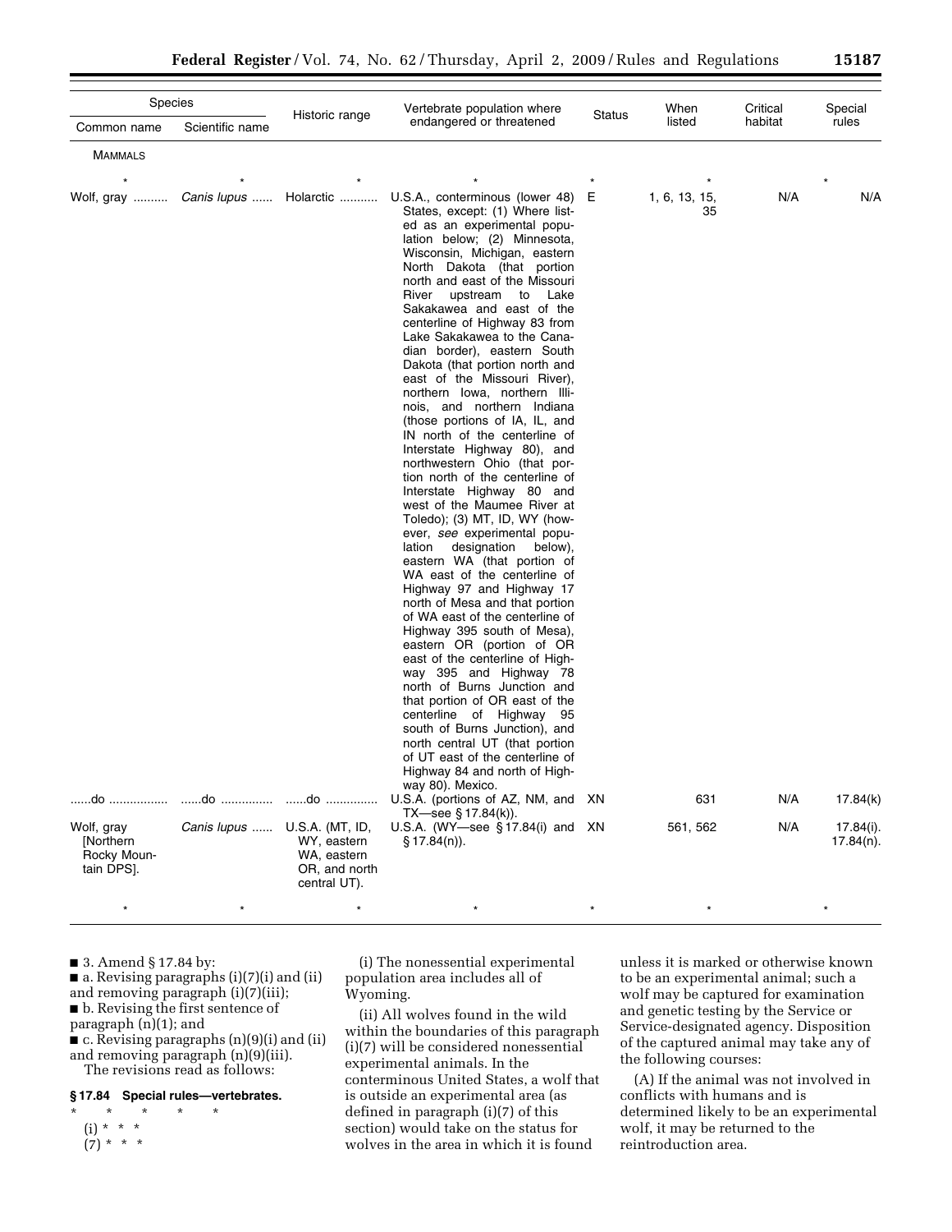| Species | | Historic range | Vertebrate population where endangered or threatened | Status | When listed | Critical habitat | Special rules |
|---|---|---|---|---|---|---|---|
| Common name | Scientific name | | | | | | |
| MAMMALS | | | | | | | |
| * | * | * | * | * | * | | * |
| Wolf, gray .......... | *Canis lupus* ...... | Holarctic .......... | U.S.A., conterminous (lower 48) States, except: (1) Where listed as an experimental population below; (2) Minnesota, Wisconsin, Michigan, eastern North Dakota (that portion north and east of the Missouri River upstream to Lake Sakakawea and east of the centerline of Highway 83 from Lake Sakakawea to the Canadian border), eastern South Dakota (that portion north and east of the Missouri River), northern Iowa, northern Illinois, and northern Indiana (those portions of IA, IL, and IN north of the centerline of Interstate Highway 80), and northwestern Ohio (that portion north of the centerline of Interstate Highway 80 and west of the Maumee River at Toledo); (3) MT, ID, WY (however, *see* experimental population designation below), eastern WA (that portion of WA east of the centerline of Highway 97 and Highway 17 north of Mesa and that portion of WA east of the centerline of Highway 395 south of Mesa), eastern OR (portion of OR east of the centerline of Highway 395 and Highway 78 north of Burns Junction and that portion of OR east of the centerline of Highway 95 south of Burns Junction), and north central UT (that portion of UT east of the centerline of Highway 84 and north of Highway 80). Mexico. | E | 1, 6, 13, 15, 35 | N/A | N/A |
| ......do ................ | ......do .............. | ......do .............. | U.S.A. (portions of AZ, NM, and TX—see § 17.84(k)). | XN | 631 | N/A | 17.84(k) |
| Wolf, gray [Northern Rocky Mountain DPS]. | *Canis lupus* ...... | U.S.A. (MT, ID, WY, eastern WA, eastern OR, and north central UT). | U.S.A. (WY—see § 17.84(i) and § 17.84(n)). | XN | 561, 562 | N/A | 17.84(i). 17.84(n). |
| * | * | * | * | * | * | | * |

■ 3. Amend § 17.84 by:

■ a. Revising paragraphs (i)(7)(i) and (ii) and removing paragraph (i)(7)(iii);

■ b. Revising the first sentence of paragraph (n)(1); and

■ c. Revising paragraphs (n)(9)(i) and (ii) and removing paragraph (n)(9)(iii).

The revisions read as follows:

**§ 17.84 Special rules—vertebrates.**

\* \* \* \* \*

(i) \* \* \*

(7) \* \* \*

(i) The nonessential experimental population area includes all of Wyoming.

(ii) All wolves found in the wild within the boundaries of this paragraph (i)(7) will be considered nonessential experimental animals. In the conterminous United States, a wolf that is outside an experimental area (as defined in paragraph (i)(7) of this section) would take on the status for wolves in the area in which it is found unless it is marked or otherwise known to be an experimental animal; such a wolf may be captured for examination and genetic testing by the Service or Service-designated agency. Disposition of the captured animal may take any of the following courses:

(A) If the animal was not involved in conflicts with humans and is determined likely to be an experimental wolf, it may be returned to the reintroduction area.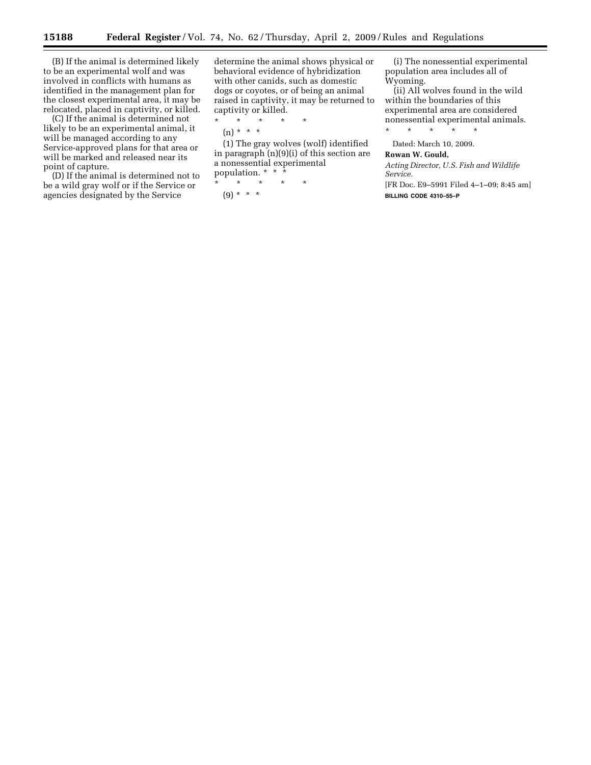(B) If the animal is determined likely to be an experimental wolf and was involved in conflicts with humans as identified in the management plan for the closest experimental area, it may be relocated, placed in captivity, or killed.

(C) If the animal is determined not likely to be an experimental animal, it will be managed according to any Service-approved plans for that area or will be marked and released near its point of capture.

(D) If the animal is determined not to be a wild gray wolf or if the Service or agencies designated by the Service determine the animal shows physical or behavioral evidence of hybridization with other canids, such as domestic dogs or coyotes, or of being an animal raised in captivity, it may be returned to captivity or killed.

\* \* \* \* \*

(n) \* \* \*

(1) The gray wolves (wolf) identified in paragraph (n)(9)(i) of this section are a nonessential experimental population. \* \* \*

\* \* \* \* \*

(9) \* \* \*

(i) The nonessential experimental population area includes all of Wyoming.

(ii) All wolves found in the wild within the boundaries of this experimental area are considered nonessential experimental animals.

\* \* \* \* \*

Dated: March 10, 2009.

**Rowan W. Gould,**

*Acting Director, U.S. Fish and Wildlife Service.*

[FR Doc. E9–5991 Filed 4–1–09; 8:45 am]

**BILLING CODE 4310–55–P**